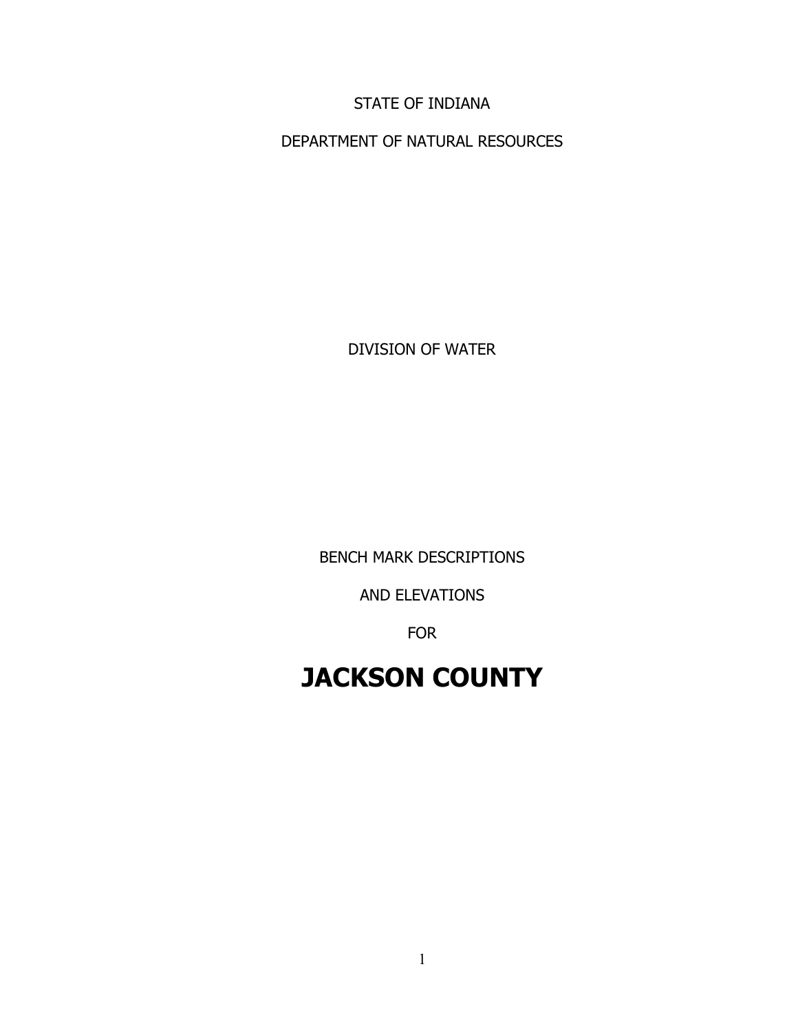STATE OF INDIANA

DEPARTMENT OF NATURAL RESOURCES

DIVISION OF WATER

BENCH MARK DESCRIPTIONS

AND ELEVATIONS

FOR

# JACKSON COUNTY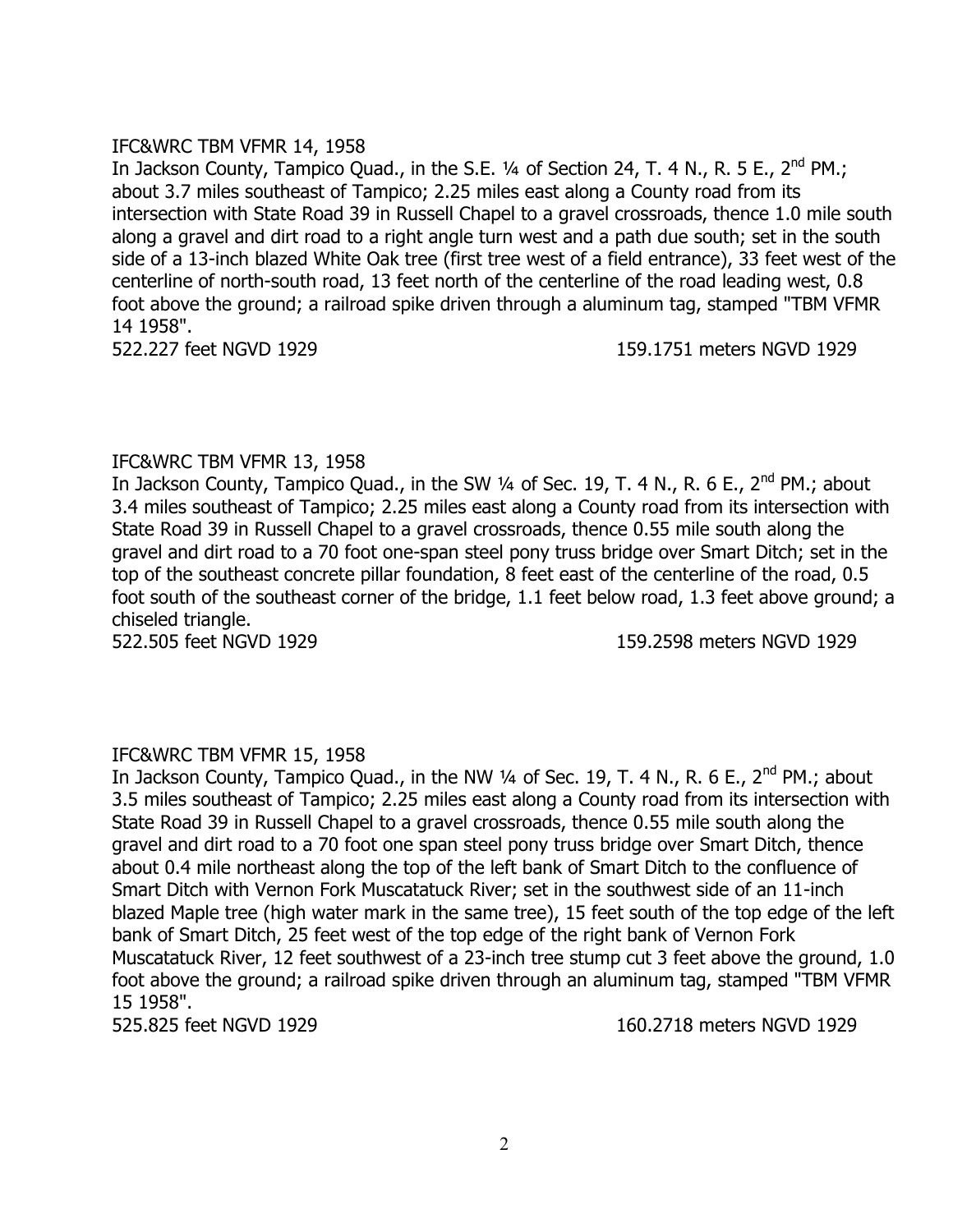IFC&WRC TBM VFMR 14, 1958

In Jackson County, Tampico Quad., in the S.E. ¼ of Section 24, T. 4 N., R. 5 E., 2nd PM.; about 3.7 miles southeast of Tampico; 2.25 miles east along a County road from its intersection with State Road 39 in Russell Chapel to a gravel crossroads, thence 1.0 mile south along a gravel and dirt road to a right angle turn west and a path due south; set in the south side of a 13-inch blazed White Oak tree (first tree west of a field entrance), 33 feet west of the centerline of north-south road, 13 feet north of the centerline of the road leading west, 0.8 foot above the ground; a railroad spike driven through a aluminum tag, stamped "TBM VFMR 14 1958".

522.227 feet NGVD 1929 159.1751 meters NGVD 1929

IFC&WRC TBM VFMR 13, 1958

In Jackson County, Tampico Quad., in the SW ¼ of Sec. 19, T. 4 N., R. 6 E., 2nd PM.; about 3.4 miles southeast of Tampico; 2.25 miles east along a County road from its intersection with State Road 39 in Russell Chapel to a gravel crossroads, thence 0.55 mile south along the gravel and dirt road to a 70 foot one-span steel pony truss bridge over Smart Ditch; set in the top of the southeast concrete pillar foundation, 8 feet east of the centerline of the road, 0.5 foot south of the southeast corner of the bridge, 1.1 feet below road, 1.3 feet above ground; a chiseled triangle.

522.505 feet NGVD 1929 159.2598 meters NGVD 1929

IFC&WRC TBM VFMR 15, 1958

In Jackson County, Tampico Quad., in the NW ¼ of Sec. 19, T. 4 N., R. 6 E., 2nd PM.; about 3.5 miles southeast of Tampico; 2.25 miles east along a County road from its intersection with State Road 39 in Russell Chapel to a gravel crossroads, thence 0.55 mile south along the gravel and dirt road to a 70 foot one span steel pony truss bridge over Smart Ditch, thence about 0.4 mile northeast along the top of the left bank of Smart Ditch to the confluence of Smart Ditch with Vernon Fork Muscatatuck River; set in the southwest side of an 11-inch blazed Maple tree (high water mark in the same tree), 15 feet south of the top edge of the left bank of Smart Ditch, 25 feet west of the top edge of the right bank of Vernon Fork Muscatatuck River, 12 feet southwest of a 23-inch tree stump cut 3 feet above the ground, 1.0 foot above the ground; a railroad spike driven through an aluminum tag, stamped "TBM VFMR 15 1958".

525.825 feet NGVD 1929 160.2718 meters NGVD 1929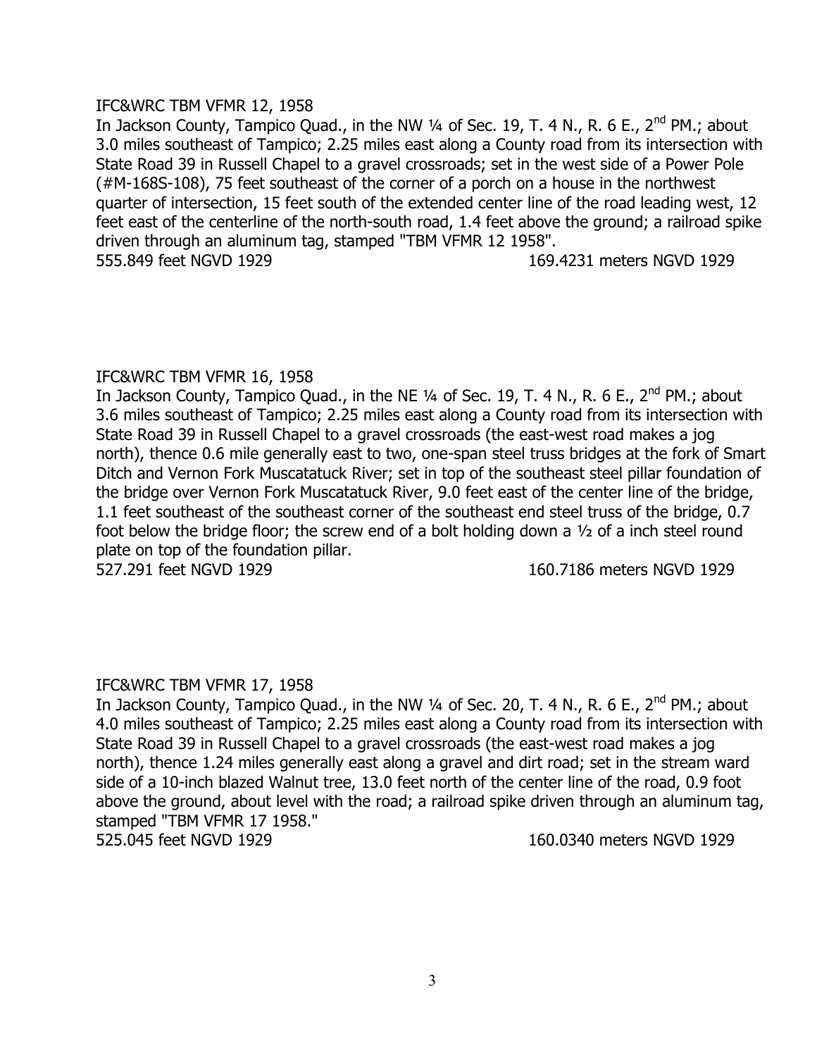IFC&WRC TBM VFMR 12, 1958

In Jackson County, Tampico Quad., in the NW ¼ of Sec. 19, T. 4 N., R. 6 E., 2nd PM.; about 3.0 miles southeast of Tampico; 2.25 miles east along a County road from its intersection with State Road 39 in Russell Chapel to a gravel crossroads; set in the west side of a Power Pole (#M-168S-108), 75 feet southeast of the corner of a porch on a house in the northwest quarter of intersection, 15 feet south of the extended center line of the road leading west, 12 feet east of the centerline of the north-south road, 1.4 feet above the ground; a railroad spike driven through an aluminum tag, stamped "TBM VFMR 12 1958".

555.849 feet NGVD 1929 169.4231 meters NGVD 1929

IFC&WRC TBM VFMR 16, 1958

In Jackson County, Tampico Quad., in the NE ¼ of Sec. 19, T. 4 N., R. 6 E., 2nd PM.; about 3.6 miles southeast of Tampico; 2.25 miles east along a County road from its intersection with State Road 39 in Russell Chapel to a gravel crossroads (the east-west road makes a jog north), thence 0.6 mile generally east to two, one-span steel truss bridges at the fork of Smart Ditch and Vernon Fork Muscatatuck River; set in top of the southeast steel pillar foundation of the bridge over Vernon Fork Muscatatuck River, 9.0 feet east of the center line of the bridge, 1.1 feet southeast of the southeast corner of the southeast end steel truss of the bridge, 0.7 foot below the bridge floor; the screw end of a bolt holding down a ½ of a inch steel round plate on top of the foundation pillar.

527.291 feet NGVD 1929 160.7186 meters NGVD 1929

IFC&WRC TBM VFMR 17, 1958

In Jackson County, Tampico Quad., in the NW ¼ of Sec. 20, T. 4 N., R. 6 E., 2nd PM.; about 4.0 miles southeast of Tampico; 2.25 miles east along a County road from its intersection with State Road 39 in Russell Chapel to a gravel crossroads (the east-west road makes a jog north), thence 1.24 miles generally east along a gravel and dirt road; set in the stream ward side of a 10-inch blazed Walnut tree, 13.0 feet north of the center line of the road, 0.9 foot above the ground, about level with the road; a railroad spike driven through an aluminum tag, stamped "TBM VFMR 17 1958."

525.045 feet NGVD 1929 160.0340 meters NGVD 1929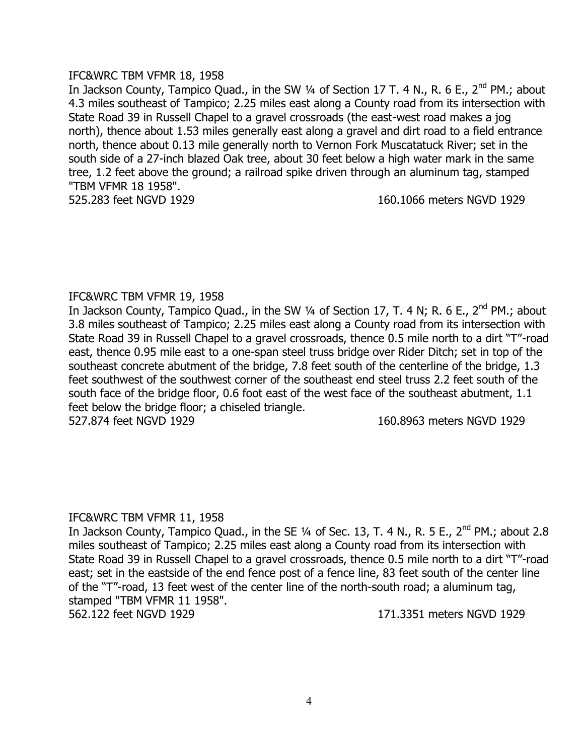IFC&WRC TBM VFMR 18, 1958

In Jackson County, Tampico Quad., in the SW ¼ of Section 17 T. 4 N., R. 6 E., 2nd PM.; about 4.3 miles southeast of Tampico; 2.25 miles east along a County road from its intersection with State Road 39 in Russell Chapel to a gravel crossroads (the east-west road makes a jog north), thence about 1.53 miles generally east along a gravel and dirt road to a field entrance north, thence about 0.13 mile generally north to Vernon Fork Muscatatuck River; set in the south side of a 27-inch blazed Oak tree, about 30 feet below a high water mark in the same tree, 1.2 feet above the ground; a railroad spike driven through an aluminum tag, stamped "TBM VFMR 18 1958".

525.283 feet NGVD 1929 160.1066 meters NGVD 1929

IFC&WRC TBM VFMR 19, 1958

In Jackson County, Tampico Quad., in the SW ¼ of Section 17, T. 4 N; R. 6 E., 2nd PM.; about 3.8 miles southeast of Tampico; 2.25 miles east along a County road from its intersection with State Road 39 in Russell Chapel to a gravel crossroads, thence 0.5 mile north to a dirt "T"-road east, thence 0.95 mile east to a one-span steel truss bridge over Rider Ditch; set in top of the southeast concrete abutment of the bridge, 7.8 feet south of the centerline of the bridge, 1.3 feet southwest of the southwest corner of the southeast end steel truss 2.2 feet south of the south face of the bridge floor, 0.6 foot east of the west face of the southeast abutment, 1.1 feet below the bridge floor; a chiseled triangle.

527.874 feet NGVD 1929 160.8963 meters NGVD 1929

IFC&WRC TBM VFMR 11, 1958

In Jackson County, Tampico Quad., in the SE ¼ of Sec. 13, T. 4 N., R. 5 E., 2nd PM.; about 2.8 miles southeast of Tampico; 2.25 miles east along a County road from its intersection with State Road 39 in Russell Chapel to a gravel crossroads, thence 0.5 mile north to a dirt "T"-road east; set in the eastside of the end fence post of a fence line, 83 feet south of the center line of the "T"-road, 13 feet west of the center line of the north-south road; a aluminum tag, stamped "TBM VFMR 11 1958".

562.122 feet NGVD 1929 171.3351 meters NGVD 1929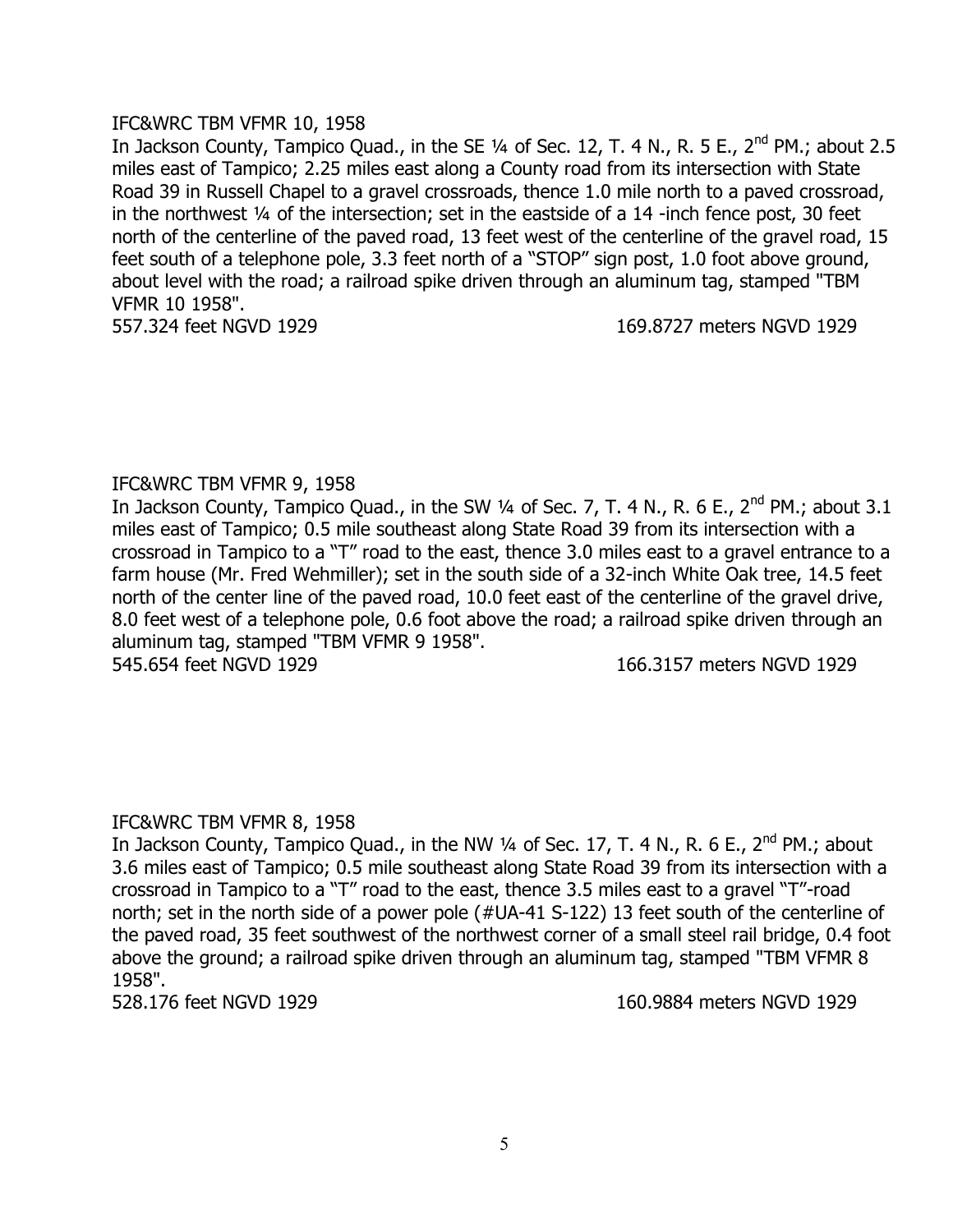IFC&WRC TBM VFMR 10, 1958

In Jackson County, Tampico Quad., in the SE ¼ of Sec. 12, T. 4 N., R. 5 E., 2nd PM.; about 2.5 miles east of Tampico; 2.25 miles east along a County road from its intersection with State Road 39 in Russell Chapel to a gravel crossroads, thence 1.0 mile north to a paved crossroad, in the northwest ¼ of the intersection; set in the eastside of a 14 -inch fence post, 30 feet north of the centerline of the paved road, 13 feet west of the centerline of the gravel road, 15 feet south of a telephone pole, 3.3 feet north of a "STOP" sign post, 1.0 foot above ground, about level with the road; a railroad spike driven through an aluminum tag, stamped "TBM VFMR 10 1958".

557.324 feet NGVD 1929 &nbsp;&nbsp;&nbsp;&nbsp;&nbsp;&nbsp;&nbsp;&nbsp; 169.8727 meters NGVD 1929

IFC&WRC TBM VFMR 9, 1958

In Jackson County, Tampico Quad., in the SW ¼ of Sec. 7, T. 4 N., R. 6 E., 2nd PM.; about 3.1 miles east of Tampico; 0.5 mile southeast along State Road 39 from its intersection with a crossroad in Tampico to a "T" road to the east, thence 3.0 miles east to a gravel entrance to a farm house (Mr. Fred Wehmiller); set in the south side of a 32-inch White Oak tree, 14.5 feet north of the center line of the paved road, 10.0 feet east of the centerline of the gravel drive, 8.0 feet west of a telephone pole, 0.6 foot above the road; a railroad spike driven through an aluminum tag, stamped "TBM VFMR 9 1958".

545.654 feet NGVD 1929 &nbsp;&nbsp;&nbsp;&nbsp;&nbsp;&nbsp;&nbsp;&nbsp; 166.3157 meters NGVD 1929

IFC&WRC TBM VFMR 8, 1958

In Jackson County, Tampico Quad., in the NW ¼ of Sec. 17, T. 4 N., R. 6 E., 2nd PM.; about 3.6 miles east of Tampico; 0.5 mile southeast along State Road 39 from its intersection with a crossroad in Tampico to a "T" road to the east, thence 3.5 miles east to a gravel "T"-road north; set in the north side of a power pole (#UA-41 S-122) 13 feet south of the centerline of the paved road, 35 feet southwest of the northwest corner of a small steel rail bridge, 0.4 foot above the ground; a railroad spike driven through an aluminum tag, stamped "TBM VFMR 8 1958".

528.176 feet NGVD 1929 &nbsp;&nbsp;&nbsp;&nbsp;&nbsp;&nbsp;&nbsp;&nbsp; 160.9884 meters NGVD 1929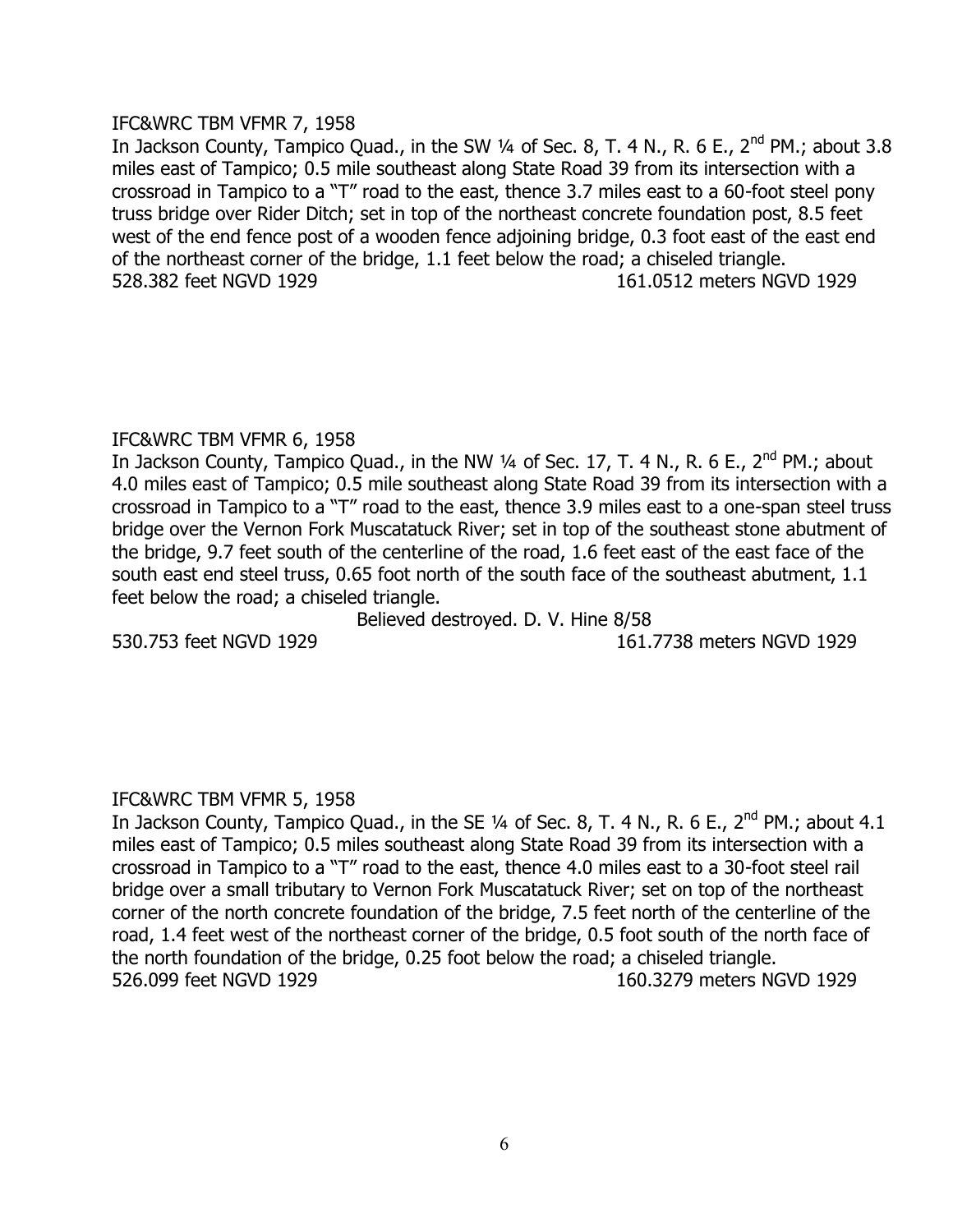IFC&WRC TBM VFMR 7, 1958

In Jackson County, Tampico Quad., in the SW ¼ of Sec. 8, T. 4 N., R. 6 E., 2nd PM.; about 3.8 miles east of Tampico; 0.5 mile southeast along State Road 39 from its intersection with a crossroad in Tampico to a "T" road to the east, thence 3.7 miles east to a 60-foot steel pony truss bridge over Rider Ditch; set in top of the northeast concrete foundation post, 8.5 feet west of the end fence post of a wooden fence adjoining bridge, 0.3 foot east of the east end of the northeast corner of the bridge, 1.1 feet below the road; a chiseled triangle.

528.382 feet NGVD 1929 161.0512 meters NGVD 1929

IFC&WRC TBM VFMR 6, 1958

In Jackson County, Tampico Quad., in the NW ¼ of Sec. 17, T. 4 N., R. 6 E., 2nd PM.; about 4.0 miles east of Tampico; 0.5 mile southeast along State Road 39 from its intersection with a crossroad in Tampico to a "T" road to the east, thence 3.9 miles east to a one-span steel truss bridge over the Vernon Fork Muscatatuck River; set in top of the southeast stone abutment of the bridge, 9.7 feet south of the centerline of the road, 1.6 feet east of the east face of the south east end steel truss, 0.65 foot north of the south face of the southeast abutment, 1.1 feet below the road; a chiseled triangle.

Believed destroyed. D. V. Hine 8/58

530.753 feet NGVD 1929 161.7738 meters NGVD 1929

IFC&WRC TBM VFMR 5, 1958

In Jackson County, Tampico Quad., in the SE ¼ of Sec. 8, T. 4 N., R. 6 E., 2nd PM.; about 4.1 miles east of Tampico; 0.5 miles southeast along State Road 39 from its intersection with a crossroad in Tampico to a "T" road to the east, thence 4.0 miles east to a 30-foot steel rail bridge over a small tributary to Vernon Fork Muscatatuck River; set on top of the northeast corner of the north concrete foundation of the bridge, 7.5 feet north of the centerline of the road, 1.4 feet west of the northeast corner of the bridge, 0.5 foot south of the north face of the north foundation of the bridge, 0.25 foot below the road; a chiseled triangle.

526.099 feet NGVD 1929 160.3279 meters NGVD 1929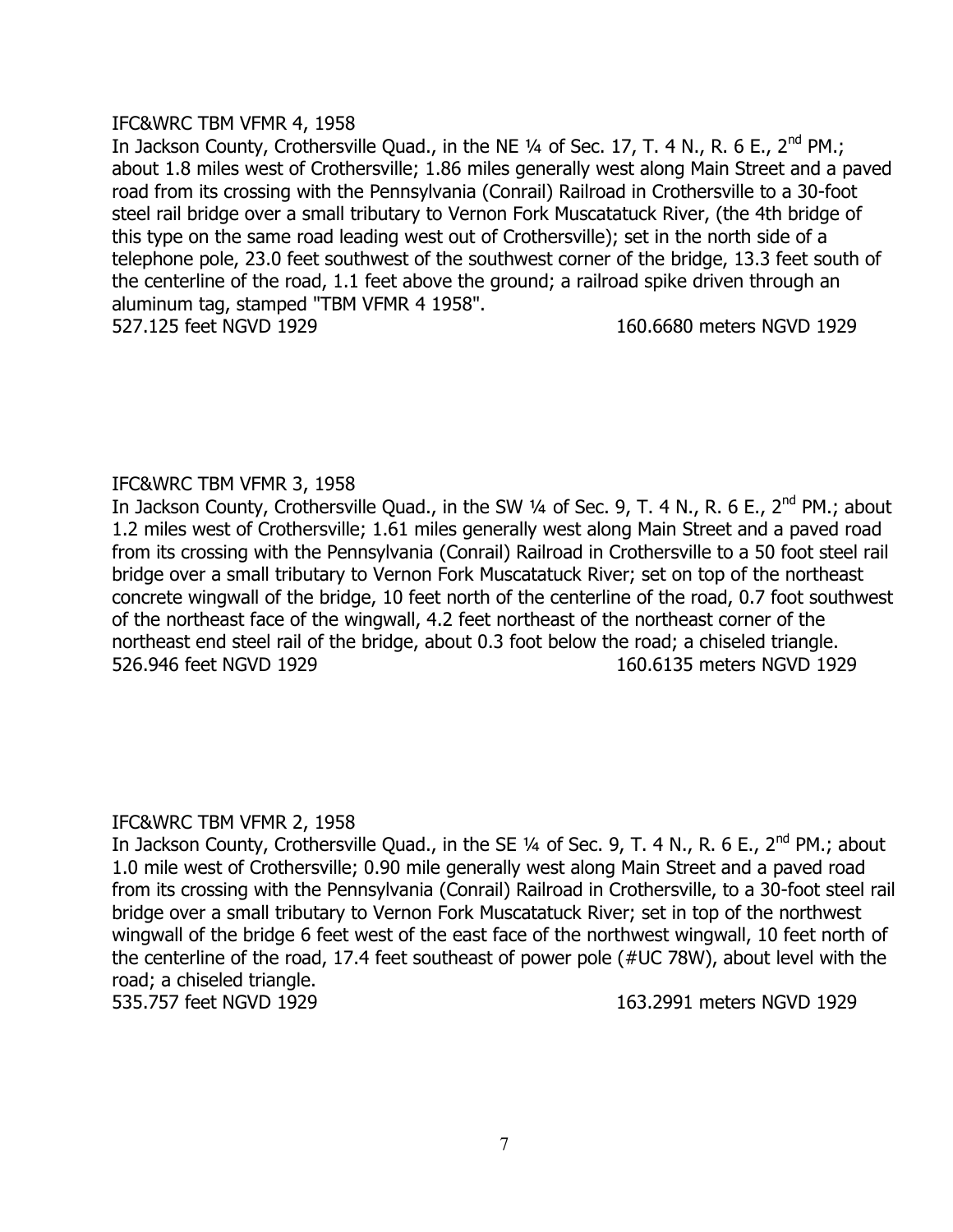IFC&WRC TBM VFMR 4, 1958

In Jackson County, Crothersville Quad., in the NE ¼ of Sec. 17, T. 4 N., R. 6 E., 2nd PM.; about 1.8 miles west of Crothersville; 1.86 miles generally west along Main Street and a paved road from its crossing with the Pennsylvania (Conrail) Railroad in Crothersville to a 30-foot steel rail bridge over a small tributary to Vernon Fork Muscatatuck River, (the 4th bridge of this type on the same road leading west out of Crothersville); set in the north side of a telephone pole, 23.0 feet southwest of the southwest corner of the bridge, 13.3 feet south of the centerline of the road, 1.1 feet above the ground; a railroad spike driven through an aluminum tag, stamped "TBM VFMR 4 1958".

527.125 feet NGVD 1929 160.6680 meters NGVD 1929

IFC&WRC TBM VFMR 3, 1958

In Jackson County, Crothersville Quad., in the SW ¼ of Sec. 9, T. 4 N., R. 6 E., 2nd PM.; about 1.2 miles west of Crothersville; 1.61 miles generally west along Main Street and a paved road from its crossing with the Pennsylvania (Conrail) Railroad in Crothersville to a 50 foot steel rail bridge over a small tributary to Vernon Fork Muscatatuck River; set on top of the northeast concrete wingwall of the bridge, 10 feet north of the centerline of the road, 0.7 foot southwest of the northeast face of the wingwall, 4.2 feet northeast of the northeast corner of the northeast end steel rail of the bridge, about 0.3 foot below the road; a chiseled triangle.

526.946 feet NGVD 1929 160.6135 meters NGVD 1929

IFC&WRC TBM VFMR 2, 1958

In Jackson County, Crothersville Quad., in the SE ¼ of Sec. 9, T. 4 N., R. 6 E., 2nd PM.; about 1.0 mile west of Crothersville; 0.90 mile generally west along Main Street and a paved road from its crossing with the Pennsylvania (Conrail) Railroad in Crothersville, to a 30-foot steel rail bridge over a small tributary to Vernon Fork Muscatatuck River; set in top of the northwest wingwall of the bridge 6 feet west of the east face of the northwest wingwall, 10 feet north of the centerline of the road, 17.4 feet southeast of power pole (#UC 78W), about level with the road; a chiseled triangle.

535.757 feet NGVD 1929 163.2991 meters NGVD 1929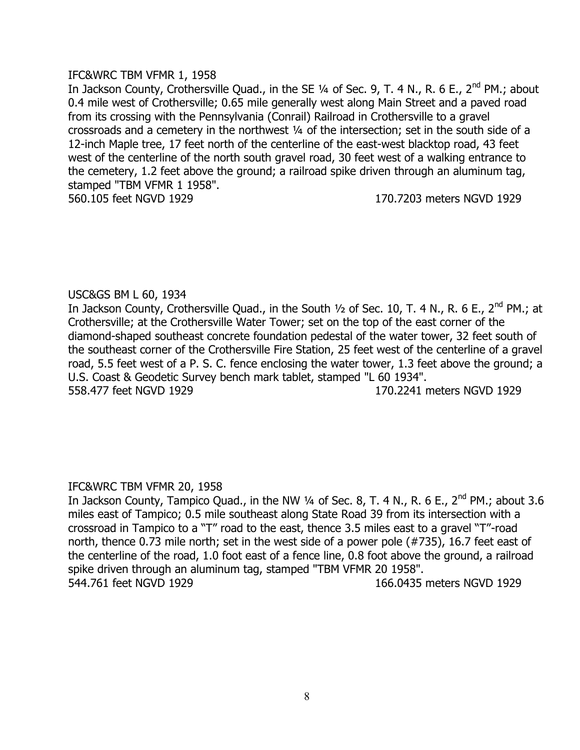IFC&WRC TBM VFMR 1, 1958

In Jackson County, Crothersville Quad., in the SE ¼ of Sec. 9, T. 4 N., R. 6 E., 2nd PM.; about 0.4 mile west of Crothersville; 0.65 mile generally west along Main Street and a paved road from its crossing with the Pennsylvania (Conrail) Railroad in Crothersville to a gravel crossroads and a cemetery in the northwest ¼ of the intersection; set in the south side of a 12-inch Maple tree, 17 feet north of the centerline of the east-west blacktop road, 43 feet west of the centerline of the north south gravel road, 30 feet west of a walking entrance to the cemetery, 1.2 feet above the ground; a railroad spike driven through an aluminum tag, stamped "TBM VFMR 1 1958".

560.105 feet NGVD 1929 170.7203 meters NGVD 1929

USC&GS BM L 60, 1934

In Jackson County, Crothersville Quad., in the South ½ of Sec. 10, T. 4 N., R. 6 E., 2nd PM.; at Crothersville; at the Crothersville Water Tower; set on the top of the east corner of the diamond-shaped southeast concrete foundation pedestal of the water tower, 32 feet south of the southeast corner of the Crothersville Fire Station, 25 feet west of the centerline of a gravel road, 5.5 feet west of a P. S. C. fence enclosing the water tower, 1.3 feet above the ground; a U.S. Coast & Geodetic Survey bench mark tablet, stamped "L 60 1934".

558.477 feet NGVD 1929 170.2241 meters NGVD 1929

IFC&WRC TBM VFMR 20, 1958

In Jackson County, Tampico Quad., in the NW ¼ of Sec. 8, T. 4 N., R. 6 E., 2nd PM.; about 3.6 miles east of Tampico; 0.5 mile southeast along State Road 39 from its intersection with a crossroad in Tampico to a "T" road to the east, thence 3.5 miles east to a gravel "T"-road north, thence 0.73 mile north; set in the west side of a power pole (#735), 16.7 feet east of the centerline of the road, 1.0 foot east of a fence line, 0.8 foot above the ground, a railroad spike driven through an aluminum tag, stamped "TBM VFMR 20 1958".

544.761 feet NGVD 1929 166.0435 meters NGVD 1929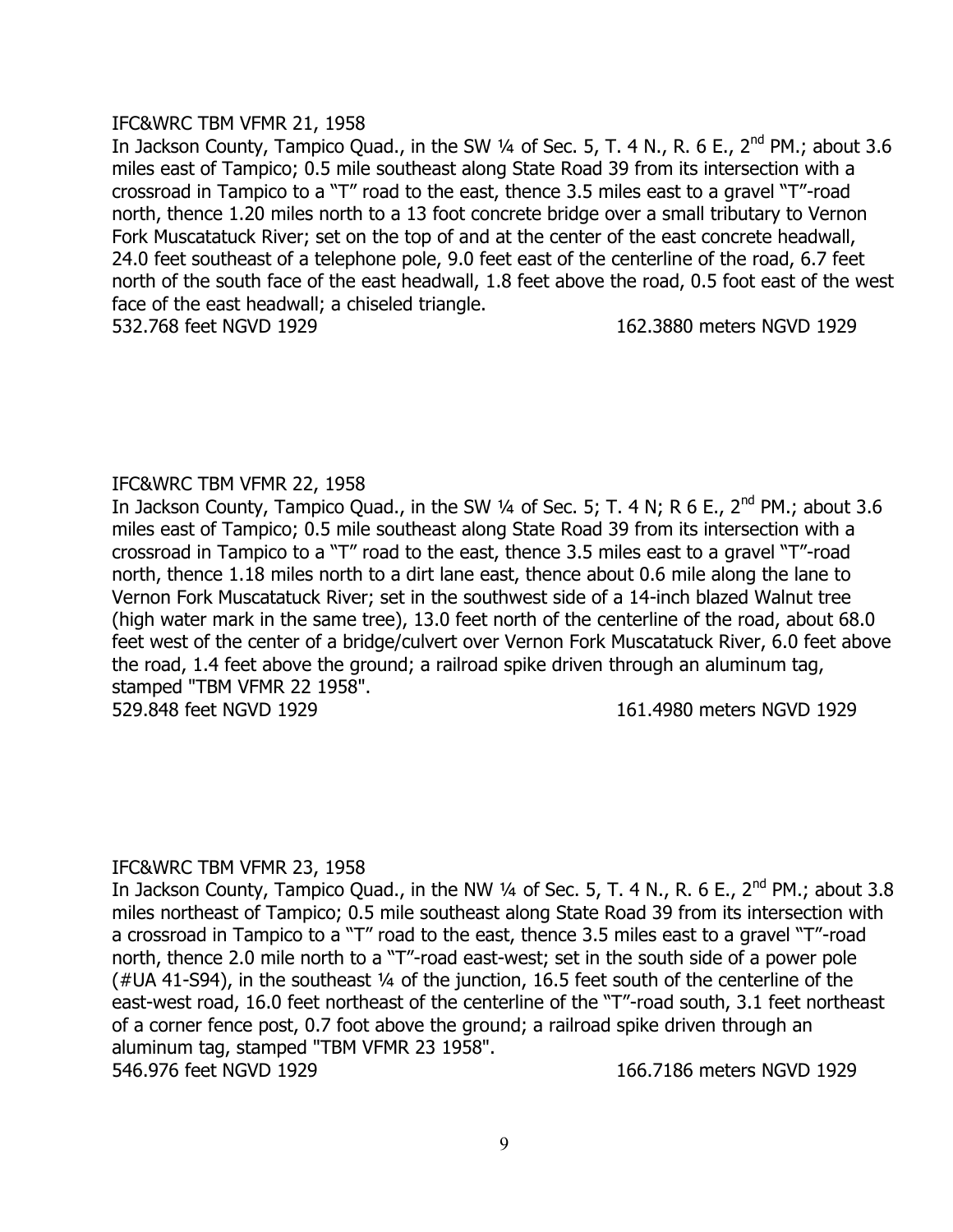IFC&WRC TBM VFMR 21, 1958

In Jackson County, Tampico Quad., in the SW ¼ of Sec. 5, T. 4 N., R. 6 E., 2nd PM.; about 3.6 miles east of Tampico; 0.5 mile southeast along State Road 39 from its intersection with a crossroad in Tampico to a "T" road to the east, thence 3.5 miles east to a gravel "T"-road north, thence 1.20 miles north to a 13 foot concrete bridge over a small tributary to Vernon Fork Muscatatuck River; set on the top of and at the center of the east concrete headwall, 24.0 feet southeast of a telephone pole, 9.0 feet east of the centerline of the road, 6.7 feet north of the south face of the east headwall, 1.8 feet above the road, 0.5 foot east of the west face of the east headwall; a chiseled triangle.

532.768 feet NGVD 1929 162.3880 meters NGVD 1929

IFC&WRC TBM VFMR 22, 1958

In Jackson County, Tampico Quad., in the SW ¼ of Sec. 5; T. 4 N; R 6 E., 2nd PM.; about 3.6 miles east of Tampico; 0.5 mile southeast along State Road 39 from its intersection with a crossroad in Tampico to a "T" road to the east, thence 3.5 miles east to a gravel "T"-road north, thence 1.18 miles north to a dirt lane east, thence about 0.6 mile along the lane to Vernon Fork Muscatatuck River; set in the southwest side of a 14-inch blazed Walnut tree (high water mark in the same tree), 13.0 feet north of the centerline of the road, about 68.0 feet west of the center of a bridge/culvert over Vernon Fork Muscatatuck River, 6.0 feet above the road, 1.4 feet above the ground; a railroad spike driven through an aluminum tag, stamped "TBM VFMR 22 1958".

529.848 feet NGVD 1929 161.4980 meters NGVD 1929

IFC&WRC TBM VFMR 23, 1958

In Jackson County, Tampico Quad., in the NW ¼ of Sec. 5, T. 4 N., R. 6 E., 2nd PM.; about 3.8 miles northeast of Tampico; 0.5 mile southeast along State Road 39 from its intersection with a crossroad in Tampico to a "T" road to the east, thence 3.5 miles east to a gravel "T"-road north, thence 2.0 mile north to a "T"-road east-west; set in the south side of a power pole (#UA 41-S94), in the southeast ¼ of the junction, 16.5 feet south of the centerline of the east-west road, 16.0 feet northeast of the centerline of the "T"-road south, 3.1 feet northeast of a corner fence post, 0.7 foot above the ground; a railroad spike driven through an aluminum tag, stamped "TBM VFMR 23 1958".

546.976 feet NGVD 1929 166.7186 meters NGVD 1929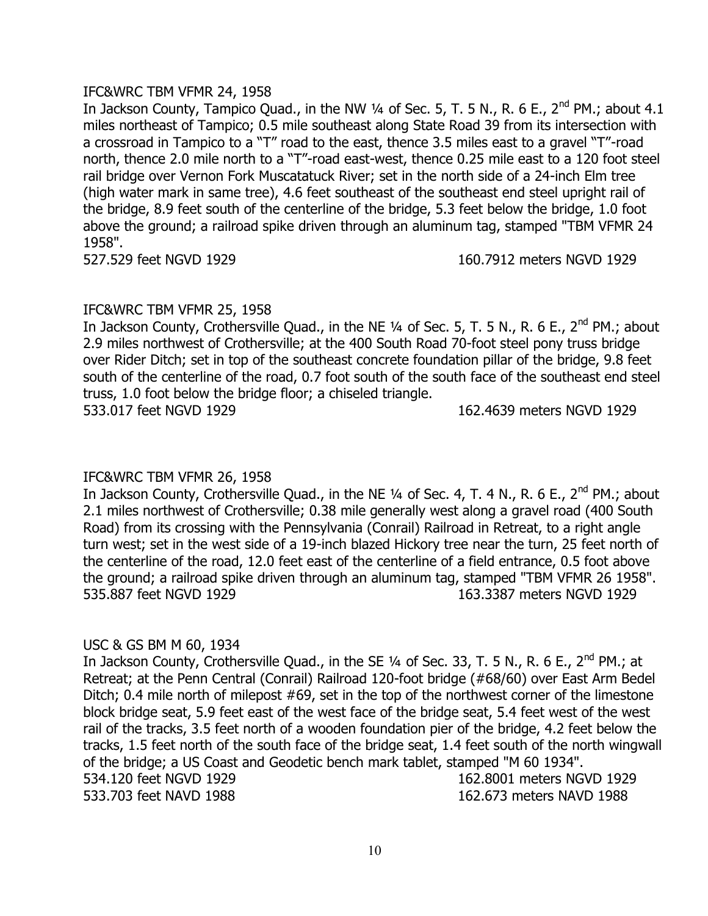IFC&WRC TBM VFMR 24, 1958

In Jackson County, Tampico Quad., in the NW ¼ of Sec. 5, T. 5 N., R. 6 E., 2nd PM.; about 4.1 miles northeast of Tampico; 0.5 mile southeast along State Road 39 from its intersection with a crossroad in Tampico to a "T" road to the east, thence 3.5 miles east to a gravel "T"-road north, thence 2.0 mile north to a "T"-road east-west, thence 0.25 mile east to a 120 foot steel rail bridge over Vernon Fork Muscatatuck River; set in the north side of a 24-inch Elm tree (high water mark in same tree), 4.6 feet southeast of the southeast end steel upright rail of the bridge, 8.9 feet south of the centerline of the bridge, 5.3 feet below the bridge, 1.0 foot above the ground; a railroad spike driven through an aluminum tag, stamped "TBM VFMR 24 1958".

527.529 feet NGVD 1929 160.7912 meters NGVD 1929

IFC&WRC TBM VFMR 25, 1958

In Jackson County, Crothersville Quad., in the NE ¼ of Sec. 5, T. 5 N., R. 6 E., 2nd PM.; about 2.9 miles northwest of Crothersville; at the 400 South Road 70-foot steel pony truss bridge over Rider Ditch; set in top of the southeast concrete foundation pillar of the bridge, 9.8 feet south of the centerline of the road, 0.7 foot south of the south face of the southeast end steel truss, 1.0 foot below the bridge floor; a chiseled triangle.

533.017 feet NGVD 1929 162.4639 meters NGVD 1929

IFC&WRC TBM VFMR 26, 1958

In Jackson County, Crothersville Quad., in the NE ¼ of Sec. 4, T. 4 N., R. 6 E., 2nd PM.; about 2.1 miles northwest of Crothersville; 0.38 mile generally west along a gravel road (400 South Road) from its crossing with the Pennsylvania (Conrail) Railroad in Retreat, to a right angle turn west; set in the west side of a 19-inch blazed Hickory tree near the turn, 25 feet north of the centerline of the road, 12.0 feet east of the centerline of a field entrance, 0.5 foot above the ground; a railroad spike driven through an aluminum tag, stamped "TBM VFMR 26 1958".

535.887 feet NGVD 1929 163.3387 meters NGVD 1929

USC & GS BM M 60, 1934

In Jackson County, Crothersville Quad., in the SE ¼ of Sec. 33, T. 5 N., R. 6 E., 2nd PM.; at Retreat; at the Penn Central (Conrail) Railroad 120-foot bridge (#68/60) over East Arm Bedel Ditch; 0.4 mile north of milepost #69, set in the top of the northwest corner of the limestone block bridge seat, 5.9 feet east of the west face of the bridge seat, 5.4 feet west of the west rail of the tracks, 3.5 feet north of a wooden foundation pier of the bridge, 4.2 feet below the tracks, 1.5 feet north of the south face of the bridge seat, 1.4 feet south of the north wingwall of the bridge; a US Coast and Geodetic bench mark tablet, stamped "M 60 1934".

534.120 feet NGVD 1929 162.8001 meters NGVD 1929

533.703 feet NAVD 1988 162.673 meters NAVD 1988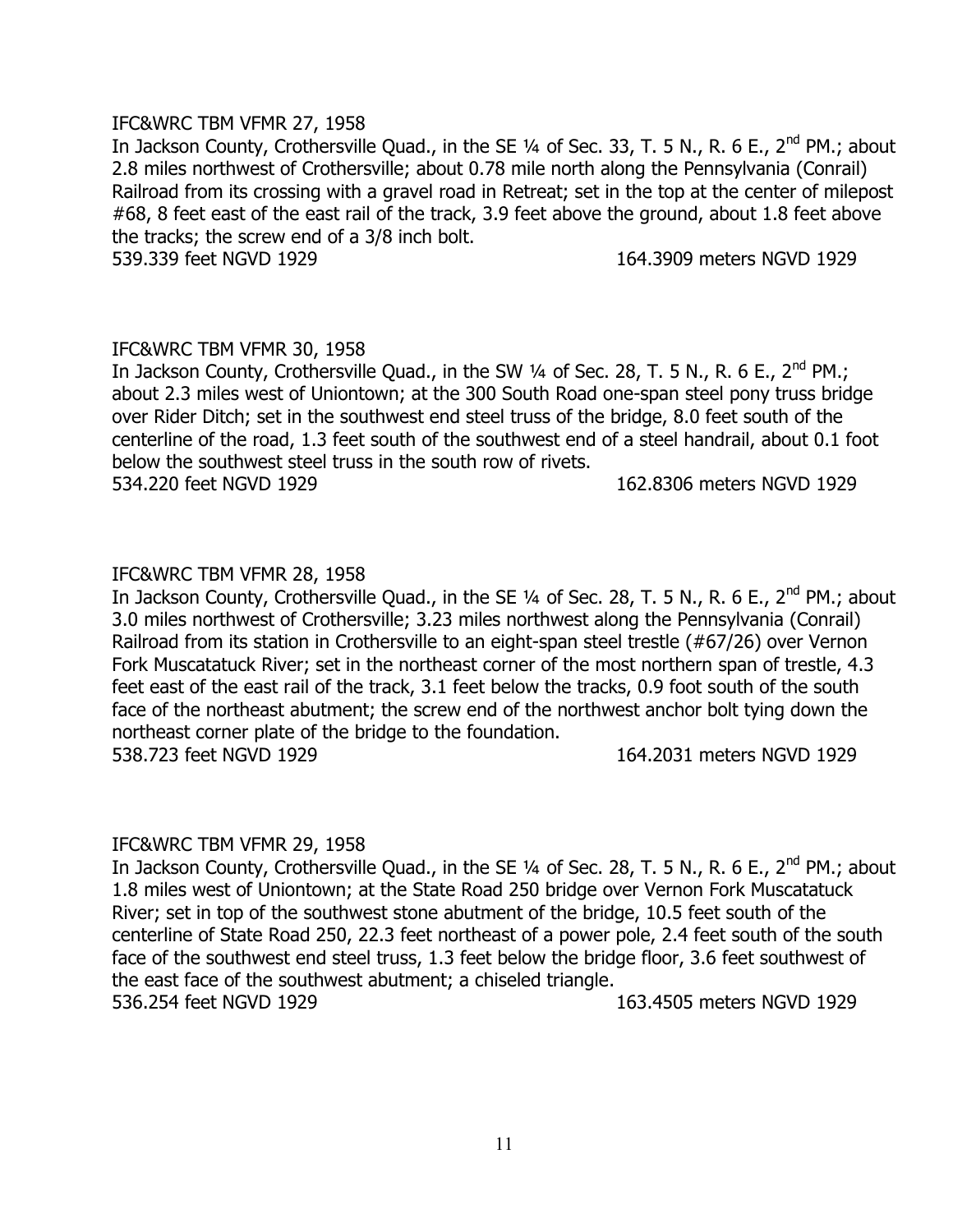IFC&WRC TBM VFMR 27, 1958

In Jackson County, Crothersville Quad., in the SE ¼ of Sec. 33, T. 5 N., R. 6 E., 2nd PM.; about 2.8 miles northwest of Crothersville; about 0.78 mile north along the Pennsylvania (Conrail) Railroad from its crossing with a gravel road in Retreat; set in the top at the center of milepost #68, 8 feet east of the east rail of the track, 3.9 feet above the ground, about 1.8 feet above the tracks; the screw end of a 3/8 inch bolt.

539.339 feet NGVD 1929 164.3909 meters NGVD 1929

IFC&WRC TBM VFMR 30, 1958

In Jackson County, Crothersville Quad., in the SW ¼ of Sec. 28, T. 5 N., R. 6 E., 2nd PM.; about 2.3 miles west of Uniontown; at the 300 South Road one-span steel pony truss bridge over Rider Ditch; set in the southwest end steel truss of the bridge, 8.0 feet south of the centerline of the road, 1.3 feet south of the southwest end of a steel handrail, about 0.1 foot below the southwest steel truss in the south row of rivets.

534.220 feet NGVD 1929 162.8306 meters NGVD 1929

IFC&WRC TBM VFMR 28, 1958

In Jackson County, Crothersville Quad., in the SE ¼ of Sec. 28, T. 5 N., R. 6 E., 2nd PM.; about 3.0 miles northwest of Crothersville; 3.23 miles northwest along the Pennsylvania (Conrail) Railroad from its station in Crothersville to an eight-span steel trestle (#67/26) over Vernon Fork Muscatatuck River; set in the northeast corner of the most northern span of trestle, 4.3 feet east of the east rail of the track, 3.1 feet below the tracks, 0.9 foot south of the south face of the northeast abutment; the screw end of the northwest anchor bolt tying down the northeast corner plate of the bridge to the foundation.

538.723 feet NGVD 1929 164.2031 meters NGVD 1929

IFC&WRC TBM VFMR 29, 1958

In Jackson County, Crothersville Quad., in the SE ¼ of Sec. 28, T. 5 N., R. 6 E., 2nd PM.; about 1.8 miles west of Uniontown; at the State Road 250 bridge over Vernon Fork Muscatatuck River; set in top of the southwest stone abutment of the bridge, 10.5 feet south of the centerline of State Road 250, 22.3 feet northeast of a power pole, 2.4 feet south of the south face of the southwest end steel truss, 1.3 feet below the bridge floor, 3.6 feet southwest of the east face of the southwest abutment; a chiseled triangle.

536.254 feet NGVD 1929 163.4505 meters NGVD 1929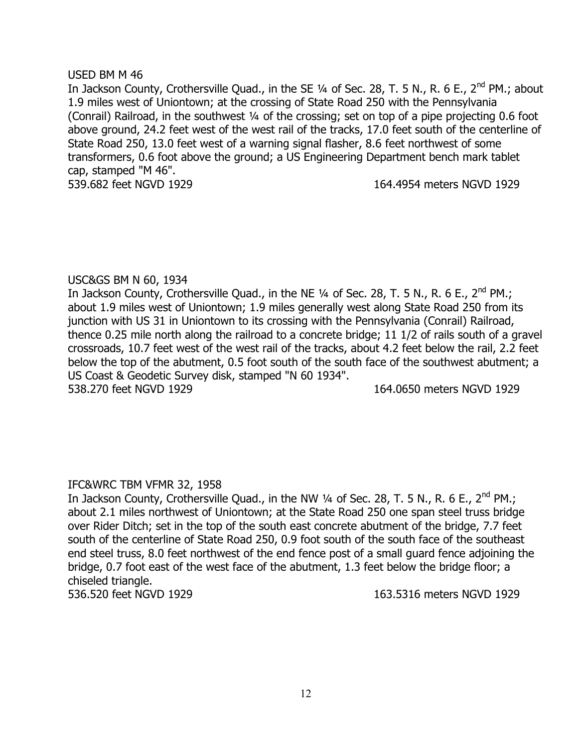USED BM M 46

In Jackson County, Crothersville Quad., in the SE ¼ of Sec. 28, T. 5 N., R. 6 E., 2nd PM.; about 1.9 miles west of Uniontown; at the crossing of State Road 250 with the Pennsylvania (Conrail) Railroad, in the southwest ¼ of the crossing; set on top of a pipe projecting 0.6 foot above ground, 24.2 feet west of the west rail of the tracks, 17.0 feet south of the centerline of State Road 250, 13.0 feet west of a warning signal flasher, 8.6 feet northwest of some transformers, 0.6 foot above the ground; a US Engineering Department bench mark tablet cap, stamped "M 46".

539.682 feet NGVD 1929 164.4954 meters NGVD 1929

USC&GS BM N 60, 1934

In Jackson County, Crothersville Quad., in the NE ¼ of Sec. 28, T. 5 N., R. 6 E., 2nd PM.; about 1.9 miles west of Uniontown; 1.9 miles generally west along State Road 250 from its junction with US 31 in Uniontown to its crossing with the Pennsylvania (Conrail) Railroad, thence 0.25 mile north along the railroad to a concrete bridge; 11 1/2 of rails south of a gravel crossroads, 10.7 feet west of the west rail of the tracks, about 4.2 feet below the rail, 2.2 feet below the top of the abutment, 0.5 foot south of the south face of the southwest abutment; a US Coast & Geodetic Survey disk, stamped "N 60 1934".

538.270 feet NGVD 1929 164.0650 meters NGVD 1929

IFC&WRC TBM VFMR 32, 1958

In Jackson County, Crothersville Quad., in the NW ¼ of Sec. 28, T. 5 N., R. 6 E., 2nd PM.; about 2.1 miles northwest of Uniontown; at the State Road 250 one span steel truss bridge over Rider Ditch; set in the top of the south east concrete abutment of the bridge, 7.7 feet south of the centerline of State Road 250, 0.9 foot south of the south face of the southeast end steel truss, 8.0 feet northwest of the end fence post of a small guard fence adjoining the bridge, 0.7 foot east of the west face of the abutment, 1.3 feet below the bridge floor; a chiseled triangle.

536.520 feet NGVD 1929 163.5316 meters NGVD 1929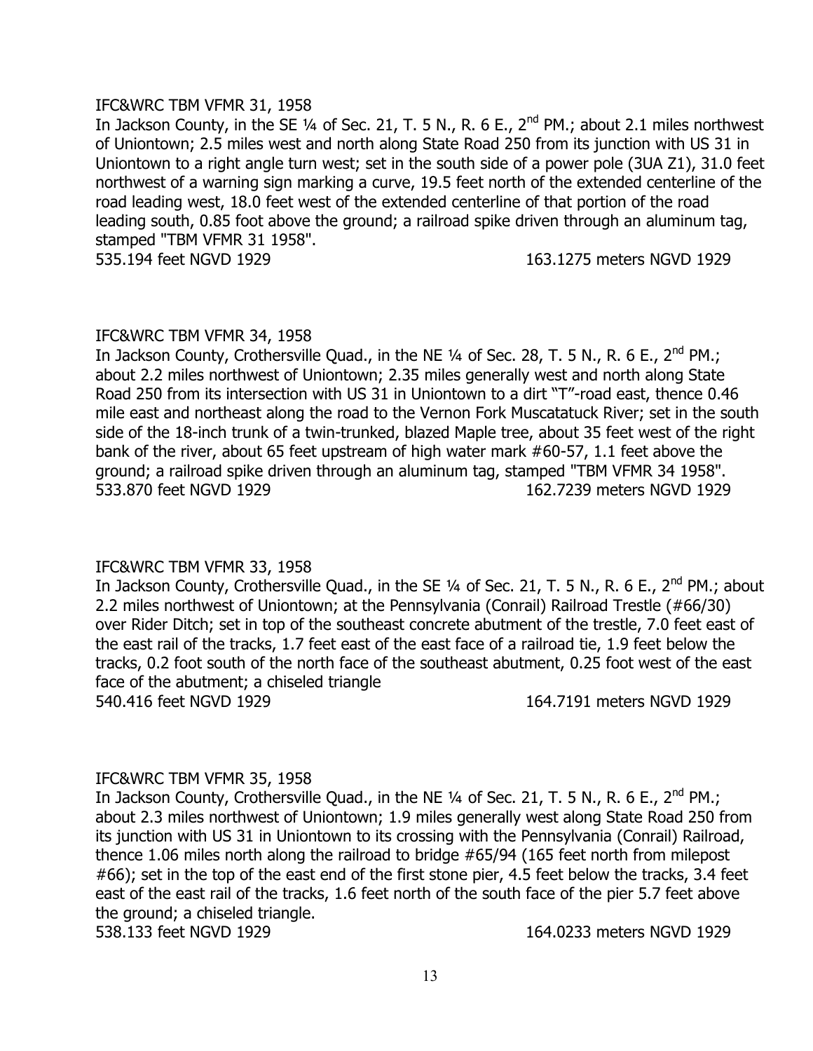IFC&WRC TBM VFMR 31, 1958

In Jackson County, in the SE ¼ of Sec. 21, T. 5 N., R. 6 E., 2nd PM.; about 2.1 miles northwest of Uniontown; 2.5 miles west and north along State Road 250 from its junction with US 31 in Uniontown to a right angle turn west; set in the south side of a power pole (3UA Z1), 31.0 feet northwest of a warning sign marking a curve, 19.5 feet north of the extended centerline of the road leading west, 18.0 feet west of the extended centerline of that portion of the road leading south, 0.85 foot above the ground; a railroad spike driven through an aluminum tag, stamped "TBM VFMR 31 1958".

535.194 feet NGVD 1929 163.1275 meters NGVD 1929

IFC&WRC TBM VFMR 34, 1958

In Jackson County, Crothersville Quad., in the NE ¼ of Sec. 28, T. 5 N., R. 6 E., 2nd PM.; about 2.2 miles northwest of Uniontown; 2.35 miles generally west and north along State Road 250 from its intersection with US 31 in Uniontown to a dirt "T"-road east, thence 0.46 mile east and northeast along the road to the Vernon Fork Muscatatuck River; set in the south side of the 18-inch trunk of a twin-trunked, blazed Maple tree, about 35 feet west of the right bank of the river, about 65 feet upstream of high water mark #60-57, 1.1 feet above the ground; a railroad spike driven through an aluminum tag, stamped "TBM VFMR 34 1958".

533.870 feet NGVD 1929 162.7239 meters NGVD 1929

IFC&WRC TBM VFMR 33, 1958

In Jackson County, Crothersville Quad., in the SE ¼ of Sec. 21, T. 5 N., R. 6 E., 2nd PM.; about 2.2 miles northwest of Uniontown; at the Pennsylvania (Conrail) Railroad Trestle (#66/30) over Rider Ditch; set in top of the southeast concrete abutment of the trestle, 7.0 feet east of the east rail of the tracks, 1.7 feet east of the east face of a railroad tie, 1.9 feet below the tracks, 0.2 foot south of the north face of the southeast abutment, 0.25 foot west of the east face of the abutment; a chiseled triangle

540.416 feet NGVD 1929 164.7191 meters NGVD 1929

IFC&WRC TBM VFMR 35, 1958

In Jackson County, Crothersville Quad., in the NE ¼ of Sec. 21, T. 5 N., R. 6 E., 2nd PM.; about 2.3 miles northwest of Uniontown; 1.9 miles generally west along State Road 250 from its junction with US 31 in Uniontown to its crossing with the Pennsylvania (Conrail) Railroad, thence 1.06 miles north along the railroad to bridge #65/94 (165 feet north from milepost #66); set in the top of the east end of the first stone pier, 4.5 feet below the tracks, 3.4 feet east of the east rail of the tracks, 1.6 feet north of the south face of the pier 5.7 feet above the ground; a chiseled triangle.

538.133 feet NGVD 1929 164.0233 meters NGVD 1929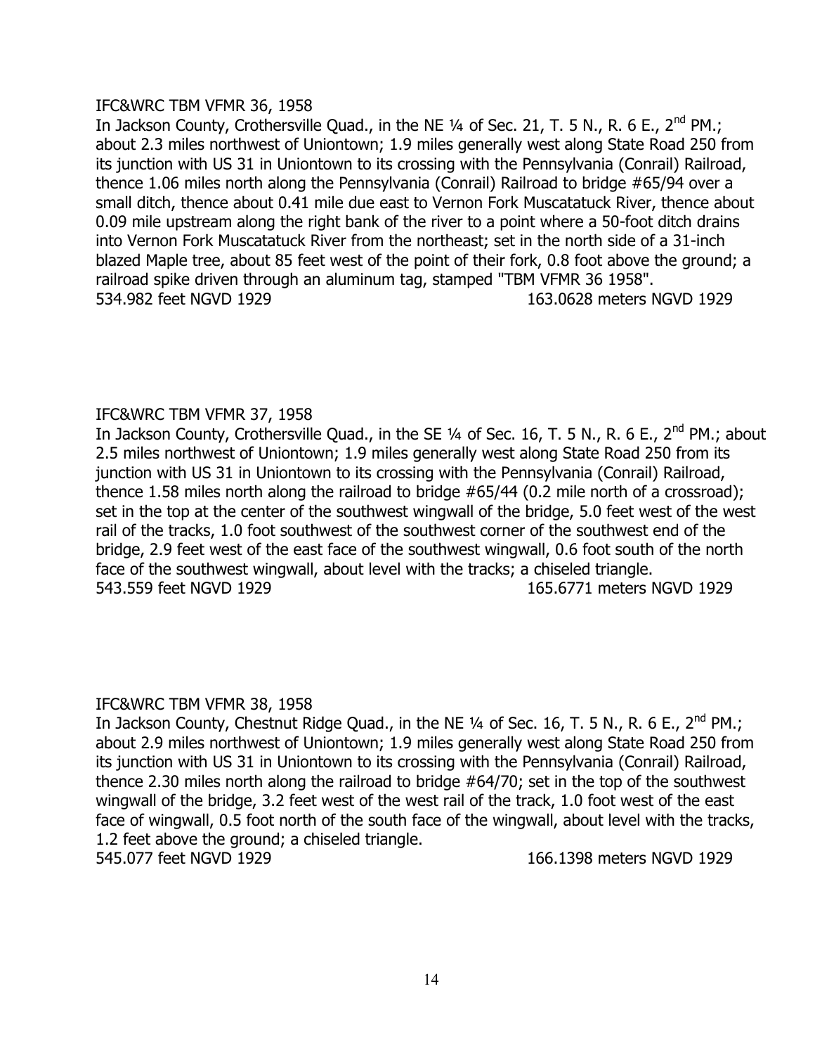IFC&WRC TBM VFMR 36, 1958

In Jackson County, Crothersville Quad., in the NE ¼ of Sec. 21, T. 5 N., R. 6 E., 2nd PM.; about 2.3 miles northwest of Uniontown; 1.9 miles generally west along State Road 250 from its junction with US 31 in Uniontown to its crossing with the Pennsylvania (Conrail) Railroad, thence 1.06 miles north along the Pennsylvania (Conrail) Railroad to bridge #65/94 over a small ditch, thence about 0.41 mile due east to Vernon Fork Muscatatuck River, thence about 0.09 mile upstream along the right bank of the river to a point where a 50-foot ditch drains into Vernon Fork Muscatatuck River from the northeast; set in the north side of a 31-inch blazed Maple tree, about 85 feet west of the point of their fork, 0.8 foot above the ground; a railroad spike driven through an aluminum tag, stamped "TBM VFMR 36 1958".

534.982 feet NGVD 1929 163.0628 meters NGVD 1929

IFC&WRC TBM VFMR 37, 1958

In Jackson County, Crothersville Quad., in the SE ¼ of Sec. 16, T. 5 N., R. 6 E., 2nd PM.; about 2.5 miles northwest of Uniontown; 1.9 miles generally west along State Road 250 from its junction with US 31 in Uniontown to its crossing with the Pennsylvania (Conrail) Railroad, thence 1.58 miles north along the railroad to bridge #65/44 (0.2 mile north of a crossroad); set in the top at the center of the southwest wingwall of the bridge, 5.0 feet west of the west rail of the tracks, 1.0 foot southwest of the southwest corner of the southwest end of the bridge, 2.9 feet west of the east face of the southwest wingwall, 0.6 foot south of the north face of the southwest wingwall, about level with the tracks; a chiseled triangle.

543.559 feet NGVD 1929 165.6771 meters NGVD 1929

IFC&WRC TBM VFMR 38, 1958

In Jackson County, Chestnut Ridge Quad., in the NE ¼ of Sec. 16, T. 5 N., R. 6 E., 2nd PM.; about 2.9 miles northwest of Uniontown; 1.9 miles generally west along State Road 250 from its junction with US 31 in Uniontown to its crossing with the Pennsylvania (Conrail) Railroad, thence 2.30 miles north along the railroad to bridge #64/70; set in the top of the southwest wingwall of the bridge, 3.2 feet west of the west rail of the track, 1.0 foot west of the east face of wingwall, 0.5 foot north of the south face of the wingwall, about level with the tracks, 1.2 feet above the ground; a chiseled triangle.

545.077 feet NGVD 1929 166.1398 meters NGVD 1929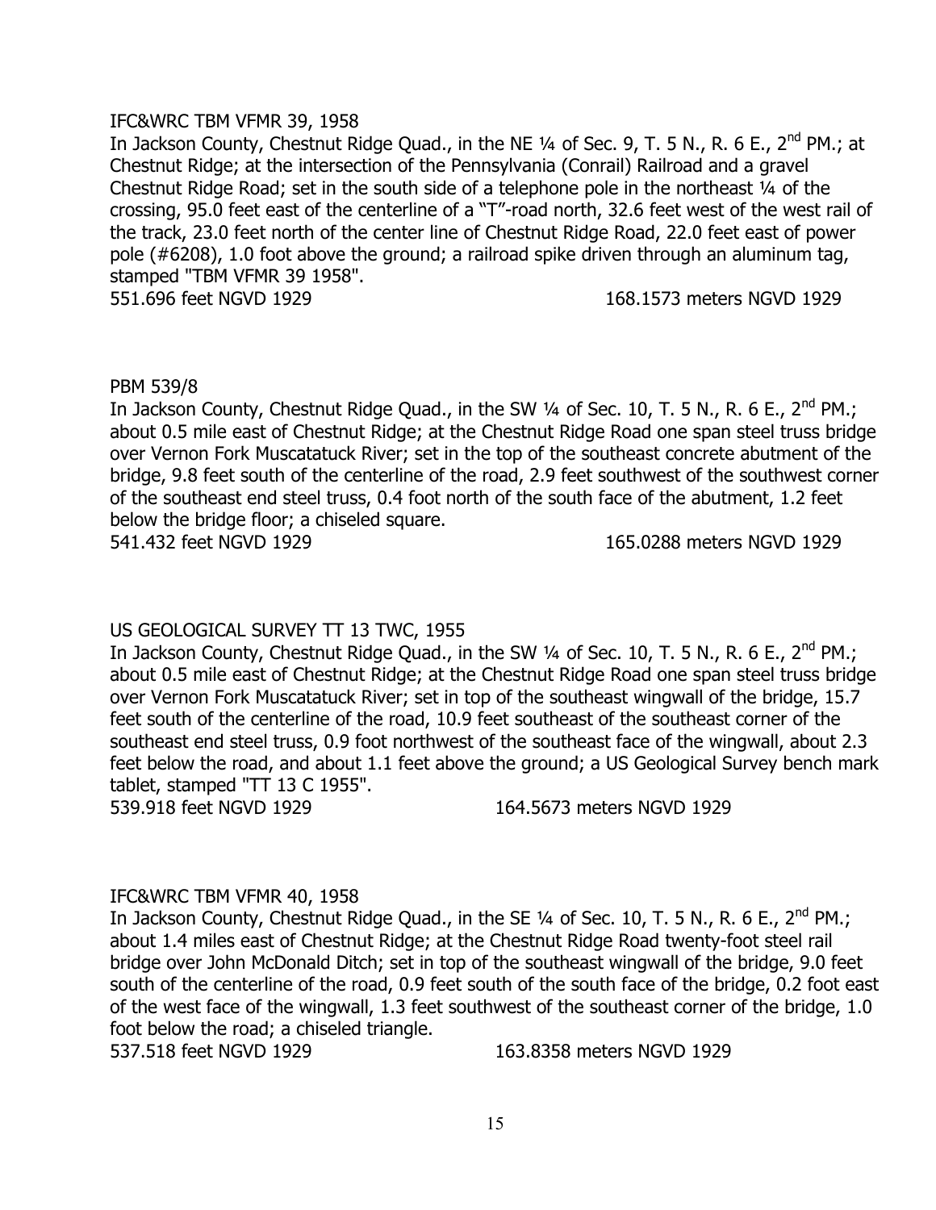IFC&WRC TBM VFMR 39, 1958

In Jackson County, Chestnut Ridge Quad., in the NE ¼ of Sec. 9, T. 5 N., R. 6 E., 2nd PM.; at Chestnut Ridge; at the intersection of the Pennsylvania (Conrail) Railroad and a gravel Chestnut Ridge Road; set in the south side of a telephone pole in the northeast ¼ of the crossing, 95.0 feet east of the centerline of a "T"-road north, 32.6 feet west of the west rail of the track, 23.0 feet north of the center line of Chestnut Ridge Road, 22.0 feet east of power pole (#6208), 1.0 foot above the ground; a railroad spike driven through an aluminum tag, stamped "TBM VFMR 39 1958".

551.696 feet NGVD 1929 168.1573 meters NGVD 1929

PBM 539/8

In Jackson County, Chestnut Ridge Quad., in the SW ¼ of Sec. 10, T. 5 N., R. 6 E., 2nd PM.; about 0.5 mile east of Chestnut Ridge; at the Chestnut Ridge Road one span steel truss bridge over Vernon Fork Muscatatuck River; set in the top of the southeast concrete abutment of the bridge, 9.8 feet south of the centerline of the road, 2.9 feet southwest of the southwest corner of the southeast end steel truss, 0.4 foot north of the south face of the abutment, 1.2 feet below the bridge floor; a chiseled square.

541.432 feet NGVD 1929 165.0288 meters NGVD 1929

US GEOLOGICAL SURVEY TT 13 TWC, 1955

In Jackson County, Chestnut Ridge Quad., in the SW ¼ of Sec. 10, T. 5 N., R. 6 E., 2nd PM.; about 0.5 mile east of Chestnut Ridge; at the Chestnut Ridge Road one span steel truss bridge over Vernon Fork Muscatatuck River; set in top of the southeast wingwall of the bridge, 15.7 feet south of the centerline of the road, 10.9 feet southeast of the southeast corner of the southeast end steel truss, 0.9 foot northwest of the southeast face of the wingwall, about 2.3 feet below the road, and about 1.1 feet above the ground; a US Geological Survey bench mark tablet, stamped "TT 13 C 1955".

539.918 feet NGVD 1929 164.5673 meters NGVD 1929

IFC&WRC TBM VFMR 40, 1958

In Jackson County, Chestnut Ridge Quad., in the SE ¼ of Sec. 10, T. 5 N., R. 6 E., 2nd PM.; about 1.4 miles east of Chestnut Ridge; at the Chestnut Ridge Road twenty-foot steel rail bridge over John McDonald Ditch; set in top of the southeast wingwall of the bridge, 9.0 feet south of the centerline of the road, 0.9 feet south of the south face of the bridge, 0.2 foot east of the west face of the wingwall, 1.3 feet southwest of the southeast corner of the bridge, 1.0 foot below the road; a chiseled triangle.

537.518 feet NGVD 1929 163.8358 meters NGVD 1929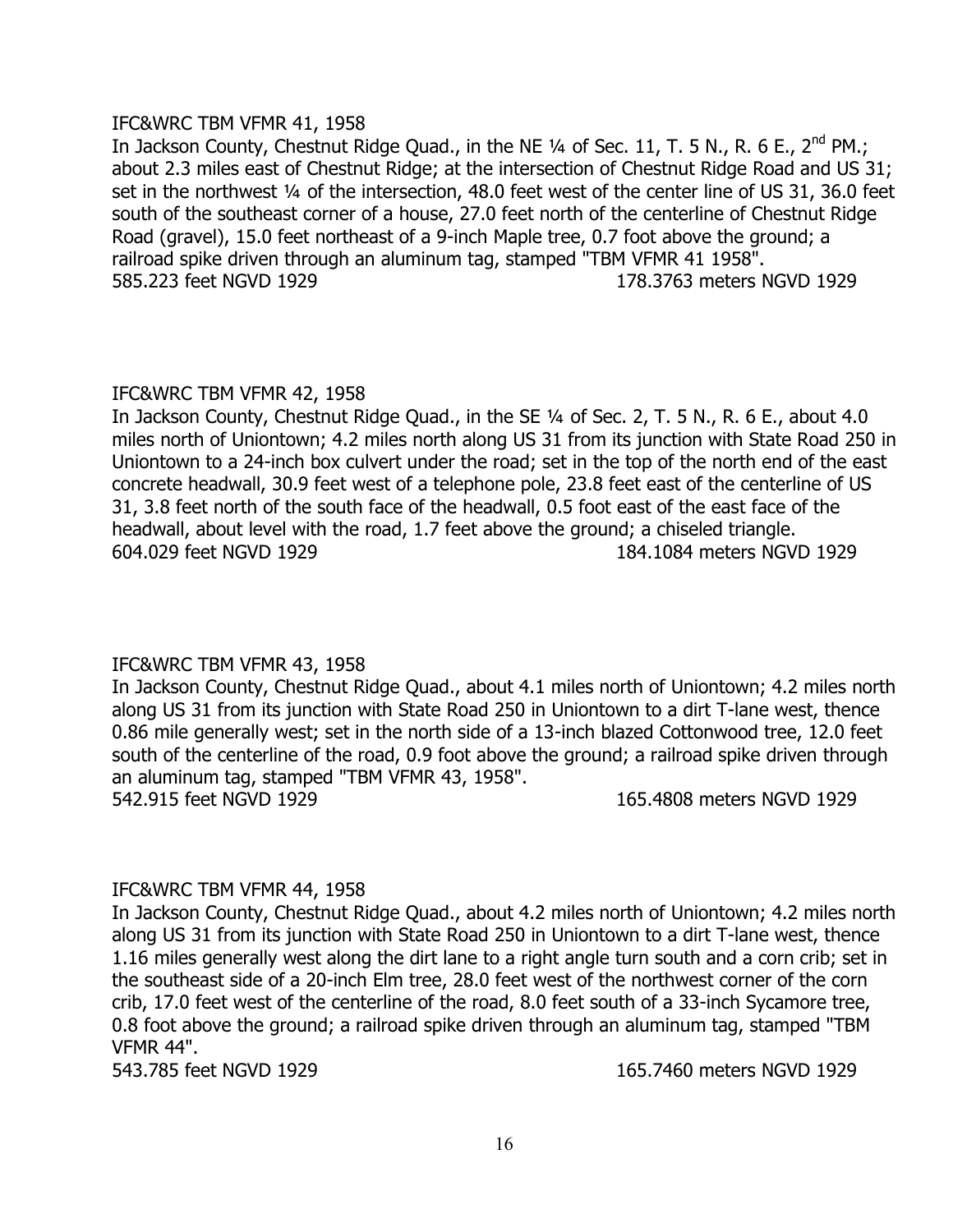IFC&WRC TBM VFMR 41, 1958

In Jackson County, Chestnut Ridge Quad., in the NE ¼ of Sec. 11, T. 5 N., R. 6 E., 2nd PM.; about 2.3 miles east of Chestnut Ridge; at the intersection of Chestnut Ridge Road and US 31; set in the northwest ¼ of the intersection, 48.0 feet west of the center line of US 31, 36.0 feet south of the southeast corner of a house, 27.0 feet north of the centerline of Chestnut Ridge Road (gravel), 15.0 feet northeast of a 9-inch Maple tree, 0.7 foot above the ground; a railroad spike driven through an aluminum tag, stamped "TBM VFMR 41 1958".

585.223 feet NGVD 1929 178.3763 meters NGVD 1929

IFC&WRC TBM VFMR 42, 1958

In Jackson County, Chestnut Ridge Quad., in the SE ¼ of Sec. 2, T. 5 N., R. 6 E., about 4.0 miles north of Uniontown; 4.2 miles north along US 31 from its junction with State Road 250 in Uniontown to a 24-inch box culvert under the road; set in the top of the north end of the east concrete headwall, 30.9 feet west of a telephone pole, 23.8 feet east of the centerline of US 31, 3.8 feet north of the south face of the headwall, 0.5 foot east of the east face of the headwall, about level with the road, 1.7 feet above the ground; a chiseled triangle.

604.029 feet NGVD 1929 184.1084 meters NGVD 1929

IFC&WRC TBM VFMR 43, 1958

In Jackson County, Chestnut Ridge Quad., about 4.1 miles north of Uniontown; 4.2 miles north along US 31 from its junction with State Road 250 in Uniontown to a dirt T-lane west, thence 0.86 mile generally west; set in the north side of a 13-inch blazed Cottonwood tree, 12.0 feet south of the centerline of the road, 0.9 foot above the ground; a railroad spike driven through an aluminum tag, stamped "TBM VFMR 43, 1958".

542.915 feet NGVD 1929 165.4808 meters NGVD 1929

IFC&WRC TBM VFMR 44, 1958

In Jackson County, Chestnut Ridge Quad., about 4.2 miles north of Uniontown; 4.2 miles north along US 31 from its junction with State Road 250 in Uniontown to a dirt T-lane west, thence 1.16 miles generally west along the dirt lane to a right angle turn south and a corn crib; set in the southeast side of a 20-inch Elm tree, 28.0 feet west of the northwest corner of the corn crib, 17.0 feet west of the centerline of the road, 8.0 feet south of a 33-inch Sycamore tree, 0.8 foot above the ground; a railroad spike driven through an aluminum tag, stamped "TBM VFMR 44".

543.785 feet NGVD 1929 165.7460 meters NGVD 1929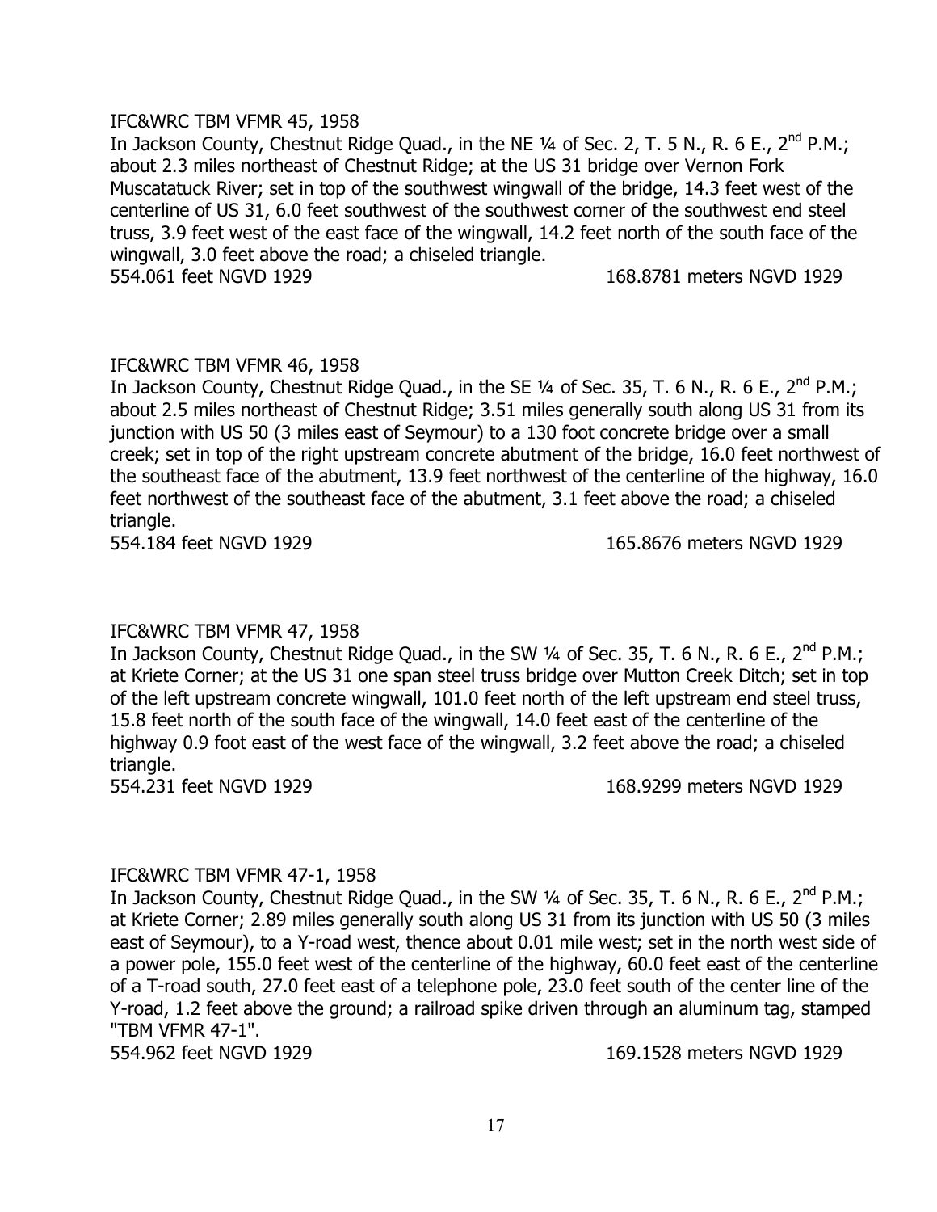IFC&WRC TBM VFMR 45, 1958

In Jackson County, Chestnut Ridge Quad., in the NE ¼ of Sec. 2, T. 5 N., R. 6 E., 2nd P.M.; about 2.3 miles northeast of Chestnut Ridge; at the US 31 bridge over Vernon Fork Muscatatuck River; set in top of the southwest wingwall of the bridge, 14.3 feet west of the centerline of US 31, 6.0 feet southwest of the southwest corner of the southwest end steel truss, 3.9 feet west of the east face of the wingwall, 14.2 feet north of the south face of the wingwall, 3.0 feet above the road; a chiseled triangle.

554.061 feet NGVD 1929 168.8781 meters NGVD 1929

IFC&WRC TBM VFMR 46, 1958

In Jackson County, Chestnut Ridge Quad., in the SE ¼ of Sec. 35, T. 6 N., R. 6 E., 2nd P.M.; about 2.5 miles northeast of Chestnut Ridge; 3.51 miles generally south along US 31 from its junction with US 50 (3 miles east of Seymour) to a 130 foot concrete bridge over a small creek; set in top of the right upstream concrete abutment of the bridge, 16.0 feet northwest of the southeast face of the abutment, 13.9 feet northwest of the centerline of the highway, 16.0 feet northwest of the southeast face of the abutment, 3.1 feet above the road; a chiseled triangle.

554.184 feet NGVD 1929 165.8676 meters NGVD 1929

IFC&WRC TBM VFMR 47, 1958

In Jackson County, Chestnut Ridge Quad., in the SW ¼ of Sec. 35, T. 6 N., R. 6 E., 2nd P.M.; at Kriete Corner; at the US 31 one span steel truss bridge over Mutton Creek Ditch; set in top of the left upstream concrete wingwall, 101.0 feet north of the left upstream end steel truss, 15.8 feet north of the south face of the wingwall, 14.0 feet east of the centerline of the highway 0.9 foot east of the west face of the wingwall, 3.2 feet above the road; a chiseled triangle.

554.231 feet NGVD 1929 168.9299 meters NGVD 1929

IFC&WRC TBM VFMR 47-1, 1958

In Jackson County, Chestnut Ridge Quad., in the SW ¼ of Sec. 35, T. 6 N., R. 6 E., 2nd P.M.; at Kriete Corner; 2.89 miles generally south along US 31 from its junction with US 50 (3 miles east of Seymour), to a Y-road west, thence about 0.01 mile west; set in the north west side of a power pole, 155.0 feet west of the centerline of the highway, 60.0 feet east of the centerline of a T-road south, 27.0 feet east of a telephone pole, 23.0 feet south of the center line of the Y-road, 1.2 feet above the ground; a railroad spike driven through an aluminum tag, stamped "TBM VFMR 47-1".

554.962 feet NGVD 1929 169.1528 meters NGVD 1929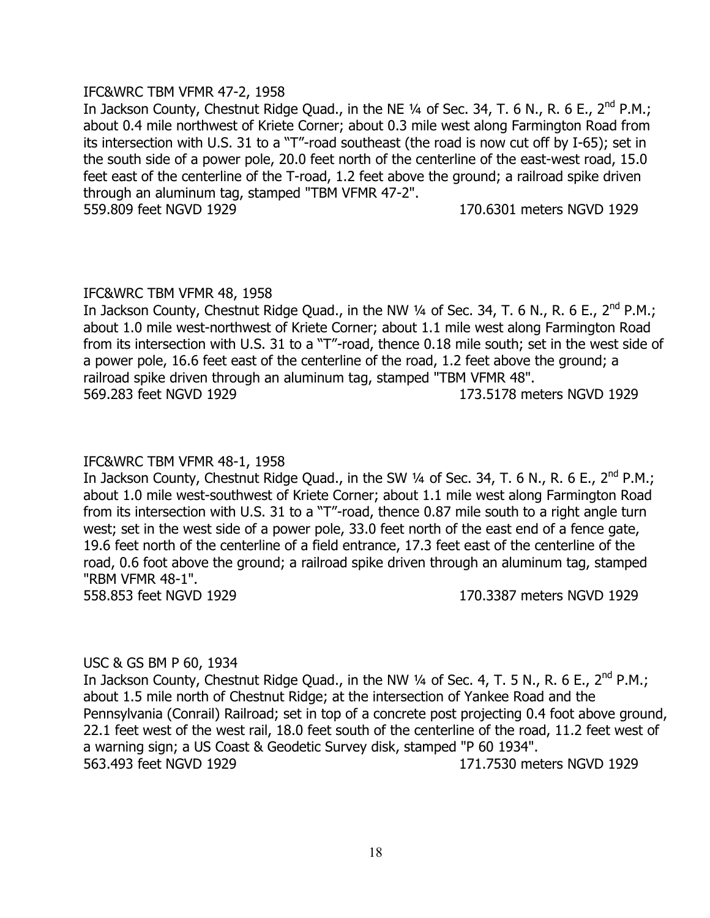IFC&WRC TBM VFMR 47-2, 1958

In Jackson County, Chestnut Ridge Quad., in the NE ¼ of Sec. 34, T. 6 N., R. 6 E., 2nd P.M.; about 0.4 mile northwest of Kriete Corner; about 0.3 mile west along Farmington Road from its intersection with U.S. 31 to a "T"-road southeast (the road is now cut off by I-65); set in the south side of a power pole, 20.0 feet north of the centerline of the east-west road, 15.0 feet east of the centerline of the T-road, 1.2 feet above the ground; a railroad spike driven through an aluminum tag, stamped "TBM VFMR 47-2".

559.809 feet NGVD 1929 170.6301 meters NGVD 1929

IFC&WRC TBM VFMR 48, 1958

In Jackson County, Chestnut Ridge Quad., in the NW ¼ of Sec. 34, T. 6 N., R. 6 E., 2nd P.M.; about 1.0 mile west-northwest of Kriete Corner; about 1.1 mile west along Farmington Road from its intersection with U.S. 31 to a "T"-road, thence 0.18 mile south; set in the west side of a power pole, 16.6 feet east of the centerline of the road, 1.2 feet above the ground; a railroad spike driven through an aluminum tag, stamped "TBM VFMR 48".

569.283 feet NGVD 1929 173.5178 meters NGVD 1929

IFC&WRC TBM VFMR 48-1, 1958

In Jackson County, Chestnut Ridge Quad., in the SW ¼ of Sec. 34, T. 6 N., R. 6 E., 2nd P.M.; about 1.0 mile west-southwest of Kriete Corner; about 1.1 mile west along Farmington Road from its intersection with U.S. 31 to a "T"-road, thence 0.87 mile south to a right angle turn west; set in the west side of a power pole, 33.0 feet north of the east end of a fence gate, 19.6 feet north of the centerline of a field entrance, 17.3 feet east of the centerline of the road, 0.6 foot above the ground; a railroad spike driven through an aluminum tag, stamped "RBM VFMR 48-1".

558.853 feet NGVD 1929 170.3387 meters NGVD 1929

USC & GS BM P 60, 1934

In Jackson County, Chestnut Ridge Quad., in the NW ¼ of Sec. 4, T. 5 N., R. 6 E., 2nd P.M.; about 1.5 mile north of Chestnut Ridge; at the intersection of Yankee Road and the Pennsylvania (Conrail) Railroad; set in top of a concrete post projecting 0.4 foot above ground, 22.1 feet west of the west rail, 18.0 feet south of the centerline of the road, 11.2 feet west of a warning sign; a US Coast & Geodetic Survey disk, stamped "P 60 1934".

563.493 feet NGVD 1929 171.7530 meters NGVD 1929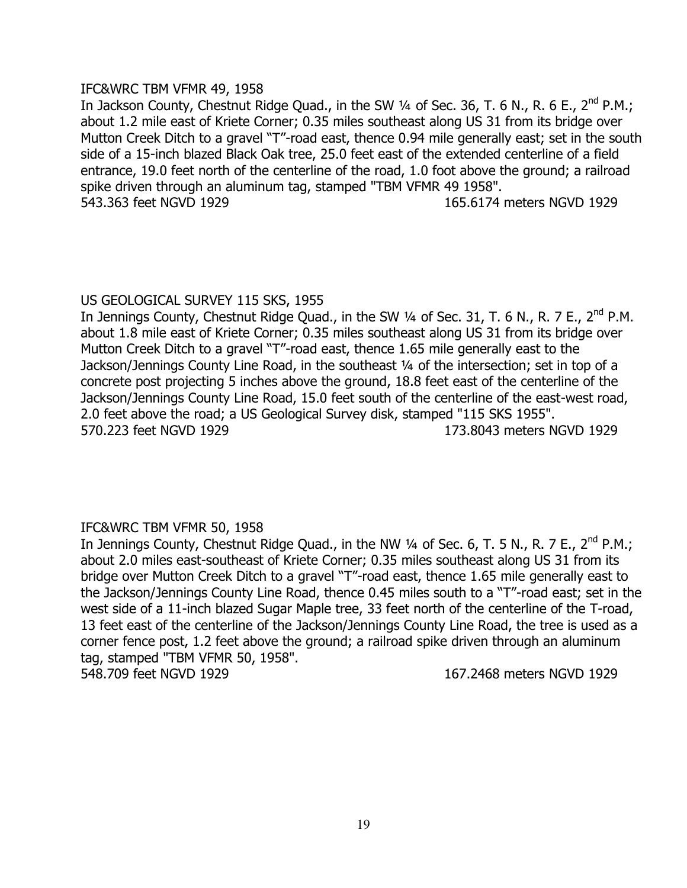IFC&WRC TBM VFMR 49, 1958

In Jackson County, Chestnut Ridge Quad., in the SW ¼ of Sec. 36, T. 6 N., R. 6 E., 2nd P.M.; about 1.2 mile east of Kriete Corner; 0.35 miles southeast along US 31 from its bridge over Mutton Creek Ditch to a gravel "T"-road east, thence 0.94 mile generally east; set in the south side of a 15-inch blazed Black Oak tree, 25.0 feet east of the extended centerline of a field entrance, 19.0 feet north of the centerline of the road, 1.0 foot above the ground; a railroad spike driven through an aluminum tag, stamped "TBM VFMR 49 1958".

543.363 feet NGVD 1929 165.6174 meters NGVD 1929

US GEOLOGICAL SURVEY 115 SKS, 1955

In Jennings County, Chestnut Ridge Quad., in the SW ¼ of Sec. 31, T. 6 N., R. 7 E., 2nd P.M. about 1.8 mile east of Kriete Corner; 0.35 miles southeast along US 31 from its bridge over Mutton Creek Ditch to a gravel "T"-road east, thence 1.65 mile generally east to the Jackson/Jennings County Line Road, in the southeast ¼ of the intersection; set in top of a concrete post projecting 5 inches above the ground, 18.8 feet east of the centerline of the Jackson/Jennings County Line Road, 15.0 feet south of the centerline of the east-west road, 2.0 feet above the road; a US Geological Survey disk, stamped "115 SKS 1955".

570.223 feet NGVD 1929 173.8043 meters NGVD 1929

IFC&WRC TBM VFMR 50, 1958

In Jennings County, Chestnut Ridge Quad., in the NW ¼ of Sec. 6, T. 5 N., R. 7 E., 2nd P.M.; about 2.0 miles east-southeast of Kriete Corner; 0.35 miles southeast along US 31 from its bridge over Mutton Creek Ditch to a gravel "T"-road east, thence 1.65 mile generally east to the Jackson/Jennings County Line Road, thence 0.45 miles south to a "T"-road east; set in the west side of a 11-inch blazed Sugar Maple tree, 33 feet north of the centerline of the T-road, 13 feet east of the centerline of the Jackson/Jennings County Line Road, the tree is used as a corner fence post, 1.2 feet above the ground; a railroad spike driven through an aluminum tag, stamped "TBM VFMR 50, 1958".

548.709 feet NGVD 1929 167.2468 meters NGVD 1929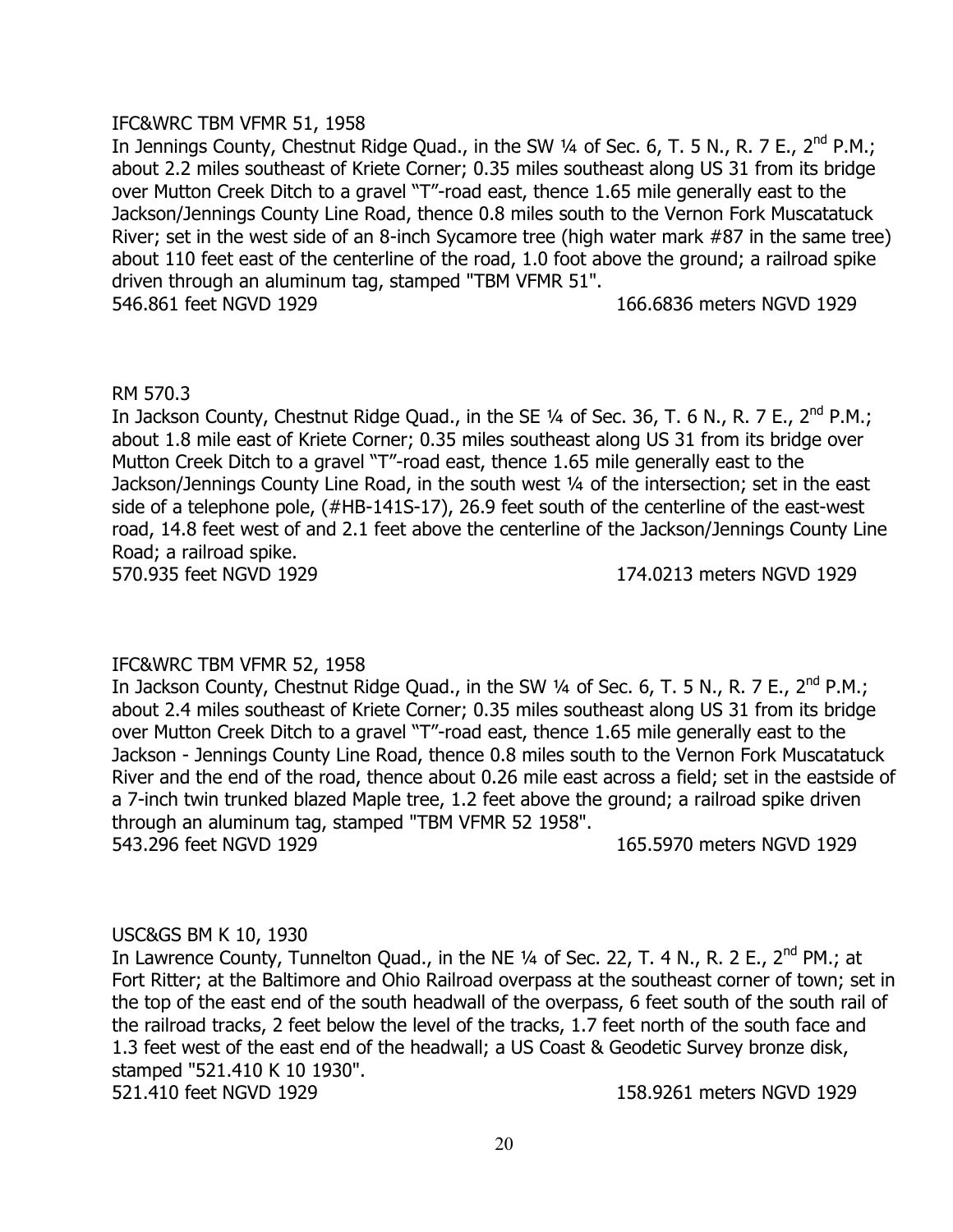IFC&WRC TBM VFMR 51, 1958

In Jennings County, Chestnut Ridge Quad., in the SW ¼ of Sec. 6, T. 5 N., R. 7 E., 2nd P.M.; about 2.2 miles southeast of Kriete Corner; 0.35 miles southeast along US 31 from its bridge over Mutton Creek Ditch to a gravel "T"-road east, thence 1.65 mile generally east to the Jackson/Jennings County Line Road, thence 0.8 miles south to the Vernon Fork Muscatatuck River; set in the west side of an 8-inch Sycamore tree (high water mark #87 in the same tree) about 110 feet east of the centerline of the road, 1.0 foot above the ground; a railroad spike driven through an aluminum tag, stamped "TBM VFMR 51".

546.861 feet NGVD 1929 166.6836 meters NGVD 1929

RM 570.3

In Jackson County, Chestnut Ridge Quad., in the SE ¼ of Sec. 36, T. 6 N., R. 7 E., 2nd P.M.; about 1.8 mile east of Kriete Corner; 0.35 miles southeast along US 31 from its bridge over Mutton Creek Ditch to a gravel "T"-road east, thence 1.65 mile generally east to the Jackson/Jennings County Line Road, in the south west ¼ of the intersection; set in the east side of a telephone pole, (#HB-141S-17), 26.9 feet south of the centerline of the east-west road, 14.8 feet west of and 2.1 feet above the centerline of the Jackson/Jennings County Line Road; a railroad spike.

570.935 feet NGVD 1929 174.0213 meters NGVD 1929

IFC&WRC TBM VFMR 52, 1958

In Jackson County, Chestnut Ridge Quad., in the SW ¼ of Sec. 6, T. 5 N., R. 7 E., 2nd P.M.; about 2.4 miles southeast of Kriete Corner; 0.35 miles southeast along US 31 from its bridge over Mutton Creek Ditch to a gravel "T"-road east, thence 1.65 mile generally east to the Jackson - Jennings County Line Road, thence 0.8 miles south to the Vernon Fork Muscatatuck River and the end of the road, thence about 0.26 mile east across a field; set in the eastside of a 7-inch twin trunked blazed Maple tree, 1.2 feet above the ground; a railroad spike driven through an aluminum tag, stamped "TBM VFMR 52 1958".

543.296 feet NGVD 1929 165.5970 meters NGVD 1929

USC&GS BM K 10, 1930

In Lawrence County, Tunnelton Quad., in the NE ¼ of Sec. 22, T. 4 N., R. 2 E., 2nd PM.; at Fort Ritter; at the Baltimore and Ohio Railroad overpass at the southeast corner of town; set in the top of the east end of the south headwall of the overpass, 6 feet south of the south rail of the railroad tracks, 2 feet below the level of the tracks, 1.7 feet north of the south face and 1.3 feet west of the east end of the headwall; a US Coast & Geodetic Survey bronze disk, stamped "521.410 K 10 1930".

521.410 feet NGVD 1929 158.9261 meters NGVD 1929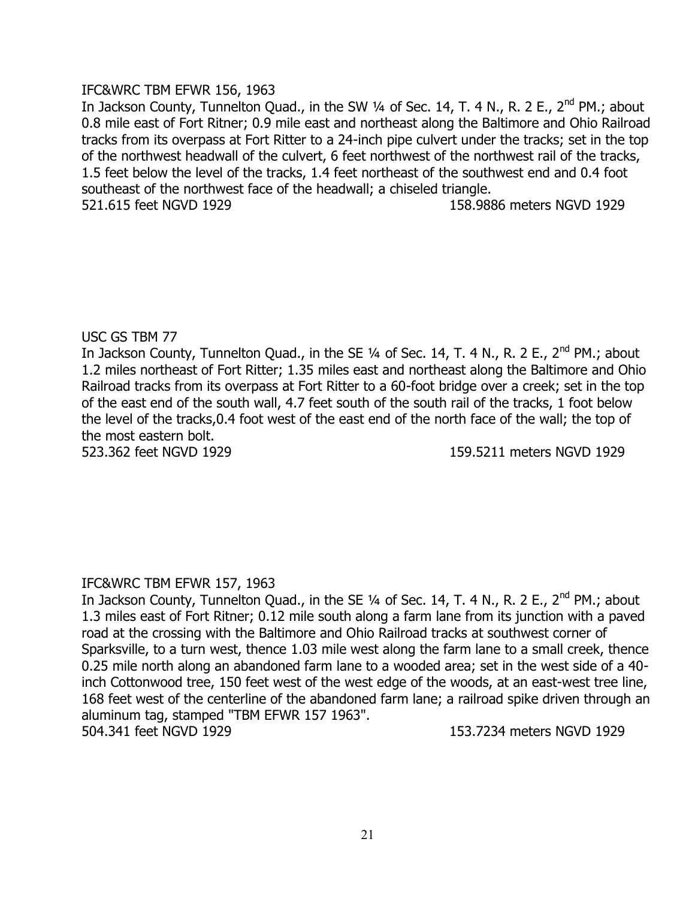IFC&WRC TBM EFWR 156, 1963

In Jackson County, Tunnelton Quad., in the SW ¼ of Sec. 14, T. 4 N., R. 2 E., 2nd PM.; about 0.8 mile east of Fort Ritner; 0.9 mile east and northeast along the Baltimore and Ohio Railroad tracks from its overpass at Fort Ritter to a 24-inch pipe culvert under the tracks; set in the top of the northwest headwall of the culvert, 6 feet northwest of the northwest rail of the tracks, 1.5 feet below the level of the tracks, 1.4 feet northeast of the southwest end and 0.4 foot southeast of the northwest face of the headwall; a chiseled triangle.

521.615 feet NGVD 1929 158.9886 meters NGVD 1929

USC GS TBM 77

In Jackson County, Tunnelton Quad., in the SE ¼ of Sec. 14, T. 4 N., R. 2 E., 2nd PM.; about 1.2 miles northeast of Fort Ritter; 1.35 miles east and northeast along the Baltimore and Ohio Railroad tracks from its overpass at Fort Ritter to a 60-foot bridge over a creek; set in the top of the east end of the south wall, 4.7 feet south of the south rail of the tracks, 1 foot below the level of the tracks,0.4 foot west of the east end of the north face of the wall; the top of the most eastern bolt.

523.362 feet NGVD 1929 159.5211 meters NGVD 1929

IFC&WRC TBM EFWR 157, 1963

In Jackson County, Tunnelton Quad., in the SE ¼ of Sec. 14, T. 4 N., R. 2 E., 2nd PM.; about 1.3 miles east of Fort Ritner; 0.12 mile south along a farm lane from its junction with a paved road at the crossing with the Baltimore and Ohio Railroad tracks at southwest corner of Sparksville, to a turn west, thence 1.03 mile west along the farm lane to a small creek, thence 0.25 mile north along an abandoned farm lane to a wooded area; set in the west side of a 40-inch Cottonwood tree, 150 feet west of the west edge of the woods, at an east-west tree line, 168 feet west of the centerline of the abandoned farm lane; a railroad spike driven through an aluminum tag, stamped "TBM EFWR 157 1963".

504.341 feet NGVD 1929 153.7234 meters NGVD 1929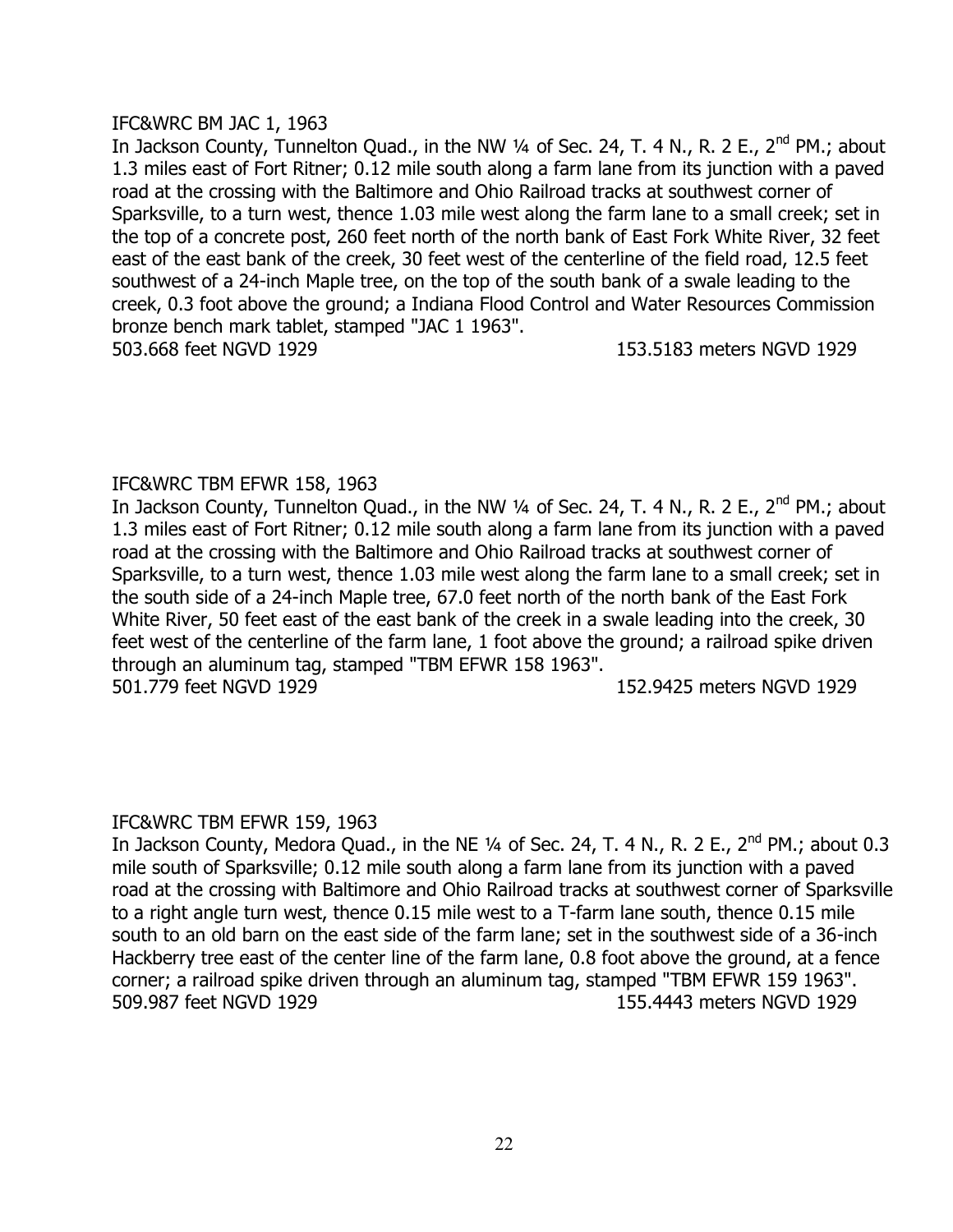IFC&WRC BM JAC 1, 1963

In Jackson County, Tunnelton Quad., in the NW ¼ of Sec. 24, T. 4 N., R. 2 E., 2nd PM.; about 1.3 miles east of Fort Ritner; 0.12 mile south along a farm lane from its junction with a paved road at the crossing with the Baltimore and Ohio Railroad tracks at southwest corner of Sparksville, to a turn west, thence 1.03 mile west along the farm lane to a small creek; set in the top of a concrete post, 260 feet north of the north bank of East Fork White River, 32 feet east of the east bank of the creek, 30 feet west of the centerline of the field road, 12.5 feet southwest of a 24-inch Maple tree, on the top of the south bank of a swale leading to the creek, 0.3 foot above the ground; a Indiana Flood Control and Water Resources Commission bronze bench mark tablet, stamped "JAC 1 1963".

503.668 feet NGVD 1929 153.5183 meters NGVD 1929

IFC&WRC TBM EFWR 158, 1963

In Jackson County, Tunnelton Quad., in the NW ¼ of Sec. 24, T. 4 N., R. 2 E., 2nd PM.; about 1.3 miles east of Fort Ritner; 0.12 mile south along a farm lane from its junction with a paved road at the crossing with the Baltimore and Ohio Railroad tracks at southwest corner of Sparksville, to a turn west, thence 1.03 mile west along the farm lane to a small creek; set in the south side of a 24-inch Maple tree, 67.0 feet north of the north bank of the East Fork White River, 50 feet east of the east bank of the creek in a swale leading into the creek, 30 feet west of the centerline of the farm lane, 1 foot above the ground; a railroad spike driven through an aluminum tag, stamped "TBM EFWR 158 1963".

501.779 feet NGVD 1929 152.9425 meters NGVD 1929

IFC&WRC TBM EFWR 159, 1963

In Jackson County, Medora Quad., in the NE ¼ of Sec. 24, T. 4 N., R. 2 E., 2nd PM.; about 0.3 mile south of Sparksville; 0.12 mile south along a farm lane from its junction with a paved road at the crossing with Baltimore and Ohio Railroad tracks at southwest corner of Sparksville to a right angle turn west, thence 0.15 mile west to a T-farm lane south, thence 0.15 mile south to an old barn on the east side of the farm lane; set in the southwest side of a 36-inch Hackberry tree east of the center line of the farm lane, 0.8 foot above the ground, at a fence corner; a railroad spike driven through an aluminum tag, stamped "TBM EFWR 159 1963".

509.987 feet NGVD 1929 155.4443 meters NGVD 1929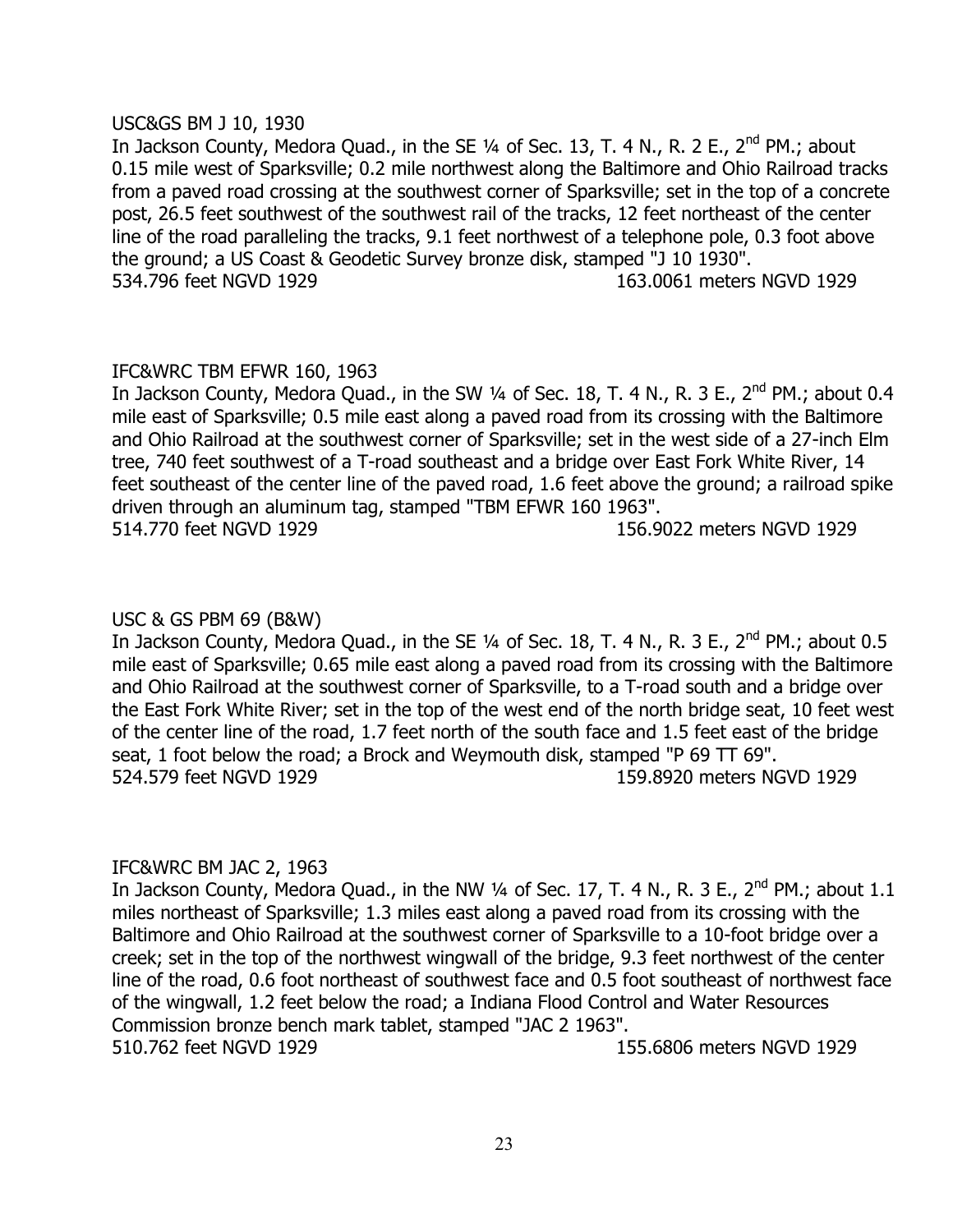USC&GS BM J 10, 1930

In Jackson County, Medora Quad., in the SE ¼ of Sec. 13, T. 4 N., R. 2 E., 2nd PM.; about 0.15 mile west of Sparksville; 0.2 mile northwest along the Baltimore and Ohio Railroad tracks from a paved road crossing at the southwest corner of Sparksville; set in the top of a concrete post, 26.5 feet southwest of the southwest rail of the tracks, 12 feet northeast of the center line of the road paralleling the tracks, 9.1 feet northwest of a telephone pole, 0.3 foot above the ground; a US Coast & Geodetic Survey bronze disk, stamped "J 10 1930".

534.796 feet NGVD 1929 163.0061 meters NGVD 1929

IFC&WRC TBM EFWR 160, 1963

In Jackson County, Medora Quad., in the SW ¼ of Sec. 18, T. 4 N., R. 3 E., 2nd PM.; about 0.4 mile east of Sparksville; 0.5 mile east along a paved road from its crossing with the Baltimore and Ohio Railroad at the southwest corner of Sparksville; set in the west side of a 27-inch Elm tree, 740 feet southwest of a T-road southeast and a bridge over East Fork White River, 14 feet southeast of the center line of the paved road, 1.6 feet above the ground; a railroad spike driven through an aluminum tag, stamped "TBM EFWR 160 1963".

514.770 feet NGVD 1929 156.9022 meters NGVD 1929

USC & GS PBM 69 (B&W)

In Jackson County, Medora Quad., in the SE ¼ of Sec. 18, T. 4 N., R. 3 E., 2nd PM.; about 0.5 mile east of Sparksville; 0.65 mile east along a paved road from its crossing with the Baltimore and Ohio Railroad at the southwest corner of Sparksville, to a T-road south and a bridge over the East Fork White River; set in the top of the west end of the north bridge seat, 10 feet west of the center line of the road, 1.7 feet north of the south face and 1.5 feet east of the bridge seat, 1 foot below the road; a Brock and Weymouth disk, stamped "P 69 TT 69".

524.579 feet NGVD 1929 159.8920 meters NGVD 1929

IFC&WRC BM JAC 2, 1963

In Jackson County, Medora Quad., in the NW ¼ of Sec. 17, T. 4 N., R. 3 E., 2nd PM.; about 1.1 miles northeast of Sparksville; 1.3 miles east along a paved road from its crossing with the Baltimore and Ohio Railroad at the southwest corner of Sparksville to a 10-foot bridge over a creek; set in the top of the northwest wingwall of the bridge, 9.3 feet northwest of the center line of the road, 0.6 foot northeast of southwest face and 0.5 foot southeast of northwest face of the wingwall, 1.2 feet below the road; a Indiana Flood Control and Water Resources Commission bronze bench mark tablet, stamped "JAC 2 1963".

510.762 feet NGVD 1929 155.6806 meters NGVD 1929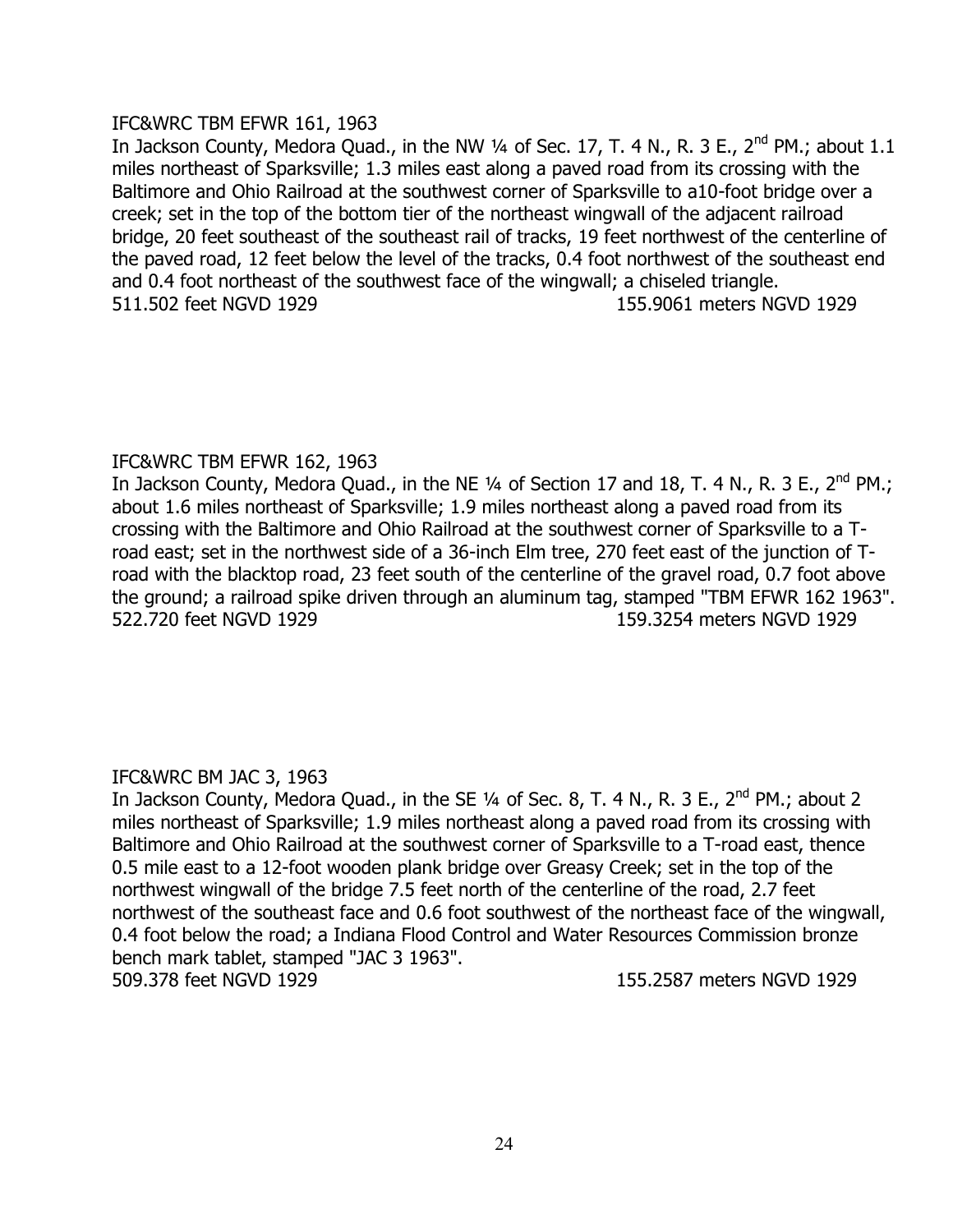IFC&WRC TBM EFWR 161, 1963

In Jackson County, Medora Quad., in the NW ¼ of Sec. 17, T. 4 N., R. 3 E., 2nd PM.; about 1.1 miles northeast of Sparksville; 1.3 miles east along a paved road from its crossing with the Baltimore and Ohio Railroad at the southwest corner of Sparksville to a10-foot bridge over a creek; set in the top of the bottom tier of the northeast wingwall of the adjacent railroad bridge, 20 feet southeast of the southeast rail of tracks, 19 feet northwest of the centerline of the paved road, 12 feet below the level of the tracks, 0.4 foot northwest of the southeast end and 0.4 foot northeast of the southwest face of the wingwall; a chiseled triangle.

511.502 feet NGVD 1929 155.9061 meters NGVD 1929

IFC&WRC TBM EFWR 162, 1963

In Jackson County, Medora Quad., in the NE ¼ of Section 17 and 18, T. 4 N., R. 3 E., 2nd PM.; about 1.6 miles northeast of Sparksville; 1.9 miles northeast along a paved road from its crossing with the Baltimore and Ohio Railroad at the southwest corner of Sparksville to a T-road east; set in the northwest side of a 36-inch Elm tree, 270 feet east of the junction of T-road with the blacktop road, 23 feet south of the centerline of the gravel road, 0.7 foot above the ground; a railroad spike driven through an aluminum tag, stamped "TBM EFWR 162 1963".

522.720 feet NGVD 1929 159.3254 meters NGVD 1929

IFC&WRC BM JAC 3, 1963

In Jackson County, Medora Quad., in the SE ¼ of Sec. 8, T. 4 N., R. 3 E., 2nd PM.; about 2 miles northeast of Sparksville; 1.9 miles northeast along a paved road from its crossing with Baltimore and Ohio Railroad at the southwest corner of Sparksville to a T-road east, thence 0.5 mile east to a 12-foot wooden plank bridge over Greasy Creek; set in the top of the northwest wingwall of the bridge 7.5 feet north of the centerline of the road, 2.7 feet northwest of the southeast face and 0.6 foot southwest of the northeast face of the wingwall, 0.4 foot below the road; a Indiana Flood Control and Water Resources Commission bronze bench mark tablet, stamped "JAC 3 1963".

509.378 feet NGVD 1929 155.2587 meters NGVD 1929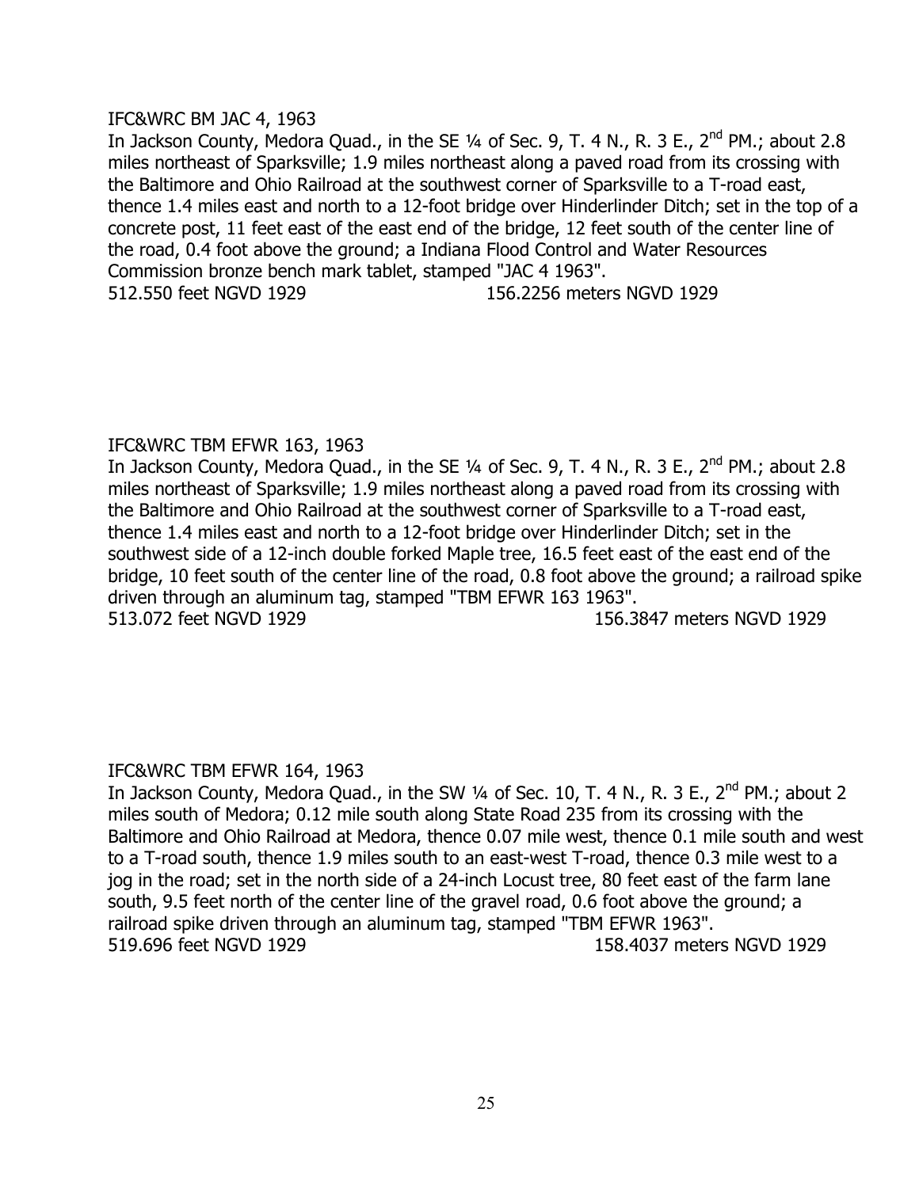IFC&WRC BM JAC 4, 1963

In Jackson County, Medora Quad., in the SE ¼ of Sec. 9, T. 4 N., R. 3 E., 2nd PM.; about 2.8 miles northeast of Sparksville; 1.9 miles northeast along a paved road from its crossing with the Baltimore and Ohio Railroad at the southwest corner of Sparksville to a T-road east, thence 1.4 miles east and north to a 12-foot bridge over Hinderlinder Ditch; set in the top of a concrete post, 11 feet east of the east end of the bridge, 12 feet south of the center line of the road, 0.4 foot above the ground; a Indiana Flood Control and Water Resources Commission bronze bench mark tablet, stamped "JAC 4 1963".

512.550 feet NGVD 1929 156.2256 meters NGVD 1929

IFC&WRC TBM EFWR 163, 1963

In Jackson County, Medora Quad., in the SE ¼ of Sec. 9, T. 4 N., R. 3 E., 2nd PM.; about 2.8 miles northeast of Sparksville; 1.9 miles northeast along a paved road from its crossing with the Baltimore and Ohio Railroad at the southwest corner of Sparksville to a T-road east, thence 1.4 miles east and north to a 12-foot bridge over Hinderlinder Ditch; set in the southwest side of a 12-inch double forked Maple tree, 16.5 feet east of the east end of the bridge, 10 feet south of the center line of the road, 0.8 foot above the ground; a railroad spike driven through an aluminum tag, stamped "TBM EFWR 163 1963".

513.072 feet NGVD 1929 156.3847 meters NGVD 1929

IFC&WRC TBM EFWR 164, 1963

In Jackson County, Medora Quad., in the SW ¼ of Sec. 10, T. 4 N., R. 3 E., 2nd PM.; about 2 miles south of Medora; 0.12 mile south along State Road 235 from its crossing with the Baltimore and Ohio Railroad at Medora, thence 0.07 mile west, thence 0.1 mile south and west to a T-road south, thence 1.9 miles south to an east-west T-road, thence 0.3 mile west to a jog in the road; set in the north side of a 24-inch Locust tree, 80 feet east of the farm lane south, 9.5 feet north of the center line of the gravel road, 0.6 foot above the ground; a railroad spike driven through an aluminum tag, stamped "TBM EFWR 1963".

519.696 feet NGVD 1929 158.4037 meters NGVD 1929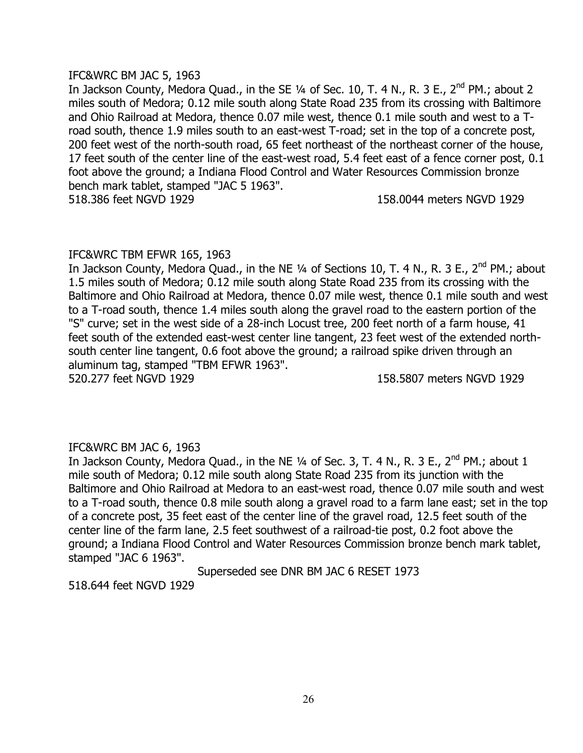IFC&WRC BM JAC 5, 1963

In Jackson County, Medora Quad., in the SE ¼ of Sec. 10, T. 4 N., R. 3 E., 2nd PM.; about 2 miles south of Medora; 0.12 mile south along State Road 235 from its crossing with Baltimore and Ohio Railroad at Medora, thence 0.07 mile west, thence 0.1 mile south and west to a T-road south, thence 1.9 miles south to an east-west T-road; set in the top of a concrete post, 200 feet west of the north-south road, 65 feet northeast of the northeast corner of the house, 17 feet south of the center line of the east-west road, 5.4 feet east of a fence corner post, 0.1 foot above the ground; a Indiana Flood Control and Water Resources Commission bronze bench mark tablet, stamped "JAC 5 1963".

518.386 feet NGVD 1929 158.0044 meters NGVD 1929

IFC&WRC TBM EFWR 165, 1963

In Jackson County, Medora Quad., in the NE ¼ of Sections 10, T. 4 N., R. 3 E., 2nd PM.; about 1.5 miles south of Medora; 0.12 mile south along State Road 235 from its crossing with the Baltimore and Ohio Railroad at Medora, thence 0.07 mile west, thence 0.1 mile south and west to a T-road south, thence 1.4 miles south along the gravel road to the eastern portion of the "S" curve; set in the west side of a 28-inch Locust tree, 200 feet north of a farm house, 41 feet south of the extended east-west center line tangent, 23 feet west of the extended north-south center line tangent, 0.6 foot above the ground; a railroad spike driven through an aluminum tag, stamped "TBM EFWR 1963".

520.277 feet NGVD 1929 158.5807 meters NGVD 1929

IFC&WRC BM JAC 6, 1963

In Jackson County, Medora Quad., in the NE ¼ of Sec. 3, T. 4 N., R. 3 E., 2nd PM.; about 1 mile south of Medora; 0.12 mile south along State Road 235 from its junction with the Baltimore and Ohio Railroad at Medora to an east-west road, thence 0.07 mile south and west to a T-road south, thence 0.8 mile south along a gravel road to a farm lane east; set in the top of a concrete post, 35 feet east of the center line of the gravel road, 12.5 feet south of the center line of the farm lane, 2.5 feet southwest of a railroad-tie post, 0.2 foot above the ground; a Indiana Flood Control and Water Resources Commission bronze bench mark tablet, stamped "JAC 6 1963".

Superseded see DNR BM JAC 6 RESET 1973

518.644 feet NGVD 1929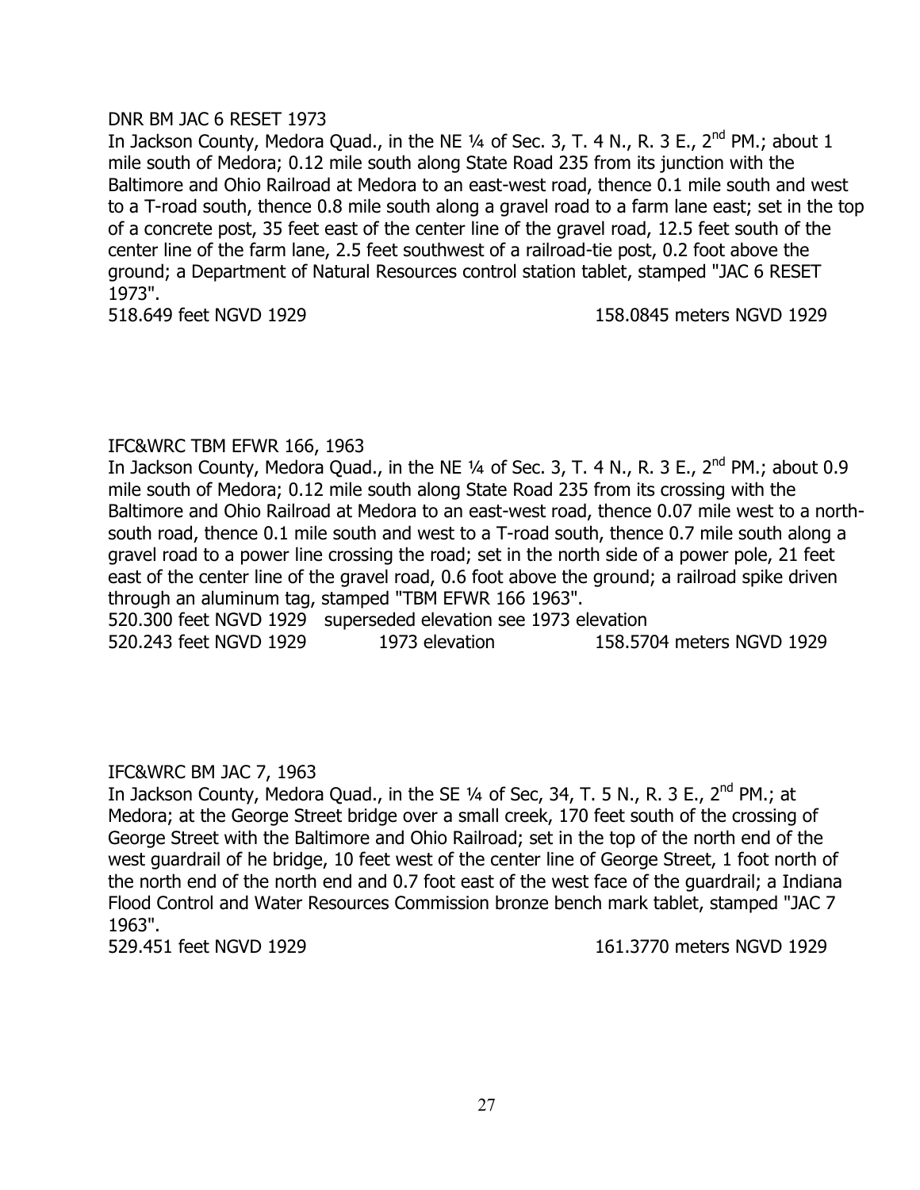DNR BM JAC 6 RESET 1973

In Jackson County, Medora Quad., in the NE ¼ of Sec. 3, T. 4 N., R. 3 E., 2nd PM.; about 1 mile south of Medora; 0.12 mile south along State Road 235 from its junction with the Baltimore and Ohio Railroad at Medora to an east-west road, thence 0.1 mile south and west to a T-road south, thence 0.8 mile south along a gravel road to a farm lane east; set in the top of a concrete post, 35 feet east of the center line of the gravel road, 12.5 feet south of the center line of the farm lane, 2.5 feet southwest of a railroad-tie post, 0.2 foot above the ground; a Department of Natural Resources control station tablet, stamped "JAC 6 RESET 1973".

518.649 feet NGVD 1929 158.0845 meters NGVD 1929

IFC&WRC TBM EFWR 166, 1963

In Jackson County, Medora Quad., in the NE ¼ of Sec. 3, T. 4 N., R. 3 E., 2nd PM.; about 0.9 mile south of Medora; 0.12 mile south along State Road 235 from its crossing with the Baltimore and Ohio Railroad at Medora to an east-west road, thence 0.07 mile west to a north-south road, thence 0.1 mile south and west to a T-road south, thence 0.7 mile south along a gravel road to a power line crossing the road; set in the north side of a power pole, 21 feet east of the center line of the gravel road, 0.6 foot above the ground; a railroad spike driven through an aluminum tag, stamped "TBM EFWR 166 1963".

520.300 feet NGVD 1929 superseded elevation see 1973 elevation

520.243 feet NGVD 1929 1973 elevation 158.5704 meters NGVD 1929

IFC&WRC BM JAC 7, 1963

In Jackson County, Medora Quad., in the SE ¼ of Sec, 34, T. 5 N., R. 3 E., 2nd PM.; at Medora; at the George Street bridge over a small creek, 170 feet south of the crossing of George Street with the Baltimore and Ohio Railroad; set in the top of the north end of the west guardrail of he bridge, 10 feet west of the center line of George Street, 1 foot north of the north end of the north end and 0.7 foot east of the west face of the guardrail; a Indiana Flood Control and Water Resources Commission bronze bench mark tablet, stamped "JAC 7 1963".

529.451 feet NGVD 1929 161.3770 meters NGVD 1929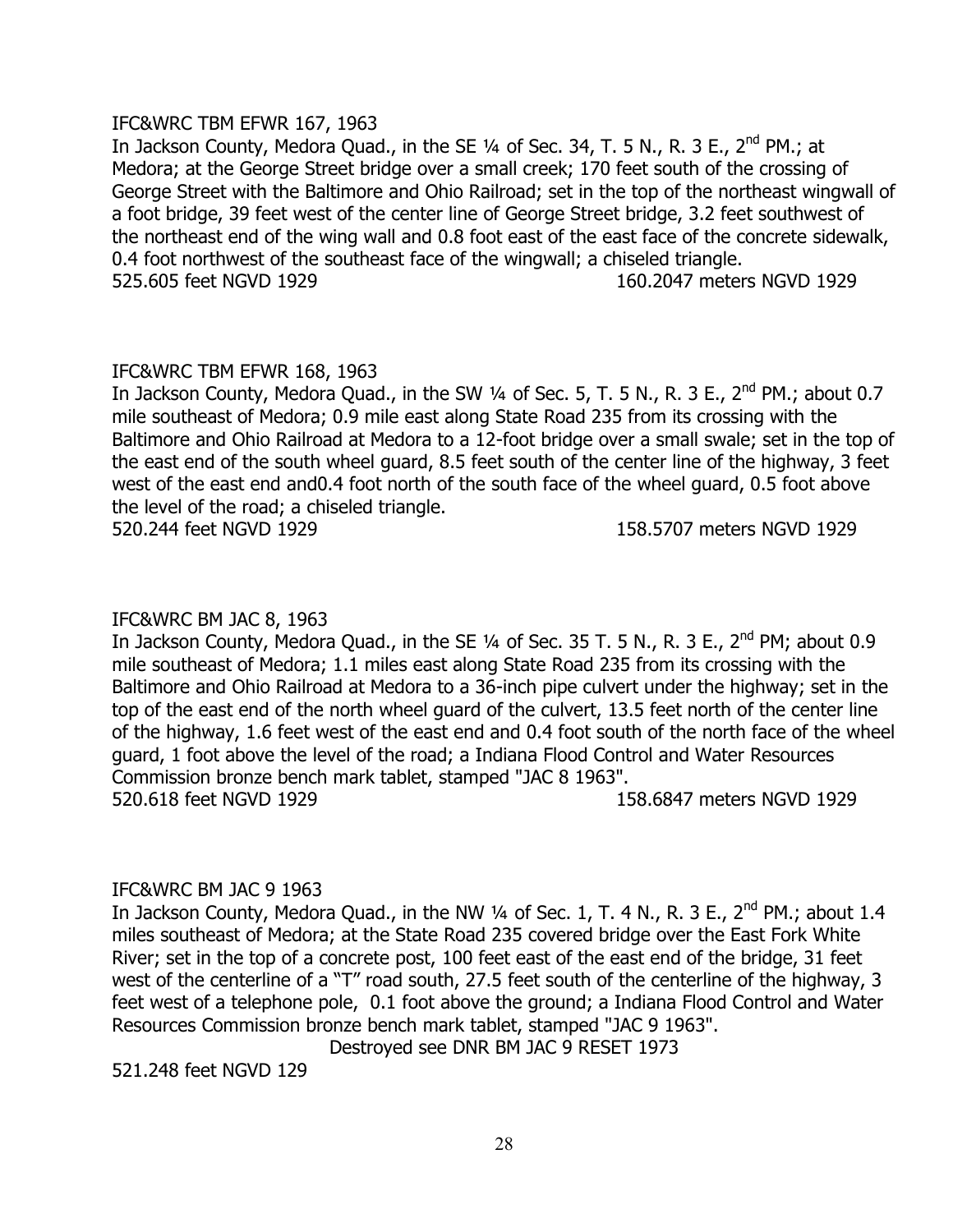IFC&WRC TBM EFWR 167, 1963

In Jackson County, Medora Quad., in the SE ¼ of Sec. 34, T. 5 N., R. 3 E., 2nd PM.; at Medora; at the George Street bridge over a small creek; 170 feet south of the crossing of George Street with the Baltimore and Ohio Railroad; set in the top of the northeast wingwall of a foot bridge, 39 feet west of the center line of George Street bridge, 3.2 feet southwest of the northeast end of the wing wall and 0.8 foot east of the east face of the concrete sidewalk, 0.4 foot northwest of the southeast face of the wingwall; a chiseled triangle.

525.605 feet NGVD 1929 160.2047 meters NGVD 1929

IFC&WRC TBM EFWR 168, 1963

In Jackson County, Medora Quad., in the SW ¼ of Sec. 5, T. 5 N., R. 3 E., 2nd PM.; about 0.7 mile southeast of Medora; 0.9 mile east along State Road 235 from its crossing with the Baltimore and Ohio Railroad at Medora to a 12-foot bridge over a small swale; set in the top of the east end of the south wheel guard, 8.5 feet south of the center line of the highway, 3 feet west of the east end and0.4 foot north of the south face of the wheel guard, 0.5 foot above the level of the road; a chiseled triangle.

520.244 feet NGVD 1929 158.5707 meters NGVD 1929

IFC&WRC BM JAC 8, 1963

In Jackson County, Medora Quad., in the SE ¼ of Sec. 35 T. 5 N., R. 3 E., 2nd PM; about 0.9 mile southeast of Medora; 1.1 miles east along State Road 235 from its crossing with the Baltimore and Ohio Railroad at Medora to a 36-inch pipe culvert under the highway; set in the top of the east end of the north wheel guard of the culvert, 13.5 feet north of the center line of the highway, 1.6 feet west of the east end and 0.4 foot south of the north face of the wheel guard, 1 foot above the level of the road; a Indiana Flood Control and Water Resources Commission bronze bench mark tablet, stamped "JAC 8 1963".

520.618 feet NGVD 1929 158.6847 meters NGVD 1929

IFC&WRC BM JAC 9 1963

In Jackson County, Medora Quad., in the NW ¼ of Sec. 1, T. 4 N., R. 3 E., 2nd PM.; about 1.4 miles southeast of Medora; at the State Road 235 covered bridge over the East Fork White River; set in the top of a concrete post, 100 feet east of the east end of the bridge, 31 feet west of the centerline of a "T" road south, 27.5 feet south of the centerline of the highway, 3 feet west of a telephone pole, 0.1 foot above the ground; a Indiana Flood Control and Water Resources Commission bronze bench mark tablet, stamped "JAC 9 1963".

Destroyed see DNR BM JAC 9 RESET 1973

521.248 feet NGVD 129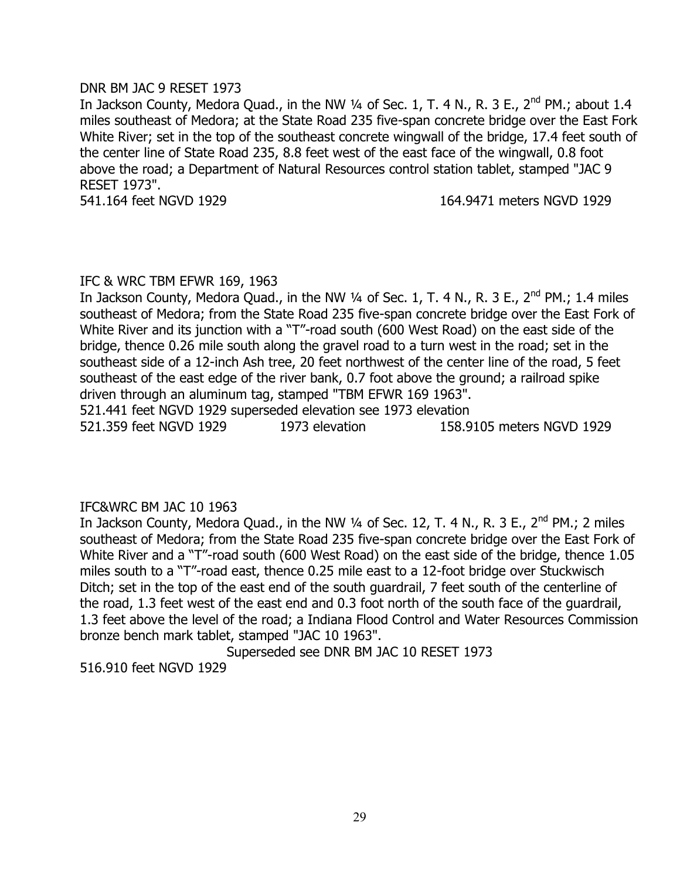DNR BM JAC 9 RESET 1973

In Jackson County, Medora Quad., in the NW ¼ of Sec. 1, T. 4 N., R. 3 E., 2nd PM.; about 1.4 miles southeast of Medora; at the State Road 235 five-span concrete bridge over the East Fork White River; set in the top of the southeast concrete wingwall of the bridge, 17.4 feet south of the center line of State Road 235, 8.8 feet west of the east face of the wingwall, 0.8 foot above the road; a Department of Natural Resources control station tablet, stamped "JAC 9 RESET 1973".

541.164 feet NGVD 1929 164.9471 meters NGVD 1929

IFC & WRC TBM EFWR 169, 1963

In Jackson County, Medora Quad., in the NW ¼ of Sec. 1, T. 4 N., R. 3 E., 2nd PM.; 1.4 miles southeast of Medora; from the State Road 235 five-span concrete bridge over the East Fork of White River and its junction with a "T"-road south (600 West Road) on the east side of the bridge, thence 0.26 mile south along the gravel road to a turn west in the road; set in the southeast side of a 12-inch Ash tree, 20 feet northwest of the center line of the road, 5 feet southeast of the east edge of the river bank, 0.7 foot above the ground; a railroad spike driven through an aluminum tag, stamped "TBM EFWR 169 1963".

521.441 feet NGVD 1929 superseded elevation see 1973 elevation

521.359 feet NGVD 1929 1973 elevation 158.9105 meters NGVD 1929

IFC&WRC BM JAC 10 1963

In Jackson County, Medora Quad., in the NW ¼ of Sec. 12, T. 4 N., R. 3 E., 2nd PM.; 2 miles southeast of Medora; from the State Road 235 five-span concrete bridge over the East Fork of White River and a "T"-road south (600 West Road) on the east side of the bridge, thence 1.05 miles south to a "T"-road east, thence 0.25 mile east to a 12-foot bridge over Stuckwisch Ditch; set in the top of the east end of the south guardrail, 7 feet south of the centerline of the road, 1.3 feet west of the east end and 0.3 foot north of the south face of the guardrail, 1.3 feet above the level of the road; a Indiana Flood Control and Water Resources Commission bronze bench mark tablet, stamped "JAC 10 1963".

Superseded see DNR BM JAC 10 RESET 1973

516.910 feet NGVD 1929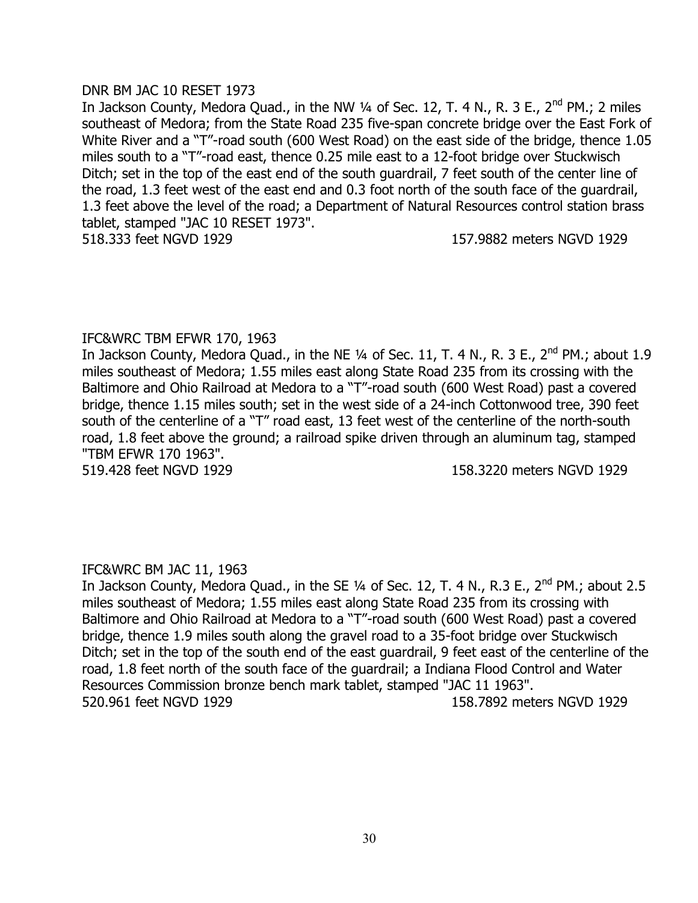DNR BM JAC 10 RESET 1973

In Jackson County, Medora Quad., in the NW ¼ of Sec. 12, T. 4 N., R. 3 E., 2nd PM.; 2 miles southeast of Medora; from the State Road 235 five-span concrete bridge over the East Fork of White River and a "T"-road south (600 West Road) on the east side of the bridge, thence 1.05 miles south to a "T"-road east, thence 0.25 mile east to a 12-foot bridge over Stuckwisch Ditch; set in the top of the east end of the south guardrail, 7 feet south of the center line of the road, 1.3 feet west of the east end and 0.3 foot north of the south face of the guardrail, 1.3 feet above the level of the road; a Department of Natural Resources control station brass tablet, stamped "JAC 10 RESET 1973".

518.333 feet NGVD 1929 157.9882 meters NGVD 1929

IFC&WRC TBM EFWR 170, 1963

In Jackson County, Medora Quad., in the NE ¼ of Sec. 11, T. 4 N., R. 3 E., 2nd PM.; about 1.9 miles southeast of Medora; 1.55 miles east along State Road 235 from its crossing with the Baltimore and Ohio Railroad at Medora to a "T"-road south (600 West Road) past a covered bridge, thence 1.15 miles south; set in the west side of a 24-inch Cottonwood tree, 390 feet south of the centerline of a "T" road east, 13 feet west of the centerline of the north-south road, 1.8 feet above the ground; a railroad spike driven through an aluminum tag, stamped "TBM EFWR 170 1963".

519.428 feet NGVD 1929 158.3220 meters NGVD 1929

IFC&WRC BM JAC 11, 1963

In Jackson County, Medora Quad., in the SE ¼ of Sec. 12, T. 4 N., R.3 E., 2nd PM.; about 2.5 miles southeast of Medora; 1.55 miles east along State Road 235 from its crossing with Baltimore and Ohio Railroad at Medora to a "T"-road south (600 West Road) past a covered bridge, thence 1.9 miles south along the gravel road to a 35-foot bridge over Stuckwisch Ditch; set in the top of the south end of the east guardrail, 9 feet east of the centerline of the road, 1.8 feet north of the south face of the guardrail; a Indiana Flood Control and Water Resources Commission bronze bench mark tablet, stamped "JAC 11 1963".

520.961 feet NGVD 1929 158.7892 meters NGVD 1929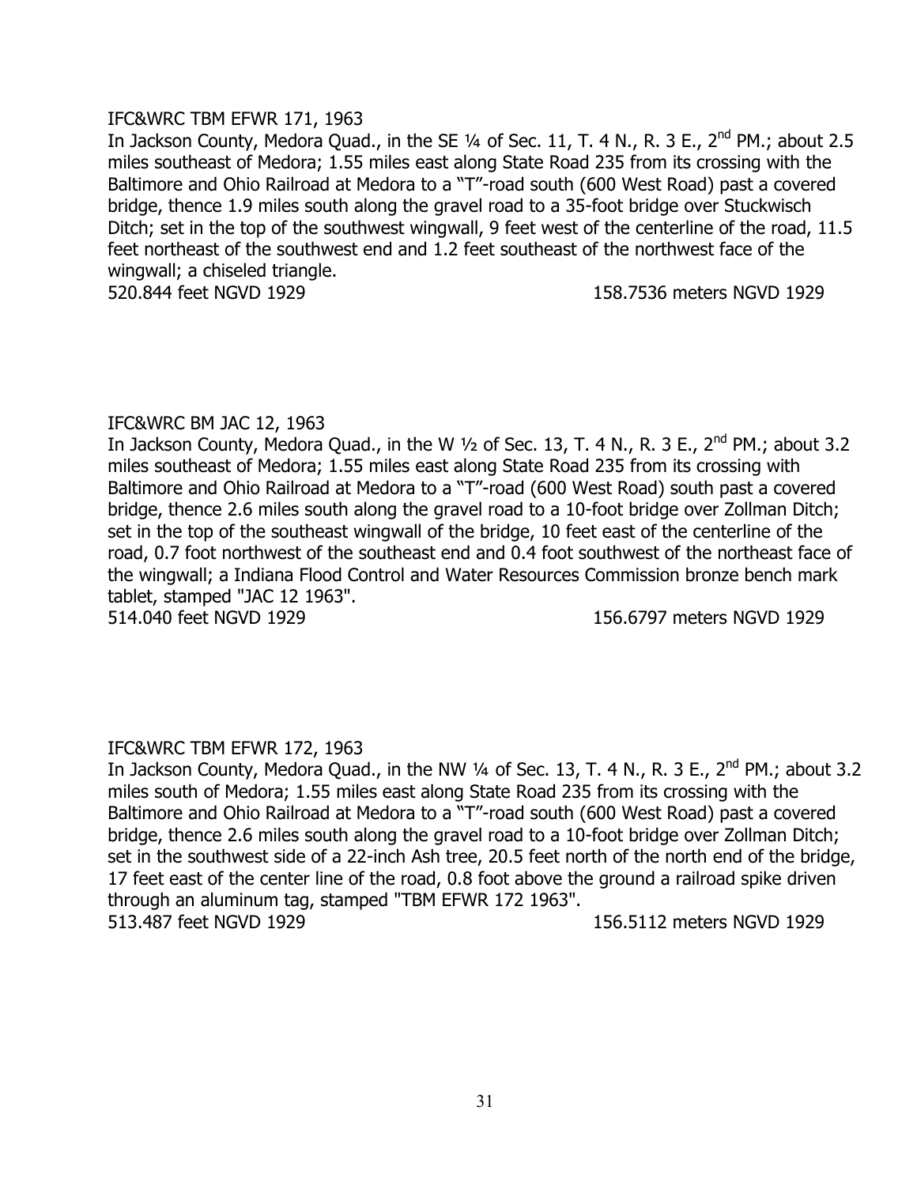IFC&WRC TBM EFWR 171, 1963

In Jackson County, Medora Quad., in the SE ¼ of Sec. 11, T. 4 N., R. 3 E., 2nd PM.; about 2.5 miles southeast of Medora; 1.55 miles east along State Road 235 from its crossing with the Baltimore and Ohio Railroad at Medora to a "T"-road south (600 West Road) past a covered bridge, thence 1.9 miles south along the gravel road to a 35-foot bridge over Stuckwisch Ditch; set in the top of the southwest wingwall, 9 feet west of the centerline of the road, 11.5 feet northeast of the southwest end and 1.2 feet southeast of the northwest face of the wingwall; a chiseled triangle.

520.844 feet NGVD 1929 158.7536 meters NGVD 1929

IFC&WRC BM JAC 12, 1963

In Jackson County, Medora Quad., in the W ½ of Sec. 13, T. 4 N., R. 3 E., 2nd PM.; about 3.2 miles southeast of Medora; 1.55 miles east along State Road 235 from its crossing with Baltimore and Ohio Railroad at Medora to a "T"-road (600 West Road) south past a covered bridge, thence 2.6 miles south along the gravel road to a 10-foot bridge over Zollman Ditch; set in the top of the southeast wingwall of the bridge, 10 feet east of the centerline of the road, 0.7 foot northwest of the southeast end and 0.4 foot southwest of the northeast face of the wingwall; a Indiana Flood Control and Water Resources Commission bronze bench mark tablet, stamped "JAC 12 1963".

514.040 feet NGVD 1929 156.6797 meters NGVD 1929

IFC&WRC TBM EFWR 172, 1963

In Jackson County, Medora Quad., in the NW ¼ of Sec. 13, T. 4 N., R. 3 E., 2nd PM.; about 3.2 miles south of Medora; 1.55 miles east along State Road 235 from its crossing with the Baltimore and Ohio Railroad at Medora to a "T"-road south (600 West Road) past a covered bridge, thence 2.6 miles south along the gravel road to a 10-foot bridge over Zollman Ditch; set in the southwest side of a 22-inch Ash tree, 20.5 feet north of the north end of the bridge, 17 feet east of the center line of the road, 0.8 foot above the ground a railroad spike driven through an aluminum tag, stamped "TBM EFWR 172 1963".

513.487 feet NGVD 1929 156.5112 meters NGVD 1929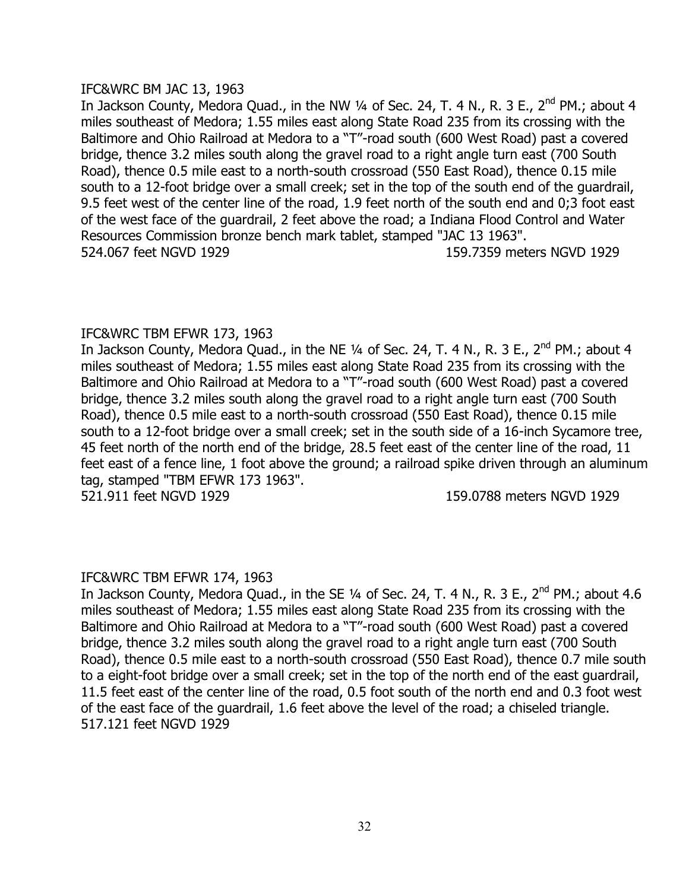IFC&WRC BM JAC 13, 1963

In Jackson County, Medora Quad., in the NW ¼ of Sec. 24, T. 4 N., R. 3 E., 2nd PM.; about 4 miles southeast of Medora; 1.55 miles east along State Road 235 from its crossing with the Baltimore and Ohio Railroad at Medora to a "T"-road south (600 West Road) past a covered bridge, thence 3.2 miles south along the gravel road to a right angle turn east (700 South Road), thence 0.5 mile east to a north-south crossroad (550 East Road), thence 0.15 mile south to a 12-foot bridge over a small creek; set in the top of the south end of the guardrail, 9.5 feet west of the center line of the road, 1.9 feet north of the south end and 0;3 foot east of the west face of the guardrail, 2 feet above the road; a Indiana Flood Control and Water Resources Commission bronze bench mark tablet, stamped "JAC 13 1963".

524.067 feet NGVD 1929 159.7359 meters NGVD 1929

IFC&WRC TBM EFWR 173, 1963

In Jackson County, Medora Quad., in the NE ¼ of Sec. 24, T. 4 N., R. 3 E., 2nd PM.; about 4 miles southeast of Medora; 1.55 miles east along State Road 235 from its crossing with the Baltimore and Ohio Railroad at Medora to a "T"-road south (600 West Road) past a covered bridge, thence 3.2 miles south along the gravel road to a right angle turn east (700 South Road), thence 0.5 mile east to a north-south crossroad (550 East Road), thence 0.15 mile south to a 12-foot bridge over a small creek; set in the south side of a 16-inch Sycamore tree, 45 feet north of the north end of the bridge, 28.5 feet east of the center line of the road, 11 feet east of a fence line, 1 foot above the ground; a railroad spike driven through an aluminum tag, stamped "TBM EFWR 173 1963".

521.911 feet NGVD 1929 159.0788 meters NGVD 1929

IFC&WRC TBM EFWR 174, 1963

In Jackson County, Medora Quad., in the SE ¼ of Sec. 24, T. 4 N., R. 3 E., 2nd PM.; about 4.6 miles southeast of Medora; 1.55 miles east along State Road 235 from its crossing with the Baltimore and Ohio Railroad at Medora to a "T"-road south (600 West Road) past a covered bridge, thence 3.2 miles south along the gravel road to a right angle turn east (700 South Road), thence 0.5 mile east to a north-south crossroad (550 East Road), thence 0.7 mile south to a eight-foot bridge over a small creek; set in the top of the north end of the east guardrail, 11.5 feet east of the center line of the road, 0.5 foot south of the north end and 0.3 foot west of the east face of the guardrail, 1.6 feet above the level of the road; a chiseled triangle.

517.121 feet NGVD 1929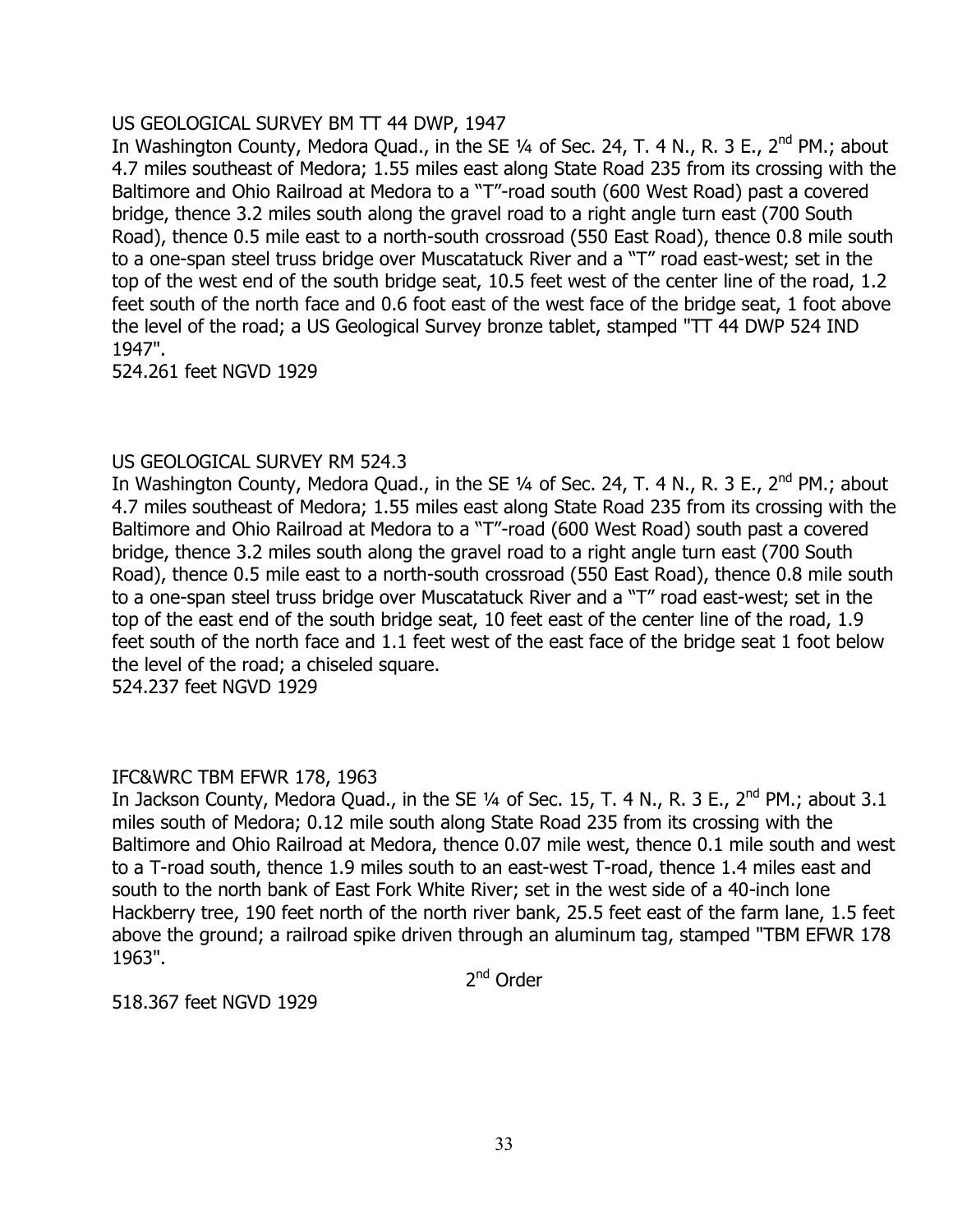US GEOLOGICAL SURVEY BM TT 44 DWP, 1947

In Washington County, Medora Quad., in the SE ¼ of Sec. 24, T. 4 N., R. 3 E., 2nd PM.; about 4.7 miles southeast of Medora; 1.55 miles east along State Road 235 from its crossing with the Baltimore and Ohio Railroad at Medora to a "T"-road south (600 West Road) past a covered bridge, thence 3.2 miles south along the gravel road to a right angle turn east (700 South Road), thence 0.5 mile east to a north-south crossroad (550 East Road), thence 0.8 mile south to a one-span steel truss bridge over Muscatatuck River and a "T" road east-west; set in the top of the west end of the south bridge seat, 10.5 feet west of the center line of the road, 1.2 feet south of the north face and 0.6 foot east of the west face of the bridge seat, 1 foot above the level of the road; a US Geological Survey bronze tablet, stamped "TT 44 DWP 524 IND 1947".

524.261 feet NGVD 1929

US GEOLOGICAL SURVEY RM 524.3

In Washington County, Medora Quad., in the SE ¼ of Sec. 24, T. 4 N., R. 3 E., 2nd PM.; about 4.7 miles southeast of Medora; 1.55 miles east along State Road 235 from its crossing with the Baltimore and Ohio Railroad at Medora to a "T"-road (600 West Road) south past a covered bridge, thence 3.2 miles south along the gravel road to a right angle turn east (700 South Road), thence 0.5 mile east to a north-south crossroad (550 East Road), thence 0.8 mile south to a one-span steel truss bridge over Muscatatuck River and a "T" road east-west; set in the top of the east end of the south bridge seat, 10 feet east of the center line of the road, 1.9 feet south of the north face and 1.1 feet west of the east face of the bridge seat 1 foot below the level of the road; a chiseled square.

524.237 feet NGVD 1929

IFC&WRC TBM EFWR 178, 1963

In Jackson County, Medora Quad., in the SE ¼ of Sec. 15, T. 4 N., R. 3 E., 2nd PM.; about 3.1 miles south of Medora; 0.12 mile south along State Road 235 from its crossing with the Baltimore and Ohio Railroad at Medora, thence 0.07 mile west, thence 0.1 mile south and west to a T-road south, thence 1.9 miles south to an east-west T-road, thence 1.4 miles east and south to the north bank of East Fork White River; set in the west side of a 40-inch lone Hackberry tree, 190 feet north of the north river bank, 25.5 feet east of the farm lane, 1.5 feet above the ground; a railroad spike driven through an aluminum tag, stamped "TBM EFWR 178 1963".

2nd Order

518.367 feet NGVD 1929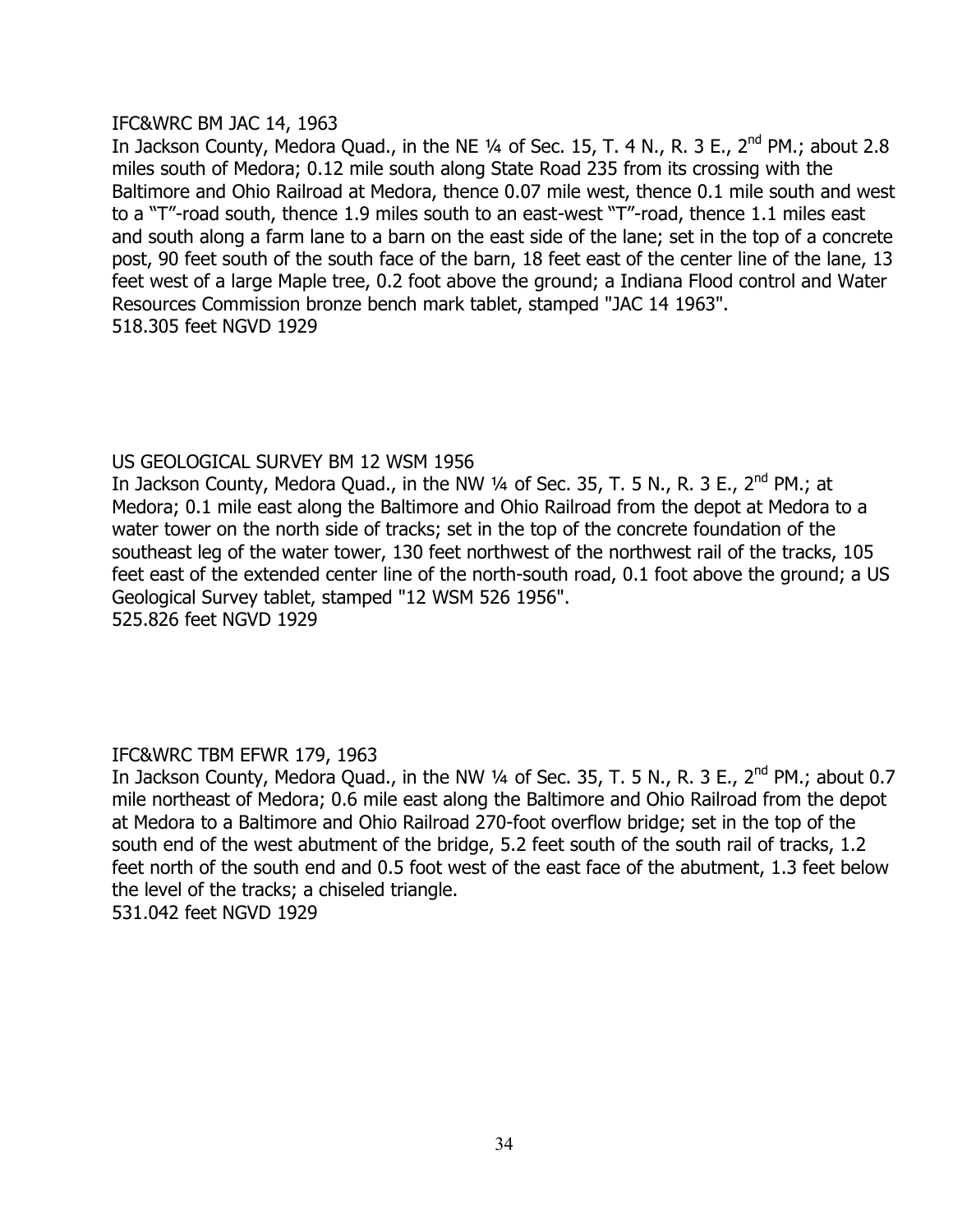IFC&WRC BM JAC 14, 1963

In Jackson County, Medora Quad., in the NE ¼ of Sec. 15, T. 4 N., R. 3 E., 2nd PM.; about 2.8 miles south of Medora; 0.12 mile south along State Road 235 from its crossing with the Baltimore and Ohio Railroad at Medora, thence 0.07 mile west, thence 0.1 mile south and west to a "T"-road south, thence 1.9 miles south to an east-west "T"-road, thence 1.1 miles east and south along a farm lane to a barn on the east side of the lane; set in the top of a concrete post, 90 feet south of the south face of the barn, 18 feet east of the center line of the lane, 13 feet west of a large Maple tree, 0.2 foot above the ground; a Indiana Flood control and Water Resources Commission bronze bench mark tablet, stamped "JAC 14 1963".

518.305 feet NGVD 1929

US GEOLOGICAL SURVEY BM 12 WSM 1956

In Jackson County, Medora Quad., in the NW ¼ of Sec. 35, T. 5 N., R. 3 E., 2nd PM.; at Medora; 0.1 mile east along the Baltimore and Ohio Railroad from the depot at Medora to a water tower on the north side of tracks; set in the top of the concrete foundation of the southeast leg of the water tower, 130 feet northwest of the northwest rail of the tracks, 105 feet east of the extended center line of the north-south road, 0.1 foot above the ground; a US Geological Survey tablet, stamped "12 WSM 526 1956".

525.826 feet NGVD 1929

IFC&WRC TBM EFWR 179, 1963

In Jackson County, Medora Quad., in the NW ¼ of Sec. 35, T. 5 N., R. 3 E., 2nd PM.; about 0.7 mile northeast of Medora; 0.6 mile east along the Baltimore and Ohio Railroad from the depot at Medora to a Baltimore and Ohio Railroad 270-foot overflow bridge; set in the top of the south end of the west abutment of the bridge, 5.2 feet south of the south rail of tracks, 1.2 feet north of the south end and 0.5 foot west of the east face of the abutment, 1.3 feet below the level of the tracks; a chiseled triangle.

531.042 feet NGVD 1929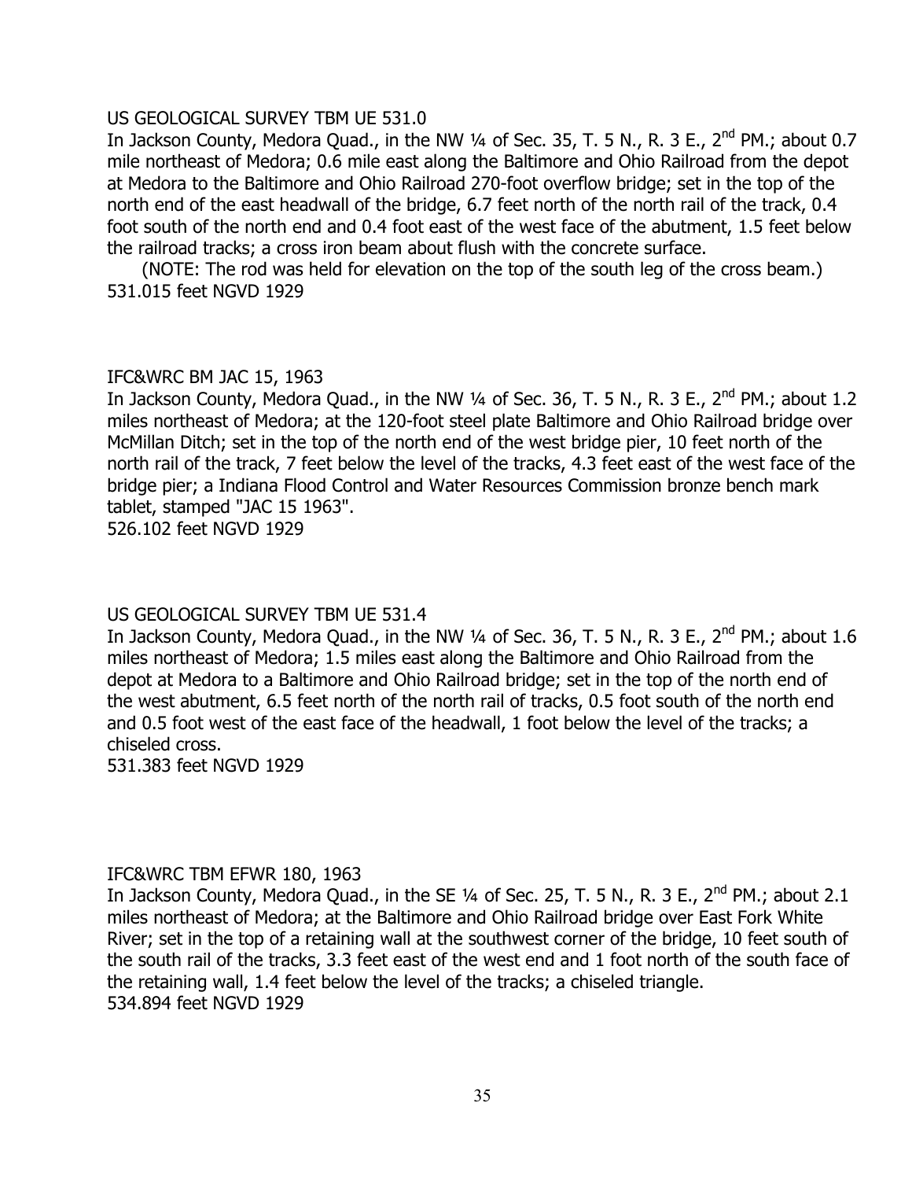US GEOLOGICAL SURVEY TBM UE 531.0

In Jackson County, Medora Quad., in the NW ¼ of Sec. 35, T. 5 N., R. 3 E., 2nd PM.; about 0.7 mile northeast of Medora; 0.6 mile east along the Baltimore and Ohio Railroad from the depot at Medora to the Baltimore and Ohio Railroad 270-foot overflow bridge; set in the top of the north end of the east headwall of the bridge, 6.7 feet north of the north rail of the track, 0.4 foot south of the north end and 0.4 foot east of the west face of the abutment, 1.5 feet below the railroad tracks; a cross iron beam about flush with the concrete surface.

(NOTE: The rod was held for elevation on the top of the south leg of the cross beam.)

531.015 feet NGVD 1929

IFC&WRC BM JAC 15, 1963

In Jackson County, Medora Quad., in the NW ¼ of Sec. 36, T. 5 N., R. 3 E., 2nd PM.; about 1.2 miles northeast of Medora; at the 120-foot steel plate Baltimore and Ohio Railroad bridge over McMillan Ditch; set in the top of the north end of the west bridge pier, 10 feet north of the north rail of the track, 7 feet below the level of the tracks, 4.3 feet east of the west face of the bridge pier; a Indiana Flood Control and Water Resources Commission bronze bench mark tablet, stamped "JAC 15 1963".

526.102 feet NGVD 1929

US GEOLOGICAL SURVEY TBM UE 531.4

In Jackson County, Medora Quad., in the NW ¼ of Sec. 36, T. 5 N., R. 3 E., 2nd PM.; about 1.6 miles northeast of Medora; 1.5 miles east along the Baltimore and Ohio Railroad from the depot at Medora to a Baltimore and Ohio Railroad bridge; set in the top of the north end of the west abutment, 6.5 feet north of the north rail of tracks, 0.5 foot south of the north end and 0.5 foot west of the east face of the headwall, 1 foot below the level of the tracks; a chiseled cross.

531.383 feet NGVD 1929

IFC&WRC TBM EFWR 180, 1963

In Jackson County, Medora Quad., in the SE ¼ of Sec. 25, T. 5 N., R. 3 E., 2nd PM.; about 2.1 miles northeast of Medora; at the Baltimore and Ohio Railroad bridge over East Fork White River; set in the top of a retaining wall at the southwest corner of the bridge, 10 feet south of the south rail of the tracks, 3.3 feet east of the west end and 1 foot north of the south face of the retaining wall, 1.4 feet below the level of the tracks; a chiseled triangle.

534.894 feet NGVD 1929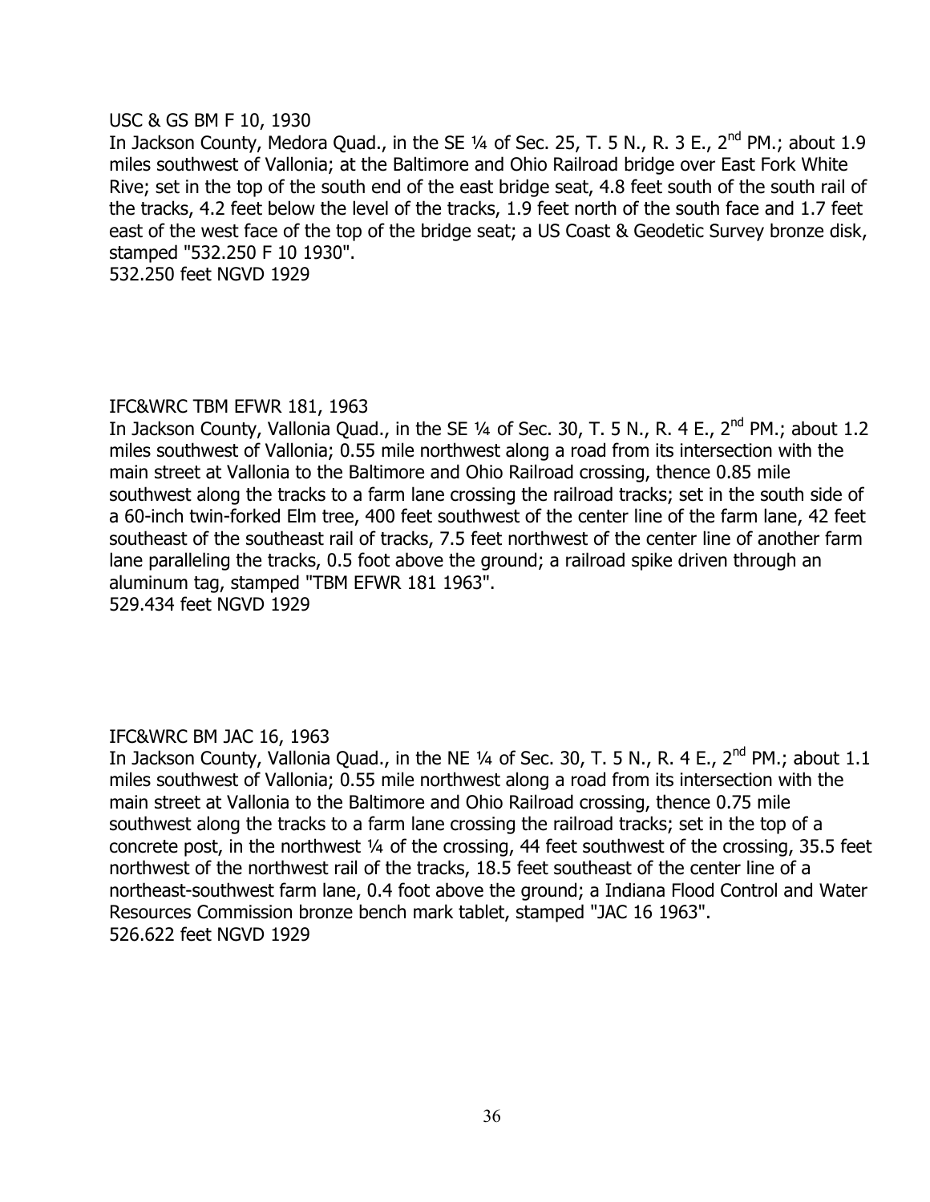USC & GS BM F 10, 1930

In Jackson County, Medora Quad., in the SE ¼ of Sec. 25, T. 5 N., R. 3 E., 2nd PM.; about 1.9 miles southwest of Vallonia; at the Baltimore and Ohio Railroad bridge over East Fork White Rive; set in the top of the south end of the east bridge seat, 4.8 feet south of the south rail of the tracks, 4.2 feet below the level of the tracks, 1.9 feet north of the south face and 1.7 feet east of the west face of the top of the bridge seat; a US Coast & Geodetic Survey bronze disk, stamped "532.250 F 10 1930".

532.250 feet NGVD 1929

IFC&WRC TBM EFWR 181, 1963

In Jackson County, Vallonia Quad., in the SE ¼ of Sec. 30, T. 5 N., R. 4 E., 2nd PM.; about 1.2 miles southwest of Vallonia; 0.55 mile northwest along a road from its intersection with the main street at Vallonia to the Baltimore and Ohio Railroad crossing, thence 0.85 mile southwest along the tracks to a farm lane crossing the railroad tracks; set in the south side of a 60-inch twin-forked Elm tree, 400 feet southwest of the center line of the farm lane, 42 feet southeast of the southeast rail of tracks, 7.5 feet northwest of the center line of another farm lane paralleling the tracks, 0.5 foot above the ground; a railroad spike driven through an aluminum tag, stamped "TBM EFWR 181 1963".

529.434 feet NGVD 1929

IFC&WRC BM JAC 16, 1963

In Jackson County, Vallonia Quad., in the NE ¼ of Sec. 30, T. 5 N., R. 4 E., 2nd PM.; about 1.1 miles southwest of Vallonia; 0.55 mile northwest along a road from its intersection with the main street at Vallonia to the Baltimore and Ohio Railroad crossing, thence 0.75 mile southwest along the tracks to a farm lane crossing the railroad tracks; set in the top of a concrete post, in the northwest ¼ of the crossing, 44 feet southwest of the crossing, 35.5 feet northwest of the northwest rail of the tracks, 18.5 feet southeast of the center line of a northeast-southwest farm lane, 0.4 foot above the ground; a Indiana Flood Control and Water Resources Commission bronze bench mark tablet, stamped "JAC 16 1963".

526.622 feet NGVD 1929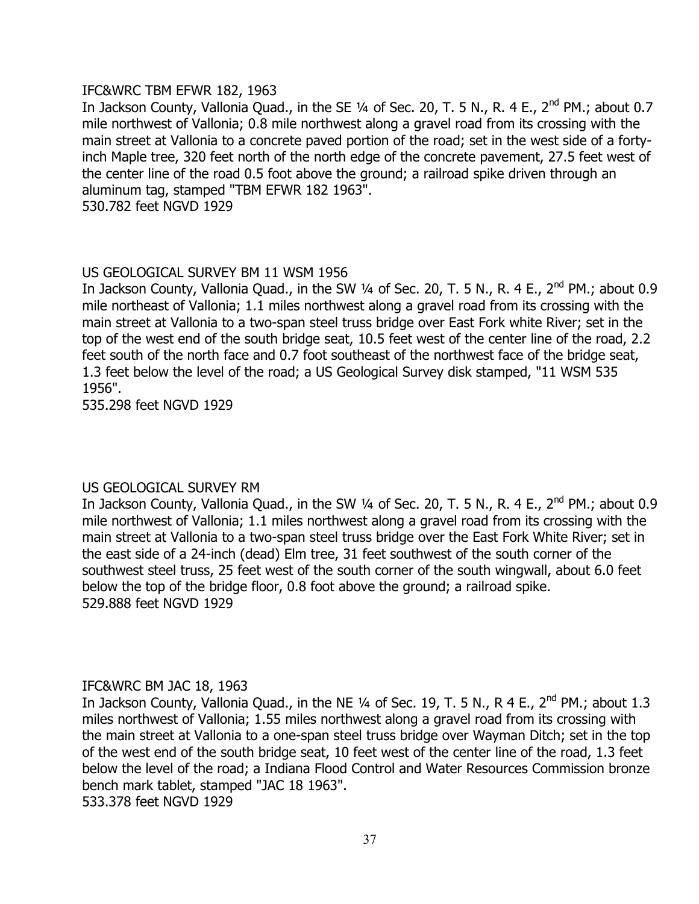IFC&WRC TBM EFWR 182, 1963

In Jackson County, Vallonia Quad., in the SE ¼ of Sec. 20, T. 5 N., R. 4 E., 2nd PM.; about 0.7 mile northwest of Vallonia; 0.8 mile northwest along a gravel road from its crossing with the main street at Vallonia to a concrete paved portion of the road; set in the west side of a forty-inch Maple tree, 320 feet north of the north edge of the concrete pavement, 27.5 feet west of the center line of the road 0.5 foot above the ground; a railroad spike driven through an aluminum tag, stamped "TBM EFWR 182 1963".

530.782 feet NGVD 1929

US GEOLOGICAL SURVEY BM 11 WSM 1956

In Jackson County, Vallonia Quad., in the SW ¼ of Sec. 20, T. 5 N., R. 4 E., 2nd PM.; about 0.9 mile northeast of Vallonia; 1.1 miles northwest along a gravel road from its crossing with the main street at Vallonia to a two-span steel truss bridge over East Fork white River; set in the top of the west end of the south bridge seat, 10.5 feet west of the center line of the road, 2.2 feet south of the north face and 0.7 foot southeast of the northwest face of the bridge seat, 1.3 feet below the level of the road; a US Geological Survey disk stamped, "11 WSM 535 1956".

535.298 feet NGVD 1929

US GEOLOGICAL SURVEY RM

In Jackson County, Vallonia Quad., in the SW ¼ of Sec. 20, T. 5 N., R. 4 E., 2nd PM.; about 0.9 mile northwest of Vallonia; 1.1 miles northwest along a gravel road from its crossing with the main street at Vallonia to a two-span steel truss bridge over the East Fork White River; set in the east side of a 24-inch (dead) Elm tree, 31 feet southwest of the south corner of the southwest steel truss, 25 feet west of the south corner of the south wingwall, about 6.0 feet below the top of the bridge floor, 0.8 foot above the ground; a railroad spike.

529.888 feet NGVD 1929

IFC&WRC BM JAC 18, 1963

In Jackson County, Vallonia Quad., in the NE ¼ of Sec. 19, T. 5 N., R 4 E., 2nd PM.; about 1.3 miles northwest of Vallonia; 1.55 miles northwest along a gravel road from its crossing with the main street at Vallonia to a one-span steel truss bridge over Wayman Ditch; set in the top of the west end of the south bridge seat, 10 feet west of the center line of the road, 1.3 feet below the level of the road; a Indiana Flood Control and Water Resources Commission bronze bench mark tablet, stamped "JAC 18 1963".

533.378 feet NGVD 1929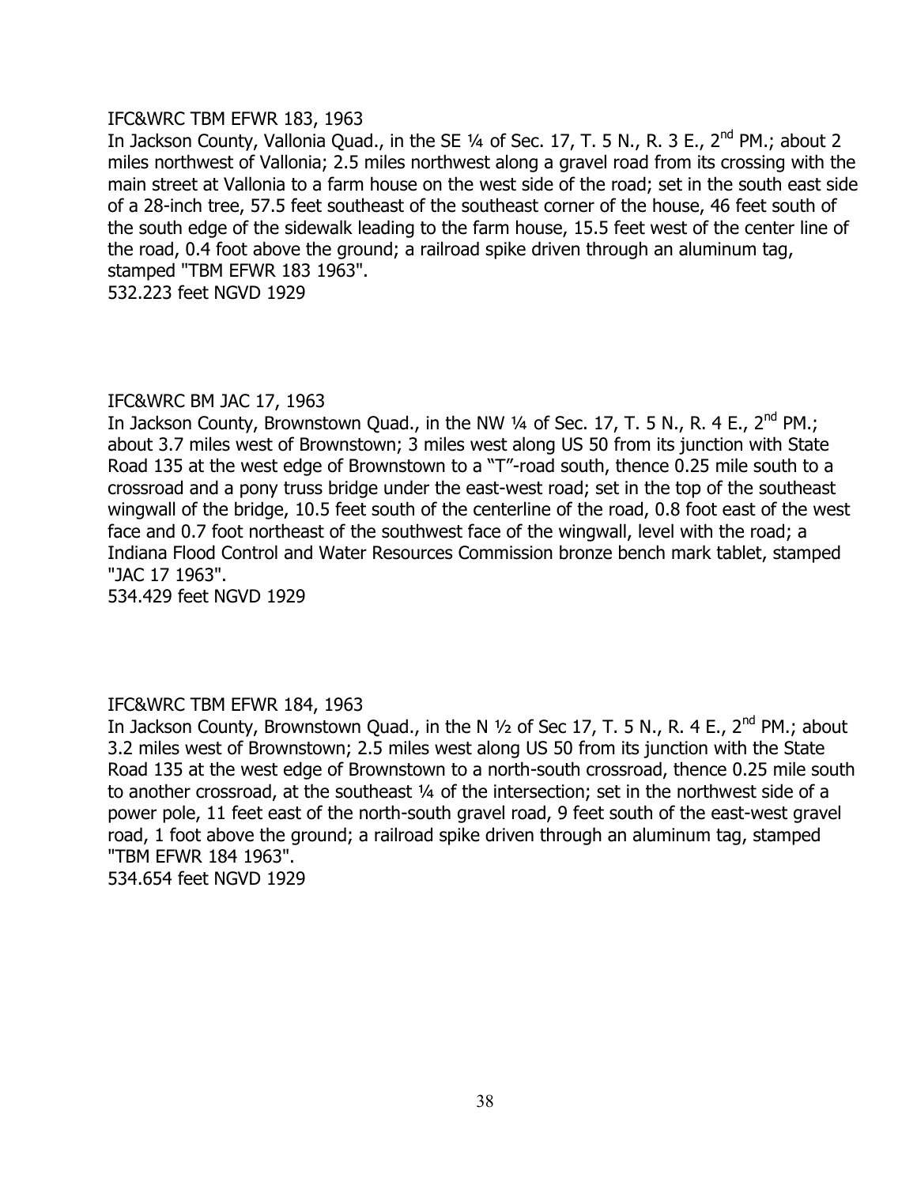IFC&WRC TBM EFWR 183, 1963

In Jackson County, Vallonia Quad., in the SE ¼ of Sec. 17, T. 5 N., R. 3 E., 2nd PM.; about 2 miles northwest of Vallonia; 2.5 miles northwest along a gravel road from its crossing with the main street at Vallonia to a farm house on the west side of the road; set in the south east side of a 28-inch tree, 57.5 feet southeast of the southeast corner of the house, 46 feet south of the south edge of the sidewalk leading to the farm house, 15.5 feet west of the center line of the road, 0.4 foot above the ground; a railroad spike driven through an aluminum tag, stamped "TBM EFWR 183 1963".

532.223 feet NGVD 1929

IFC&WRC BM JAC 17, 1963

In Jackson County, Brownstown Quad., in the NW ¼ of Sec. 17, T. 5 N., R. 4 E., 2nd PM.; about 3.7 miles west of Brownstown; 3 miles west along US 50 from its junction with State Road 135 at the west edge of Brownstown to a "T"-road south, thence 0.25 mile south to a crossroad and a pony truss bridge under the east-west road; set in the top of the southeast wingwall of the bridge, 10.5 feet south of the centerline of the road, 0.8 foot east of the west face and 0.7 foot northeast of the southwest face of the wingwall, level with the road; a Indiana Flood Control and Water Resources Commission bronze bench mark tablet, stamped "JAC 17 1963".

534.429 feet NGVD 1929

IFC&WRC TBM EFWR 184, 1963

In Jackson County, Brownstown Quad., in the N ½ of Sec 17, T. 5 N., R. 4 E., 2nd PM.; about 3.2 miles west of Brownstown; 2.5 miles west along US 50 from its junction with the State Road 135 at the west edge of Brownstown to a north-south crossroad, thence 0.25 mile south to another crossroad, at the southeast ¼ of the intersection; set in the northwest side of a power pole, 11 feet east of the north-south gravel road, 9 feet south of the east-west gravel road, 1 foot above the ground; a railroad spike driven through an aluminum tag, stamped "TBM EFWR 184 1963".

534.654 feet NGVD 1929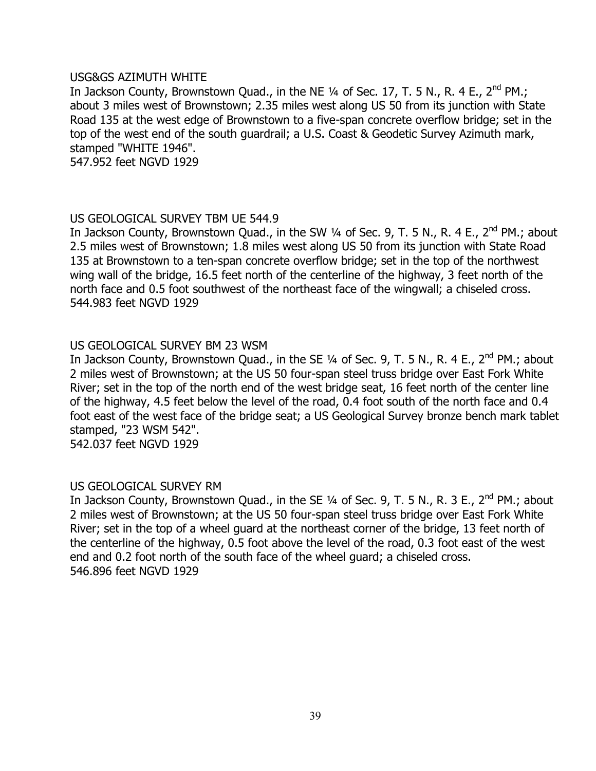USG&GS AZIMUTH WHITE

In Jackson County, Brownstown Quad., in the NE ¼ of Sec. 17, T. 5 N., R. 4 E., 2nd PM.; about 3 miles west of Brownstown; 2.35 miles west along US 50 from its junction with State Road 135 at the west edge of Brownstown to a five-span concrete overflow bridge; set in the top of the west end of the south guardrail; a U.S. Coast & Geodetic Survey Azimuth mark, stamped "WHITE 1946".

547.952 feet NGVD 1929

US GEOLOGICAL SURVEY TBM UE 544.9

In Jackson County, Brownstown Quad., in the SW ¼ of Sec. 9, T. 5 N., R. 4 E., 2nd PM.; about 2.5 miles west of Brownstown; 1.8 miles west along US 50 from its junction with State Road 135 at Brownstown to a ten-span concrete overflow bridge; set in the top of the northwest wing wall of the bridge, 16.5 feet north of the centerline of the highway, 3 feet north of the north face and 0.5 foot southwest of the northeast face of the wingwall; a chiseled cross.

544.983 feet NGVD 1929

US GEOLOGICAL SURVEY BM 23 WSM

In Jackson County, Brownstown Quad., in the SE ¼ of Sec. 9, T. 5 N., R. 4 E., 2nd PM.; about 2 miles west of Brownstown; at the US 50 four-span steel truss bridge over East Fork White River; set in the top of the north end of the west bridge seat, 16 feet north of the center line of the highway, 4.5 feet below the level of the road, 0.4 foot south of the north face and 0.4 foot east of the west face of the bridge seat; a US Geological Survey bronze bench mark tablet stamped, "23 WSM 542".

542.037 feet NGVD 1929

US GEOLOGICAL SURVEY RM

In Jackson County, Brownstown Quad., in the SE ¼ of Sec. 9, T. 5 N., R. 3 E., 2nd PM.; about 2 miles west of Brownstown; at the US 50 four-span steel truss bridge over East Fork White River; set in the top of a wheel guard at the northeast corner of the bridge, 13 feet north of the centerline of the highway, 0.5 foot above the level of the road, 0.3 foot east of the west end and 0.2 foot north of the south face of the wheel guard; a chiseled cross.

546.896 feet NGVD 1929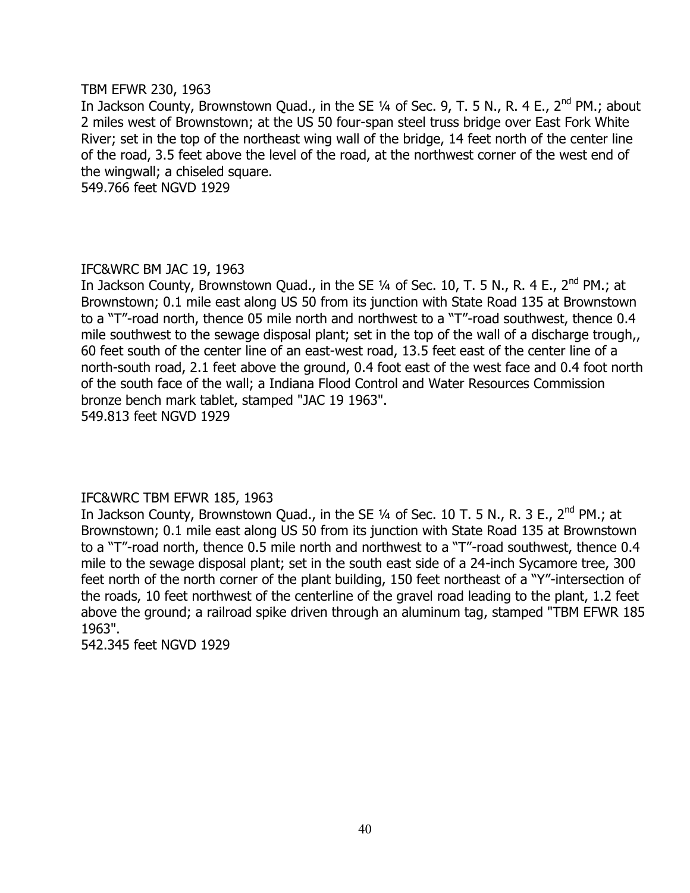TBM EFWR 230, 1963

In Jackson County, Brownstown Quad., in the SE ¼ of Sec. 9, T. 5 N., R. 4 E., 2nd PM.; about 2 miles west of Brownstown; at the US 50 four-span steel truss bridge over East Fork White River; set in the top of the northeast wing wall of the bridge, 14 feet north of the center line of the road, 3.5 feet above the level of the road, at the northwest corner of the west end of the wingwall; a chiseled square.

549.766 feet NGVD 1929

IFC&WRC BM JAC 19, 1963

In Jackson County, Brownstown Quad., in the SE ¼ of Sec. 10, T. 5 N., R. 4 E., 2nd PM.; at Brownstown; 0.1 mile east along US 50 from its junction with State Road 135 at Brownstown to a "T"-road north, thence 05 mile north and northwest to a "T"-road southwest, thence 0.4 mile southwest to the sewage disposal plant; set in the top of the wall of a discharge trough,, 60 feet south of the center line of an east-west road, 13.5 feet east of the center line of a north-south road, 2.1 feet above the ground, 0.4 foot east of the west face and 0.4 foot north of the south face of the wall; a Indiana Flood Control and Water Resources Commission bronze bench mark tablet, stamped "JAC 19 1963".

549.813 feet NGVD 1929

IFC&WRC TBM EFWR 185, 1963

In Jackson County, Brownstown Quad., in the SE ¼ of Sec. 10 T. 5 N., R. 3 E., 2nd PM.; at Brownstown; 0.1 mile east along US 50 from its junction with State Road 135 at Brownstown to a "T"-road north, thence 0.5 mile north and northwest to a "T"-road southwest, thence 0.4 mile to the sewage disposal plant; set in the south east side of a 24-inch Sycamore tree, 300 feet north of the north corner of the plant building, 150 feet northeast of a "Y"-intersection of the roads, 10 feet northwest of the centerline of the gravel road leading to the plant, 1.2 feet above the ground; a railroad spike driven through an aluminum tag, stamped "TBM EFWR 185 1963".

542.345 feet NGVD 1929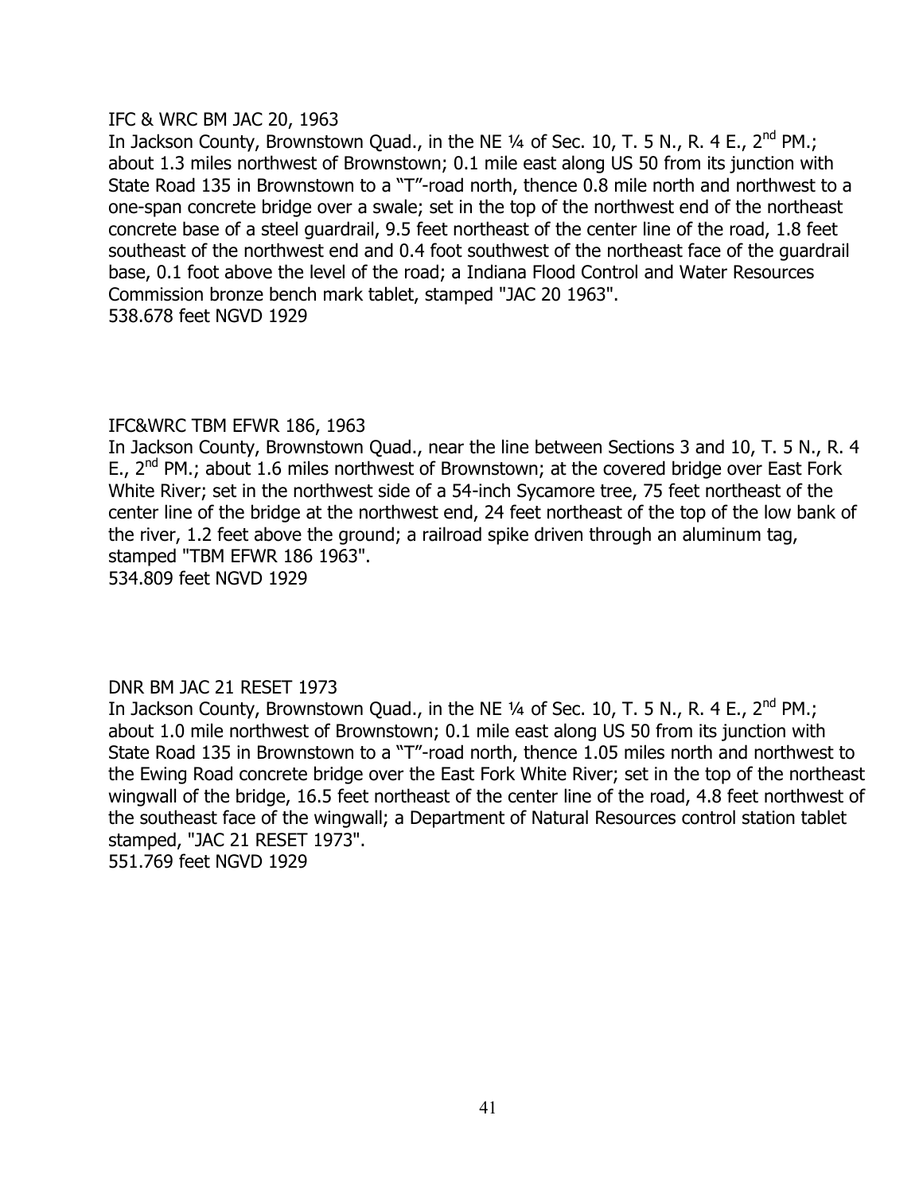IFC & WRC BM JAC 20, 1963

In Jackson County, Brownstown Quad., in the NE ¼ of Sec. 10, T. 5 N., R. 4 E., 2nd PM.; about 1.3 miles northwest of Brownstown; 0.1 mile east along US 50 from its junction with State Road 135 in Brownstown to a "T"-road north, thence 0.8 mile north and northwest to a one-span concrete bridge over a swale; set in the top of the northwest end of the northeast concrete base of a steel guardrail, 9.5 feet northeast of the center line of the road, 1.8 feet southeast of the northwest end and 0.4 foot southwest of the northeast face of the guardrail base, 0.1 foot above the level of the road; a Indiana Flood Control and Water Resources Commission bronze bench mark tablet, stamped "JAC 20 1963".

538.678 feet NGVD 1929

IFC&WRC TBM EFWR 186, 1963

In Jackson County, Brownstown Quad., near the line between Sections 3 and 10, T. 5 N., R. 4 E., 2nd PM.; about 1.6 miles northwest of Brownstown; at the covered bridge over East Fork White River; set in the northwest side of a 54-inch Sycamore tree, 75 feet northeast of the center line of the bridge at the northwest end, 24 feet northeast of the top of the low bank of the river, 1.2 feet above the ground; a railroad spike driven through an aluminum tag, stamped "TBM EFWR 186 1963".

534.809 feet NGVD 1929

DNR BM JAC 21 RESET 1973

In Jackson County, Brownstown Quad., in the NE ¼ of Sec. 10, T. 5 N., R. 4 E., 2nd PM.; about 1.0 mile northwest of Brownstown; 0.1 mile east along US 50 from its junction with State Road 135 in Brownstown to a "T"-road north, thence 1.05 miles north and northwest to the Ewing Road concrete bridge over the East Fork White River; set in the top of the northeast wingwall of the bridge, 16.5 feet northeast of the center line of the road, 4.8 feet northwest of the southeast face of the wingwall; a Department of Natural Resources control station tablet stamped, "JAC 21 RESET 1973".

551.769 feet NGVD 1929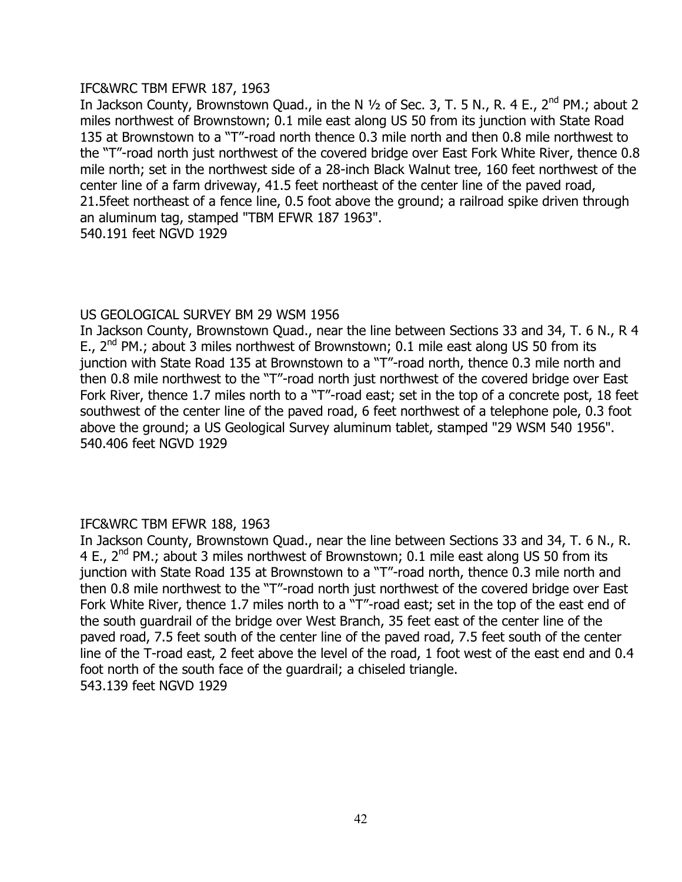IFC&WRC TBM EFWR 187, 1963

In Jackson County, Brownstown Quad., in the N ½ of Sec. 3, T. 5 N., R. 4 E., 2nd PM.; about 2 miles northwest of Brownstown; 0.1 mile east along US 50 from its junction with State Road 135 at Brownstown to a "T"-road north thence 0.3 mile north and then 0.8 mile northwest to the "T"-road north just northwest of the covered bridge over East Fork White River, thence 0.8 mile north; set in the northwest side of a 28-inch Black Walnut tree, 160 feet northwest of the center line of a farm driveway, 41.5 feet northeast of the center line of the paved road, 21.5feet northeast of a fence line, 0.5 foot above the ground; a railroad spike driven through an aluminum tag, stamped "TBM EFWR 187 1963".

540.191 feet NGVD 1929

US GEOLOGICAL SURVEY BM 29 WSM 1956

In Jackson County, Brownstown Quad., near the line between Sections 33 and 34, T. 6 N., R 4 E., 2nd PM.; about 3 miles northwest of Brownstown; 0.1 mile east along US 50 from its junction with State Road 135 at Brownstown to a "T"-road north, thence 0.3 mile north and then 0.8 mile northwest to the "T"-road north just northwest of the covered bridge over East Fork River, thence 1.7 miles north to a "T"-road east; set in the top of a concrete post, 18 feet southwest of the center line of the paved road, 6 feet northwest of a telephone pole, 0.3 foot above the ground; a US Geological Survey aluminum tablet, stamped "29 WSM 540 1956".

540.406 feet NGVD 1929

IFC&WRC TBM EFWR 188, 1963

In Jackson County, Brownstown Quad., near the line between Sections 33 and 34, T. 6 N., R. 4 E., 2nd PM.; about 3 miles northwest of Brownstown; 0.1 mile east along US 50 from its junction with State Road 135 at Brownstown to a "T"-road north, thence 0.3 mile north and then 0.8 mile northwest to the "T"-road north just northwest of the covered bridge over East Fork White River, thence 1.7 miles north to a "T"-road east; set in the top of the east end of the south guardrail of the bridge over West Branch, 35 feet east of the center line of the paved road, 7.5 feet south of the center line of the paved road, 7.5 feet south of the center line of the T-road east, 2 feet above the level of the road, 1 foot west of the east end and 0.4 foot north of the south face of the guardrail; a chiseled triangle.

543.139 feet NGVD 1929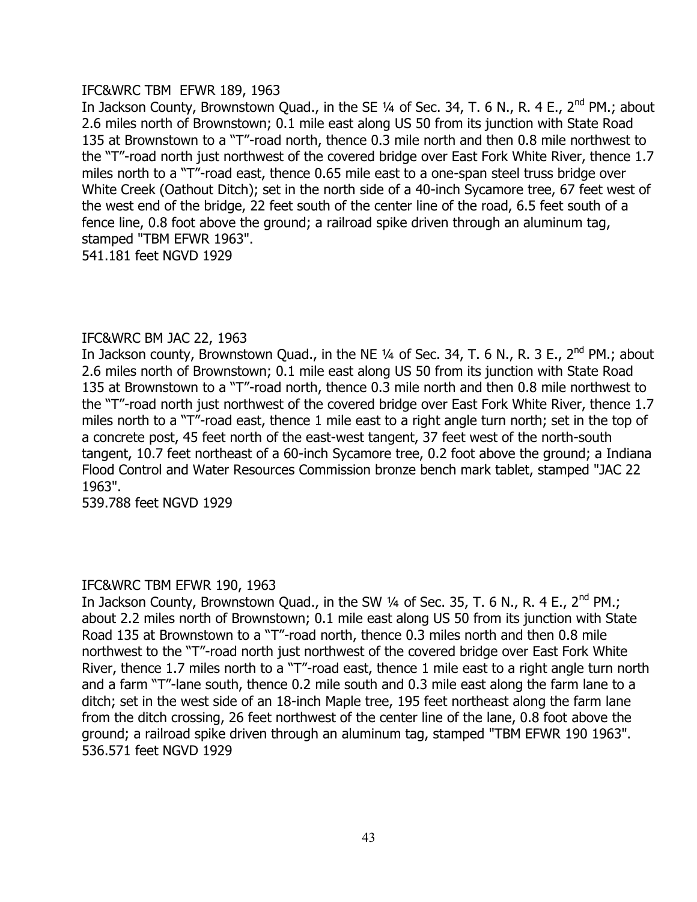IFC&WRC TBM EFWR 189, 1963

In Jackson County, Brownstown Quad., in the SE ¼ of Sec. 34, T. 6 N., R. 4 E., 2nd PM.; about 2.6 miles north of Brownstown; 0.1 mile east along US 50 from its junction with State Road 135 at Brownstown to a "T"-road north, thence 0.3 mile north and then 0.8 mile northwest to the "T"-road north just northwest of the covered bridge over East Fork White River, thence 1.7 miles north to a "T"-road east, thence 0.65 mile east to a one-span steel truss bridge over White Creek (Oathout Ditch); set in the north side of a 40-inch Sycamore tree, 67 feet west of the west end of the bridge, 22 feet south of the center line of the road, 6.5 feet south of a fence line, 0.8 foot above the ground; a railroad spike driven through an aluminum tag, stamped "TBM EFWR 1963".

541.181 feet NGVD 1929

IFC&WRC BM JAC 22, 1963

In Jackson county, Brownstown Quad., in the NE ¼ of Sec. 34, T. 6 N., R. 3 E., 2nd PM.; about 2.6 miles north of Brownstown; 0.1 mile east along US 50 from its junction with State Road 135 at Brownstown to a "T"-road north, thence 0.3 mile north and then 0.8 mile northwest to the "T"-road north just northwest of the covered bridge over East Fork White River, thence 1.7 miles north to a "T"-road east, thence 1 mile east to a right angle turn north; set in the top of a concrete post, 45 feet north of the east-west tangent, 37 feet west of the north-south tangent, 10.7 feet northeast of a 60-inch Sycamore tree, 0.2 foot above the ground; a Indiana Flood Control and Water Resources Commission bronze bench mark tablet, stamped "JAC 22 1963".

539.788 feet NGVD 1929

IFC&WRC TBM EFWR 190, 1963

In Jackson County, Brownstown Quad., in the SW ¼ of Sec. 35, T. 6 N., R. 4 E., 2nd PM.; about 2.2 miles north of Brownstown; 0.1 mile east along US 50 from its junction with State Road 135 at Brownstown to a "T"-road north, thence 0.3 miles north and then 0.8 mile northwest to the "T"-road north just northwest of the covered bridge over East Fork White River, thence 1.7 miles north to a "T"-road east, thence 1 mile east to a right angle turn north and a farm "T"-lane south, thence 0.2 mile south and 0.3 mile east along the farm lane to a ditch; set in the west side of an 18-inch Maple tree, 195 feet northeast along the farm lane from the ditch crossing, 26 feet northwest of the center line of the lane, 0.8 foot above the ground; a railroad spike driven through an aluminum tag, stamped "TBM EFWR 190 1963".

536.571 feet NGVD 1929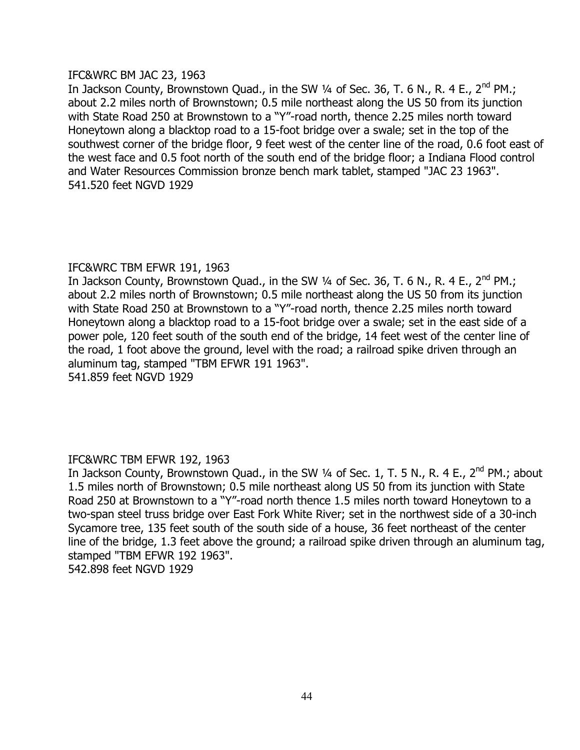IFC&WRC BM JAC 23, 1963

In Jackson County, Brownstown Quad., in the SW ¼ of Sec. 36, T. 6 N., R. 4 E., 2nd PM.; about 2.2 miles north of Brownstown; 0.5 mile northeast along the US 50 from its junction with State Road 250 at Brownstown to a "Y"-road north, thence 2.25 miles north toward Honeytown along a blacktop road to a 15-foot bridge over a swale; set in the top of the southwest corner of the bridge floor, 9 feet west of the center line of the road, 0.6 foot east of the west face and 0.5 foot north of the south end of the bridge floor; a Indiana Flood control and Water Resources Commission bronze bench mark tablet, stamped "JAC 23 1963".
541.520 feet NGVD 1929

IFC&WRC TBM EFWR 191, 1963

In Jackson County, Brownstown Quad., in the SW ¼ of Sec. 36, T. 6 N., R. 4 E., 2nd PM.; about 2.2 miles north of Brownstown; 0.5 mile northeast along the US 50 from its junction with State Road 250 at Brownstown to a "Y"-road north, thence 2.25 miles north toward Honeytown along a blacktop road to a 15-foot bridge over a swale; set in the east side of a power pole, 120 feet south of the south end of the bridge, 14 feet west of the center line of the road, 1 foot above the ground, level with the road; a railroad spike driven through an aluminum tag, stamped "TBM EFWR 191 1963".
541.859 feet NGVD 1929

IFC&WRC TBM EFWR 192, 1963

In Jackson County, Brownstown Quad., in the SW ¼ of Sec. 1, T. 5 N., R. 4 E., 2nd PM.; about 1.5 miles north of Brownstown; 0.5 mile northeast along US 50 from its junction with State Road 250 at Brownstown to a "Y"-road north thence 1.5 miles north toward Honeytown to a two-span steel truss bridge over East Fork White River; set in the northwest side of a 30-inch Sycamore tree, 135 feet south of the south side of a house, 36 feet northeast of the center line of the bridge, 1.3 feet above the ground; a railroad spike driven through an aluminum tag, stamped "TBM EFWR 192 1963".
542.898 feet NGVD 1929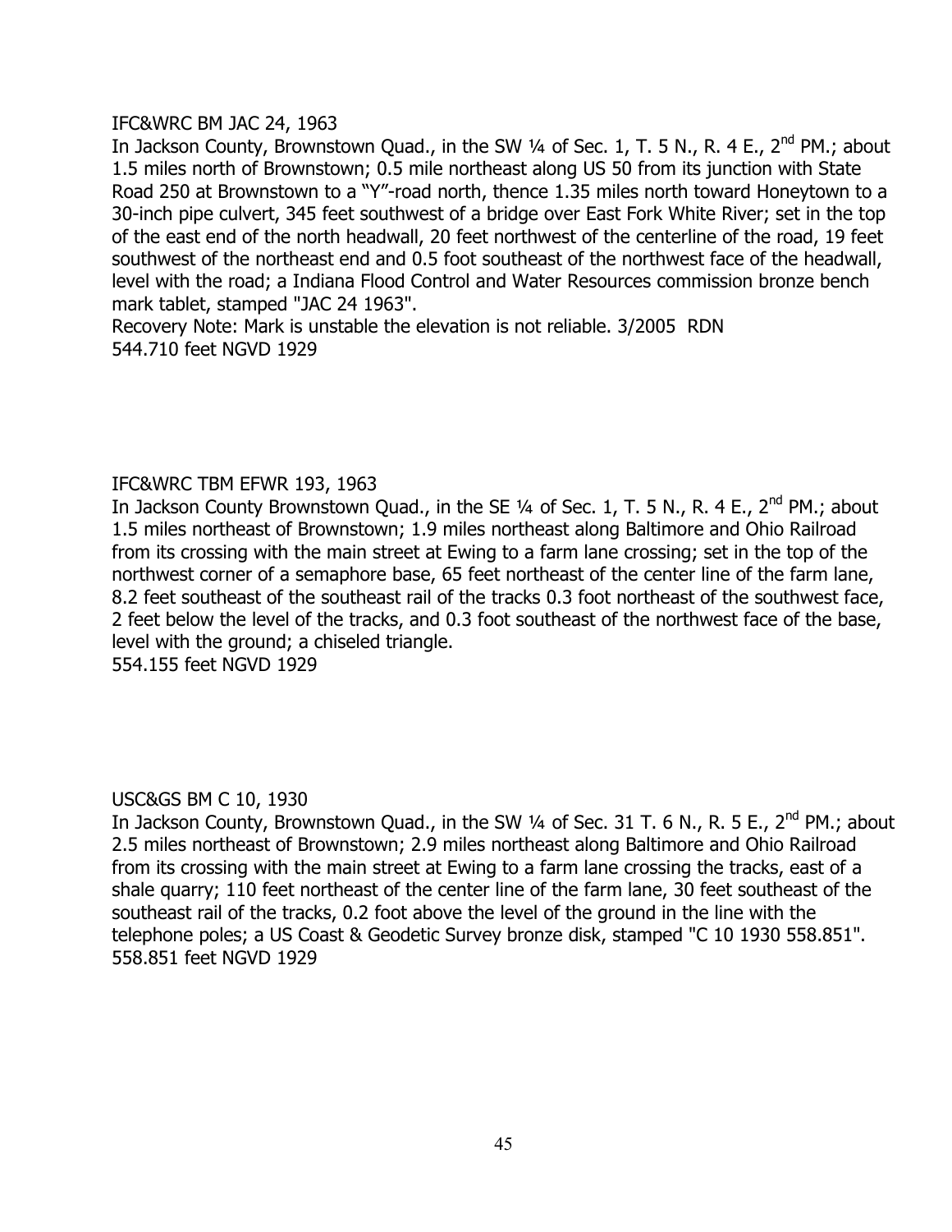IFC&WRC BM JAC 24, 1963

In Jackson County, Brownstown Quad., in the SW ¼ of Sec. 1, T. 5 N., R. 4 E., 2nd PM.; about 1.5 miles north of Brownstown; 0.5 mile northeast along US 50 from its junction with State Road 250 at Brownstown to a "Y"-road north, thence 1.35 miles north toward Honeytown to a 30-inch pipe culvert, 345 feet southwest of a bridge over East Fork White River; set in the top of the east end of the north headwall, 20 feet northwest of the centerline of the road, 19 feet southwest of the northeast end and 0.5 foot southeast of the northwest face of the headwall, level with the road; a Indiana Flood Control and Water Resources commission bronze bench mark tablet, stamped "JAC 24 1963".

Recovery Note: Mark is unstable the elevation is not reliable. 3/2005 RDN

544.710 feet NGVD 1929

IFC&WRC TBM EFWR 193, 1963

In Jackson County Brownstown Quad., in the SE ¼ of Sec. 1, T. 5 N., R. 4 E., 2nd PM.; about 1.5 miles northeast of Brownstown; 1.9 miles northeast along Baltimore and Ohio Railroad from its crossing with the main street at Ewing to a farm lane crossing; set in the top of the northwest corner of a semaphore base, 65 feet northeast of the center line of the farm lane, 8.2 feet southeast of the southeast rail of the tracks 0.3 foot northeast of the southwest face, 2 feet below the level of the tracks, and 0.3 foot southeast of the northwest face of the base, level with the ground; a chiseled triangle.

554.155 feet NGVD 1929

USC&GS BM C 10, 1930

In Jackson County, Brownstown Quad., in the SW ¼ of Sec. 31 T. 6 N., R. 5 E., 2nd PM.; about 2.5 miles northeast of Brownstown; 2.9 miles northeast along Baltimore and Ohio Railroad from its crossing with the main street at Ewing to a farm lane crossing the tracks, east of a shale quarry; 110 feet northeast of the center line of the farm lane, 30 feet southeast of the southeast rail of the tracks, 0.2 foot above the level of the ground in the line with the telephone poles; a US Coast & Geodetic Survey bronze disk, stamped "C 10 1930 558.851".

558.851 feet NGVD 1929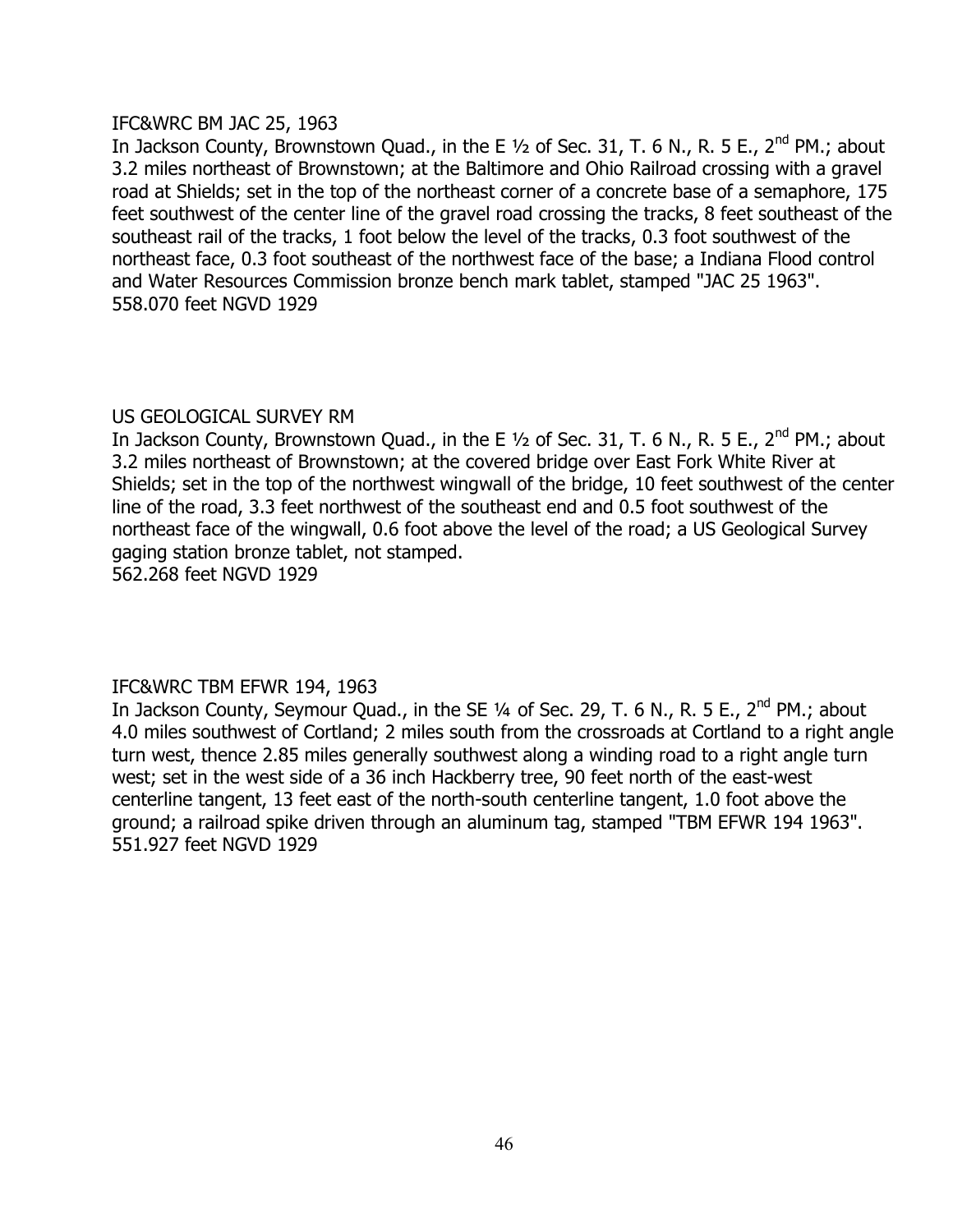IFC&WRC BM JAC 25, 1963

In Jackson County, Brownstown Quad., in the E ½ of Sec. 31, T. 6 N., R. 5 E., 2nd PM.; about 3.2 miles northeast of Brownstown; at the Baltimore and Ohio Railroad crossing with a gravel road at Shields; set in the top of the northeast corner of a concrete base of a semaphore, 175 feet southwest of the center line of the gravel road crossing the tracks, 8 feet southeast of the southeast rail of the tracks, 1 foot below the level of the tracks, 0.3 foot southwest of the northeast face, 0.3 foot southeast of the northwest face of the base; a Indiana Flood control and Water Resources Commission bronze bench mark tablet, stamped "JAC 25 1963".
558.070 feet NGVD 1929

US GEOLOGICAL SURVEY RM

In Jackson County, Brownstown Quad., in the E ½ of Sec. 31, T. 6 N., R. 5 E., 2nd PM.; about 3.2 miles northeast of Brownstown; at the covered bridge over East Fork White River at Shields; set in the top of the northwest wingwall of the bridge, 10 feet southwest of the center line of the road, 3.3 feet northwest of the southeast end and 0.5 foot southwest of the northeast face of the wingwall, 0.6 foot above the level of the road; a US Geological Survey gaging station bronze tablet, not stamped.
562.268 feet NGVD 1929

IFC&WRC TBM EFWR 194, 1963

In Jackson County, Seymour Quad., in the SE ¼ of Sec. 29, T. 6 N., R. 5 E., 2nd PM.; about 4.0 miles southwest of Cortland; 2 miles south from the crossroads at Cortland to a right angle turn west, thence 2.85 miles generally southwest along a winding road to a right angle turn west; set in the west side of a 36 inch Hackberry tree, 90 feet north of the east-west centerline tangent, 13 feet east of the north-south centerline tangent, 1.0 foot above the ground; a railroad spike driven through an aluminum tag, stamped "TBM EFWR 194 1963".
551.927 feet NGVD 1929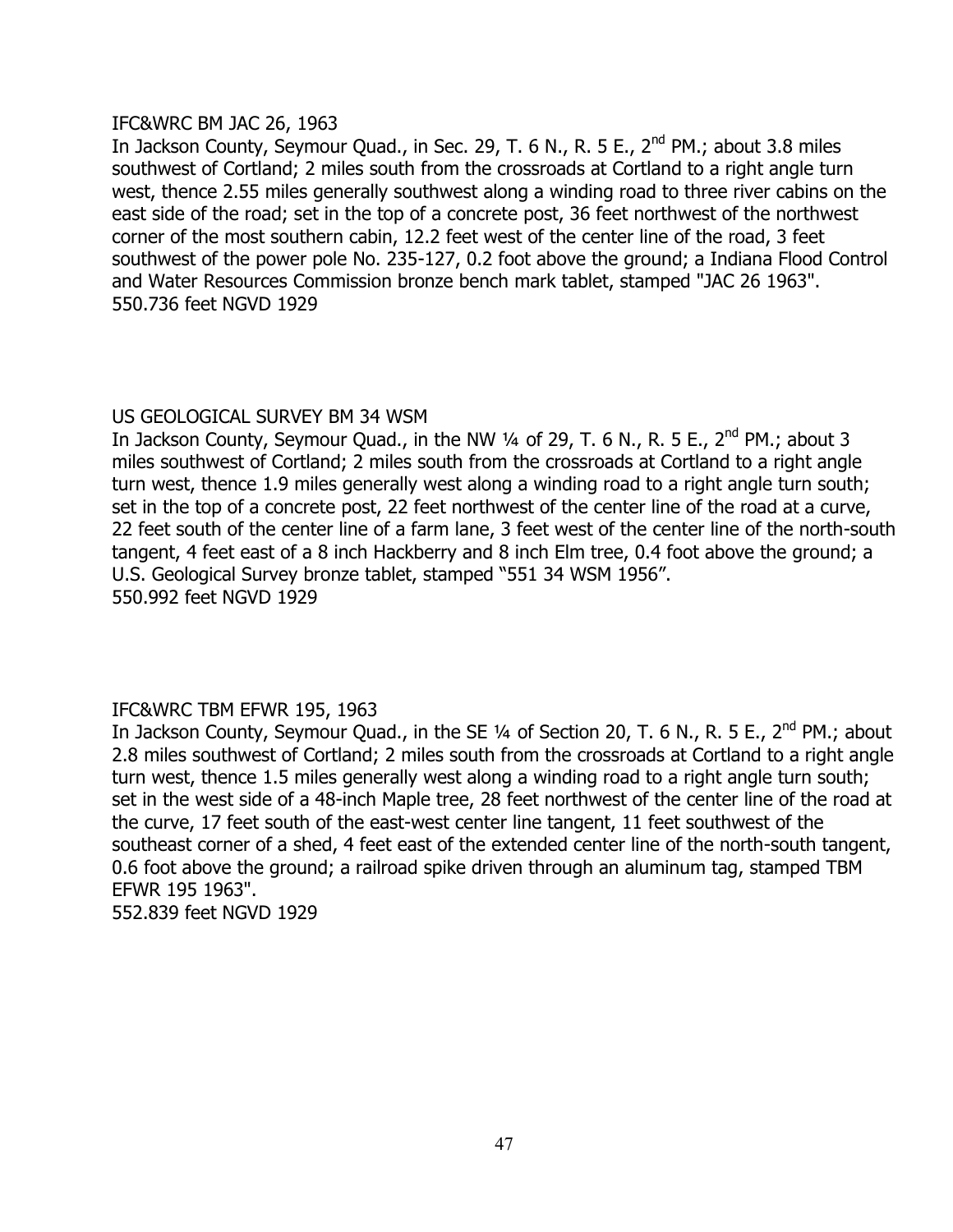IFC&WRC BM JAC 26, 1963

In Jackson County, Seymour Quad., in Sec. 29, T. 6 N., R. 5 E., 2nd PM.; about 3.8 miles southwest of Cortland; 2 miles south from the crossroads at Cortland to a right angle turn west, thence 2.55 miles generally southwest along a winding road to three river cabins on the east side of the road; set in the top of a concrete post, 36 feet northwest of the northwest corner of the most southern cabin, 12.2 feet west of the center line of the road, 3 feet southwest of the power pole No. 235-127, 0.2 foot above the ground; a Indiana Flood Control and Water Resources Commission bronze bench mark tablet, stamped "JAC 26 1963".
550.736 feet NGVD 1929

US GEOLOGICAL SURVEY BM 34 WSM

In Jackson County, Seymour Quad., in the NW ¼ of 29, T. 6 N., R. 5 E., 2nd PM.; about 3 miles southwest of Cortland; 2 miles south from the crossroads at Cortland to a right angle turn west, thence 1.9 miles generally west along a winding road to a right angle turn south; set in the top of a concrete post, 22 feet northwest of the center line of the road at a curve, 22 feet south of the center line of a farm lane, 3 feet west of the center line of the north-south tangent, 4 feet east of a 8 inch Hackberry and 8 inch Elm tree, 0.4 foot above the ground; a U.S. Geological Survey bronze tablet, stamped "551 34 WSM 1956".
550.992 feet NGVD 1929

IFC&WRC TBM EFWR 195, 1963

In Jackson County, Seymour Quad., in the SE ¼ of Section 20, T. 6 N., R. 5 E., 2nd PM.; about 2.8 miles southwest of Cortland; 2 miles south from the crossroads at Cortland to a right angle turn west, thence 1.5 miles generally west along a winding road to a right angle turn south; set in the west side of a 48-inch Maple tree, 28 feet northwest of the center line of the road at the curve, 17 feet south of the east-west center line tangent, 11 feet southwest of the southeast corner of a shed, 4 feet east of the extended center line of the north-south tangent, 0.6 foot above the ground; a railroad spike driven through an aluminum tag, stamped TBM EFWR 195 1963".
552.839 feet NGVD 1929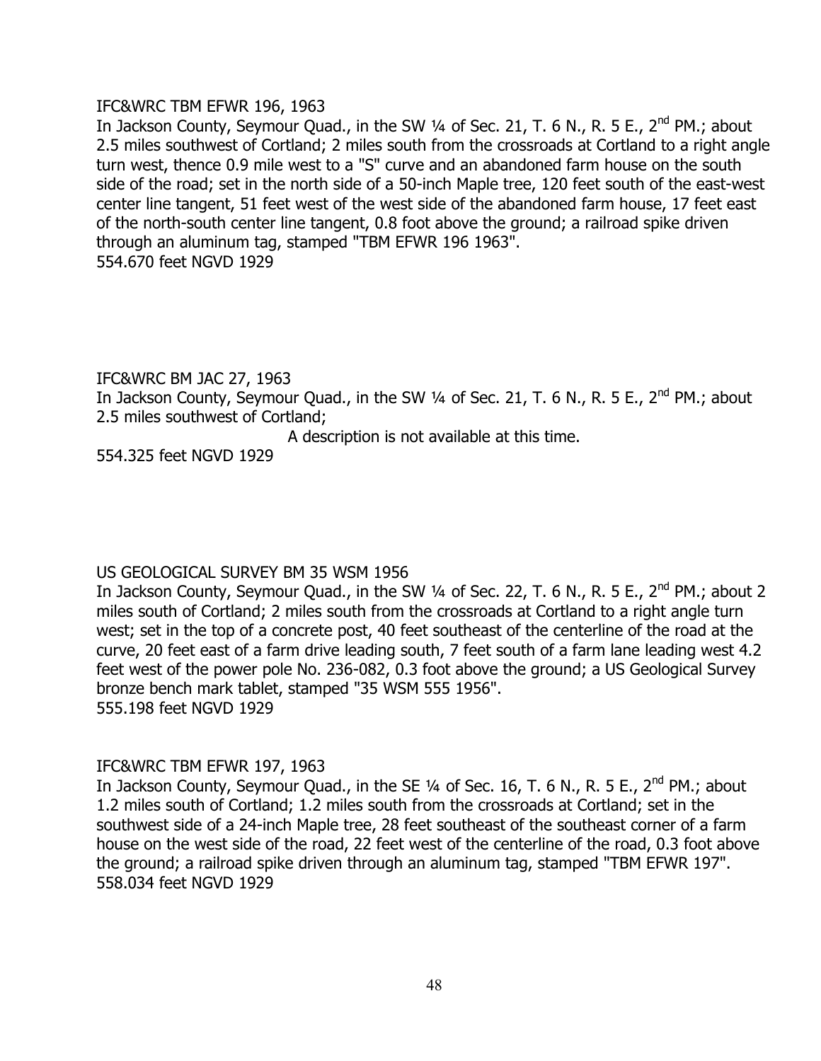IFC&WRC TBM EFWR 196, 1963
In Jackson County, Seymour Quad., in the SW ¼ of Sec. 21, T. 6 N., R. 5 E., 2nd PM.; about 2.5 miles southwest of Cortland; 2 miles south from the crossroads at Cortland to a right angle turn west, thence 0.9 mile west to a "S" curve and an abandoned farm house on the south side of the road; set in the north side of a 50-inch Maple tree, 120 feet south of the east-west center line tangent, 51 feet west of the west side of the abandoned farm house, 17 feet east of the north-south center line tangent, 0.8 foot above the ground; a railroad spike driven through an aluminum tag, stamped "TBM EFWR 196 1963".
554.670 feet NGVD 1929

IFC&WRC BM JAC 27, 1963
In Jackson County, Seymour Quad., in the SW ¼ of Sec. 21, T. 6 N., R. 5 E., 2nd PM.; about 2.5 miles southwest of Cortland;
A description is not available at this time.
554.325 feet NGVD 1929

US GEOLOGICAL SURVEY BM 35 WSM 1956
In Jackson County, Seymour Quad., in the SW ¼ of Sec. 22, T. 6 N., R. 5 E., 2nd PM.; about 2 miles south of Cortland; 2 miles south from the crossroads at Cortland to a right angle turn west; set in the top of a concrete post, 40 feet southeast of the centerline of the road at the curve, 20 feet east of a farm drive leading south, 7 feet south of a farm lane leading west 4.2 feet west of the power pole No. 236-082, 0.3 foot above the ground; a US Geological Survey bronze bench mark tablet, stamped "35 WSM 555 1956".
555.198 feet NGVD 1929

IFC&WRC TBM EFWR 197, 1963
In Jackson County, Seymour Quad., in the SE ¼ of Sec. 16, T. 6 N., R. 5 E., 2nd PM.; about 1.2 miles south of Cortland; 1.2 miles south from the crossroads at Cortland; set in the southwest side of a 24-inch Maple tree, 28 feet southeast of the southeast corner of a farm house on the west side of the road, 22 feet west of the centerline of the road, 0.3 foot above the ground; a railroad spike driven through an aluminum tag, stamped "TBM EFWR 197".
558.034 feet NGVD 1929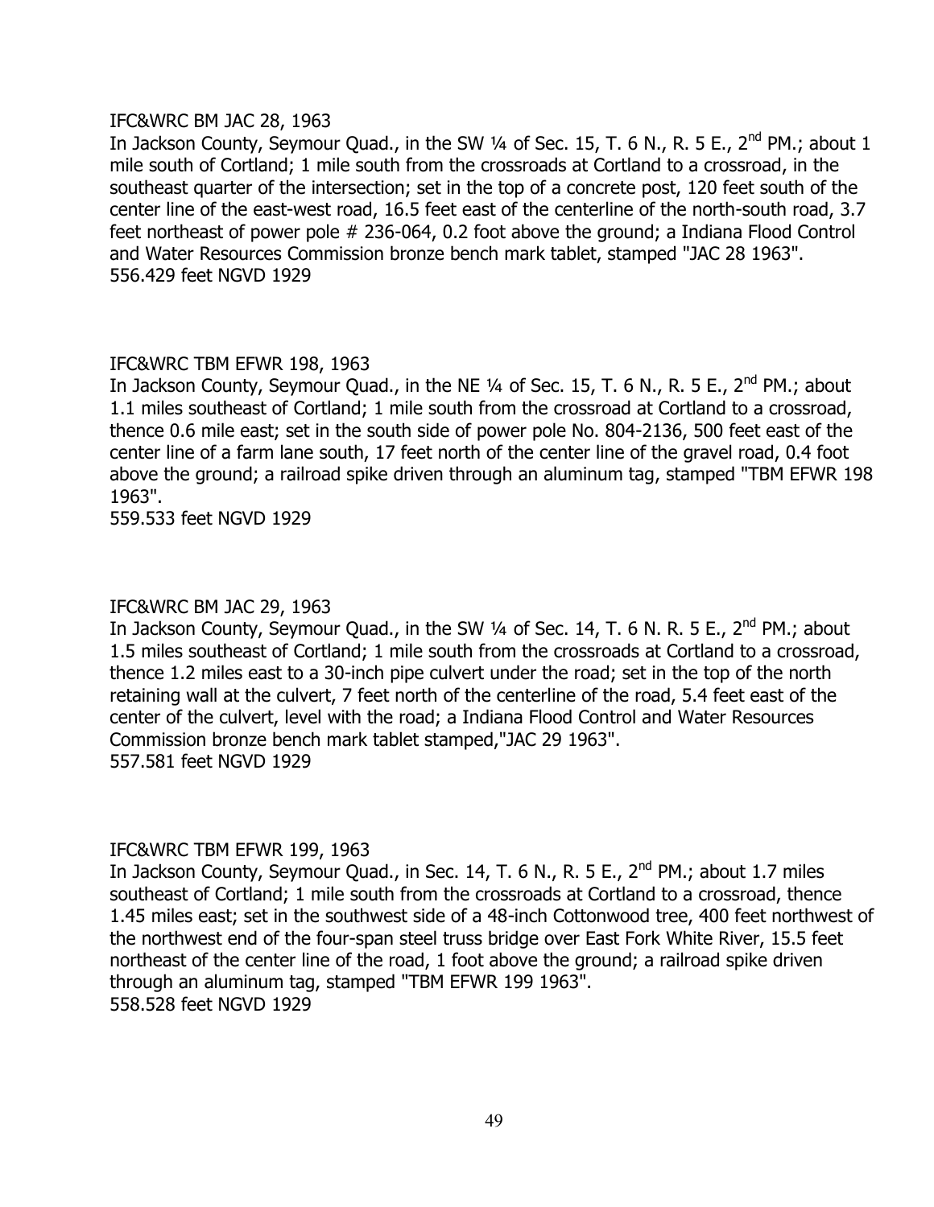IFC&WRC BM JAC 28, 1963

In Jackson County, Seymour Quad., in the SW ¼ of Sec. 15, T. 6 N., R. 5 E., 2nd PM.; about 1 mile south of Cortland; 1 mile south from the crossroads at Cortland to a crossroad, in the southeast quarter of the intersection; set in the top of a concrete post, 120 feet south of the center line of the east-west road, 16.5 feet east of the centerline of the north-south road, 3.7 feet northeast of power pole # 236-064, 0.2 foot above the ground; a Indiana Flood Control and Water Resources Commission bronze bench mark tablet, stamped "JAC 28 1963".
556.429 feet NGVD 1929

IFC&WRC TBM EFWR 198, 1963

In Jackson County, Seymour Quad., in the NE ¼ of Sec. 15, T. 6 N., R. 5 E., 2nd PM.; about 1.1 miles southeast of Cortland; 1 mile south from the crossroad at Cortland to a crossroad, thence 0.6 mile east; set in the south side of power pole No. 804-2136, 500 feet east of the center line of a farm lane south, 17 feet north of the center line of the gravel road, 0.4 foot above the ground; a railroad spike driven through an aluminum tag, stamped "TBM EFWR 198 1963".
559.533 feet NGVD 1929

IFC&WRC BM JAC 29, 1963

In Jackson County, Seymour Quad., in the SW ¼ of Sec. 14, T. 6 N. R. 5 E., 2nd PM.; about 1.5 miles southeast of Cortland; 1 mile south from the crossroads at Cortland to a crossroad, thence 1.2 miles east to a 30-inch pipe culvert under the road; set in the top of the north retaining wall at the culvert, 7 feet north of the centerline of the road, 5.4 feet east of the center of the culvert, level with the road; a Indiana Flood Control and Water Resources Commission bronze bench mark tablet stamped,"JAC 29 1963".
557.581 feet NGVD 1929

IFC&WRC TBM EFWR 199, 1963

In Jackson County, Seymour Quad., in Sec. 14, T. 6 N., R. 5 E., 2nd PM.; about 1.7 miles southeast of Cortland; 1 mile south from the crossroads at Cortland to a crossroad, thence 1.45 miles east; set in the southwest side of a 48-inch Cottonwood tree, 400 feet northwest of the northwest end of the four-span steel truss bridge over East Fork White River, 15.5 feet northeast of the center line of the road, 1 foot above the ground; a railroad spike driven through an aluminum tag, stamped "TBM EFWR 199 1963".
558.528 feet NGVD 1929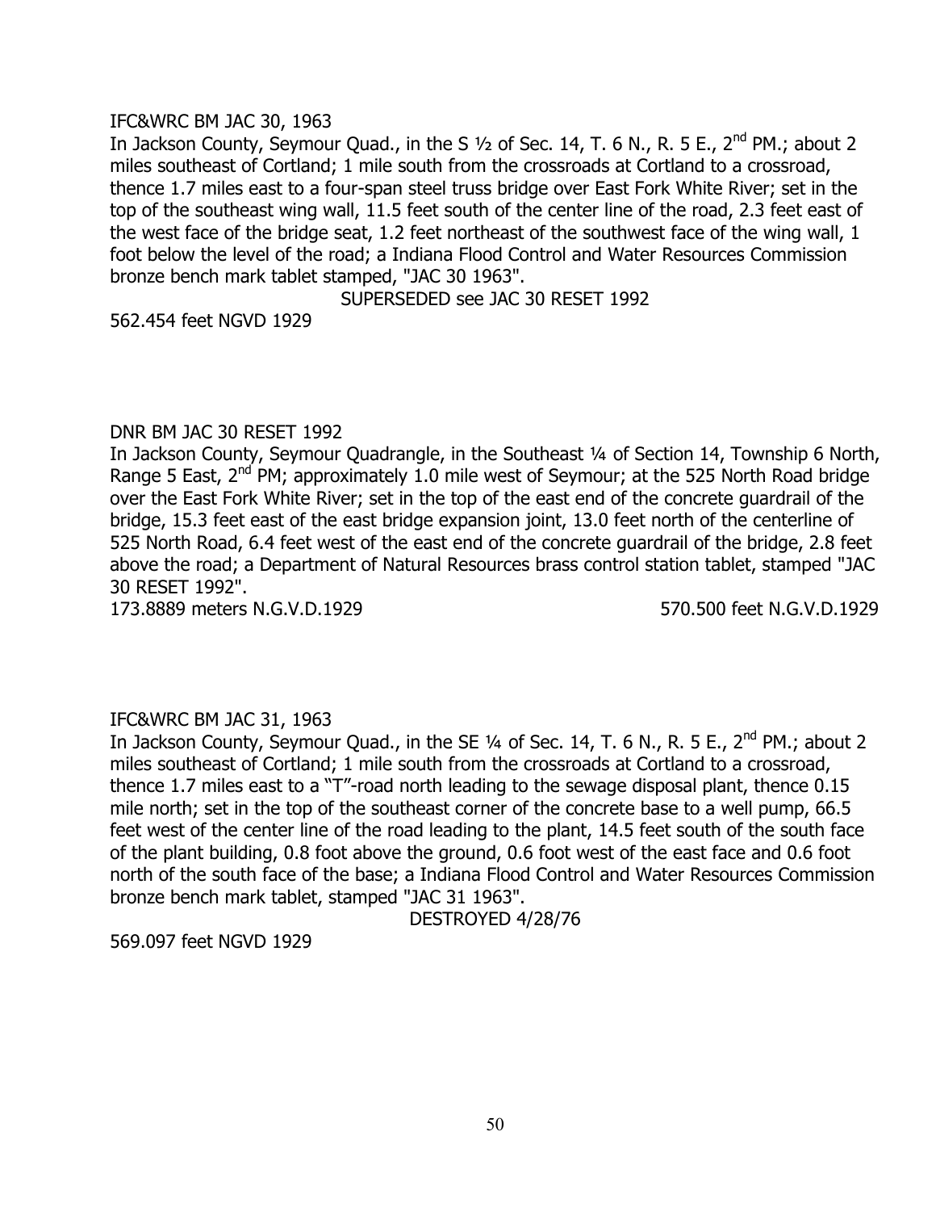IFC&WRC BM JAC 30, 1963

In Jackson County, Seymour Quad., in the S ½ of Sec. 14, T. 6 N., R. 5 E., 2nd PM.; about 2 miles southeast of Cortland; 1 mile south from the crossroads at Cortland to a crossroad, thence 1.7 miles east to a four-span steel truss bridge over East Fork White River; set in the top of the southeast wing wall, 11.5 feet south of the center line of the road, 2.3 feet east of the west face of the bridge seat, 1.2 feet northeast of the southwest face of the wing wall, 1 foot below the level of the road; a Indiana Flood Control and Water Resources Commission bronze bench mark tablet stamped, "JAC 30 1963".

SUPERSEDED see JAC 30 RESET 1992

562.454 feet NGVD 1929

DNR BM JAC 30 RESET 1992

In Jackson County, Seymour Quadrangle, in the Southeast ¼ of Section 14, Township 6 North, Range 5 East, 2nd PM; approximately 1.0 mile west of Seymour; at the 525 North Road bridge over the East Fork White River; set in the top of the east end of the concrete guardrail of the bridge, 15.3 feet east of the east bridge expansion joint, 13.0 feet north of the centerline of 525 North Road, 6.4 feet west of the east end of the concrete guardrail of the bridge, 2.8 feet above the road; a Department of Natural Resources brass control station tablet, stamped "JAC 30 RESET 1992".

173.8889 meters N.G.V.D.1929 570.500 feet N.G.V.D.1929

IFC&WRC BM JAC 31, 1963

In Jackson County, Seymour Quad., in the SE ¼ of Sec. 14, T. 6 N., R. 5 E., 2nd PM.; about 2 miles southeast of Cortland; 1 mile south from the crossroads at Cortland to a crossroad, thence 1.7 miles east to a "T"-road north leading to the sewage disposal plant, thence 0.15 mile north; set in the top of the southeast corner of the concrete base to a well pump, 66.5 feet west of the center line of the road leading to the plant, 14.5 feet south of the south face of the plant building, 0.8 foot above the ground, 0.6 foot west of the east face and 0.6 foot north of the south face of the base; a Indiana Flood Control and Water Resources Commission bronze bench mark tablet, stamped "JAC 31 1963".

DESTROYED 4/28/76

569.097 feet NGVD 1929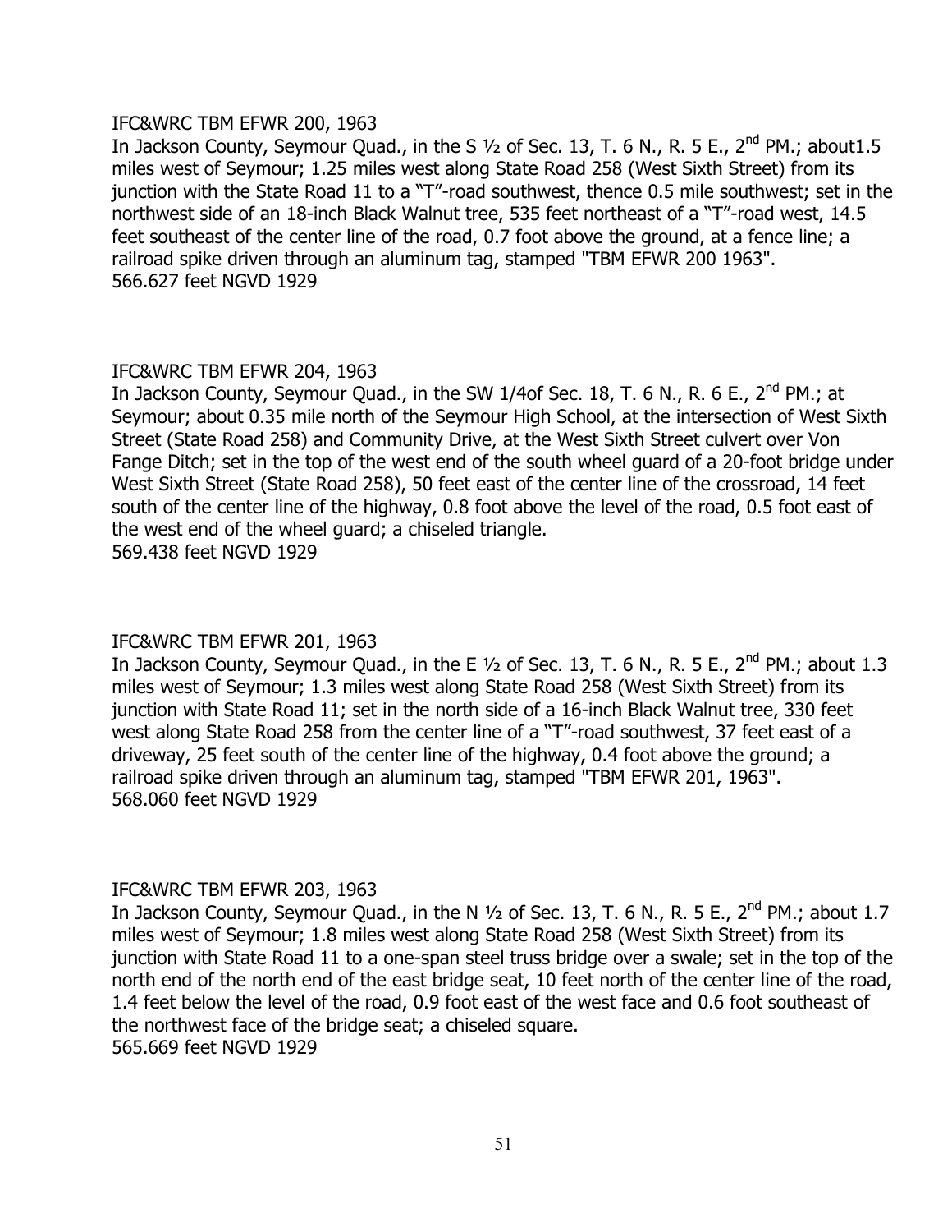IFC&WRC TBM EFWR 200, 1963

In Jackson County, Seymour Quad., in the S ½ of Sec. 13, T. 6 N., R. 5 E., 2nd PM.; about1.5 miles west of Seymour; 1.25 miles west along State Road 258 (West Sixth Street) from its junction with the State Road 11 to a "T"-road southwest, thence 0.5 mile southwest; set in the northwest side of an 18-inch Black Walnut tree, 535 feet northeast of a "T"-road west, 14.5 feet southeast of the center line of the road, 0.7 foot above the ground, at a fence line; a railroad spike driven through an aluminum tag, stamped "TBM EFWR 200 1963".

566.627 feet NGVD 1929

IFC&WRC TBM EFWR 204, 1963

In Jackson County, Seymour Quad., in the SW 1/4of Sec. 18, T. 6 N., R. 6 E., 2nd PM.; at Seymour; about 0.35 mile north of the Seymour High School, at the intersection of West Sixth Street (State Road 258) and Community Drive, at the West Sixth Street culvert over Von Fange Ditch; set in the top of the west end of the south wheel guard of a 20-foot bridge under West Sixth Street (State Road 258), 50 feet east of the center line of the crossroad, 14 feet south of the center line of the highway, 0.8 foot above the level of the road, 0.5 foot east of the west end of the wheel guard; a chiseled triangle.

569.438 feet NGVD 1929

IFC&WRC TBM EFWR 201, 1963

In Jackson County, Seymour Quad., in the E ½ of Sec. 13, T. 6 N., R. 5 E., 2nd PM.; about 1.3 miles west of Seymour; 1.3 miles west along State Road 258 (West Sixth Street) from its junction with State Road 11; set in the north side of a 16-inch Black Walnut tree, 330 feet west along State Road 258 from the center line of a "T"-road southwest, 37 feet east of a driveway, 25 feet south of the center line of the highway, 0.4 foot above the ground; a railroad spike driven through an aluminum tag, stamped "TBM EFWR 201, 1963".

568.060 feet NGVD 1929

IFC&WRC TBM EFWR 203, 1963

In Jackson County, Seymour Quad., in the N ½ of Sec. 13, T. 6 N., R. 5 E., 2nd PM.; about 1.7 miles west of Seymour; 1.8 miles west along State Road 258 (West Sixth Street) from its junction with State Road 11 to a one-span steel truss bridge over a swale; set in the top of the north end of the north end of the east bridge seat, 10 feet north of the center line of the road, 1.4 feet below the level of the road, 0.9 foot east of the west face and 0.6 foot southeast of the northwest face of the bridge seat; a chiseled square.

565.669 feet NGVD 1929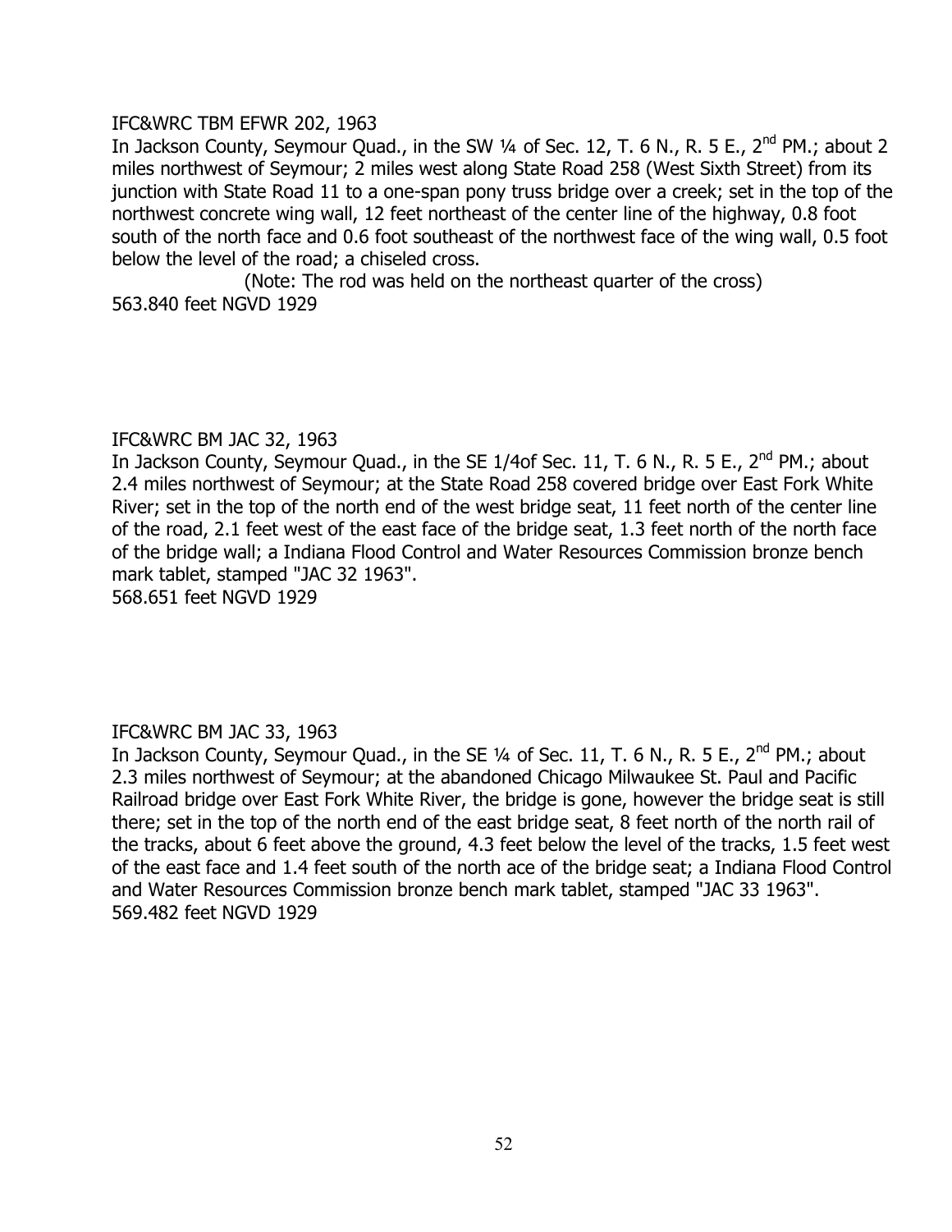IFC&WRC TBM EFWR 202, 1963

In Jackson County, Seymour Quad., in the SW ¼ of Sec. 12, T. 6 N., R. 5 E., 2nd PM.; about 2 miles northwest of Seymour; 2 miles west along State Road 258 (West Sixth Street) from its junction with State Road 11 to a one-span pony truss bridge over a creek; set in the top of the northwest concrete wing wall, 12 feet northeast of the center line of the highway, 0.8 foot south of the north face and 0.6 foot southeast of the northwest face of the wing wall, 0.5 foot below the level of the road; a chiseled cross.

(Note: The rod was held on the northeast quarter of the cross)

563.840 feet NGVD 1929

IFC&WRC BM JAC 32, 1963

In Jackson County, Seymour Quad., in the SE 1/4of Sec. 11, T. 6 N., R. 5 E., 2nd PM.; about 2.4 miles northwest of Seymour; at the State Road 258 covered bridge over East Fork White River; set in the top of the north end of the west bridge seat, 11 feet north of the center line of the road, 2.1 feet west of the east face of the bridge seat, 1.3 feet north of the north face of the bridge wall; a Indiana Flood Control and Water Resources Commission bronze bench mark tablet, stamped "JAC 32 1963".

568.651 feet NGVD 1929

IFC&WRC BM JAC 33, 1963

In Jackson County, Seymour Quad., in the SE ¼ of Sec. 11, T. 6 N., R. 5 E., 2nd PM.; about 2.3 miles northwest of Seymour; at the abandoned Chicago Milwaukee St. Paul and Pacific Railroad bridge over East Fork White River, the bridge is gone, however the bridge seat is still there; set in the top of the north end of the east bridge seat, 8 feet north of the north rail of the tracks, about 6 feet above the ground, 4.3 feet below the level of the tracks, 1.5 feet west of the east face and 1.4 feet south of the north ace of the bridge seat; a Indiana Flood Control and Water Resources Commission bronze bench mark tablet, stamped "JAC 33 1963".

569.482 feet NGVD 1929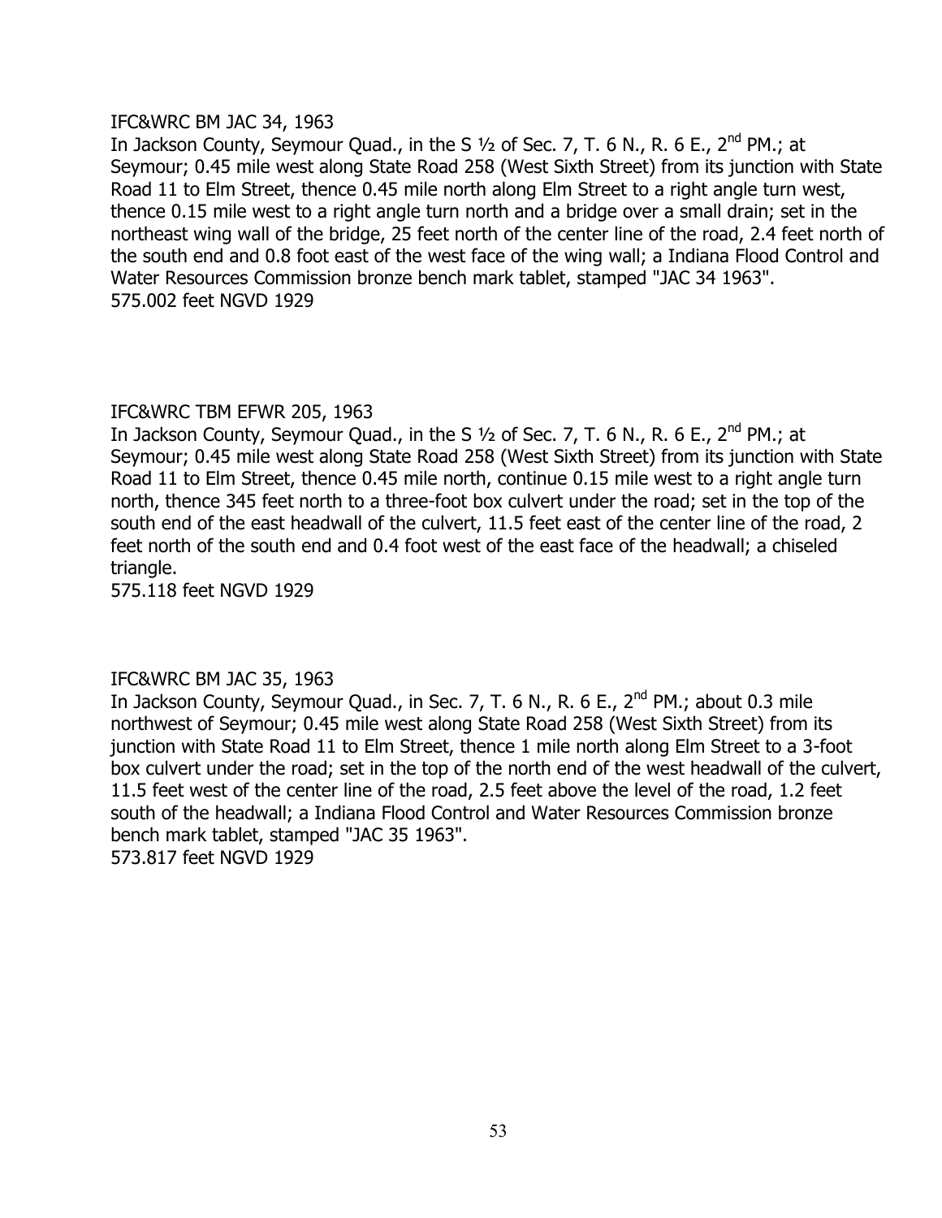IFC&WRC BM JAC 34, 1963

In Jackson County, Seymour Quad., in the S ½ of Sec. 7, T. 6 N., R. 6 E., 2nd PM.; at Seymour; 0.45 mile west along State Road 258 (West Sixth Street) from its junction with State Road 11 to Elm Street, thence 0.45 mile north along Elm Street to a right angle turn west, thence 0.15 mile west to a right angle turn north and a bridge over a small drain; set in the northeast wing wall of the bridge, 25 feet north of the center line of the road, 2.4 feet north of the south end and 0.8 foot east of the west face of the wing wall; a Indiana Flood Control and Water Resources Commission bronze bench mark tablet, stamped "JAC 34 1963".

575.002 feet NGVD 1929

IFC&WRC TBM EFWR 205, 1963

In Jackson County, Seymour Quad., in the S ½ of Sec. 7, T. 6 N., R. 6 E., 2nd PM.; at Seymour; 0.45 mile west along State Road 258 (West Sixth Street) from its junction with State Road 11 to Elm Street, thence 0.45 mile north, continue 0.15 mile west to a right angle turn north, thence 345 feet north to a three-foot box culvert under the road; set in the top of the south end of the east headwall of the culvert, 11.5 feet east of the center line of the road, 2 feet north of the south end and 0.4 foot west of the east face of the headwall; a chiseled triangle.

575.118 feet NGVD 1929

IFC&WRC BM JAC 35, 1963

In Jackson County, Seymour Quad., in Sec. 7, T. 6 N., R. 6 E., 2nd PM.; about 0.3 mile northwest of Seymour; 0.45 mile west along State Road 258 (West Sixth Street) from its junction with State Road 11 to Elm Street, thence 1 mile north along Elm Street to a 3-foot box culvert under the road; set in the top of the north end of the west headwall of the culvert, 11.5 feet west of the center line of the road, 2.5 feet above the level of the road, 1.2 feet south of the headwall; a Indiana Flood Control and Water Resources Commission bronze bench mark tablet, stamped "JAC 35 1963".

573.817 feet NGVD 1929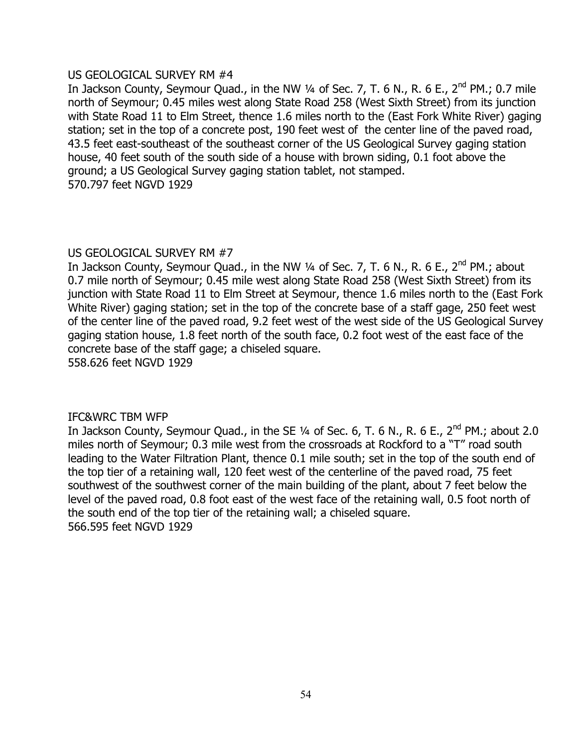US GEOLOGICAL SURVEY RM #4

In Jackson County, Seymour Quad., in the NW ¼ of Sec. 7, T. 6 N., R. 6 E., 2nd PM.; 0.7 mile north of Seymour; 0.45 miles west along State Road 258 (West Sixth Street) from its junction with State Road 11 to Elm Street, thence 1.6 miles north to the (East Fork White River) gaging station; set in the top of a concrete post, 190 feet west of the center line of the paved road, 43.5 feet east-southeast of the southeast corner of the US Geological Survey gaging station house, 40 feet south of the south side of a house with brown siding, 0.1 foot above the ground; a US Geological Survey gaging station tablet, not stamped.
570.797 feet NGVD 1929

US GEOLOGICAL SURVEY RM #7

In Jackson County, Seymour Quad., in the NW ¼ of Sec. 7, T. 6 N., R. 6 E., 2nd PM.; about 0.7 mile north of Seymour; 0.45 mile west along State Road 258 (West Sixth Street) from its junction with State Road 11 to Elm Street at Seymour, thence 1.6 miles north to the (East Fork White River) gaging station; set in the top of the concrete base of a staff gage, 250 feet west of the center line of the paved road, 9.2 feet west of the west side of the US Geological Survey gaging station house, 1.8 feet north of the south face, 0.2 foot west of the east face of the concrete base of the staff gage; a chiseled square.
558.626 feet NGVD 1929

IFC&WRC TBM WFP

In Jackson County, Seymour Quad., in the SE ¼ of Sec. 6, T. 6 N., R. 6 E., 2nd PM.; about 2.0 miles north of Seymour; 0.3 mile west from the crossroads at Rockford to a "T" road south leading to the Water Filtration Plant, thence 0.1 mile south; set in the top of the south end of the top tier of a retaining wall, 120 feet west of the centerline of the paved road, 75 feet southwest of the southwest corner of the main building of the plant, about 7 feet below the level of the paved road, 0.8 foot east of the west face of the retaining wall, 0.5 foot north of the south end of the top tier of the retaining wall; a chiseled square.
566.595 feet NGVD 1929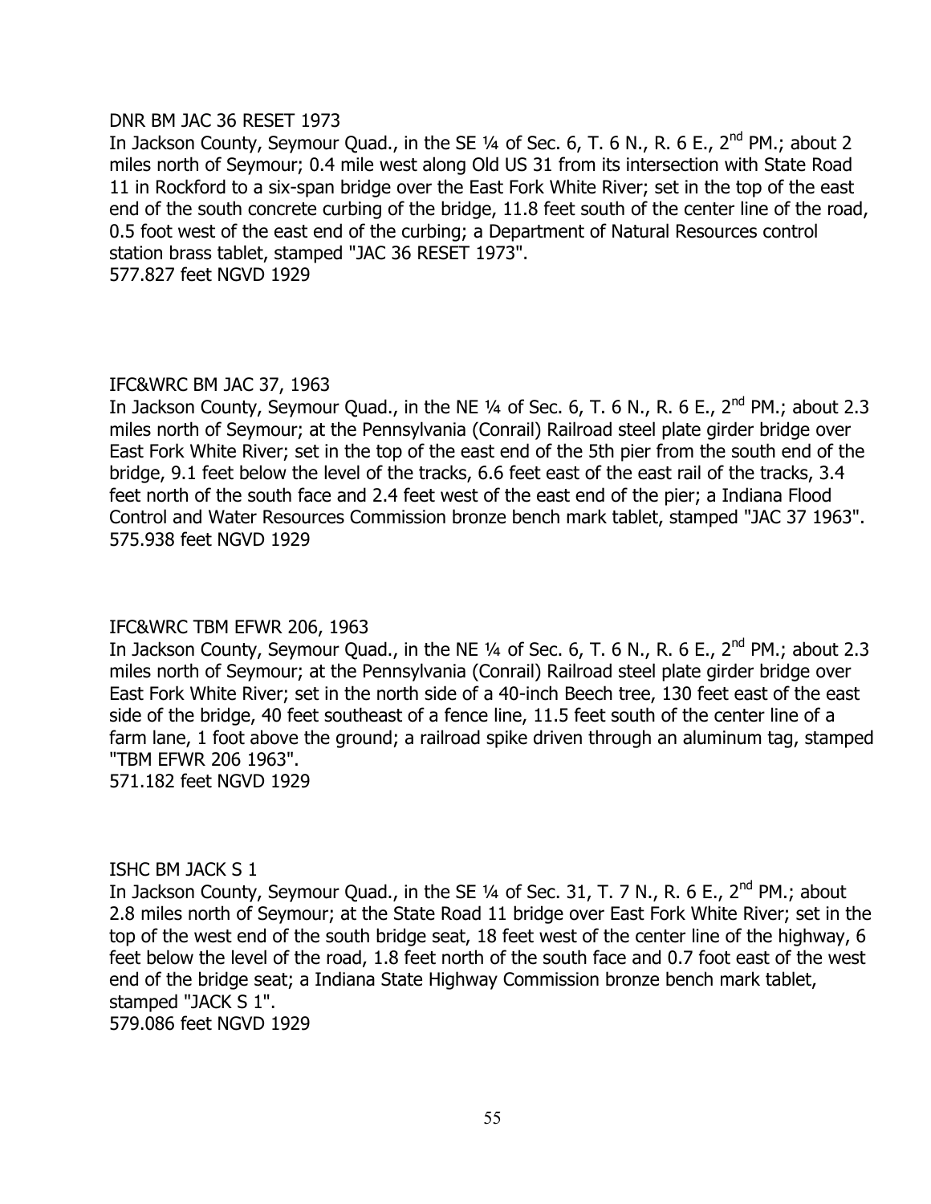DNR BM JAC 36 RESET 1973

In Jackson County, Seymour Quad., in the SE ¼ of Sec. 6, T. 6 N., R. 6 E., 2nd PM.; about 2 miles north of Seymour; 0.4 mile west along Old US 31 from its intersection with State Road 11 in Rockford to a six-span bridge over the East Fork White River; set in the top of the east end of the south concrete curbing of the bridge, 11.8 feet south of the center line of the road, 0.5 foot west of the east end of the curbing; a Department of Natural Resources control station brass tablet, stamped "JAC 36 RESET 1973".

577.827 feet NGVD 1929

IFC&WRC BM JAC 37, 1963

In Jackson County, Seymour Quad., in the NE ¼ of Sec. 6, T. 6 N., R. 6 E., 2nd PM.; about 2.3 miles north of Seymour; at the Pennsylvania (Conrail) Railroad steel plate girder bridge over East Fork White River; set in the top of the east end of the 5th pier from the south end of the bridge, 9.1 feet below the level of the tracks, 6.6 feet east of the east rail of the tracks, 3.4 feet north of the south face and 2.4 feet west of the east end of the pier; a Indiana Flood Control and Water Resources Commission bronze bench mark tablet, stamped "JAC 37 1963".

575.938 feet NGVD 1929

IFC&WRC TBM EFWR 206, 1963

In Jackson County, Seymour Quad., in the NE ¼ of Sec. 6, T. 6 N., R. 6 E., 2nd PM.; about 2.3 miles north of Seymour; at the Pennsylvania (Conrail) Railroad steel plate girder bridge over East Fork White River; set in the north side of a 40-inch Beech tree, 130 feet east of the east side of the bridge, 40 feet southeast of a fence line, 11.5 feet south of the center line of a farm lane, 1 foot above the ground; a railroad spike driven through an aluminum tag, stamped "TBM EFWR 206 1963".

571.182 feet NGVD 1929

ISHC BM JACK S 1

In Jackson County, Seymour Quad., in the SE ¼ of Sec. 31, T. 7 N., R. 6 E., 2nd PM.; about 2.8 miles north of Seymour; at the State Road 11 bridge over East Fork White River; set in the top of the west end of the south bridge seat, 18 feet west of the center line of the highway, 6 feet below the level of the road, 1.8 feet north of the south face and 0.7 foot east of the west end of the bridge seat; a Indiana State Highway Commission bronze bench mark tablet, stamped "JACK S 1".

579.086 feet NGVD 1929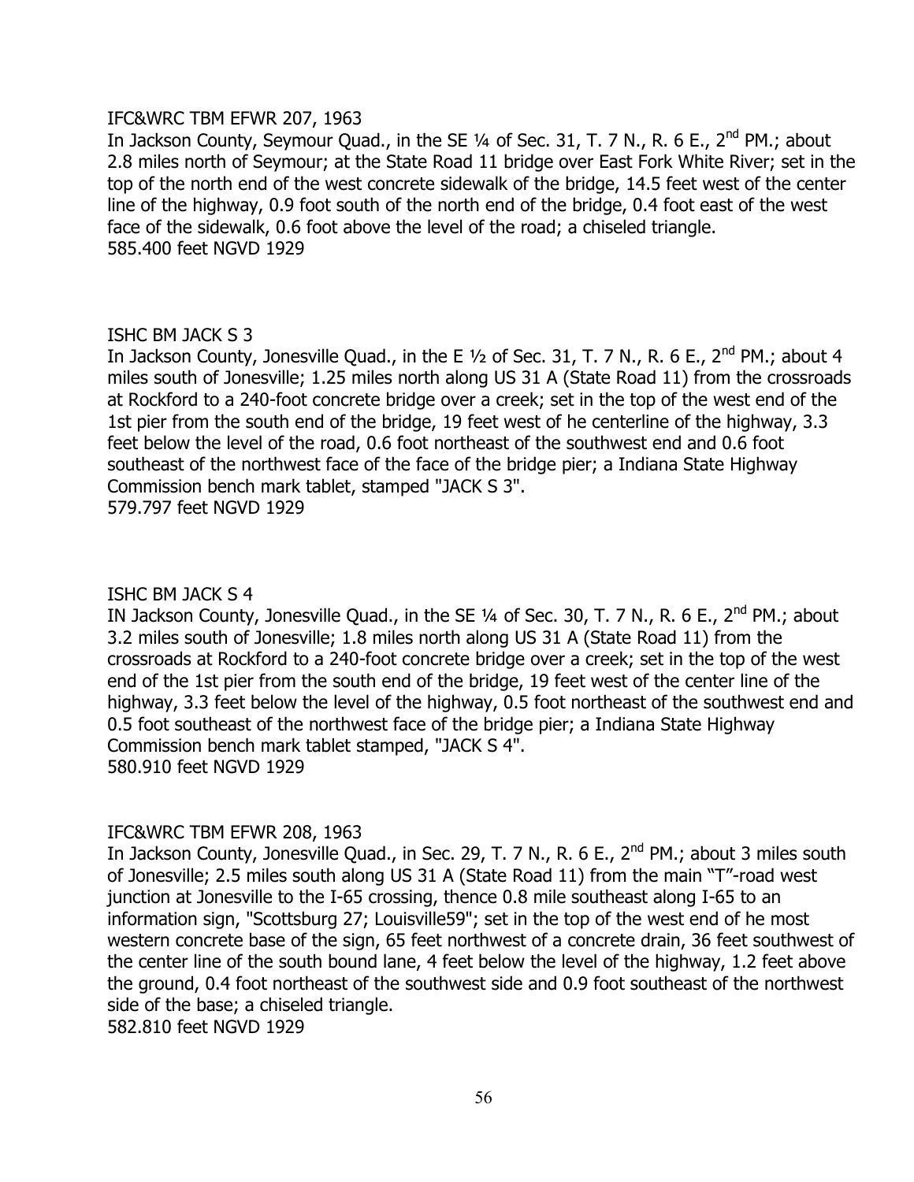IFC&WRC TBM EFWR 207, 1963

In Jackson County, Seymour Quad., in the SE ¼ of Sec. 31, T. 7 N., R. 6 E., 2nd PM.; about 2.8 miles north of Seymour; at the State Road 11 bridge over East Fork White River; set in the top of the north end of the west concrete sidewalk of the bridge, 14.5 feet west of the center line of the highway, 0.9 foot south of the north end of the bridge, 0.4 foot east of the west face of the sidewalk, 0.6 foot above the level of the road; a chiseled triangle.

585.400 feet NGVD 1929

ISHC BM JACK S 3

In Jackson County, Jonesville Quad., in the E ½ of Sec. 31, T. 7 N., R. 6 E., 2nd PM.; about 4 miles south of Jonesville; 1.25 miles north along US 31 A (State Road 11) from the crossroads at Rockford to a 240-foot concrete bridge over a creek; set in the top of the west end of the 1st pier from the south end of the bridge, 19 feet west of he centerline of the highway, 3.3 feet below the level of the road, 0.6 foot northeast of the southwest end and 0.6 foot southeast of the northwest face of the face of the bridge pier; a Indiana State Highway Commission bench mark tablet, stamped "JACK S 3".

579.797 feet NGVD 1929

ISHC BM JACK S 4

IN Jackson County, Jonesville Quad., in the SE ¼ of Sec. 30, T. 7 N., R. 6 E., 2nd PM.; about 3.2 miles south of Jonesville; 1.8 miles north along US 31 A (State Road 11) from the crossroads at Rockford to a 240-foot concrete bridge over a creek; set in the top of the west end of the 1st pier from the south end of the bridge, 19 feet west of the center line of the highway, 3.3 feet below the level of the highway, 0.5 foot northeast of the southwest end and 0.5 foot southeast of the northwest face of the bridge pier; a Indiana State Highway Commission bench mark tablet stamped, "JACK S 4".

580.910 feet NGVD 1929

IFC&WRC TBM EFWR 208, 1963

In Jackson County, Jonesville Quad., in Sec. 29, T. 7 N., R. 6 E., 2nd PM.; about 3 miles south of Jonesville; 2.5 miles south along US 31 A (State Road 11) from the main "T"-road west junction at Jonesville to the I-65 crossing, thence 0.8 mile southeast along I-65 to an information sign, "Scottsburg 27; Louisville59"; set in the top of the west end of he most western concrete base of the sign, 65 feet northwest of a concrete drain, 36 feet southwest of the center line of the south bound lane, 4 feet below the level of the highway, 1.2 feet above the ground, 0.4 foot northeast of the southwest side and 0.9 foot southeast of the northwest side of the base; a chiseled triangle.

582.810 feet NGVD 1929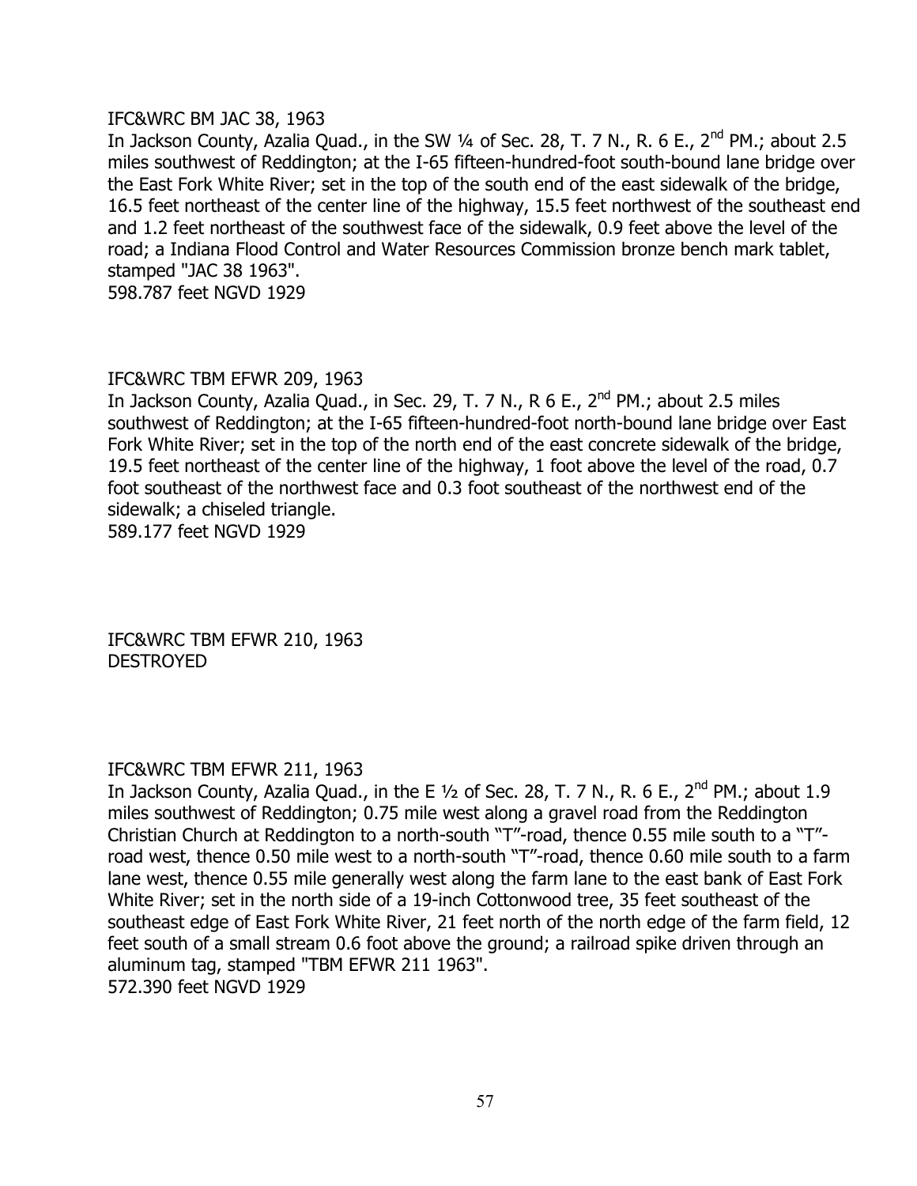IFC&WRC BM JAC 38, 1963

In Jackson County, Azalia Quad., in the SW ¼ of Sec. 28, T. 7 N., R. 6 E., 2nd PM.; about 2.5 miles southwest of Reddington; at the I-65 fifteen-hundred-foot south-bound lane bridge over the East Fork White River; set in the top of the south end of the east sidewalk of the bridge, 16.5 feet northeast of the center line of the highway, 15.5 feet northwest of the southeast end and 1.2 feet northeast of the southwest face of the sidewalk, 0.9 feet above the level of the road; a Indiana Flood Control and Water Resources Commission bronze bench mark tablet, stamped "JAC 38 1963".

598.787 feet NGVD 1929

IFC&WRC TBM EFWR 209, 1963

In Jackson County, Azalia Quad., in Sec. 29, T. 7 N., R 6 E., 2nd PM.; about 2.5 miles southwest of Reddington; at the I-65 fifteen-hundred-foot north-bound lane bridge over East Fork White River; set in the top of the north end of the east concrete sidewalk of the bridge, 19.5 feet northeast of the center line of the highway, 1 foot above the level of the road, 0.7 foot southeast of the northwest face and 0.3 foot southeast of the northwest end of the sidewalk; a chiseled triangle.

589.177 feet NGVD 1929

IFC&WRC TBM EFWR 210, 1963

DESTROYED

IFC&WRC TBM EFWR 211, 1963

In Jackson County, Azalia Quad., in the E ½ of Sec. 28, T. 7 N., R. 6 E., 2nd PM.; about 1.9 miles southwest of Reddington; 0.75 mile west along a gravel road from the Reddington Christian Church at Reddington to a north-south "T"-road, thence 0.55 mile south to a "T"-road west, thence 0.50 mile west to a north-south "T"-road, thence 0.60 mile south to a farm lane west, thence 0.55 mile generally west along the farm lane to the east bank of East Fork White River; set in the north side of a 19-inch Cottonwood tree, 35 feet southeast of the southeast edge of East Fork White River, 21 feet north of the north edge of the farm field, 12 feet south of a small stream 0.6 foot above the ground; a railroad spike driven through an aluminum tag, stamped "TBM EFWR 211 1963".

572.390 feet NGVD 1929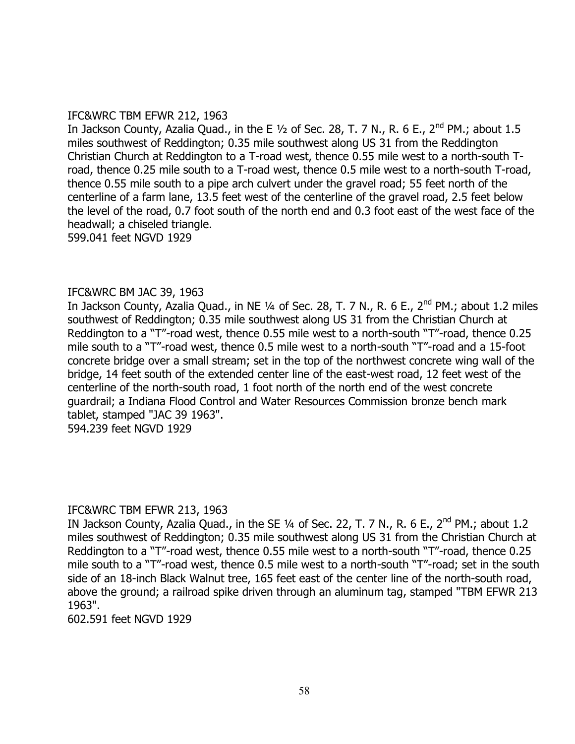IFC&WRC TBM EFWR 212, 1963

In Jackson County, Azalia Quad., in the E ½ of Sec. 28, T. 7 N., R. 6 E., 2nd PM.; about 1.5 miles southwest of Reddington; 0.35 mile southwest along US 31 from the Reddington Christian Church at Reddington to a T-road west, thence 0.55 mile west to a north-south T-road, thence 0.25 mile south to a T-road west, thence 0.5 mile west to a north-south T-road, thence 0.55 mile south to a pipe arch culvert under the gravel road; 55 feet north of the centerline of a farm lane, 13.5 feet west of the centerline of the gravel road, 2.5 feet below the level of the road, 0.7 foot south of the north end and 0.3 foot east of the west face of the headwall; a chiseled triangle.

599.041 feet NGVD 1929

IFC&WRC BM JAC 39, 1963

In Jackson County, Azalia Quad., in NE ¼ of Sec. 28, T. 7 N., R. 6 E., 2nd PM.; about 1.2 miles southwest of Reddington; 0.35 mile southwest along US 31 from the Christian Church at Reddington to a "T"-road west, thence 0.55 mile west to a north-south "T"-road, thence 0.25 mile south to a "T"-road west, thence 0.5 mile west to a north-south "T"-road and a 15-foot concrete bridge over a small stream; set in the top of the northwest concrete wing wall of the bridge, 14 feet south of the extended center line of the east-west road, 12 feet west of the centerline of the north-south road, 1 foot north of the north end of the west concrete guardrail; a Indiana Flood Control and Water Resources Commission bronze bench mark tablet, stamped "JAC 39 1963".

594.239 feet NGVD 1929

IFC&WRC TBM EFWR 213, 1963

IN Jackson County, Azalia Quad., in the SE ¼ of Sec. 22, T. 7 N., R. 6 E., 2nd PM.; about 1.2 miles southwest of Reddington; 0.35 mile southwest along US 31 from the Christian Church at Reddington to a "T"-road west, thence 0.55 mile west to a north-south "T"-road, thence 0.25 mile south to a "T"-road west, thence 0.5 mile west to a north-south "T"-road; set in the south side of an 18-inch Black Walnut tree, 165 feet east of the center line of the north-south road, above the ground; a railroad spike driven through an aluminum tag, stamped "TBM EFWR 213 1963".

602.591 feet NGVD 1929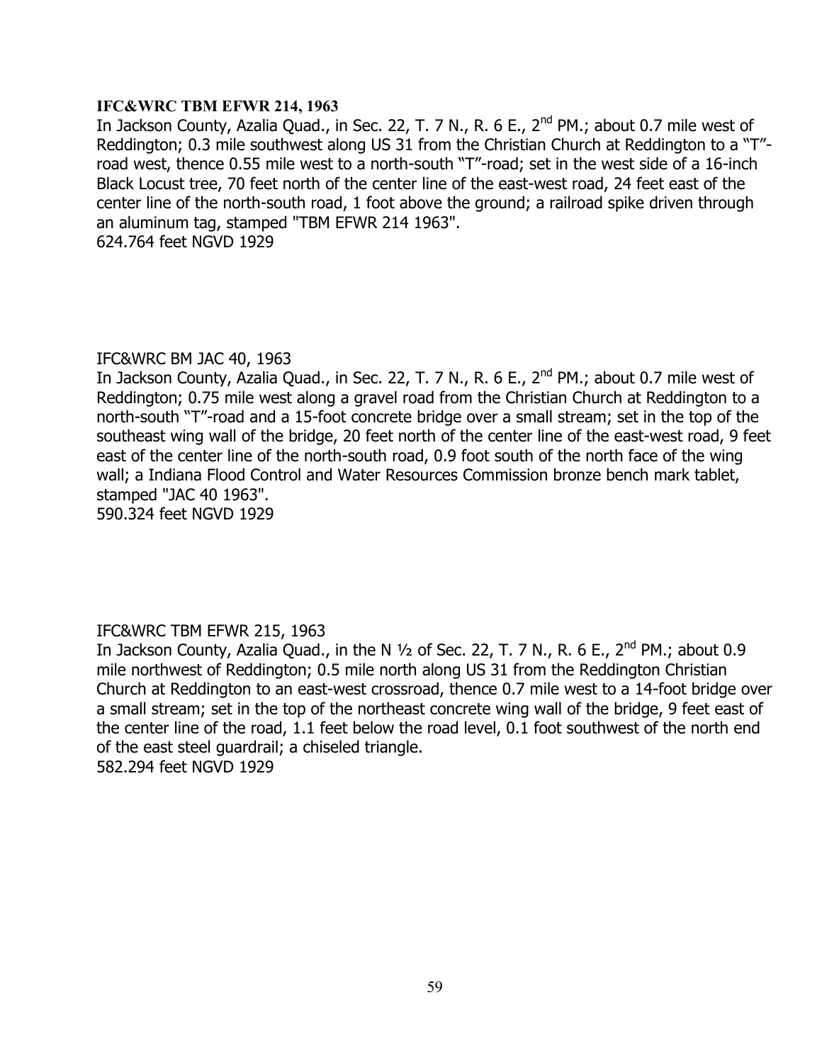**IFC&WRC TBM EFWR 214, 1963**
In Jackson County, Azalia Quad., in Sec. 22, T. 7 N., R. 6 E., 2nd PM.; about 0.7 mile west of Reddington; 0.3 mile southwest along US 31 from the Christian Church at Reddington to a "T"-road west, thence 0.55 mile west to a north-south "T"-road; set in the west side of a 16-inch Black Locust tree, 70 feet north of the center line of the east-west road, 24 feet east of the center line of the north-south road, 1 foot above the ground; a railroad spike driven through an aluminum tag, stamped "TBM EFWR 214 1963".
624.764 feet NGVD 1929

IFC&WRC BM JAC 40, 1963
In Jackson County, Azalia Quad., in Sec. 22, T. 7 N., R. 6 E., 2nd PM.; about 0.7 mile west of Reddington; 0.75 mile west along a gravel road from the Christian Church at Reddington to a north-south "T"-road and a 15-foot concrete bridge over a small stream; set in the top of the southeast wing wall of the bridge, 20 feet north of the center line of the east-west road, 9 feet east of the center line of the north-south road, 0.9 foot south of the north face of the wing wall; a Indiana Flood Control and Water Resources Commission bronze bench mark tablet, stamped "JAC 40 1963".
590.324 feet NGVD 1929

IFC&WRC TBM EFWR 215, 1963
In Jackson County, Azalia Quad., in the N ½ of Sec. 22, T. 7 N., R. 6 E., 2nd PM.; about 0.9 mile northwest of Reddington; 0.5 mile north along US 31 from the Reddington Christian Church at Reddington to an east-west crossroad, thence 0.7 mile west to a 14-foot bridge over a small stream; set in the top of the northeast concrete wing wall of the bridge, 9 feet east of the center line of the road, 1.1 feet below the road level, 0.1 foot southwest of the north end of the east steel guardrail; a chiseled triangle.
582.294 feet NGVD 1929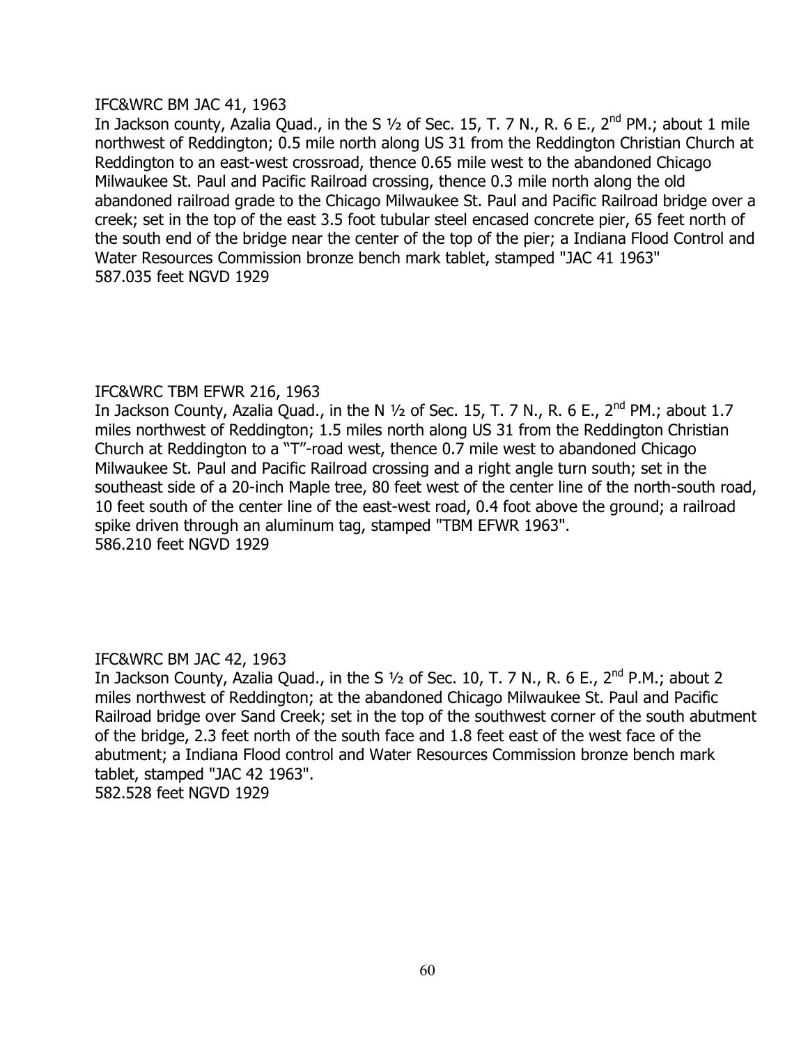IFC&WRC BM JAC 41, 1963

In Jackson county, Azalia Quad., in the S ½ of Sec. 15, T. 7 N., R. 6 E., 2nd PM.; about 1 mile northwest of Reddington; 0.5 mile north along US 31 from the Reddington Christian Church at Reddington to an east-west crossroad, thence 0.65 mile west to the abandoned Chicago Milwaukee St. Paul and Pacific Railroad crossing, thence 0.3 mile north along the old abandoned railroad grade to the Chicago Milwaukee St. Paul and Pacific Railroad bridge over a creek; set in the top of the east 3.5 foot tubular steel encased concrete pier, 65 feet north of the south end of the bridge near the center of the top of the pier; a Indiana Flood Control and Water Resources Commission bronze bench mark tablet, stamped "JAC 41 1963"

587.035 feet NGVD 1929

IFC&WRC TBM EFWR 216, 1963

In Jackson County, Azalia Quad., in the N ½ of Sec. 15, T. 7 N., R. 6 E., 2nd PM.; about 1.7 miles northwest of Reddington; 1.5 miles north along US 31 from the Reddington Christian Church at Reddington to a "T"-road west, thence 0.7 mile west to abandoned Chicago Milwaukee St. Paul and Pacific Railroad crossing and a right angle turn south; set in the southeast side of a 20-inch Maple tree, 80 feet west of the center line of the north-south road, 10 feet south of the center line of the east-west road, 0.4 foot above the ground; a railroad spike driven through an aluminum tag, stamped "TBM EFWR 1963".

586.210 feet NGVD 1929

IFC&WRC BM JAC 42, 1963

In Jackson County, Azalia Quad., in the S ½ of Sec. 10, T. 7 N., R. 6 E., 2nd P.M.; about 2 miles northwest of Reddington; at the abandoned Chicago Milwaukee St. Paul and Pacific Railroad bridge over Sand Creek; set in the top of the southwest corner of the south abutment of the bridge, 2.3 feet north of the south face and 1.8 feet east of the west face of the abutment; a Indiana Flood control and Water Resources Commission bronze bench mark tablet, stamped "JAC 42 1963".

582.528 feet NGVD 1929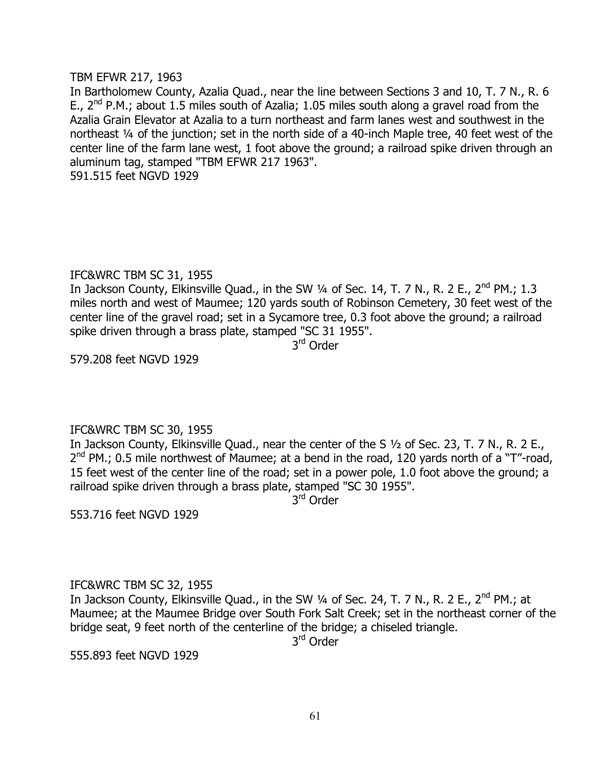TBM EFWR 217, 1963

In Bartholomew County, Azalia Quad., near the line between Sections 3 and 10, T. 7 N., R. 6 E., 2nd P.M.; about 1.5 miles south of Azalia; 1.05 miles south along a gravel road from the Azalia Grain Elevator at Azalia to a turn northeast and farm lanes west and southwest in the northeast ¼ of the junction; set in the north side of a 40-inch Maple tree, 40 feet west of the center line of the farm lane west, 1 foot above the ground; a railroad spike driven through an aluminum tag, stamped "TBM EFWR 217 1963".

591.515 feet NGVD 1929

IFC&WRC TBM SC 31, 1955

In Jackson County, Elkinsville Quad., in the SW ¼ of Sec. 14, T. 7 N., R. 2 E., 2nd PM.; 1.3 miles north and west of Maumee; 120 yards south of Robinson Cemetery, 30 feet west of the center line of the gravel road; set in a Sycamore tree, 0.3 foot above the ground; a railroad spike driven through a brass plate, stamped "SC 31 1955".

3rd Order

579.208 feet NGVD 1929

IFC&WRC TBM SC 30, 1955

In Jackson County, Elkinsville Quad., near the center of the S ½ of Sec. 23, T. 7 N., R. 2 E., 2nd PM.; 0.5 mile northwest of Maumee; at a bend in the road, 120 yards north of a "T"-road, 15 feet west of the center line of the road; set in a power pole, 1.0 foot above the ground; a railroad spike driven through a brass plate, stamped "SC 30 1955".

3rd Order

553.716 feet NGVD 1929

IFC&WRC TBM SC 32, 1955

In Jackson County, Elkinsville Quad., in the SW ¼ of Sec. 24, T. 7 N., R. 2 E., 2nd PM.; at Maumee; at the Maumee Bridge over South Fork Salt Creek; set in the northeast corner of the bridge seat, 9 feet north of the centerline of the bridge; a chiseled triangle.

3rd Order

555.893 feet NGVD 1929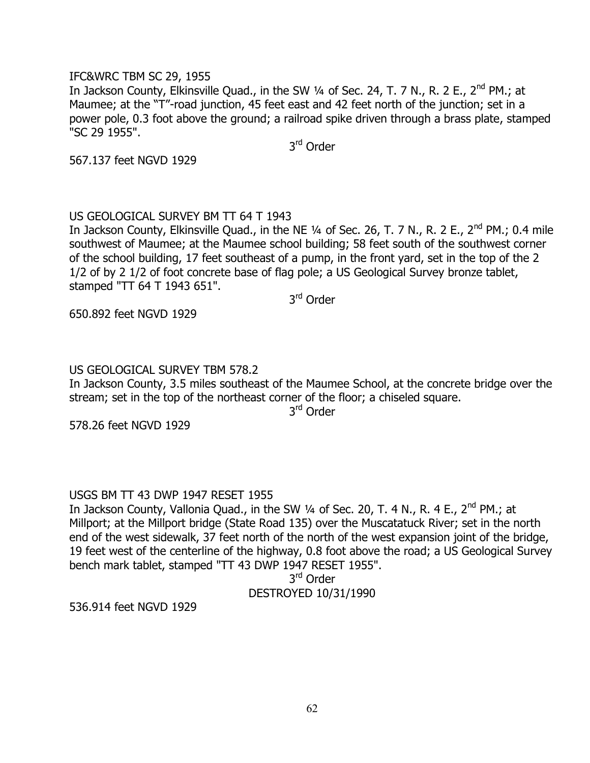IFC&WRC TBM SC 29, 1955

In Jackson County, Elkinsville Quad., in the SW ¼ of Sec. 24, T. 7 N., R. 2 E., 2nd PM.; at Maumee; at the "T"-road junction, 45 feet east and 42 feet north of the junction; set in a power pole, 0.3 foot above the ground; a railroad spike driven through a brass plate, stamped "SC 29 1955".

3rd Order

567.137 feet NGVD 1929

US GEOLOGICAL SURVEY BM TT 64 T 1943

In Jackson County, Elkinsville Quad., in the NE ¼ of Sec. 26, T. 7 N., R. 2 E., 2nd PM.; 0.4 mile southwest of Maumee; at the Maumee school building; 58 feet south of the southwest corner of the school building, 17 feet southeast of a pump, in the front yard, set in the top of the 2 1/2 of by 2 1/2 of foot concrete base of flag pole; a US Geological Survey bronze tablet, stamped "TT 64 T 1943 651".

3rd Order

650.892 feet NGVD 1929

US GEOLOGICAL SURVEY TBM 578.2

In Jackson County, 3.5 miles southeast of the Maumee School, at the concrete bridge over the stream; set in the top of the northeast corner of the floor; a chiseled square.

3rd Order

578.26 feet NGVD 1929

USGS BM TT 43 DWP 1947 RESET 1955

In Jackson County, Vallonia Quad., in the SW ¼ of Sec. 20, T. 4 N., R. 4 E., 2nd PM.; at Millport; at the Millport bridge (State Road 135) over the Muscatatuck River; set in the north end of the west sidewalk, 37 feet north of the north of the west expansion joint of the bridge, 19 feet west of the centerline of the highway, 0.8 foot above the road; a US Geological Survey bench mark tablet, stamped "TT 43 DWP 1947 RESET 1955".

3rd Order

DESTROYED 10/31/1990

536.914 feet NGVD 1929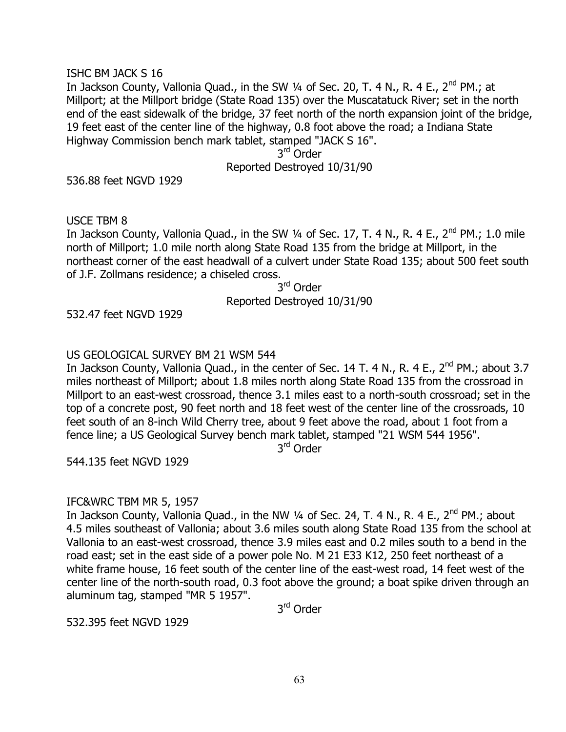ISHC BM JACK S 16

In Jackson County, Vallonia Quad., in the SW ¼ of Sec. 20, T. 4 N., R. 4 E., 2nd PM.; at Millport; at the Millport bridge (State Road 135) over the Muscatatuck River; set in the north end of the east sidewalk of the bridge, 37 feet north of the north expansion joint of the bridge, 19 feet east of the center line of the highway, 0.8 foot above the road; a Indiana State Highway Commission bench mark tablet, stamped "JACK S 16".

3rd Order

Reported Destroyed 10/31/90

536.88 feet NGVD 1929

USCE TBM 8

In Jackson County, Vallonia Quad., in the SW ¼ of Sec. 17, T. 4 N., R. 4 E., 2nd PM.; 1.0 mile north of Millport; 1.0 mile north along State Road 135 from the bridge at Millport, in the northeast corner of the east headwall of a culvert under State Road 135; about 500 feet south of J.F. Zollmans residence; a chiseled cross.

3rd Order

Reported Destroyed 10/31/90

532.47 feet NGVD 1929

US GEOLOGICAL SURVEY BM 21 WSM 544

In Jackson County, Vallonia Quad., in the center of Sec. 14 T. 4 N., R. 4 E., 2nd PM.; about 3.7 miles northeast of Millport; about 1.8 miles north along State Road 135 from the crossroad in Millport to an east-west crossroad, thence 3.1 miles east to a north-south crossroad; set in the top of a concrete post, 90 feet north and 18 feet west of the center line of the crossroads, 10 feet south of an 8-inch Wild Cherry tree, about 9 feet above the road, about 1 foot from a fence line; a US Geological Survey bench mark tablet, stamped "21 WSM 544 1956".

3rd Order

544.135 feet NGVD 1929

IFC&WRC TBM MR 5, 1957

In Jackson County, Vallonia Quad., in the NW ¼ of Sec. 24, T. 4 N., R. 4 E., 2nd PM.; about 4.5 miles southeast of Vallonia; about 3.6 miles south along State Road 135 from the school at Vallonia to an east-west crossroad, thence 3.9 miles east and 0.2 miles south to a bend in the road east; set in the east side of a power pole No. M 21 E33 K12, 250 feet northeast of a white frame house, 16 feet south of the center line of the east-west road, 14 feet west of the center line of the north-south road, 0.3 foot above the ground; a boat spike driven through an aluminum tag, stamped "MR 5 1957".

3rd Order

532.395 feet NGVD 1929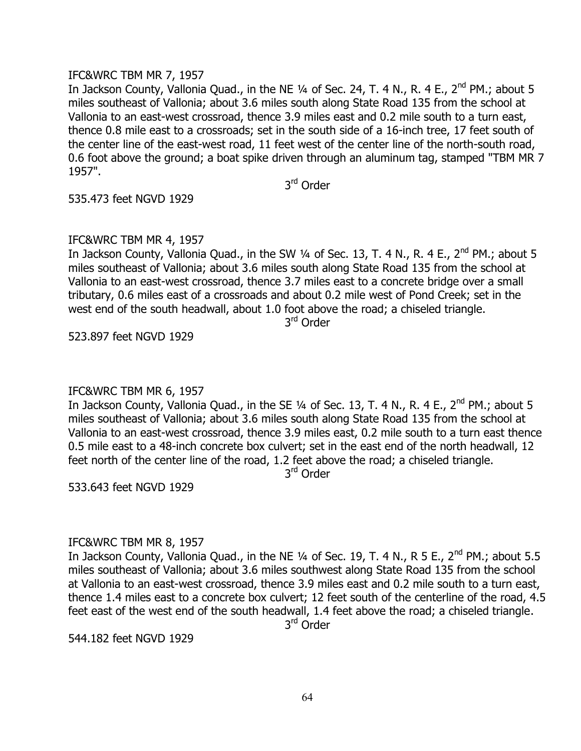IFC&WRC TBM MR 7, 1957

In Jackson County, Vallonia Quad., in the NE ¼ of Sec. 24, T. 4 N., R. 4 E., 2nd PM.; about 5 miles southeast of Vallonia; about 3.6 miles south along State Road 135 from the school at Vallonia to an east-west crossroad, thence 3.9 miles east and 0.2 mile south to a turn east, thence 0.8 mile east to a crossroads; set in the south side of a 16-inch tree, 17 feet south of the center line of the east-west road, 11 feet west of the center line of the north-south road, 0.6 foot above the ground; a boat spike driven through an aluminum tag, stamped "TBM MR 7 1957".

3rd Order

535.473 feet NGVD 1929

IFC&WRC TBM MR 4, 1957

In Jackson County, Vallonia Quad., in the SW ¼ of Sec. 13, T. 4 N., R. 4 E., 2nd PM.; about 5 miles southeast of Vallonia; about 3.6 miles south along State Road 135 from the school at Vallonia to an east-west crossroad, thence 3.7 miles east to a concrete bridge over a small tributary, 0.6 miles east of a crossroads and about 0.2 mile west of Pond Creek; set in the west end of the south headwall, about 1.0 foot above the road; a chiseled triangle.

3rd Order

523.897 feet NGVD 1929

IFC&WRC TBM MR 6, 1957

In Jackson County, Vallonia Quad., in the SE ¼ of Sec. 13, T. 4 N., R. 4 E., 2nd PM.; about 5 miles southeast of Vallonia; about 3.6 miles south along State Road 135 from the school at Vallonia to an east-west crossroad, thence 3.9 miles east, 0.2 mile south to a turn east thence 0.5 mile east to a 48-inch concrete box culvert; set in the east end of the north headwall, 12 feet north of the center line of the road, 1.2 feet above the road; a chiseled triangle.

3rd Order

533.643 feet NGVD 1929

IFC&WRC TBM MR 8, 1957

In Jackson County, Vallonia Quad., in the NE ¼ of Sec. 19, T. 4 N., R 5 E., 2nd PM.; about 5.5 miles southeast of Vallonia; about 3.6 miles southwest along State Road 135 from the school at Vallonia to an east-west crossroad, thence 3.9 miles east and 0.2 mile south to a turn east, thence 1.4 miles east to a concrete box culvert; 12 feet south of the centerline of the road, 4.5 feet east of the west end of the south headwall, 1.4 feet above the road; a chiseled triangle.

3rd Order

544.182 feet NGVD 1929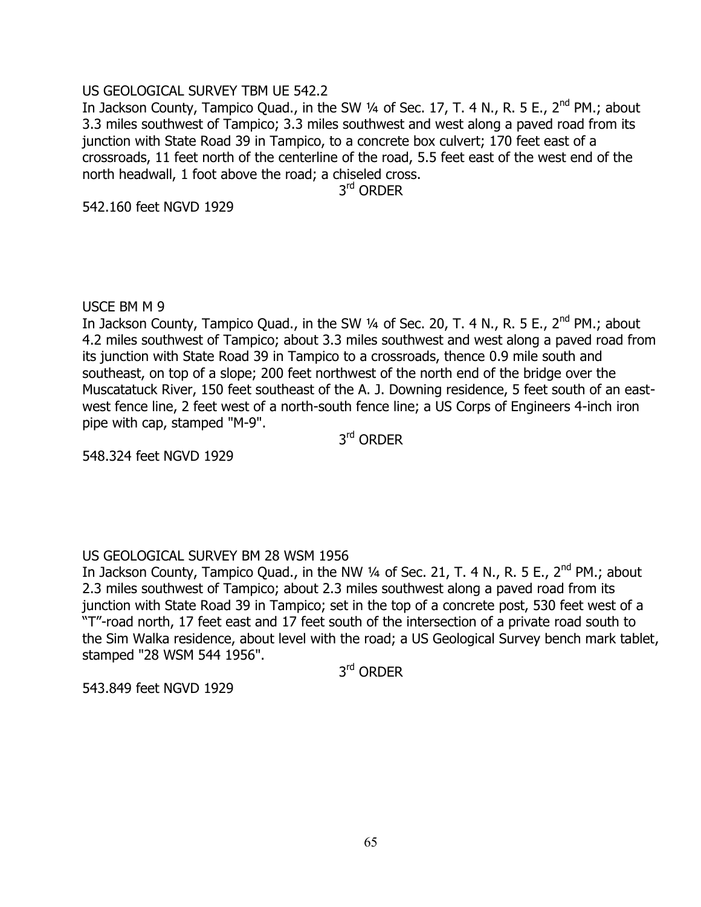US GEOLOGICAL SURVEY TBM UE 542.2

In Jackson County, Tampico Quad., in the SW ¼ of Sec. 17, T. 4 N., R. 5 E., 2nd PM.; about 3.3 miles southwest of Tampico; 3.3 miles southwest and west along a paved road from its junction with State Road 39 in Tampico, to a concrete box culvert; 170 feet east of a crossroads, 11 feet north of the centerline of the road, 5.5 feet east of the west end of the north headwall, 1 foot above the road; a chiseled cross.

3rd ORDER

542.160 feet NGVD 1929

USCE BM M 9

In Jackson County, Tampico Quad., in the SW ¼ of Sec. 20, T. 4 N., R. 5 E., 2nd PM.; about 4.2 miles southwest of Tampico; about 3.3 miles southwest and west along a paved road from its junction with State Road 39 in Tampico to a crossroads, thence 0.9 mile south and southeast, on top of a slope; 200 feet northwest of the north end of the bridge over the Muscatatuck River, 150 feet southeast of the A. J. Downing residence, 5 feet south of an east-west fence line, 2 feet west of a north-south fence line; a US Corps of Engineers 4-inch iron pipe with cap, stamped "M-9".

3rd ORDER

548.324 feet NGVD 1929

US GEOLOGICAL SURVEY BM 28 WSM 1956

In Jackson County, Tampico Quad., in the NW ¼ of Sec. 21, T. 4 N., R. 5 E., 2nd PM.; about 2.3 miles southwest of Tampico; about 2.3 miles southwest along a paved road from its junction with State Road 39 in Tampico; set in the top of a concrete post, 530 feet west of a "T"-road north, 17 feet east and 17 feet south of the intersection of a private road south to the Sim Walka residence, about level with the road; a US Geological Survey bench mark tablet, stamped "28 WSM 544 1956".

3rd ORDER

543.849 feet NGVD 1929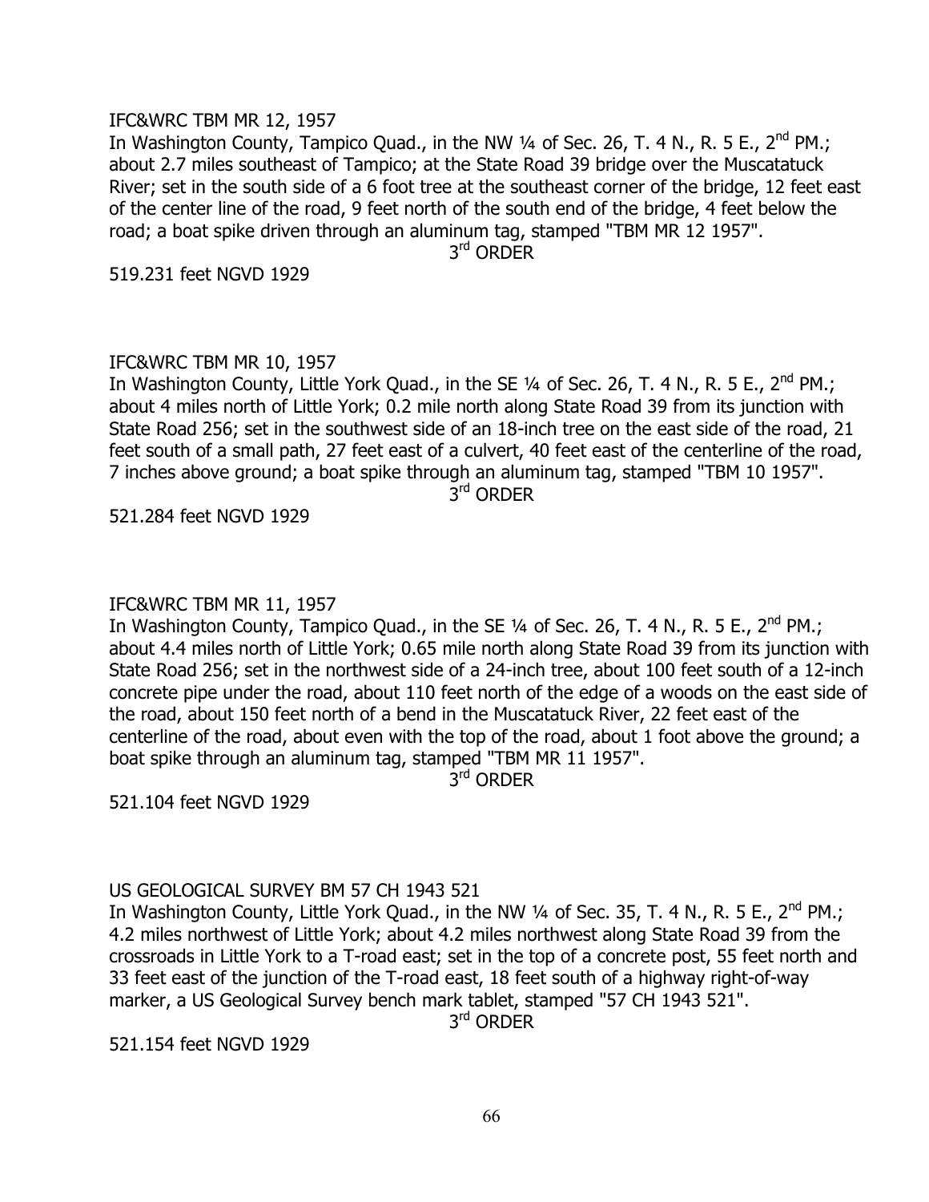IFC&WRC TBM MR 12, 1957

In Washington County, Tampico Quad., in the NW ¼ of Sec. 26, T. 4 N., R. 5 E., 2nd PM.; about 2.7 miles southeast of Tampico; at the State Road 39 bridge over the Muscatatuck River; set in the south side of a 6 foot tree at the southeast corner of the bridge, 12 feet east of the center line of the road, 9 feet north of the south end of the bridge, 4 feet below the road; a boat spike driven through an aluminum tag, stamped "TBM MR 12 1957".

3rd ORDER

519.231 feet NGVD 1929

IFC&WRC TBM MR 10, 1957

In Washington County, Little York Quad., in the SE ¼ of Sec. 26, T. 4 N., R. 5 E., 2nd PM.; about 4 miles north of Little York; 0.2 mile north along State Road 39 from its junction with State Road 256; set in the southwest side of an 18-inch tree on the east side of the road, 21 feet south of a small path, 27 feet east of a culvert, 40 feet east of the centerline of the road, 7 inches above ground; a boat spike through an aluminum tag, stamped "TBM 10 1957".

3rd ORDER

521.284 feet NGVD 1929

IFC&WRC TBM MR 11, 1957

In Washington County, Tampico Quad., in the SE ¼ of Sec. 26, T. 4 N., R. 5 E., 2nd PM.; about 4.4 miles north of Little York; 0.65 mile north along State Road 39 from its junction with State Road 256; set in the northwest side of a 24-inch tree, about 100 feet south of a 12-inch concrete pipe under the road, about 110 feet north of the edge of a woods on the east side of the road, about 150 feet north of a bend in the Muscatatuck River, 22 feet east of the centerline of the road, about even with the top of the road, about 1 foot above the ground; a boat spike through an aluminum tag, stamped "TBM MR 11 1957".

3rd ORDER

521.104 feet NGVD 1929

US GEOLOGICAL SURVEY BM 57 CH 1943 521

In Washington County, Little York Quad., in the NW ¼ of Sec. 35, T. 4 N., R. 5 E., 2nd PM.; 4.2 miles northwest of Little York; about 4.2 miles northwest along State Road 39 from the crossroads in Little York to a T-road east; set in the top of a concrete post, 55 feet north and 33 feet east of the junction of the T-road east, 18 feet south of a highway right-of-way marker, a US Geological Survey bench mark tablet, stamped "57 CH 1943 521".

3rd ORDER

521.154 feet NGVD 1929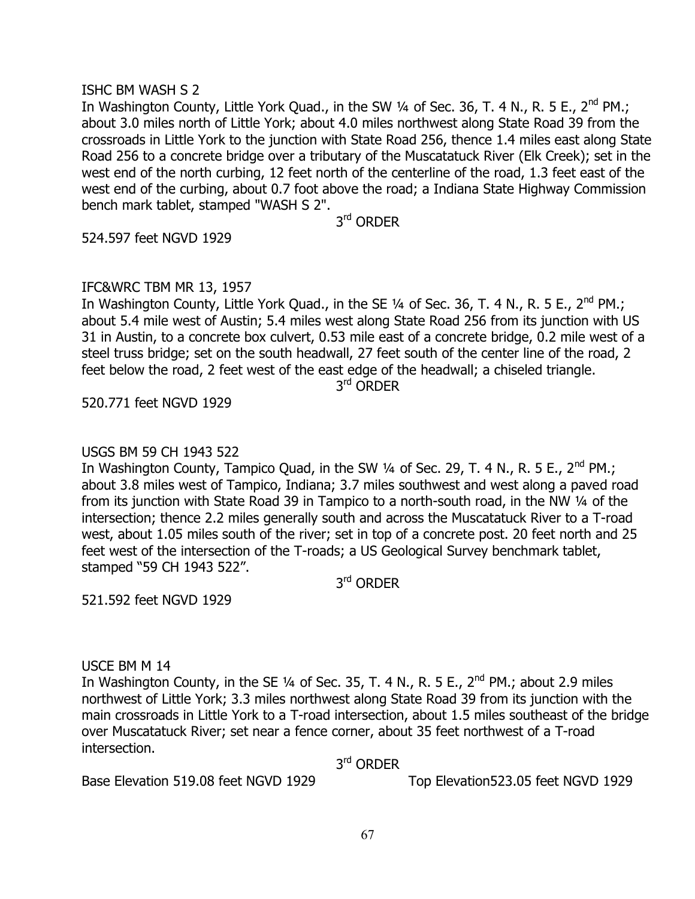ISHC BM WASH S 2

In Washington County, Little York Quad., in the SW ¼ of Sec. 36, T. 4 N., R. 5 E., 2nd PM.; about 3.0 miles north of Little York; about 4.0 miles northwest along State Road 39 from the crossroads in Little York to the junction with State Road 256, thence 1.4 miles east along State Road 256 to a concrete bridge over a tributary of the Muscatatuck River (Elk Creek); set in the west end of the north curbing, 12 feet north of the centerline of the road, 1.3 feet east of the west end of the curbing, about 0.7 foot above the road; a Indiana State Highway Commission bench mark tablet, stamped "WASH S 2".

3rd ORDER

524.597 feet NGVD 1929

IFC&WRC TBM MR 13, 1957

In Washington County, Little York Quad., in the SE ¼ of Sec. 36, T. 4 N., R. 5 E., 2nd PM.; about 5.4 mile west of Austin; 5.4 miles west along State Road 256 from its junction with US 31 in Austin, to a concrete box culvert, 0.53 mile east of a concrete bridge, 0.2 mile west of a steel truss bridge; set on the south headwall, 27 feet south of the center line of the road, 2 feet below the road, 2 feet west of the east edge of the headwall; a chiseled triangle.

3rd ORDER

520.771 feet NGVD 1929

USGS BM 59 CH 1943 522

In Washington County, Tampico Quad, in the SW ¼ of Sec. 29, T. 4 N., R. 5 E., 2nd PM.; about 3.8 miles west of Tampico, Indiana; 3.7 miles southwest and west along a paved road from its junction with State Road 39 in Tampico to a north-south road, in the NW ¼ of the intersection; thence 2.2 miles generally south and across the Muscatatuck River to a T-road west, about 1.05 miles south of the river; set in top of a concrete post. 20 feet north and 25 feet west of the intersection of the T-roads; a US Geological Survey benchmark tablet, stamped "59 CH 1943 522".

3rd ORDER

521.592 feet NGVD 1929

USCE BM M 14

In Washington County, in the SE ¼ of Sec. 35, T. 4 N., R. 5 E., 2nd PM.; about 2.9 miles northwest of Little York; 3.3 miles northwest along State Road 39 from its junction with the main crossroads in Little York to a T-road intersection, about 1.5 miles southeast of the bridge over Muscatatuck River; set near a fence corner, about 35 feet northwest of a T-road intersection.

3rd ORDER

Base Elevation 519.08 feet NGVD 1929 Top Elevation523.05 feet NGVD 1929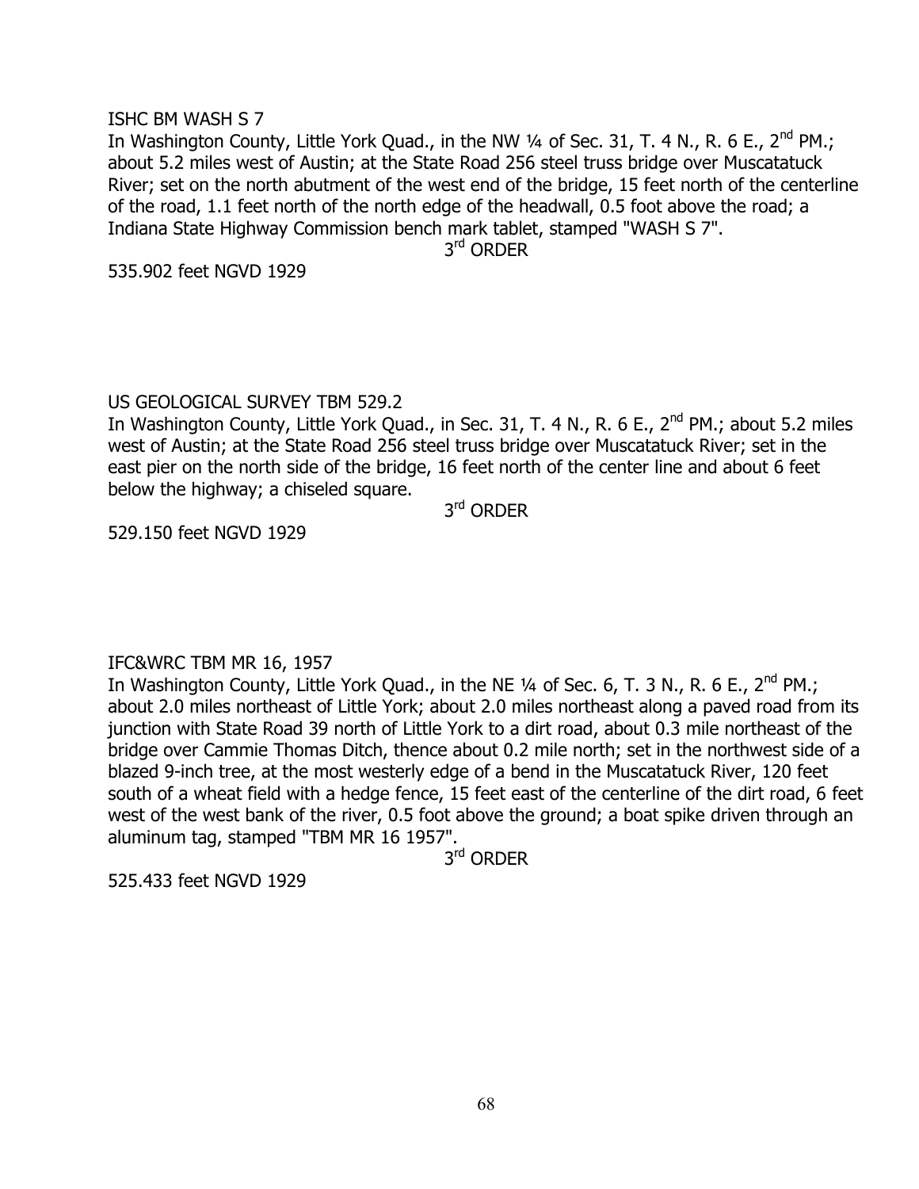ISHC BM WASH S 7

In Washington County, Little York Quad., in the NW ¼ of Sec. 31, T. 4 N., R. 6 E., 2nd PM.; about 5.2 miles west of Austin; at the State Road 256 steel truss bridge over Muscatatuck River; set on the north abutment of the west end of the bridge, 15 feet north of the centerline of the road, 1.1 feet north of the north edge of the headwall, 0.5 foot above the road; a Indiana State Highway Commission bench mark tablet, stamped "WASH S 7".

3rd ORDER

535.902 feet NGVD 1929

US GEOLOGICAL SURVEY TBM 529.2

In Washington County, Little York Quad., in Sec. 31, T. 4 N., R. 6 E., 2nd PM.; about 5.2 miles west of Austin; at the State Road 256 steel truss bridge over Muscatatuck River; set in the east pier on the north side of the bridge, 16 feet north of the center line and about 6 feet below the highway; a chiseled square.

3rd ORDER

529.150 feet NGVD 1929

IFC&WRC TBM MR 16, 1957

In Washington County, Little York Quad., in the NE ¼ of Sec. 6, T. 3 N., R. 6 E., 2nd PM.; about 2.0 miles northeast of Little York; about 2.0 miles northeast along a paved road from its junction with State Road 39 north of Little York to a dirt road, about 0.3 mile northeast of the bridge over Cammie Thomas Ditch, thence about 0.2 mile north; set in the northwest side of a blazed 9-inch tree, at the most westerly edge of a bend in the Muscatatuck River, 120 feet south of a wheat field with a hedge fence, 15 feet east of the centerline of the dirt road, 6 feet west of the west bank of the river, 0.5 foot above the ground; a boat spike driven through an aluminum tag, stamped "TBM MR 16 1957".

3rd ORDER

525.433 feet NGVD 1929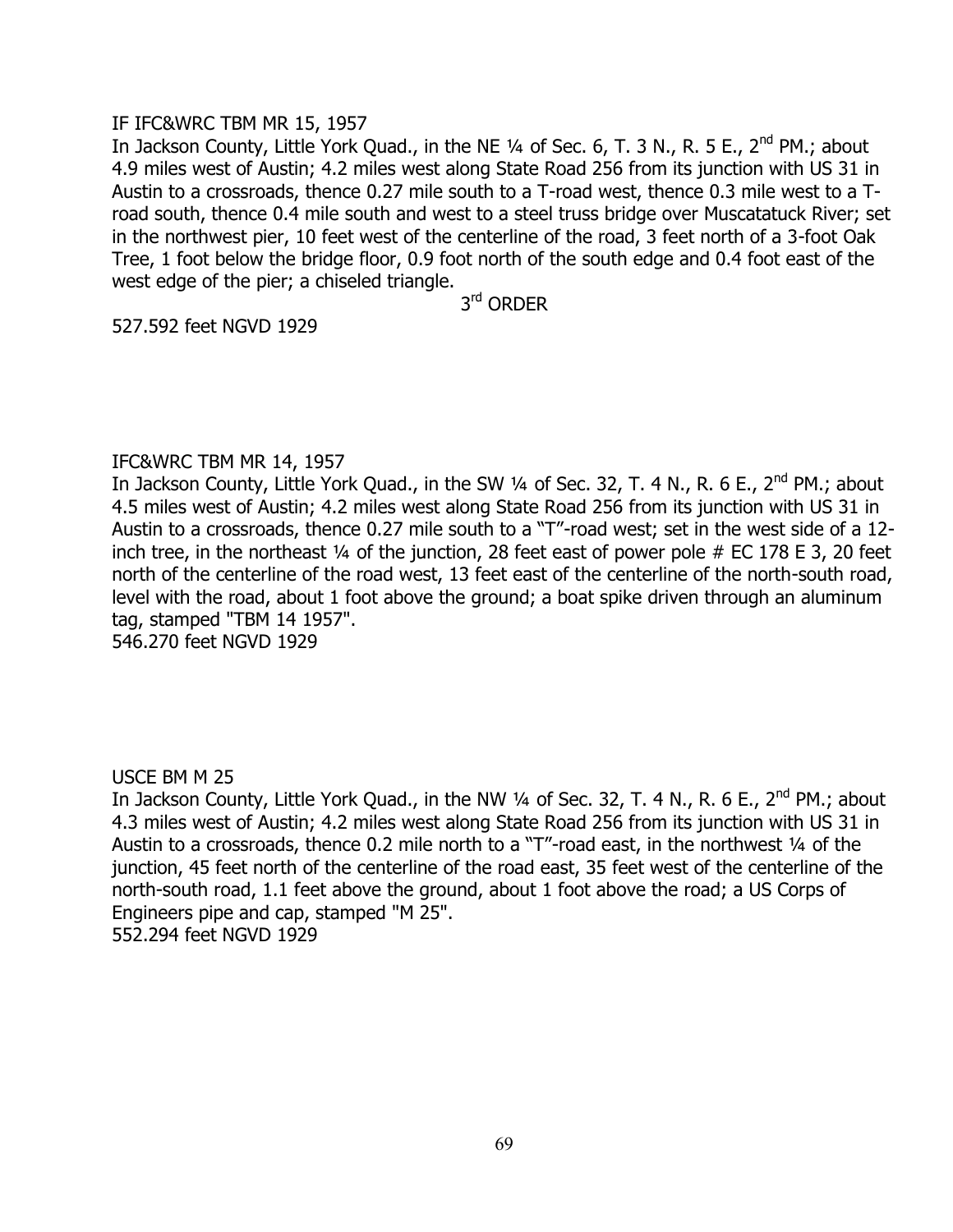IF IFC&WRC TBM MR 15, 1957

In Jackson County, Little York Quad., in the NE ¼ of Sec. 6, T. 3 N., R. 5 E., 2nd PM.; about 4.9 miles west of Austin; 4.2 miles west along State Road 256 from its junction with US 31 in Austin to a crossroads, thence 0.27 mile south to a T-road west, thence 0.3 mile west to a T-road south, thence 0.4 mile south and west to a steel truss bridge over Muscatatuck River; set in the northwest pier, 10 feet west of the centerline of the road, 3 feet north of a 3-foot Oak Tree, 1 foot below the bridge floor, 0.9 foot north of the south edge and 0.4 foot east of the west edge of the pier; a chiseled triangle.

3rd ORDER

527.592 feet NGVD 1929

IFC&WRC TBM MR 14, 1957

In Jackson County, Little York Quad., in the SW ¼ of Sec. 32, T. 4 N., R. 6 E., 2nd PM.; about 4.5 miles west of Austin; 4.2 miles west along State Road 256 from its junction with US 31 in Austin to a crossroads, thence 0.27 mile south to a "T"-road west; set in the west side of a 12-inch tree, in the northeast ¼ of the junction, 28 feet east of power pole # EC 178 E 3, 20 feet north of the centerline of the road west, 13 feet east of the centerline of the north-south road, level with the road, about 1 foot above the ground; a boat spike driven through an aluminum tag, stamped "TBM 14 1957".

546.270 feet NGVD 1929

USCE BM M 25

In Jackson County, Little York Quad., in the NW ¼ of Sec. 32, T. 4 N., R. 6 E., 2nd PM.; about 4.3 miles west of Austin; 4.2 miles west along State Road 256 from its junction with US 31 in Austin to a crossroads, thence 0.2 mile north to a "T"-road east, in the northwest ¼ of the junction, 45 feet north of the centerline of the road east, 35 feet west of the centerline of the north-south road, 1.1 feet above the ground, about 1 foot above the road; a US Corps of Engineers pipe and cap, stamped "M 25".

552.294 feet NGVD 1929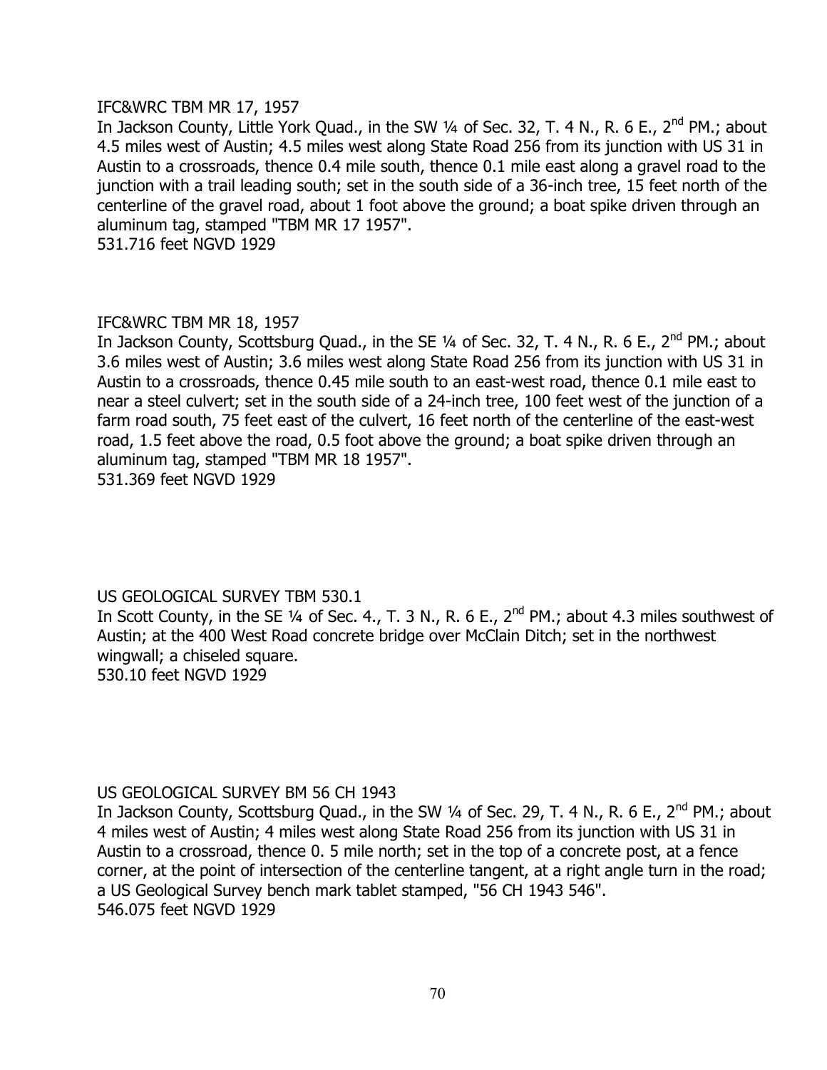IFC&WRC TBM MR 17, 1957

In Jackson County, Little York Quad., in the SW ¼ of Sec. 32, T. 4 N., R. 6 E., 2nd PM.; about 4.5 miles west of Austin; 4.5 miles west along State Road 256 from its junction with US 31 in Austin to a crossroads, thence 0.4 mile south, thence 0.1 mile east along a gravel road to the junction with a trail leading south; set in the south side of a 36-inch tree, 15 feet north of the centerline of the gravel road, about 1 foot above the ground; a boat spike driven through an aluminum tag, stamped "TBM MR 17 1957".

531.716 feet NGVD 1929

IFC&WRC TBM MR 18, 1957

In Jackson County, Scottsburg Quad., in the SE ¼ of Sec. 32, T. 4 N., R. 6 E., 2nd PM.; about 3.6 miles west of Austin; 3.6 miles west along State Road 256 from its junction with US 31 in Austin to a crossroads, thence 0.45 mile south to an east-west road, thence 0.1 mile east to near a steel culvert; set in the south side of a 24-inch tree, 100 feet west of the junction of a farm road south, 75 feet east of the culvert, 16 feet north of the centerline of the east-west road, 1.5 feet above the road, 0.5 foot above the ground; a boat spike driven through an aluminum tag, stamped "TBM MR 18 1957".

531.369 feet NGVD 1929

US GEOLOGICAL SURVEY TBM 530.1

In Scott County, in the SE ¼ of Sec. 4., T. 3 N., R. 6 E., 2nd PM.; about 4.3 miles southwest of Austin; at the 400 West Road concrete bridge over McClain Ditch; set in the northwest wingwall; a chiseled square.

530.10 feet NGVD 1929

US GEOLOGICAL SURVEY BM 56 CH 1943

In Jackson County, Scottsburg Quad., in the SW ¼ of Sec. 29, T. 4 N., R. 6 E., 2nd PM.; about 4 miles west of Austin; 4 miles west along State Road 256 from its junction with US 31 in Austin to a crossroad, thence 0. 5 mile north; set in the top of a concrete post, at a fence corner, at the point of intersection of the centerline tangent, at a right angle turn in the road; a US Geological Survey bench mark tablet stamped, "56 CH 1943 546".

546.075 feet NGVD 1929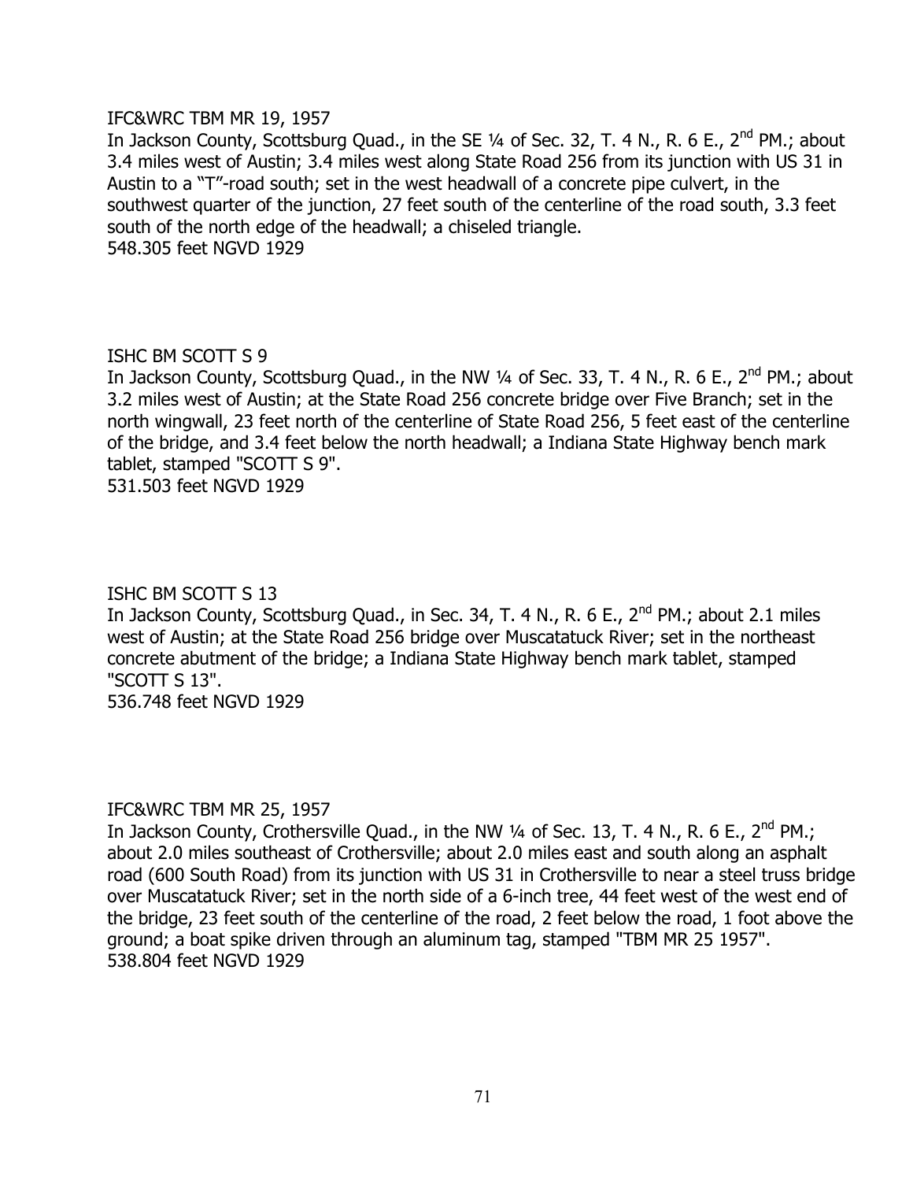IFC&WRC TBM MR 19, 1957

In Jackson County, Scottsburg Quad., in the SE ¼ of Sec. 32, T. 4 N., R. 6 E., 2nd PM.; about 3.4 miles west of Austin; 3.4 miles west along State Road 256 from its junction with US 31 in Austin to a "T"-road south; set in the west headwall of a concrete pipe culvert, in the southwest quarter of the junction, 27 feet south of the centerline of the road south, 3.3 feet south of the north edge of the headwall; a chiseled triangle.

548.305 feet NGVD 1929

ISHC BM SCOTT S 9

In Jackson County, Scottsburg Quad., in the NW ¼ of Sec. 33, T. 4 N., R. 6 E., 2nd PM.; about 3.2 miles west of Austin; at the State Road 256 concrete bridge over Five Branch; set in the north wingwall, 23 feet north of the centerline of State Road 256, 5 feet east of the centerline of the bridge, and 3.4 feet below the north headwall; a Indiana State Highway bench mark tablet, stamped "SCOTT S 9".

531.503 feet NGVD 1929

ISHC BM SCOTT S 13

In Jackson County, Scottsburg Quad., in Sec. 34, T. 4 N., R. 6 E., 2nd PM.; about 2.1 miles west of Austin; at the State Road 256 bridge over Muscatatuck River; set in the northeast concrete abutment of the bridge; a Indiana State Highway bench mark tablet, stamped "SCOTT S 13".

536.748 feet NGVD 1929

IFC&WRC TBM MR 25, 1957

In Jackson County, Crothersville Quad., in the NW ¼ of Sec. 13, T. 4 N., R. 6 E., 2nd PM.; about 2.0 miles southeast of Crothersville; about 2.0 miles east and south along an asphalt road (600 South Road) from its junction with US 31 in Crothersville to near a steel truss bridge over Muscatatuck River; set in the north side of a 6-inch tree, 44 feet west of the west end of the bridge, 23 feet south of the centerline of the road, 2 feet below the road, 1 foot above the ground; a boat spike driven through an aluminum tag, stamped "TBM MR 25 1957".

538.804 feet NGVD 1929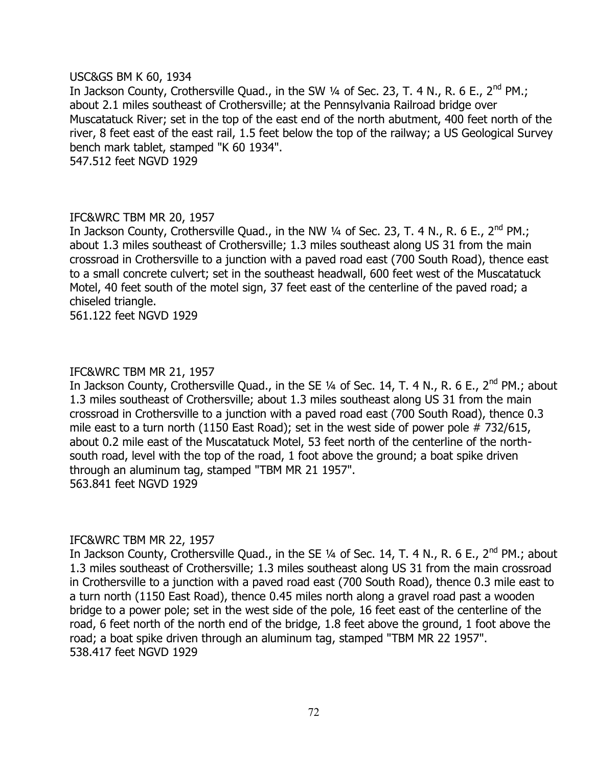USC&GS BM K 60, 1934

In Jackson County, Crothersville Quad., in the SW ¼ of Sec. 23, T. 4 N., R. 6 E., 2nd PM.; about 2.1 miles southeast of Crothersville; at the Pennsylvania Railroad bridge over Muscatatuck River; set in the top of the east end of the north abutment, 400 feet north of the river, 8 feet east of the east rail, 1.5 feet below the top of the railway; a US Geological Survey bench mark tablet, stamped "K 60 1934".

547.512 feet NGVD 1929

IFC&WRC TBM MR 20, 1957

In Jackson County, Crothersville Quad., in the NW ¼ of Sec. 23, T. 4 N., R. 6 E., 2nd PM.; about 1.3 miles southeast of Crothersville; 1.3 miles southeast along US 31 from the main crossroad in Crothersville to a junction with a paved road east (700 South Road), thence east to a small concrete culvert; set in the southeast headwall, 600 feet west of the Muscatatuck Motel, 40 feet south of the motel sign, 37 feet east of the centerline of the paved road; a chiseled triangle.

561.122 feet NGVD 1929

IFC&WRC TBM MR 21, 1957

In Jackson County, Crothersville Quad., in the SE ¼ of Sec. 14, T. 4 N., R. 6 E., 2nd PM.; about 1.3 miles southeast of Crothersville; about 1.3 miles southeast along US 31 from the main crossroad in Crothersville to a junction with a paved road east (700 South Road), thence 0.3 mile east to a turn north (1150 East Road); set in the west side of power pole # 732/615, about 0.2 mile east of the Muscatatuck Motel, 53 feet north of the centerline of the north-south road, level with the top of the road, 1 foot above the ground; a boat spike driven through an aluminum tag, stamped "TBM MR 21 1957".

563.841 feet NGVD 1929

IFC&WRC TBM MR 22, 1957

In Jackson County, Crothersville Quad., in the SE ¼ of Sec. 14, T. 4 N., R. 6 E., 2nd PM.; about 1.3 miles southeast of Crothersville; 1.3 miles southeast along US 31 from the main crossroad in Crothersville to a junction with a paved road east (700 South Road), thence 0.3 mile east to a turn north (1150 East Road), thence 0.45 miles north along a gravel road past a wooden bridge to a power pole; set in the west side of the pole, 16 feet east of the centerline of the road, 6 feet north of the north end of the bridge, 1.8 feet above the ground, 1 foot above the road; a boat spike driven through an aluminum tag, stamped "TBM MR 22 1957".

538.417 feet NGVD 1929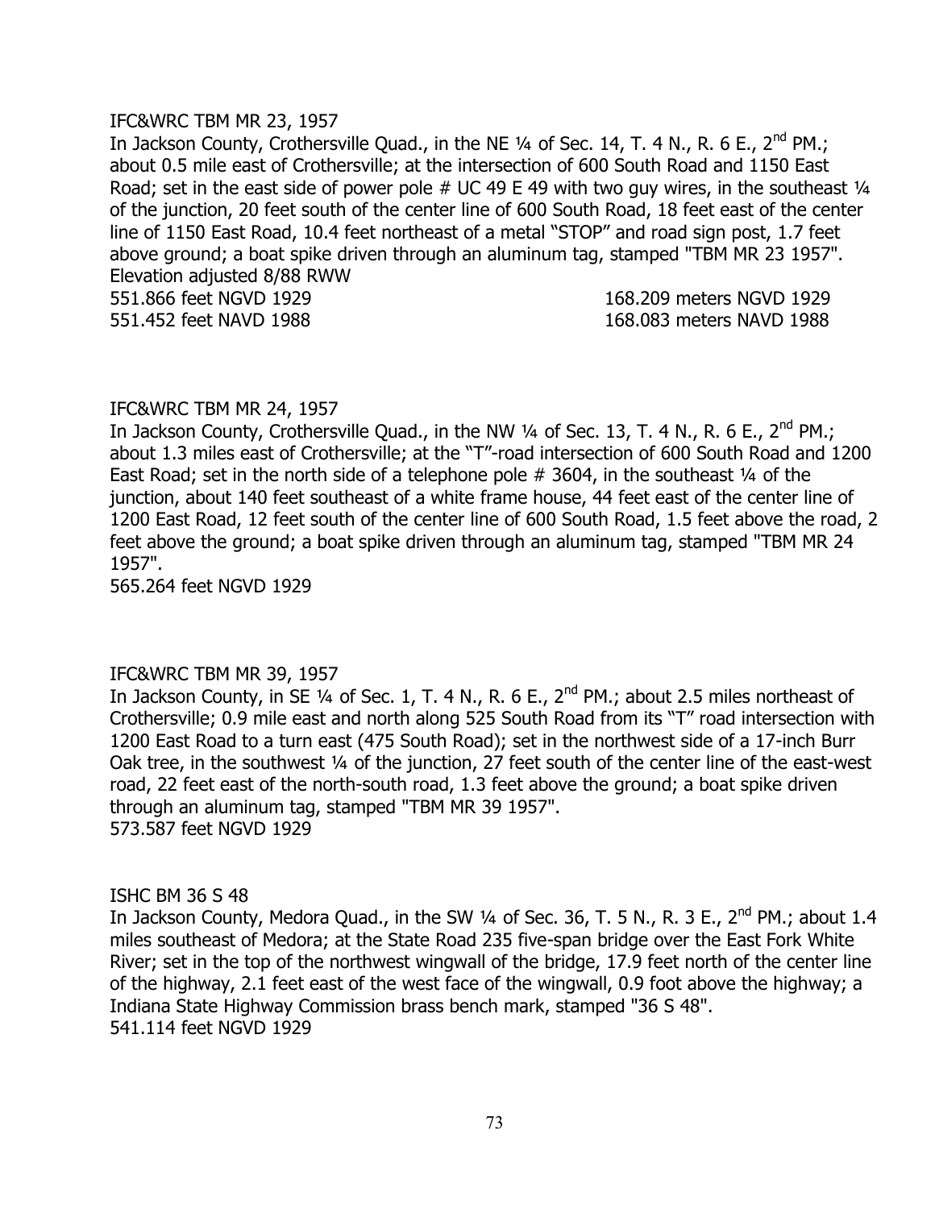IFC&WRC TBM MR 23, 1957

In Jackson County, Crothersville Quad., in the NE ¼ of Sec. 14, T. 4 N., R. 6 E., 2nd PM.; about 0.5 mile east of Crothersville; at the intersection of 600 South Road and 1150 East Road; set in the east side of power pole # UC 49 E 49 with two guy wires, in the southeast ¼ of the junction, 20 feet south of the center line of 600 South Road, 18 feet east of the center line of 1150 East Road, 10.4 feet northeast of a metal "STOP" and road sign post, 1.7 feet above ground; a boat spike driven through an aluminum tag, stamped "TBM MR 23 1957". Elevation adjusted 8/88 RWW

551.866 feet NGVD 1929 168.209 meters NGVD 1929
551.452 feet NAVD 1988 168.083 meters NAVD 1988

IFC&WRC TBM MR 24, 1957

In Jackson County, Crothersville Quad., in the NW ¼ of Sec. 13, T. 4 N., R. 6 E., 2nd PM.; about 1.3 miles east of Crothersville; at the "T"-road intersection of 600 South Road and 1200 East Road; set in the north side of a telephone pole # 3604, in the southeast ¼ of the junction, about 140 feet southeast of a white frame house, 44 feet east of the center line of 1200 East Road, 12 feet south of the center line of 600 South Road, 1.5 feet above the road, 2 feet above the ground; a boat spike driven through an aluminum tag, stamped "TBM MR 24 1957".

565.264 feet NGVD 1929

IFC&WRC TBM MR 39, 1957

In Jackson County, in SE ¼ of Sec. 1, T. 4 N., R. 6 E., 2nd PM.; about 2.5 miles northeast of Crothersville; 0.9 mile east and north along 525 South Road from its "T" road intersection with 1200 East Road to a turn east (475 South Road); set in the northwest side of a 17-inch Burr Oak tree, in the southwest ¼ of the junction, 27 feet south of the center line of the east-west road, 22 feet east of the north-south road, 1.3 feet above the ground; a boat spike driven through an aluminum tag, stamped "TBM MR 39 1957".

573.587 feet NGVD 1929

ISHC BM 36 S 48

In Jackson County, Medora Quad., in the SW ¼ of Sec. 36, T. 5 N., R. 3 E., 2nd PM.; about 1.4 miles southeast of Medora; at the State Road 235 five-span bridge over the East Fork White River; set in the top of the northwest wingwall of the bridge, 17.9 feet north of the center line of the highway, 2.1 feet east of the west face of the wingwall, 0.9 foot above the highway; a Indiana State Highway Commission brass bench mark, stamped "36 S 48".

541.114 feet NGVD 1929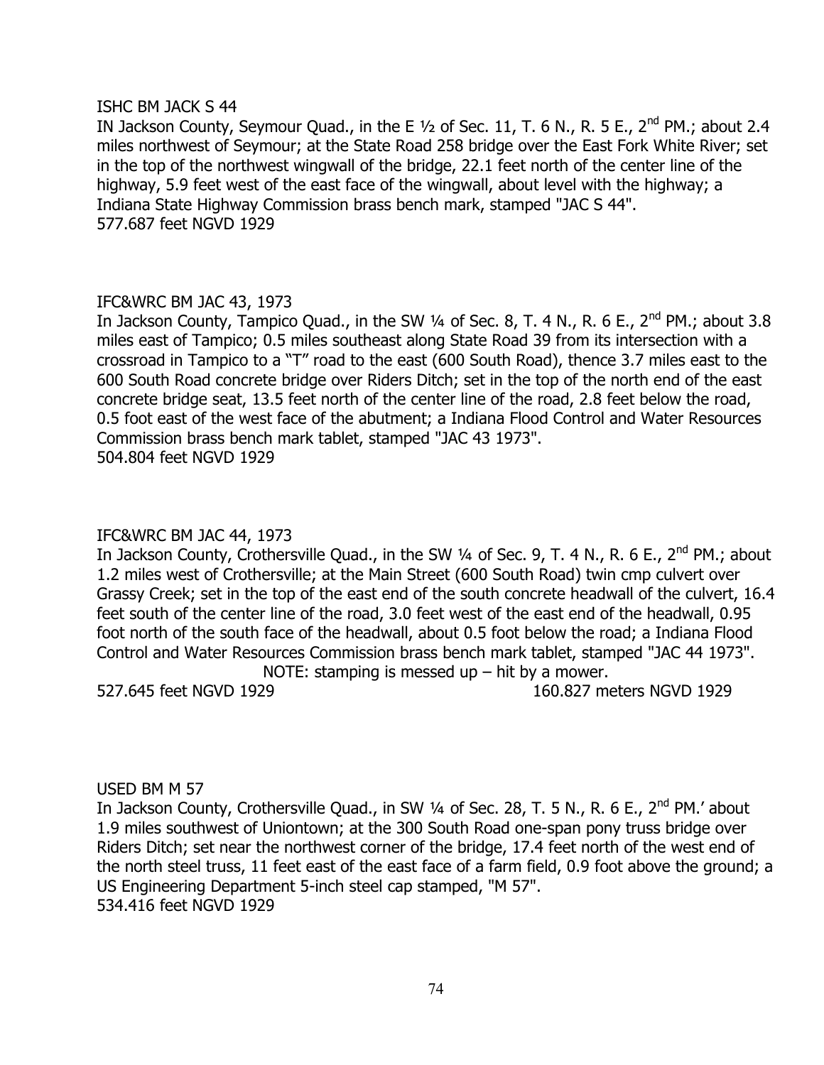ISHC BM JACK S 44

IN Jackson County, Seymour Quad., in the E ½ of Sec. 11, T. 6 N., R. 5 E., 2nd PM.; about 2.4 miles northwest of Seymour; at the State Road 258 bridge over the East Fork White River; set in the top of the northwest wingwall of the bridge, 22.1 feet north of the center line of the highway, 5.9 feet west of the east face of the wingwall, about level with the highway; a Indiana State Highway Commission brass bench mark, stamped "JAC S 44".

577.687 feet NGVD 1929

IFC&WRC BM JAC 43, 1973

In Jackson County, Tampico Quad., in the SW ¼ of Sec. 8, T. 4 N., R. 6 E., 2nd PM.; about 3.8 miles east of Tampico; 0.5 miles southeast along State Road 39 from its intersection with a crossroad in Tampico to a "T" road to the east (600 South Road), thence 3.7 miles east to the 600 South Road concrete bridge over Riders Ditch; set in the top of the north end of the east concrete bridge seat, 13.5 feet north of the center line of the road, 2.8 feet below the road, 0.5 foot east of the west face of the abutment; a Indiana Flood Control and Water Resources Commission brass bench mark tablet, stamped "JAC 43 1973".

504.804 feet NGVD 1929

IFC&WRC BM JAC 44, 1973

In Jackson County, Crothersville Quad., in the SW ¼ of Sec. 9, T. 4 N., R. 6 E., 2nd PM.; about 1.2 miles west of Crothersville; at the Main Street (600 South Road) twin cmp culvert over Grassy Creek; set in the top of the east end of the south concrete headwall of the culvert, 16.4 feet south of the center line of the road, 3.0 feet west of the east end of the headwall, 0.95 foot north of the south face of the headwall, about 0.5 foot below the road; a Indiana Flood Control and Water Resources Commission brass bench mark tablet, stamped "JAC 44 1973".

NOTE: stamping is messed up – hit by a mower.

527.645 feet NGVD 1929 160.827 meters NGVD 1929

USED BM M 57

In Jackson County, Crothersville Quad., in SW ¼ of Sec. 28, T. 5 N., R. 6 E., 2nd PM.' about 1.9 miles southwest of Uniontown; at the 300 South Road one-span pony truss bridge over Riders Ditch; set near the northwest corner of the bridge, 17.4 feet north of the west end of the north steel truss, 11 feet east of the east face of a farm field, 0.9 foot above the ground; a US Engineering Department 5-inch steel cap stamped, "M 57".

534.416 feet NGVD 1929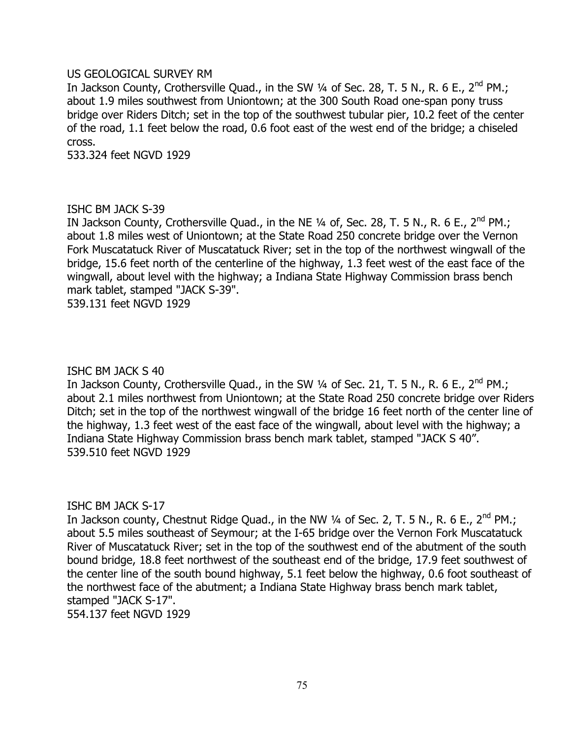US GEOLOGICAL SURVEY RM

In Jackson County, Crothersville Quad., in the SW ¼ of Sec. 28, T. 5 N., R. 6 E., 2nd PM.; about 1.9 miles southwest from Uniontown; at the 300 South Road one-span pony truss bridge over Riders Ditch; set in the top of the southwest tubular pier, 10.2 feet of the center of the road, 1.1 feet below the road, 0.6 foot east of the west end of the bridge; a chiseled cross.

533.324 feet NGVD 1929

ISHC BM JACK S-39

IN Jackson County, Crothersville Quad., in the NE ¼ of, Sec. 28, T. 5 N., R. 6 E., 2nd PM.; about 1.8 miles west of Uniontown; at the State Road 250 concrete bridge over the Vernon Fork Muscatatuck River of Muscatatuck River; set in the top of the northwest wingwall of the bridge, 15.6 feet north of the centerline of the highway, 1.3 feet west of the east face of the wingwall, about level with the highway; a Indiana State Highway Commission brass bench mark tablet, stamped "JACK S-39".

539.131 feet NGVD 1929

ISHC BM JACK S 40

In Jackson County, Crothersville Quad., in the SW ¼ of Sec. 21, T. 5 N., R. 6 E., 2nd PM.; about 2.1 miles northwest from Uniontown; at the State Road 250 concrete bridge over Riders Ditch; set in the top of the northwest wingwall of the bridge 16 feet north of the center line of the highway, 1.3 feet west of the east face of the wingwall, about level with the highway; a Indiana State Highway Commission brass bench mark tablet, stamped "JACK S 40".

539.510 feet NGVD 1929

ISHC BM JACK S-17

In Jackson county, Chestnut Ridge Quad., in the NW ¼ of Sec. 2, T. 5 N., R. 6 E., 2nd PM.; about 5.5 miles southeast of Seymour; at the I-65 bridge over the Vernon Fork Muscatatuck River of Muscatatuck River; set in the top of the southwest end of the abutment of the south bound bridge, 18.8 feet northwest of the southeast end of the bridge, 17.9 feet southwest of the center line of the south bound highway, 5.1 feet below the highway, 0.6 foot southeast of the northwest face of the abutment; a Indiana State Highway brass bench mark tablet, stamped "JACK S-17".

554.137 feet NGVD 1929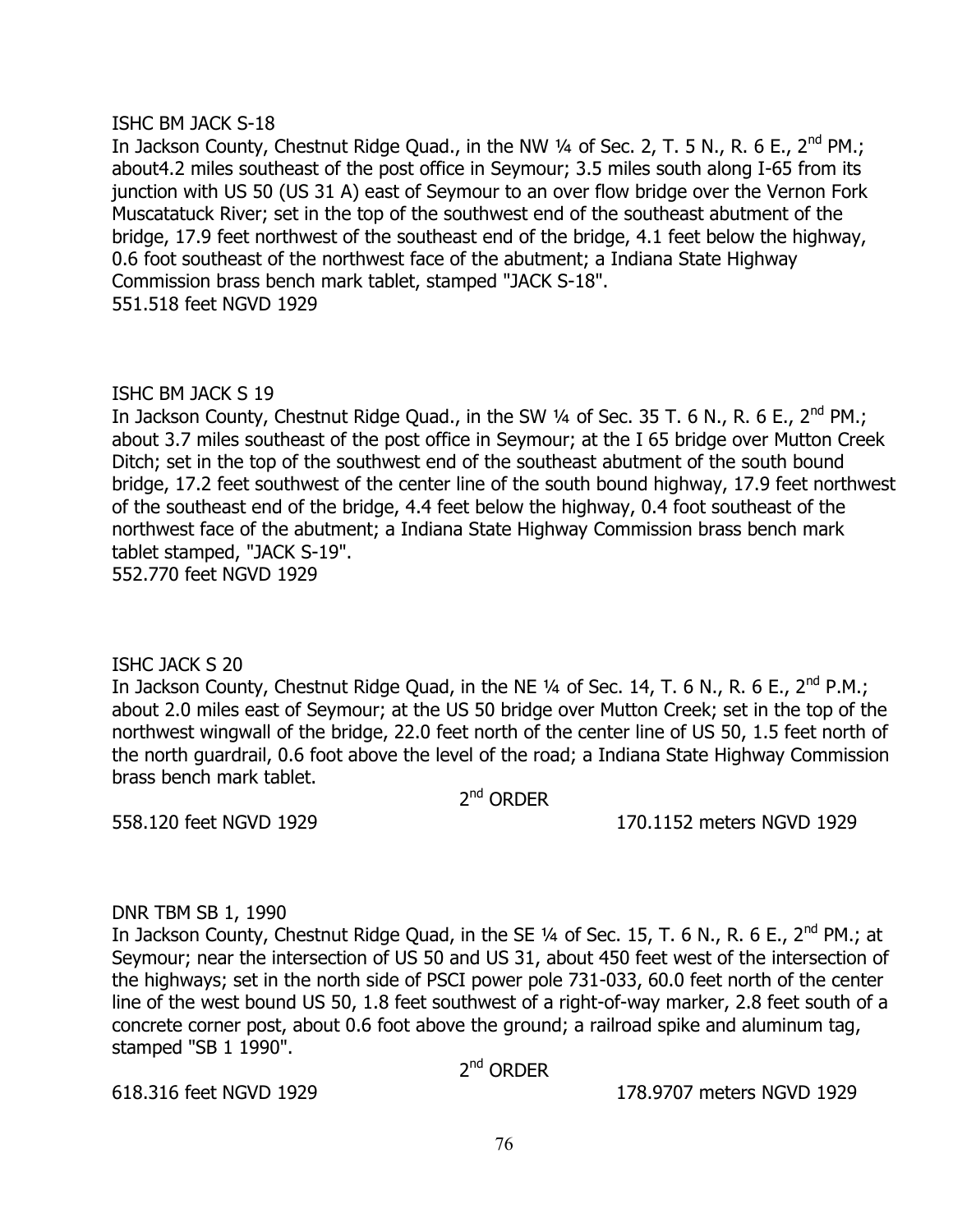ISHC BM JACK S-18

In Jackson County, Chestnut Ridge Quad., in the NW ¼ of Sec. 2, T. 5 N., R. 6 E., 2nd PM.; about4.2 miles southeast of the post office in Seymour; 3.5 miles south along I-65 from its junction with US 50 (US 31 A) east of Seymour to an over flow bridge over the Vernon Fork Muscatatuck River; set in the top of the southwest end of the southeast abutment of the bridge, 17.9 feet northwest of the southeast end of the bridge, 4.1 feet below the highway, 0.6 foot southeast of the northwest face of the abutment; a Indiana State Highway Commission brass bench mark tablet, stamped "JACK S-18".

551.518 feet NGVD 1929

ISHC BM JACK S 19

In Jackson County, Chestnut Ridge Quad., in the SW ¼ of Sec. 35 T. 6 N., R. 6 E., 2nd PM.; about 3.7 miles southeast of the post office in Seymour; at the I 65 bridge over Mutton Creek Ditch; set in the top of the southwest end of the southeast abutment of the south bound bridge, 17.2 feet southwest of the center line of the south bound highway, 17.9 feet northwest of the southeast end of the bridge, 4.4 feet below the highway, 0.4 foot southeast of the northwest face of the abutment; a Indiana State Highway Commission brass bench mark tablet stamped, "JACK S-19".

552.770 feet NGVD 1929

ISHC JACK S 20

In Jackson County, Chestnut Ridge Quad, in the NE ¼ of Sec. 14, T. 6 N., R. 6 E., 2nd P.M.; about 2.0 miles east of Seymour; at the US 50 bridge over Mutton Creek; set in the top of the northwest wingwall of the bridge, 22.0 feet north of the center line of US 50, 1.5 feet north of the north guardrail, 0.6 foot above the level of the road; a Indiana State Highway Commission brass bench mark tablet.

2nd ORDER

558.120 feet NGVD 1929 170.1152 meters NGVD 1929

DNR TBM SB 1, 1990

In Jackson County, Chestnut Ridge Quad, in the SE ¼ of Sec. 15, T. 6 N., R. 6 E., 2nd PM.; at Seymour; near the intersection of US 50 and US 31, about 450 feet west of the intersection of the highways; set in the north side of PSCI power pole 731-033, 60.0 feet north of the center line of the west bound US 50, 1.8 feet southwest of a right-of-way marker, 2.8 feet south of a concrete corner post, about 0.6 foot above the ground; a railroad spike and aluminum tag, stamped "SB 1 1990".

2nd ORDER

618.316 feet NGVD 1929 178.9707 meters NGVD 1929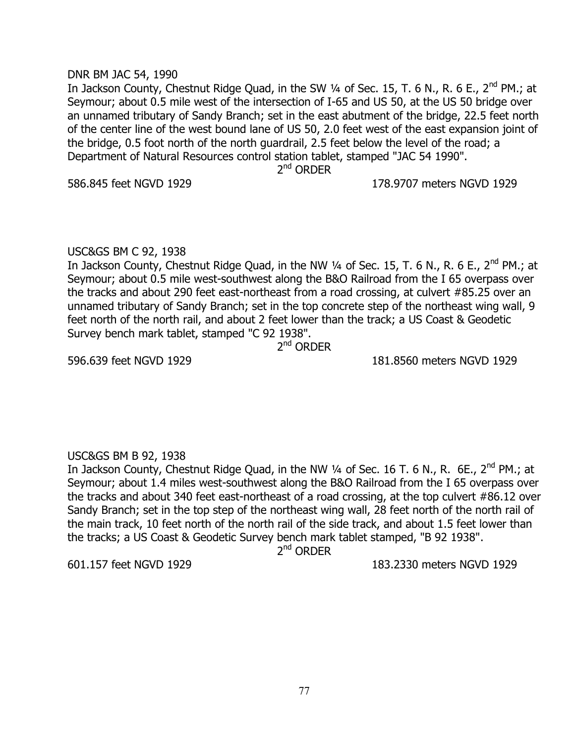DNR BM JAC 54, 1990

In Jackson County, Chestnut Ridge Quad, in the SW ¼ of Sec. 15, T. 6 N., R. 6 E., 2nd PM.; at Seymour; about 0.5 mile west of the intersection of I-65 and US 50, at the US 50 bridge over an unnamed tributary of Sandy Branch; set in the east abutment of the bridge, 22.5 feet north of the center line of the west bound lane of US 50, 2.0 feet west of the east expansion joint of the bridge, 0.5 foot north of the north guardrail, 2.5 feet below the level of the road; a Department of Natural Resources control station tablet, stamped "JAC 54 1990".

2nd ORDER

586.845 feet NGVD 1929 178.9707 meters NGVD 1929

USC&GS BM C 92, 1938

In Jackson County, Chestnut Ridge Quad, in the NW ¼ of Sec. 15, T. 6 N., R. 6 E., 2nd PM.; at Seymour; about 0.5 mile west-southwest along the B&O Railroad from the I 65 overpass over the tracks and about 290 feet east-northeast from a road crossing, at culvert #85.25 over an unnamed tributary of Sandy Branch; set in the top concrete step of the northeast wing wall, 9 feet north of the north rail, and about 2 feet lower than the track; a US Coast & Geodetic Survey bench mark tablet, stamped "C 92 1938".

2nd ORDER

596.639 feet NGVD 1929 181.8560 meters NGVD 1929

USC&GS BM B 92, 1938

In Jackson County, Chestnut Ridge Quad, in the NW ¼ of Sec. 16 T. 6 N., R. 6E., 2nd PM.; at Seymour; about 1.4 miles west-southwest along the B&O Railroad from the I 65 overpass over the tracks and about 340 feet east-northeast of a road crossing, at the top culvert #86.12 over Sandy Branch; set in the top step of the northeast wing wall, 28 feet north of the north rail of the main track, 10 feet north of the north rail of the side track, and about 1.5 feet lower than the tracks; a US Coast & Geodetic Survey bench mark tablet stamped, "B 92 1938".

2nd ORDER

601.157 feet NGVD 1929 183.2330 meters NGVD 1929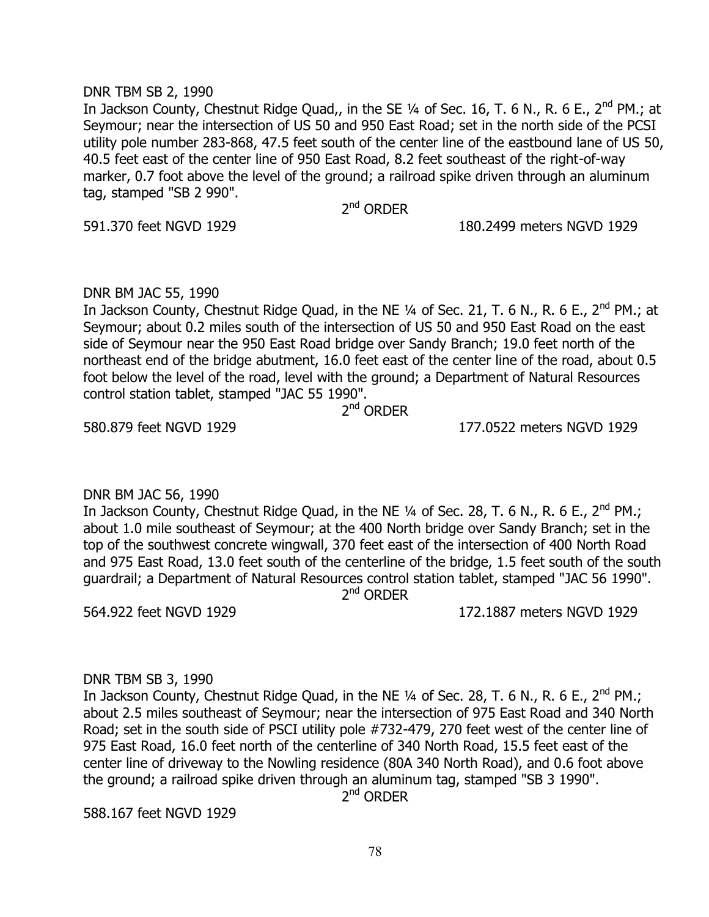DNR TBM SB 2, 1990

In Jackson County, Chestnut Ridge Quad,, in the SE ¼ of Sec. 16, T. 6 N., R. 6 E., 2nd PM.; at Seymour; near the intersection of US 50 and 950 East Road; set in the north side of the PCSI utility pole number 283-868, 47.5 feet south of the center line of the eastbound lane of US 50, 40.5 feet east of the center line of 950 East Road, 8.2 feet southeast of the right-of-way marker, 0.7 foot above the level of the ground; a railroad spike driven through an aluminum tag, stamped "SB 2 990".

2nd ORDER

591.370 feet NGVD 1929 180.2499 meters NGVD 1929

DNR BM JAC 55, 1990

In Jackson County, Chestnut Ridge Quad, in the NE ¼ of Sec. 21, T. 6 N., R. 6 E., 2nd PM.; at Seymour; about 0.2 miles south of the intersection of US 50 and 950 East Road on the east side of Seymour near the 950 East Road bridge over Sandy Branch; 19.0 feet north of the northeast end of the bridge abutment, 16.0 feet east of the center line of the road, about 0.5 foot below the level of the road, level with the ground; a Department of Natural Resources control station tablet, stamped "JAC 55 1990".

2nd ORDER

580.879 feet NGVD 1929 177.0522 meters NGVD 1929

DNR BM JAC 56, 1990

In Jackson County, Chestnut Ridge Quad, in the NE ¼ of Sec. 28, T. 6 N., R. 6 E., 2nd PM.; about 1.0 mile southeast of Seymour; at the 400 North bridge over Sandy Branch; set in the top of the southwest concrete wingwall, 370 feet east of the intersection of 400 North Road and 975 East Road, 13.0 feet south of the centerline of the bridge, 1.5 feet south of the south guardrail; a Department of Natural Resources control station tablet, stamped "JAC 56 1990".

2nd ORDER

564.922 feet NGVD 1929 172.1887 meters NGVD 1929

DNR TBM SB 3, 1990

In Jackson County, Chestnut Ridge Quad, in the NE ¼ of Sec. 28, T. 6 N., R. 6 E., 2nd PM.; about 2.5 miles southeast of Seymour; near the intersection of 975 East Road and 340 North Road; set in the south side of PSCI utility pole #732-479, 270 feet west of the center line of 975 East Road, 16.0 feet north of the centerline of 340 North Road, 15.5 feet east of the center line of driveway to the Nowling residence (80A 340 North Road), and 0.6 foot above the ground; a railroad spike driven through an aluminum tag, stamped "SB 3 1990".

2nd ORDER

588.167 feet NGVD 1929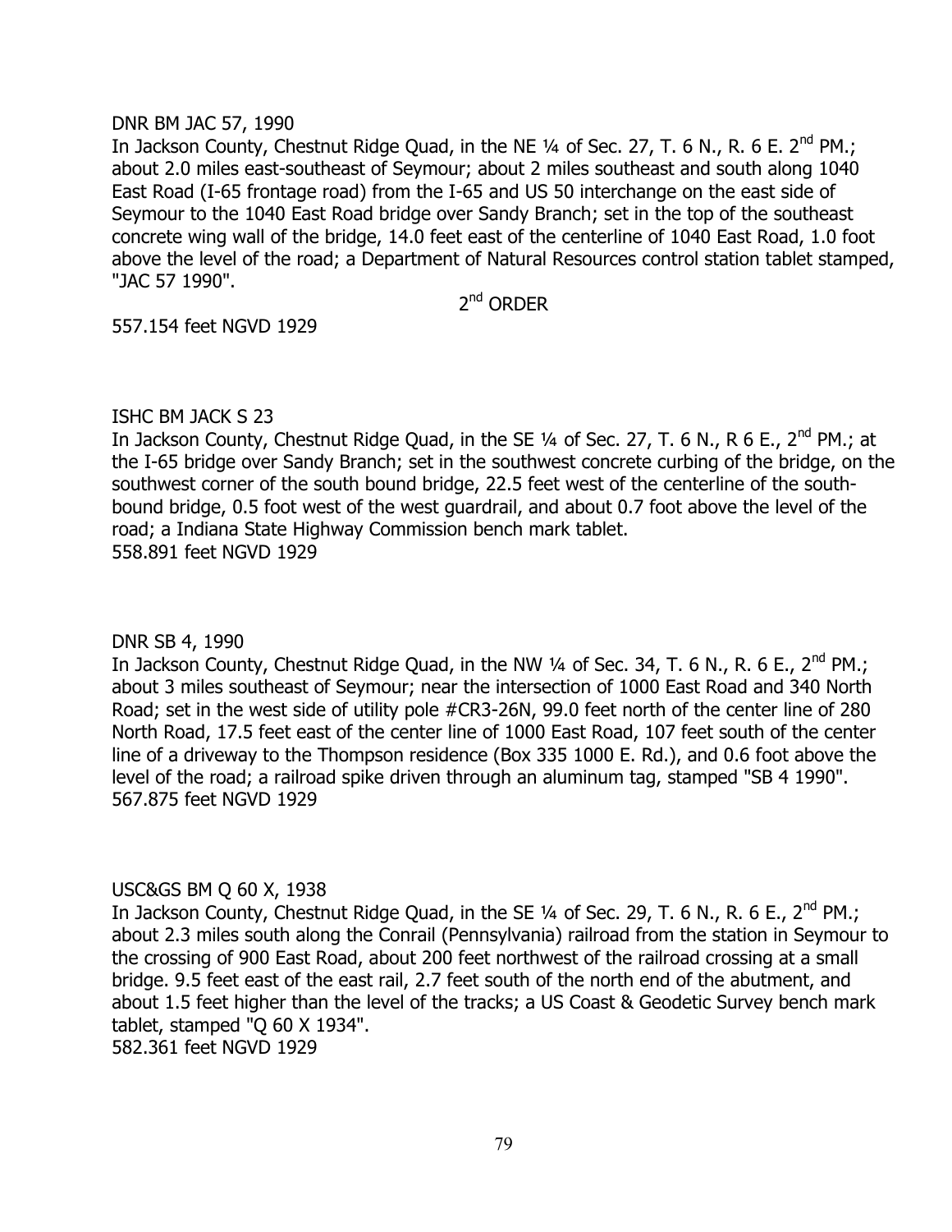DNR BM JAC 57, 1990

In Jackson County, Chestnut Ridge Quad, in the NE ¼ of Sec. 27, T. 6 N., R. 6 E. 2nd PM.; about 2.0 miles east-southeast of Seymour; about 2 miles southeast and south along 1040 East Road (I-65 frontage road) from the I-65 and US 50 interchange on the east side of Seymour to the 1040 East Road bridge over Sandy Branch; set in the top of the southeast concrete wing wall of the bridge, 14.0 feet east of the centerline of 1040 East Road, 1.0 foot above the level of the road; a Department of Natural Resources control station tablet stamped, "JAC 57 1990".

2nd ORDER

557.154 feet NGVD 1929

ISHC BM JACK S 23

In Jackson County, Chestnut Ridge Quad, in the SE ¼ of Sec. 27, T. 6 N., R 6 E., 2nd PM.; at the I-65 bridge over Sandy Branch; set in the southwest concrete curbing of the bridge, on the southwest corner of the south bound bridge, 22.5 feet west of the centerline of the south-bound bridge, 0.5 foot west of the west guardrail, and about 0.7 foot above the level of the road; a Indiana State Highway Commission bench mark tablet.
558.891 feet NGVD 1929

DNR SB 4, 1990

In Jackson County, Chestnut Ridge Quad, in the NW ¼ of Sec. 34, T. 6 N., R. 6 E., 2nd PM.; about 3 miles southeast of Seymour; near the intersection of 1000 East Road and 340 North Road; set in the west side of utility pole #CR3-26N, 99.0 feet north of the center line of 280 North Road, 17.5 feet east of the center line of 1000 East Road, 107 feet south of the center line of a driveway to the Thompson residence (Box 335 1000 E. Rd.), and 0.6 foot above the level of the road; a railroad spike driven through an aluminum tag, stamped "SB 4 1990".
567.875 feet NGVD 1929

USC&GS BM Q 60 X, 1938

In Jackson County, Chestnut Ridge Quad, in the SE ¼ of Sec. 29, T. 6 N., R. 6 E., 2nd PM.; about 2.3 miles south along the Conrail (Pennsylvania) railroad from the station in Seymour to the crossing of 900 East Road, about 200 feet northwest of the railroad crossing at a small bridge. 9.5 feet east of the east rail, 2.7 feet south of the north end of the abutment, and about 1.5 feet higher than the level of the tracks; a US Coast & Geodetic Survey bench mark tablet, stamped "Q 60 X 1934".
582.361 feet NGVD 1929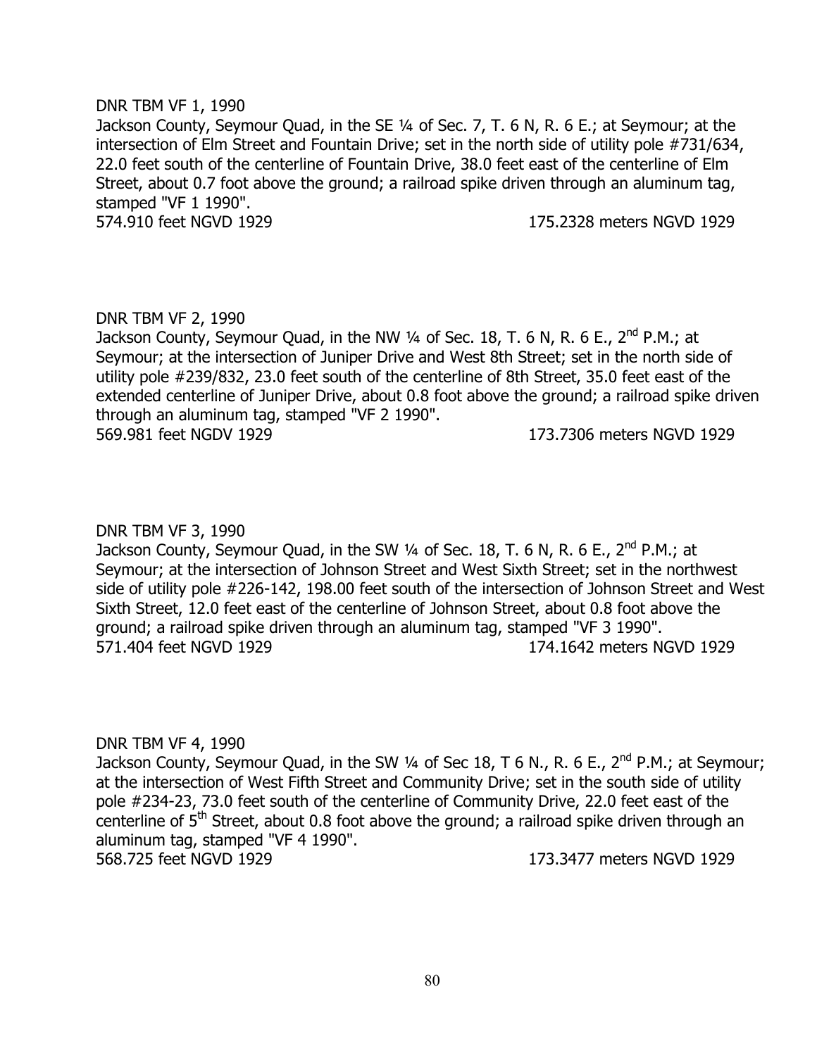DNR TBM VF 1, 1990

Jackson County, Seymour Quad, in the SE ¼ of Sec. 7, T. 6 N, R. 6 E.; at Seymour; at the intersection of Elm Street and Fountain Drive; set in the north side of utility pole #731/634, 22.0 feet south of the centerline of Fountain Drive, 38.0 feet east of the centerline of Elm Street, about 0.7 foot above the ground; a railroad spike driven through an aluminum tag, stamped "VF 1 1990".

574.910 feet NGVD 1929 175.2328 meters NGVD 1929

DNR TBM VF 2, 1990

Jackson County, Seymour Quad, in the NW ¼ of Sec. 18, T. 6 N, R. 6 E., 2nd P.M.; at Seymour; at the intersection of Juniper Drive and West 8th Street; set in the north side of utility pole #239/832, 23.0 feet south of the centerline of 8th Street, 35.0 feet east of the extended centerline of Juniper Drive, about 0.8 foot above the ground; a railroad spike driven through an aluminum tag, stamped "VF 2 1990".

569.981 feet NGDV 1929 173.7306 meters NGVD 1929

DNR TBM VF 3, 1990

Jackson County, Seymour Quad, in the SW ¼ of Sec. 18, T. 6 N, R. 6 E., 2nd P.M.; at Seymour; at the intersection of Johnson Street and West Sixth Street; set in the northwest side of utility pole #226-142, 198.00 feet south of the intersection of Johnson Street and West Sixth Street, 12.0 feet east of the centerline of Johnson Street, about 0.8 foot above the ground; a railroad spike driven through an aluminum tag, stamped "VF 3 1990".

571.404 feet NGVD 1929 174.1642 meters NGVD 1929

DNR TBM VF 4, 1990

Jackson County, Seymour Quad, in the SW ¼ of Sec 18, T 6 N., R. 6 E., 2nd P.M.; at Seymour; at the intersection of West Fifth Street and Community Drive; set in the south side of utility pole #234-23, 73.0 feet south of the centerline of Community Drive, 22.0 feet east of the centerline of 5th Street, about 0.8 foot above the ground; a railroad spike driven through an aluminum tag, stamped "VF 4 1990".

568.725 feet NGVD 1929 173.3477 meters NGVD 1929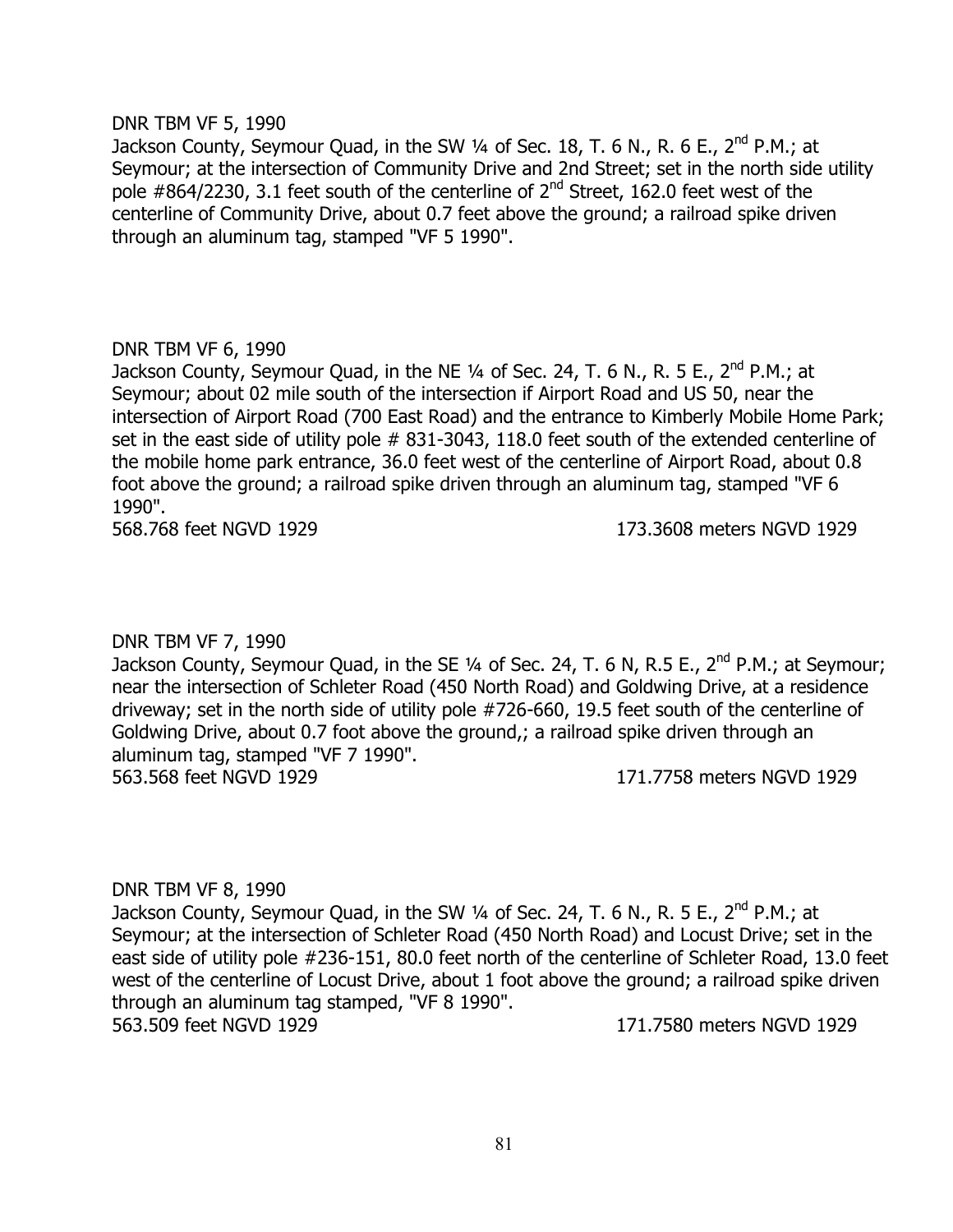DNR TBM VF 5, 1990

Jackson County, Seymour Quad, in the SW ¼ of Sec. 18, T. 6 N., R. 6 E., 2nd P.M.; at Seymour; at the intersection of Community Drive and 2nd Street; set in the north side utility pole #864/2230, 3.1 feet south of the centerline of 2nd Street, 162.0 feet west of the centerline of Community Drive, about 0.7 feet above the ground; a railroad spike driven through an aluminum tag, stamped "VF 5 1990".

DNR TBM VF 6, 1990

Jackson County, Seymour Quad, in the NE ¼ of Sec. 24, T. 6 N., R. 5 E., 2nd P.M.; at Seymour; about 02 mile south of the intersection if Airport Road and US 50, near the intersection of Airport Road (700 East Road) and the entrance to Kimberly Mobile Home Park; set in the east side of utility pole # 831-3043, 118.0 feet south of the extended centerline of the mobile home park entrance, 36.0 feet west of the centerline of Airport Road, about 0.8 foot above the ground; a railroad spike driven through an aluminum tag, stamped "VF 6 1990".

568.768 feet NGVD 1929 173.3608 meters NGVD 1929

DNR TBM VF 7, 1990

Jackson County, Seymour Quad, in the SE ¼ of Sec. 24, T. 6 N, R.5 E., 2nd P.M.; at Seymour; near the intersection of Schleter Road (450 North Road) and Goldwing Drive, at a residence driveway; set in the north side of utility pole #726-660, 19.5 feet south of the centerline of Goldwing Drive, about 0.7 foot above the ground,; a railroad spike driven through an aluminum tag, stamped "VF 7 1990".

563.568 feet NGVD 1929 171.7758 meters NGVD 1929

DNR TBM VF 8, 1990

Jackson County, Seymour Quad, in the SW ¼ of Sec. 24, T. 6 N., R. 5 E., 2nd P.M.; at Seymour; at the intersection of Schleter Road (450 North Road) and Locust Drive; set in the east side of utility pole #236-151, 80.0 feet north of the centerline of Schleter Road, 13.0 feet west of the centerline of Locust Drive, about 1 foot above the ground; a railroad spike driven through an aluminum tag stamped, "VF 8 1990".

563.509 feet NGVD 1929 171.7580 meters NGVD 1929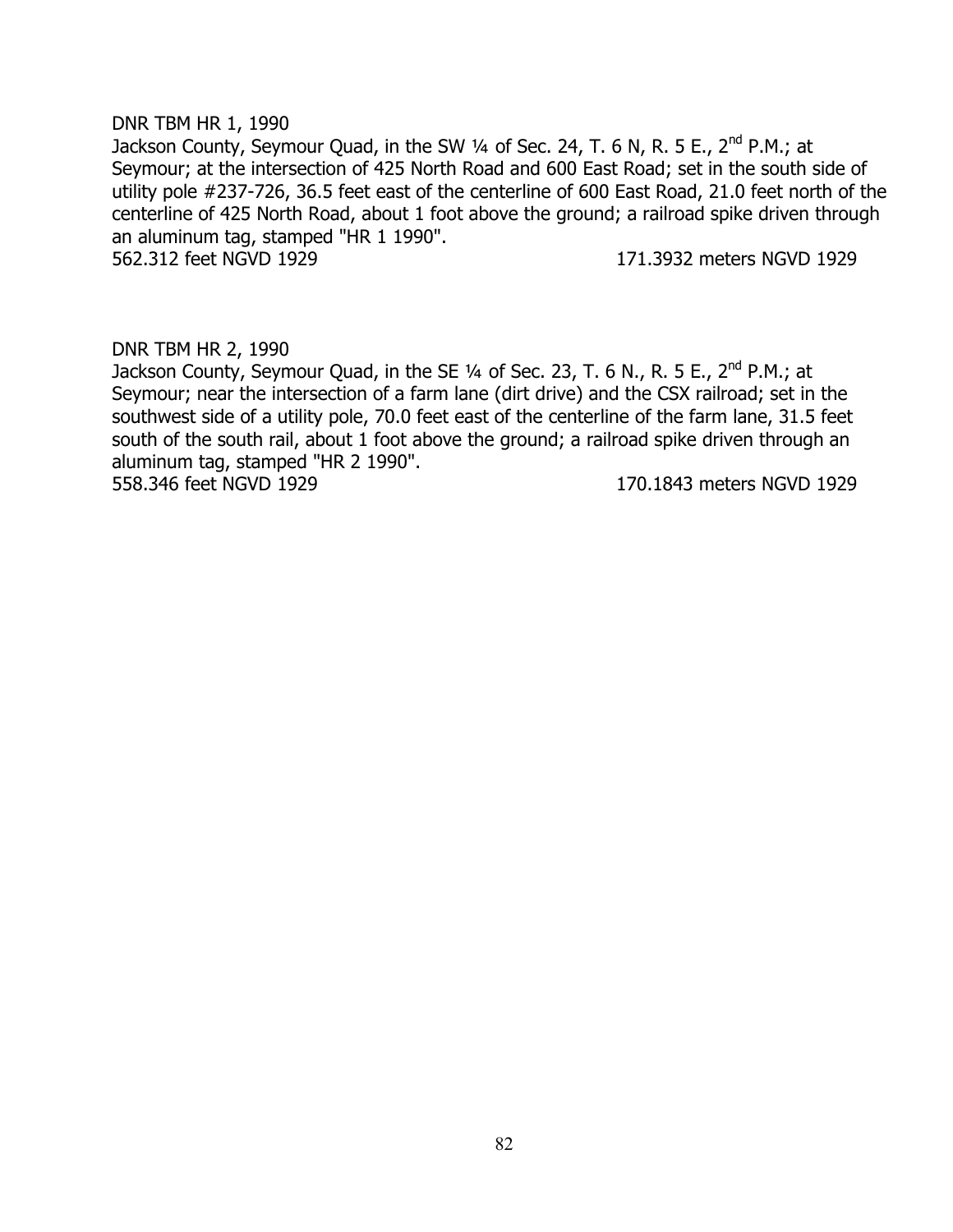DNR TBM HR 1, 1990

Jackson County, Seymour Quad, in the SW ¼ of Sec. 24, T. 6 N, R. 5 E., 2nd P.M.; at Seymour; at the intersection of 425 North Road and 600 East Road; set in the south side of utility pole #237-726, 36.5 feet east of the centerline of 600 East Road, 21.0 feet north of the centerline of 425 North Road, about 1 foot above the ground; a railroad spike driven through an aluminum tag, stamped "HR 1 1990".

562.312 feet NGVD 1929 171.3932 meters NGVD 1929

DNR TBM HR 2, 1990

Jackson County, Seymour Quad, in the SE ¼ of Sec. 23, T. 6 N., R. 5 E., 2nd P.M.; at Seymour; near the intersection of a farm lane (dirt drive) and the CSX railroad; set in the southwest side of a utility pole, 70.0 feet east of the centerline of the farm lane, 31.5 feet south of the south rail, about 1 foot above the ground; a railroad spike driven through an aluminum tag, stamped "HR 2 1990".

558.346 feet NGVD 1929 170.1843 meters NGVD 1929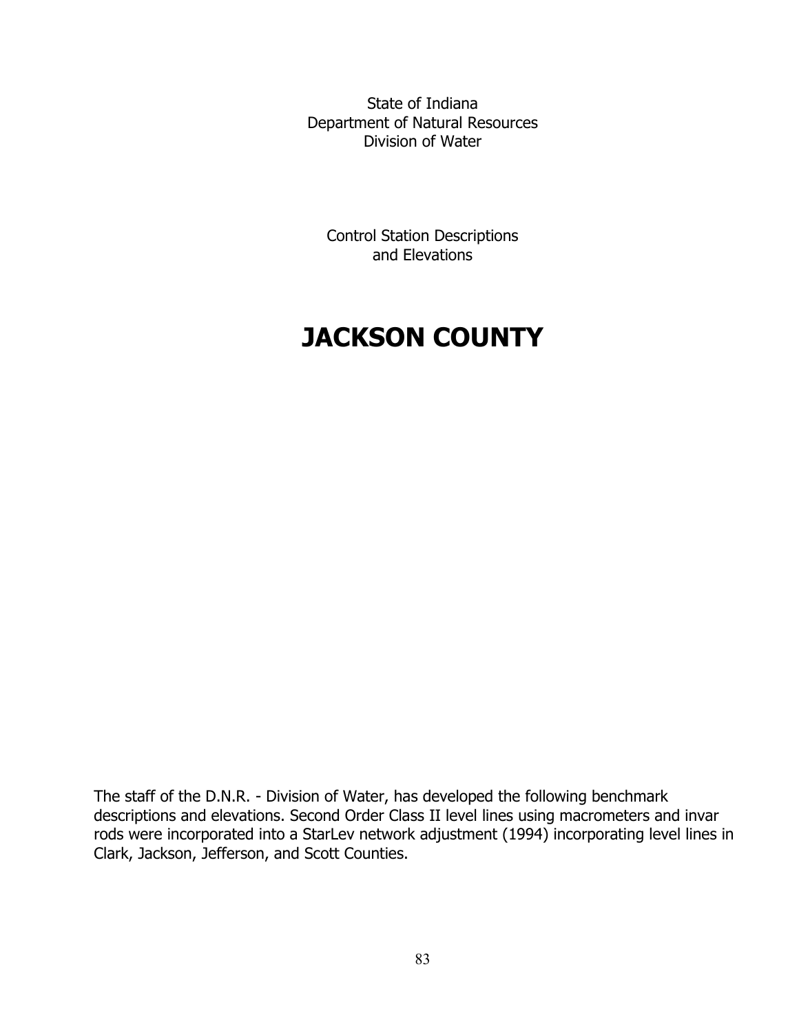State of Indiana
Department of Natural Resources
Division of Water

Control Station Descriptions
and Elevations

# JACKSON COUNTY

The staff of the D.N.R. - Division of Water, has developed the following benchmark descriptions and elevations. Second Order Class II level lines using macrometers and invar rods were incorporated into a StarLev network adjustment (1994) incorporating level lines in Clark, Jackson, Jefferson, and Scott Counties.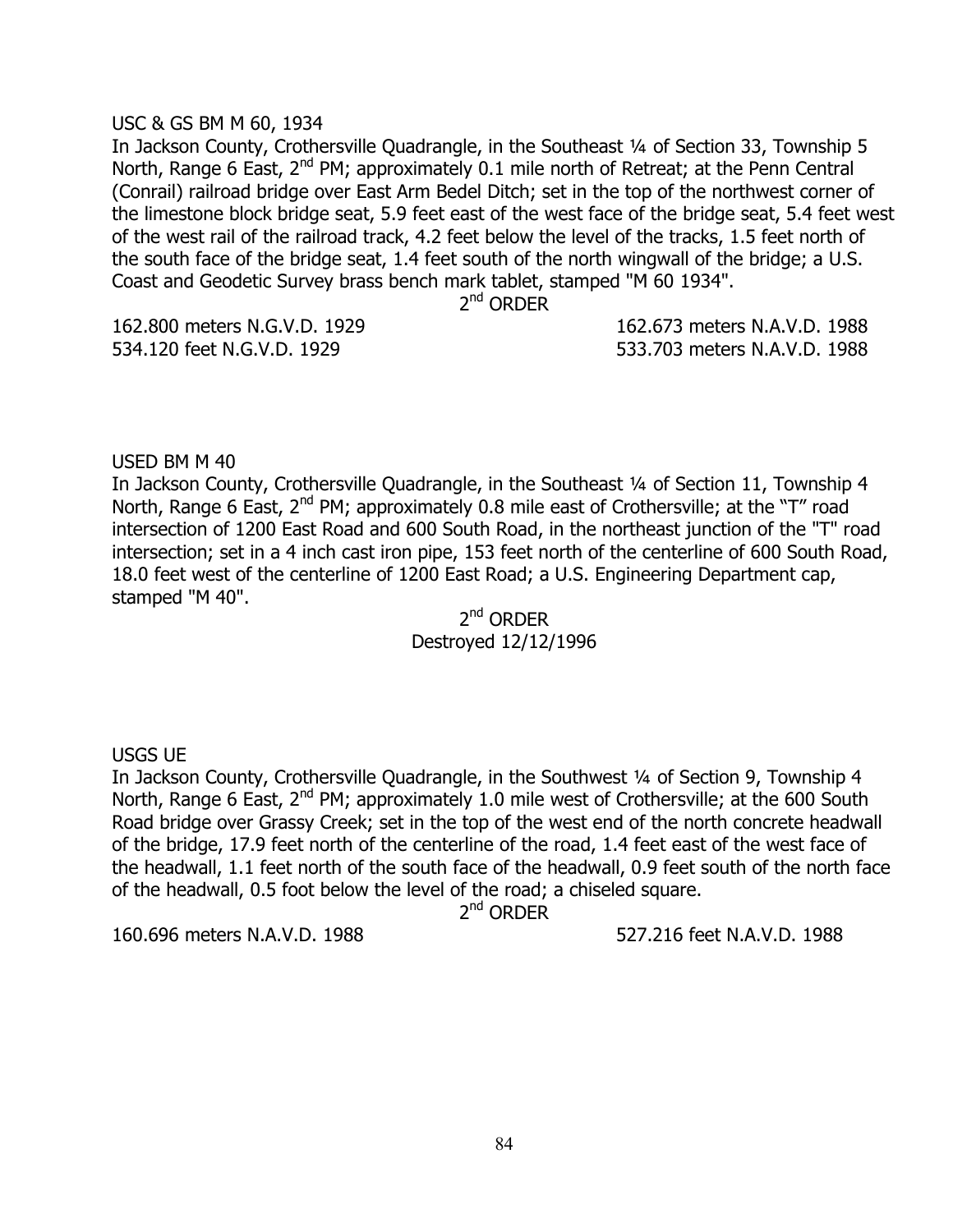USC & GS BM M 60, 1934

In Jackson County, Crothersville Quadrangle, in the Southeast ¼ of Section 33, Township 5 North, Range 6 East, 2nd PM; approximately 0.1 mile north of Retreat; at the Penn Central (Conrail) railroad bridge over East Arm Bedel Ditch; set in the top of the northwest corner of the limestone block bridge seat, 5.9 feet east of the west face of the bridge seat, 5.4 feet west of the west rail of the railroad track, 4.2 feet below the level of the tracks, 1.5 feet north of the south face of the bridge seat, 1.4 feet south of the north wingwall of the bridge; a U.S. Coast and Geodetic Survey brass bench mark tablet, stamped "M 60 1934".

2nd ORDER

162.800 meters N.G.V.D. 1929 — 162.673 meters N.A.V.D. 1988

534.120 feet N.G.V.D. 1929 — 533.703 meters N.A.V.D. 1988

USED BM M 40

In Jackson County, Crothersville Quadrangle, in the Southeast ¼ of Section 11, Township 4 North, Range 6 East, 2nd PM; approximately 0.8 mile east of Crothersville; at the "T" road intersection of 1200 East Road and 600 South Road, in the northeast junction of the "T" road intersection; set in a 4 inch cast iron pipe, 153 feet north of the centerline of 600 South Road, 18.0 feet west of the centerline of 1200 East Road; a U.S. Engineering Department cap, stamped "M 40".

2nd ORDER

Destroyed 12/12/1996

USGS UE

In Jackson County, Crothersville Quadrangle, in the Southwest ¼ of Section 9, Township 4 North, Range 6 East, 2nd PM; approximately 1.0 mile west of Crothersville; at the 600 South Road bridge over Grassy Creek; set in the top of the west end of the north concrete headwall of the bridge, 17.9 feet north of the centerline of the road, 1.4 feet east of the west face of the headwall, 1.1 feet north of the south face of the headwall, 0.9 feet south of the north face of the headwall, 0.5 foot below the level of the road; a chiseled square.

2nd ORDER

160.696 meters N.A.V.D. 1988 — 527.216 feet N.A.V.D. 1988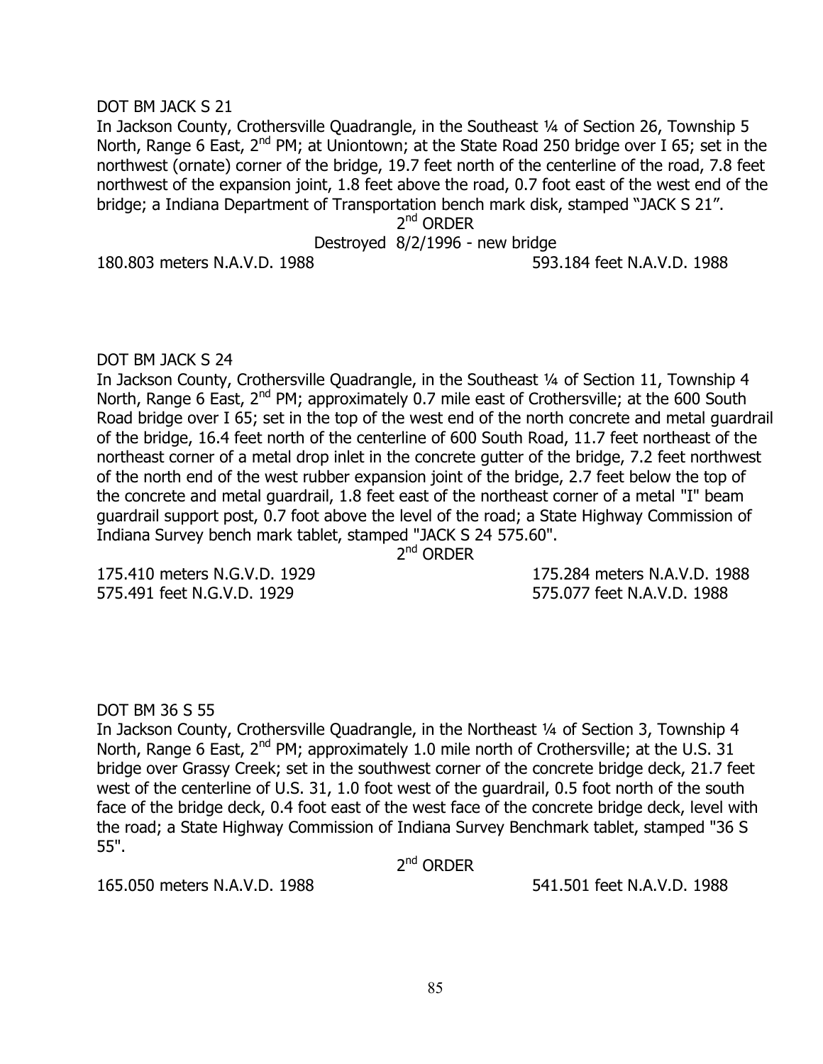DOT BM JACK S 21

In Jackson County, Crothersville Quadrangle, in the Southeast ¼ of Section 26, Township 5 North, Range 6 East, 2nd PM; at Uniontown; at the State Road 250 bridge over I 65; set in the northwest (ornate) corner of the bridge, 19.7 feet north of the centerline of the road, 7.8 feet northwest of the expansion joint, 1.8 feet above the road, 0.7 foot east of the west end of the bridge; a Indiana Department of Transportation bench mark disk, stamped "JACK S 21".

2nd ORDER

Destroyed 8/2/1996 - new bridge

180.803 meters N.A.V.D. 1988 | 593.184 feet N.A.V.D. 1988

DOT BM JACK S 24

In Jackson County, Crothersville Quadrangle, in the Southeast ¼ of Section 11, Township 4 North, Range 6 East, 2nd PM; approximately 0.7 mile east of Crothersville; at the 600 South Road bridge over I 65; set in the top of the west end of the north concrete and metal guardrail of the bridge, 16.4 feet north of the centerline of 600 South Road, 11.7 feet northeast of the northeast corner of a metal drop inlet in the concrete gutter of the bridge, 7.2 feet northwest of the north end of the west rubber expansion joint of the bridge, 2.7 feet below the top of the concrete and metal guardrail, 1.8 feet east of the northeast corner of a metal "I" beam guardrail support post, 0.7 foot above the level of the road; a State Highway Commission of Indiana Survey bench mark tablet, stamped "JACK S 24 575.60".

2nd ORDER

175.410 meters N.G.V.D. 1929 | 175.284 meters N.A.V.D. 1988

575.491 feet N.G.V.D. 1929 | 575.077 feet N.A.V.D. 1988

DOT BM 36 S 55

In Jackson County, Crothersville Quadrangle, in the Northeast ¼ of Section 3, Township 4 North, Range 6 East, 2nd PM; approximately 1.0 mile north of Crothersville; at the U.S. 31 bridge over Grassy Creek; set in the southwest corner of the concrete bridge deck, 21.7 feet west of the centerline of U.S. 31, 1.0 foot west of the guardrail, 0.5 foot north of the south face of the bridge deck, 0.4 foot east of the west face of the concrete bridge deck, level with the road; a State Highway Commission of Indiana Survey Benchmark tablet, stamped "36 S 55".

2nd ORDER

165.050 meters N.A.V.D. 1988 | 541.501 feet N.A.V.D. 1988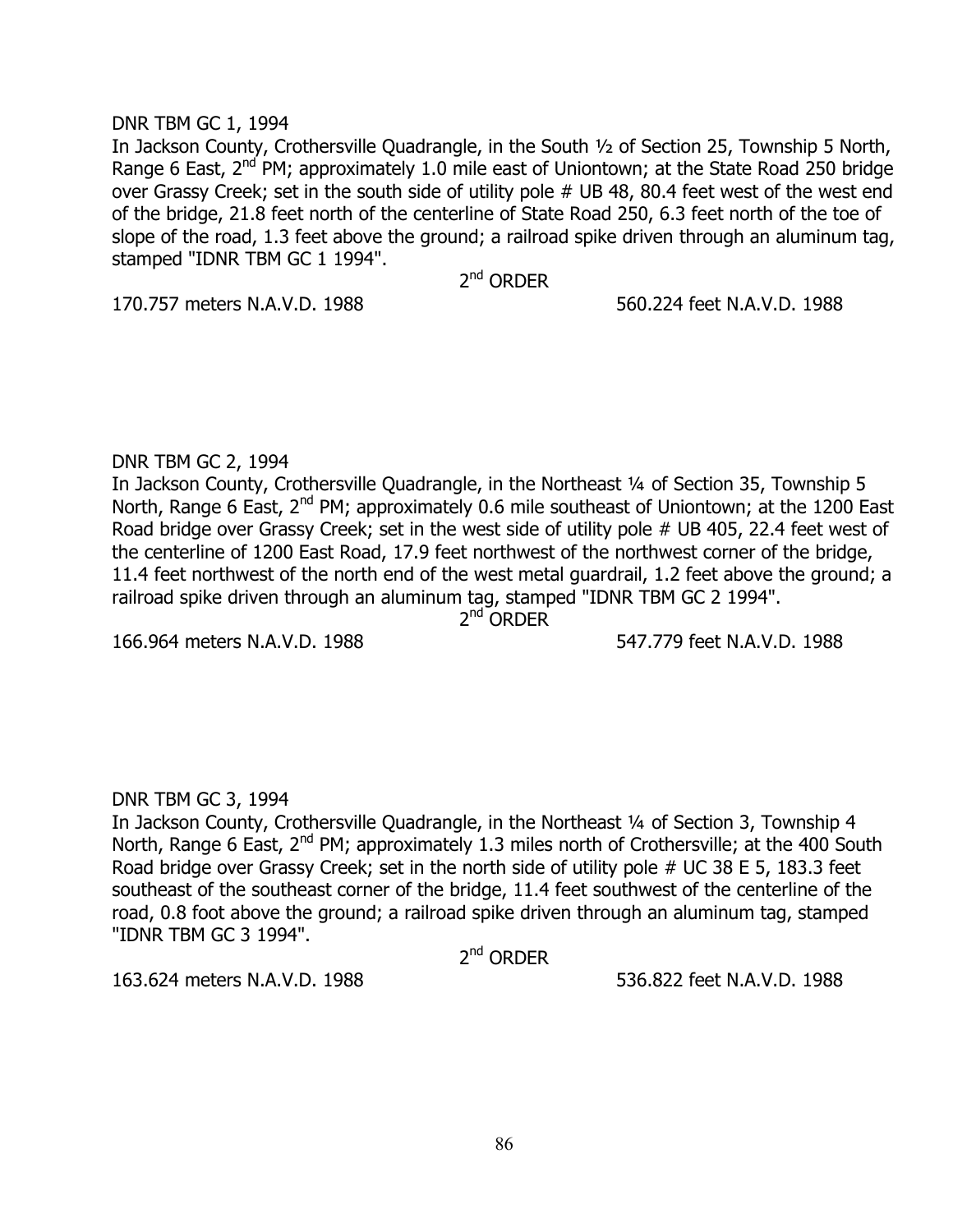DNR TBM GC 1, 1994

In Jackson County, Crothersville Quadrangle, in the South ½ of Section 25, Township 5 North, Range 6 East, 2nd PM; approximately 1.0 mile east of Uniontown; at the State Road 250 bridge over Grassy Creek; set in the south side of utility pole # UB 48, 80.4 feet west of the west end of the bridge, 21.8 feet north of the centerline of State Road 250, 6.3 feet north of the toe of slope of the road, 1.3 feet above the ground; a railroad spike driven through an aluminum tag, stamped "IDNR TBM GC 1 1994".

2nd ORDER

170.757 meters N.A.V.D. 1988 560.224 feet N.A.V.D. 1988

DNR TBM GC 2, 1994

In Jackson County, Crothersville Quadrangle, in the Northeast ¼ of Section 35, Township 5 North, Range 6 East, 2nd PM; approximately 0.6 mile southeast of Uniontown; at the 1200 East Road bridge over Grassy Creek; set in the west side of utility pole # UB 405, 22.4 feet west of the centerline of 1200 East Road, 17.9 feet northwest of the northwest corner of the bridge, 11.4 feet northwest of the north end of the west metal guardrail, 1.2 feet above the ground; a railroad spike driven through an aluminum tag, stamped "IDNR TBM GC 2 1994".

2nd ORDER

166.964 meters N.A.V.D. 1988 547.779 feet N.A.V.D. 1988

DNR TBM GC 3, 1994

In Jackson County, Crothersville Quadrangle, in the Northeast ¼ of Section 3, Township 4 North, Range 6 East, 2nd PM; approximately 1.3 miles north of Crothersville; at the 400 South Road bridge over Grassy Creek; set in the north side of utility pole # UC 38 E 5, 183.3 feet southeast of the southeast corner of the bridge, 11.4 feet southwest of the centerline of the road, 0.8 foot above the ground; a railroad spike driven through an aluminum tag, stamped "IDNR TBM GC 3 1994".

2nd ORDER

163.624 meters N.A.V.D. 1988 536.822 feet N.A.V.D. 1988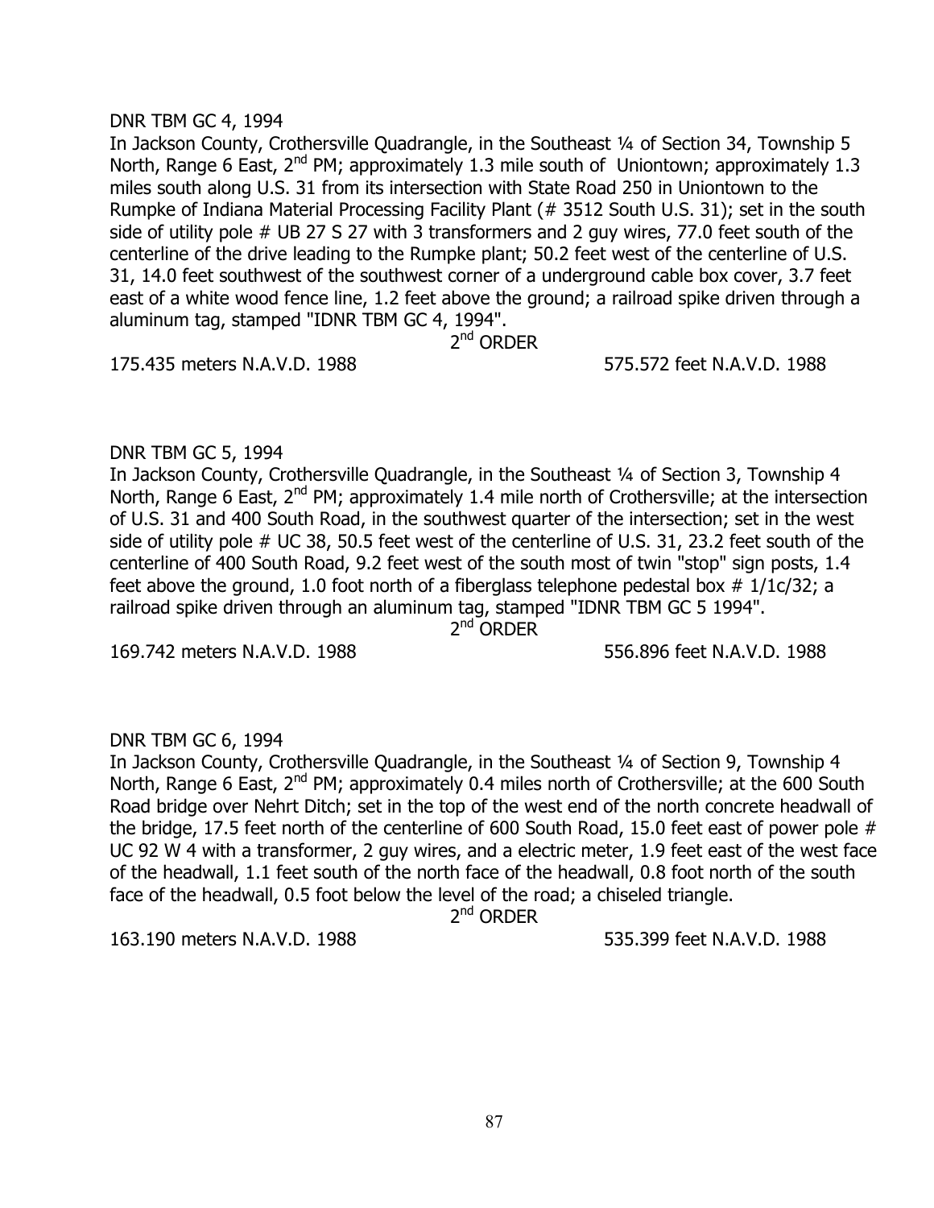DNR TBM GC 4, 1994

In Jackson County, Crothersville Quadrangle, in the Southeast ¼ of Section 34, Township 5 North, Range 6 East, 2nd PM; approximately 1.3 mile south of Uniontown; approximately 1.3 miles south along U.S. 31 from its intersection with State Road 250 in Uniontown to the Rumpke of Indiana Material Processing Facility Plant (# 3512 South U.S. 31); set in the south side of utility pole # UB 27 S 27 with 3 transformers and 2 guy wires, 77.0 feet south of the centerline of the drive leading to the Rumpke plant; 50.2 feet west of the centerline of U.S. 31, 14.0 feet southwest of the southwest corner of a underground cable box cover, 3.7 feet east of a white wood fence line, 1.2 feet above the ground; a railroad spike driven through a aluminum tag, stamped "IDNR TBM GC 4, 1994".

2nd ORDER

175.435 meters N.A.V.D. 1988 575.572 feet N.A.V.D. 1988

DNR TBM GC 5, 1994

In Jackson County, Crothersville Quadrangle, in the Southeast ¼ of Section 3, Township 4 North, Range 6 East, 2nd PM; approximately 1.4 mile north of Crothersville; at the intersection of U.S. 31 and 400 South Road, in the southwest quarter of the intersection; set in the west side of utility pole # UC 38, 50.5 feet west of the centerline of U.S. 31, 23.2 feet south of the centerline of 400 South Road, 9.2 feet west of the south most of twin "stop" sign posts, 1.4 feet above the ground, 1.0 foot north of a fiberglass telephone pedestal box # 1/1c/32; a railroad spike driven through an aluminum tag, stamped "IDNR TBM GC 5 1994".

2nd ORDER

169.742 meters N.A.V.D. 1988 556.896 feet N.A.V.D. 1988

DNR TBM GC 6, 1994

In Jackson County, Crothersville Quadrangle, in the Southeast ¼ of Section 9, Township 4 North, Range 6 East, 2nd PM; approximately 0.4 miles north of Crothersville; at the 600 South Road bridge over Nehrt Ditch; set in the top of the west end of the north concrete headwall of the bridge, 17.5 feet north of the centerline of 600 South Road, 15.0 feet east of power pole # UC 92 W 4 with a transformer, 2 guy wires, and a electric meter, 1.9 feet east of the west face of the headwall, 1.1 feet south of the north face of the headwall, 0.8 foot north of the south face of the headwall, 0.5 foot below the level of the road; a chiseled triangle.

2nd ORDER

163.190 meters N.A.V.D. 1988 535.399 feet N.A.V.D. 1988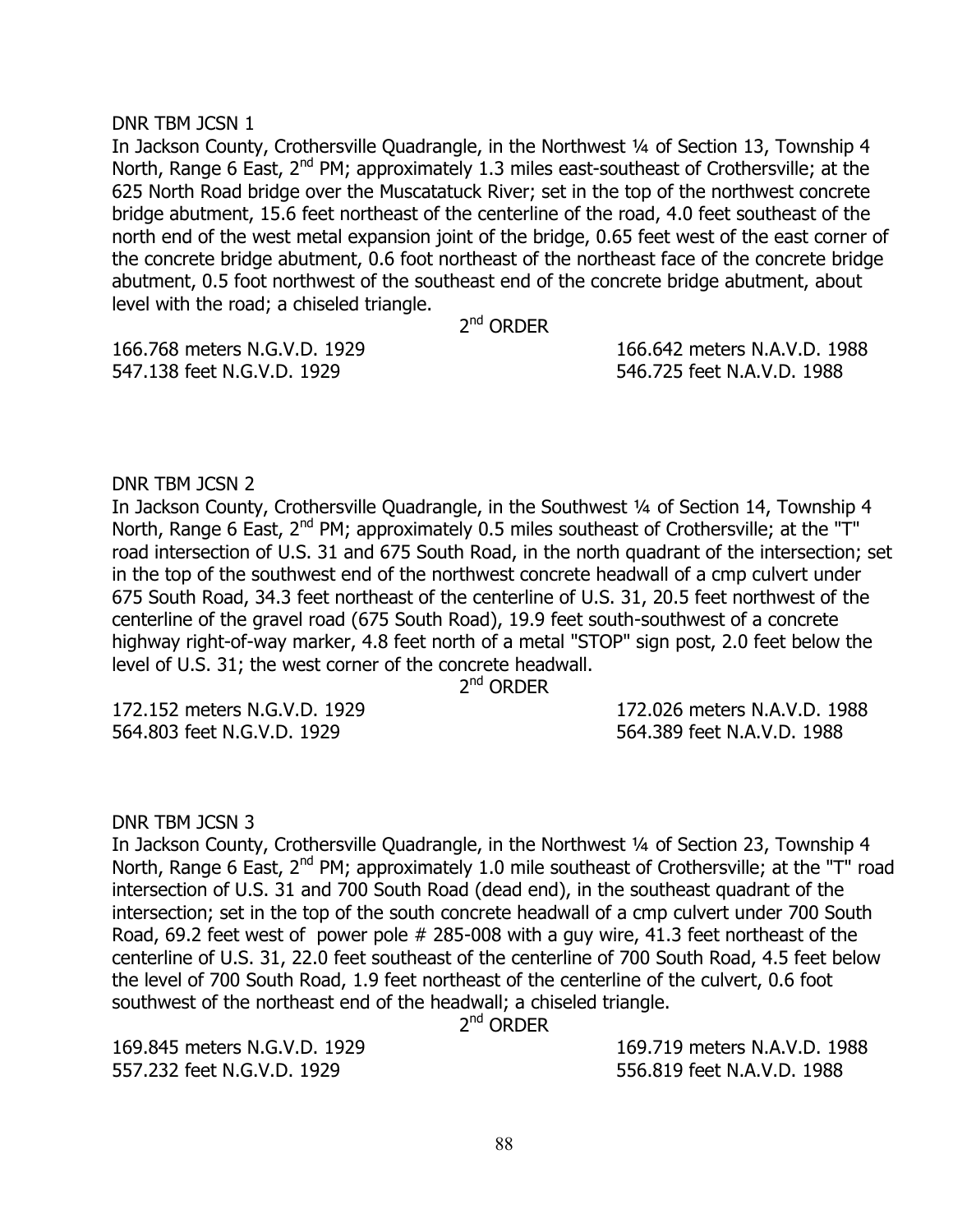DNR TBM JCSN 1

In Jackson County, Crothersville Quadrangle, in the Northwest ¼ of Section 13, Township 4 North, Range 6 East, 2nd PM; approximately 1.3 miles east-southeast of Crothersville; at the 625 North Road bridge over the Muscatatuck River; set in the top of the northwest concrete bridge abutment, 15.6 feet northeast of the centerline of the road, 4.0 feet southeast of the north end of the west metal expansion joint of the bridge, 0.65 feet west of the east corner of the concrete bridge abutment, 0.6 foot northeast of the northeast face of the concrete bridge abutment, 0.5 foot northwest of the southeast end of the concrete bridge abutment, about level with the road; a chiseled triangle.

2nd ORDER

166.768 meters N.G.V.D. 1929 — 166.642 meters N.A.V.D. 1988
547.138 feet N.G.V.D. 1929 — 546.725 feet N.A.V.D. 1988

DNR TBM JCSN 2

In Jackson County, Crothersville Quadrangle, in the Southwest ¼ of Section 14, Township 4 North, Range 6 East, 2nd PM; approximately 0.5 miles southeast of Crothersville; at the "T" road intersection of U.S. 31 and 675 South Road, in the north quadrant of the intersection; set in the top of the southwest end of the northwest concrete headwall of a cmp culvert under 675 South Road, 34.3 feet northeast of the centerline of U.S. 31, 20.5 feet northwest of the centerline of the gravel road (675 South Road), 19.9 feet south-southwest of a concrete highway right-of-way marker, 4.8 feet north of a metal "STOP" sign post, 2.0 feet below the level of U.S. 31; the west corner of the concrete headwall.

2nd ORDER

172.152 meters N.G.V.D. 1929 — 172.026 meters N.A.V.D. 1988
564.803 feet N.G.V.D. 1929 — 564.389 feet N.A.V.D. 1988

DNR TBM JCSN 3

In Jackson County, Crothersville Quadrangle, in the Northwest ¼ of Section 23, Township 4 North, Range 6 East, 2nd PM; approximately 1.0 mile southeast of Crothersville; at the "T" road intersection of U.S. 31 and 700 South Road (dead end), in the southeast quadrant of the intersection; set in the top of the south concrete headwall of a cmp culvert under 700 South Road, 69.2 feet west of power pole # 285-008 with a guy wire, 41.3 feet northeast of the centerline of U.S. 31, 22.0 feet southeast of the centerline of 700 South Road, 4.5 feet below the level of 700 South Road, 1.9 feet northeast of the centerline of the culvert, 0.6 foot southwest of the northeast end of the headwall; a chiseled triangle.

2nd ORDER

169.845 meters N.G.V.D. 1929 — 169.719 meters N.A.V.D. 1988
557.232 feet N.G.V.D. 1929 — 556.819 feet N.A.V.D. 1988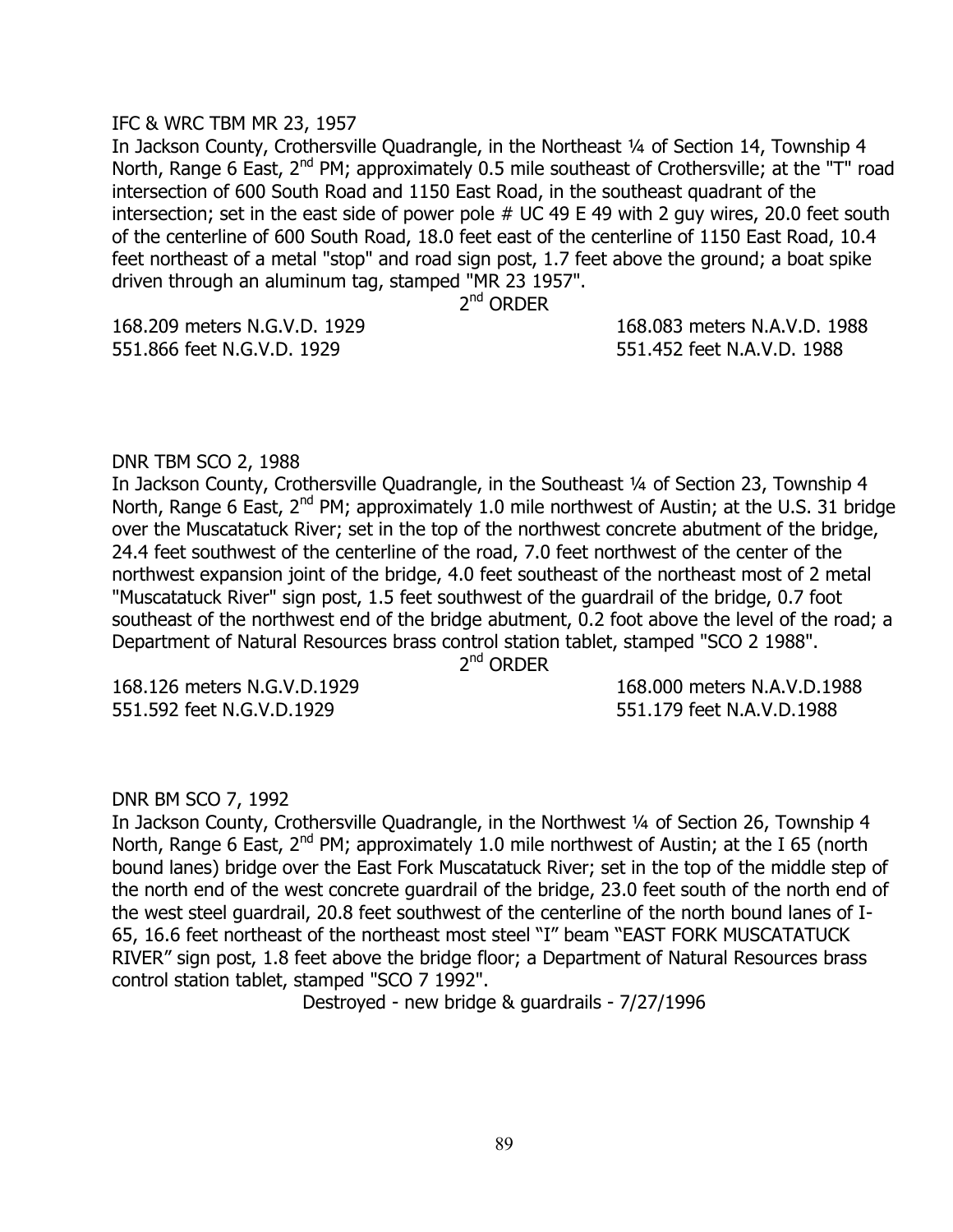IFC & WRC TBM MR 23, 1957

In Jackson County, Crothersville Quadrangle, in the Northeast ¼ of Section 14, Township 4 North, Range 6 East, 2nd PM; approximately 0.5 mile southeast of Crothersville; at the "T" road intersection of 600 South Road and 1150 East Road, in the southeast quadrant of the intersection; set in the east side of power pole # UC 49 E 49 with 2 guy wires, 20.0 feet south of the centerline of 600 South Road, 18.0 feet east of the centerline of 1150 East Road, 10.4 feet northeast of a metal "stop" and road sign post, 1.7 feet above the ground; a boat spike driven through an aluminum tag, stamped "MR 23 1957".

2nd ORDER

168.209 meters N.G.V.D. 1929 — 168.083 meters N.A.V.D. 1988
551.866 feet N.G.V.D. 1929 — 551.452 feet N.A.V.D. 1988

DNR TBM SCO 2, 1988

In Jackson County, Crothersville Quadrangle, in the Southeast ¼ of Section 23, Township 4 North, Range 6 East, 2nd PM; approximately 1.0 mile northwest of Austin; at the U.S. 31 bridge over the Muscatatuck River; set in the top of the northwest concrete abutment of the bridge, 24.4 feet southwest of the centerline of the road, 7.0 feet northwest of the center of the northwest expansion joint of the bridge, 4.0 feet southeast of the northeast most of 2 metal "Muscatatuck River" sign post, 1.5 feet southwest of the guardrail of the bridge, 0.7 foot southeast of the northwest end of the bridge abutment, 0.2 foot above the level of the road; a Department of Natural Resources brass control station tablet, stamped "SCO 2 1988".

2nd ORDER

168.126 meters N.G.V.D.1929 — 168.000 meters N.A.V.D.1988
551.592 feet N.G.V.D.1929 — 551.179 feet N.A.V.D.1988

DNR BM SCO 7, 1992

In Jackson County, Crothersville Quadrangle, in the Northwest ¼ of Section 26, Township 4 North, Range 6 East, 2nd PM; approximately 1.0 mile northwest of Austin; at the I 65 (north bound lanes) bridge over the East Fork Muscatatuck River; set in the top of the middle step of the north end of the west concrete guardrail of the bridge, 23.0 feet south of the north end of the west steel guardrail, 20.8 feet southwest of the centerline of the north bound lanes of I-65, 16.6 feet northeast of the northeast most steel "I" beam "EAST FORK MUSCATATUCK RIVER" sign post, 1.8 feet above the bridge floor; a Department of Natural Resources brass control station tablet, stamped "SCO 7 1992".

Destroyed - new bridge & guardrails - 7/27/1996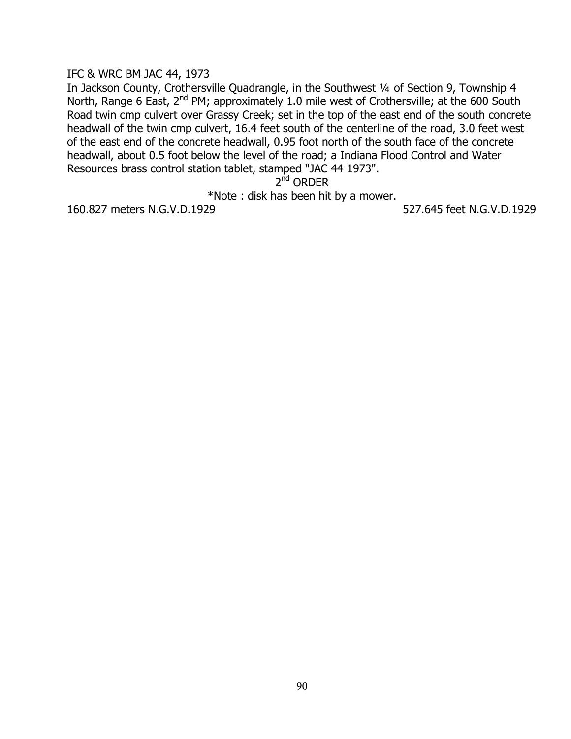IFC & WRC BM JAC 44, 1973

In Jackson County, Crothersville Quadrangle, in the Southwest ¼ of Section 9, Township 4 North, Range 6 East, 2nd PM; approximately 1.0 mile west of Crothersville; at the 600 South Road twin cmp culvert over Grassy Creek; set in the top of the east end of the south concrete headwall of the twin cmp culvert, 16.4 feet south of the centerline of the road, 3.0 feet west of the east end of the concrete headwall, 0.95 foot north of the south face of the concrete headwall, about 0.5 foot below the level of the road; a Indiana Flood Control and Water Resources brass control station tablet, stamped "JAC 44 1973".

2nd ORDER

*Note : disk has been hit by a mower.

160.827 meters N.G.V.D.1929 527.645 feet N.G.V.D.1929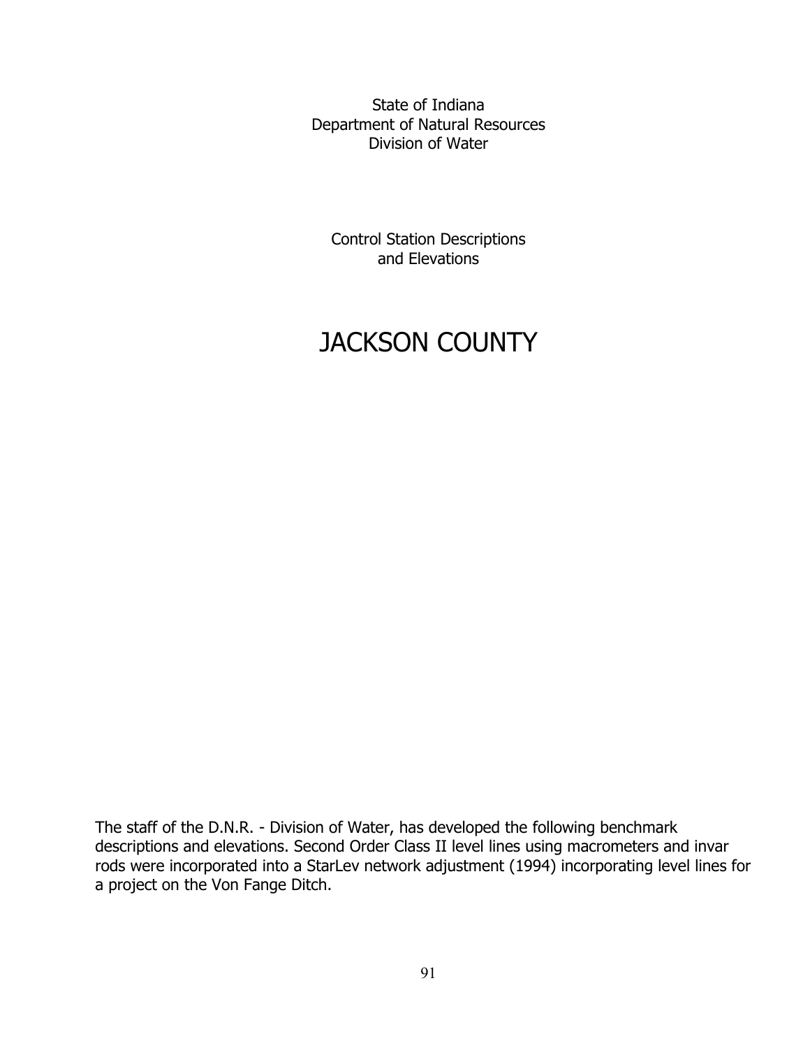State of Indiana
Department of Natural Resources
Division of Water

Control Station Descriptions
and Elevations

# JACKSON COUNTY

The staff of the D.N.R. - Division of Water, has developed the following benchmark descriptions and elevations. Second Order Class II level lines using macrometers and invar rods were incorporated into a StarLev network adjustment (1994) incorporating level lines for a project on the Von Fange Ditch.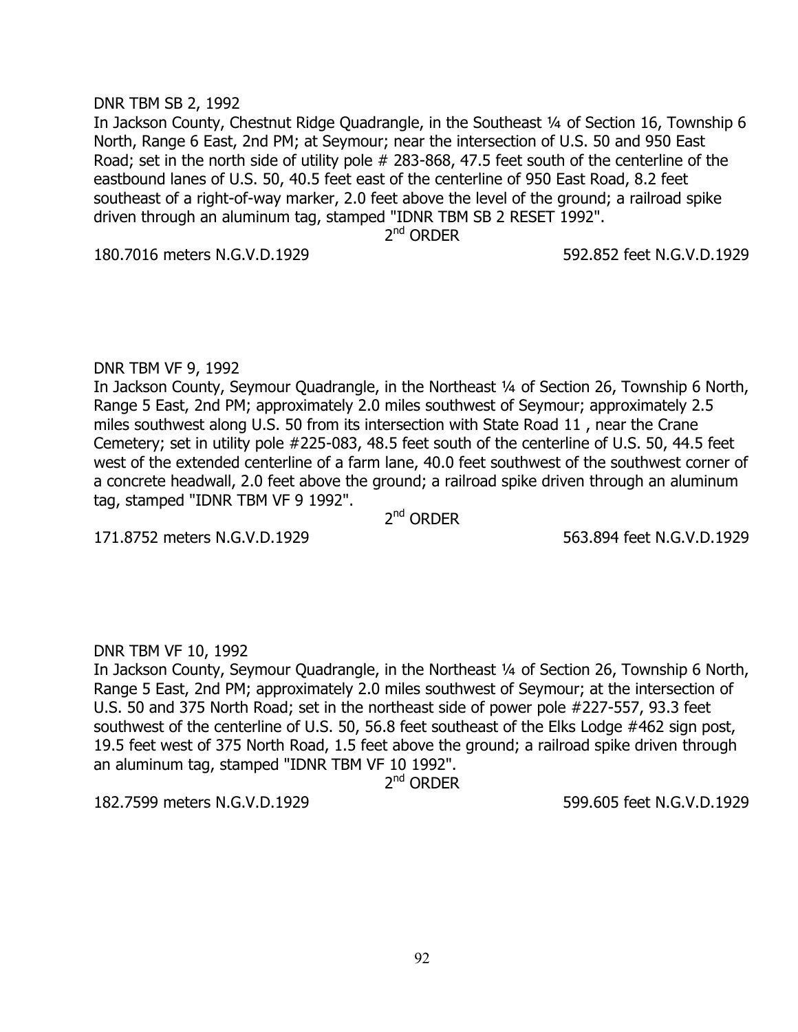DNR TBM SB 2, 1992

In Jackson County, Chestnut Ridge Quadrangle, in the Southeast ¼ of Section 16, Township 6 North, Range 6 East, 2nd PM; at Seymour; near the intersection of U.S. 50 and 950 East Road; set in the north side of utility pole # 283-868, 47.5 feet south of the centerline of the eastbound lanes of U.S. 50, 40.5 feet east of the centerline of 950 East Road, 8.2 feet southeast of a right-of-way marker, 2.0 feet above the level of the ground; a railroad spike driven through an aluminum tag, stamped "IDNR TBM SB 2 RESET 1992".

2nd ORDER

180.7016 meters N.G.V.D.1929 592.852 feet N.G.V.D.1929

DNR TBM VF 9, 1992

In Jackson County, Seymour Quadrangle, in the Northeast ¼ of Section 26, Township 6 North, Range 5 East, 2nd PM; approximately 2.0 miles southwest of Seymour; approximately 2.5 miles southwest along U.S. 50 from its intersection with State Road 11 , near the Crane Cemetery; set in utility pole #225-083, 48.5 feet south of the centerline of U.S. 50, 44.5 feet west of the extended centerline of a farm lane, 40.0 feet southwest of the southwest corner of a concrete headwall, 2.0 feet above the ground; a railroad spike driven through an aluminum tag, stamped "IDNR TBM VF 9 1992".

2nd ORDER

171.8752 meters N.G.V.D.1929 563.894 feet N.G.V.D.1929

DNR TBM VF 10, 1992

In Jackson County, Seymour Quadrangle, in the Northeast ¼ of Section 26, Township 6 North, Range 5 East, 2nd PM; approximately 2.0 miles southwest of Seymour; at the intersection of U.S. 50 and 375 North Road; set in the northeast side of power pole #227-557, 93.3 feet southwest of the centerline of U.S. 50, 56.8 feet southeast of the Elks Lodge #462 sign post, 19.5 feet west of 375 North Road, 1.5 feet above the ground; a railroad spike driven through an aluminum tag, stamped "IDNR TBM VF 10 1992".

2nd ORDER

182.7599 meters N.G.V.D.1929 599.605 feet N.G.V.D.1929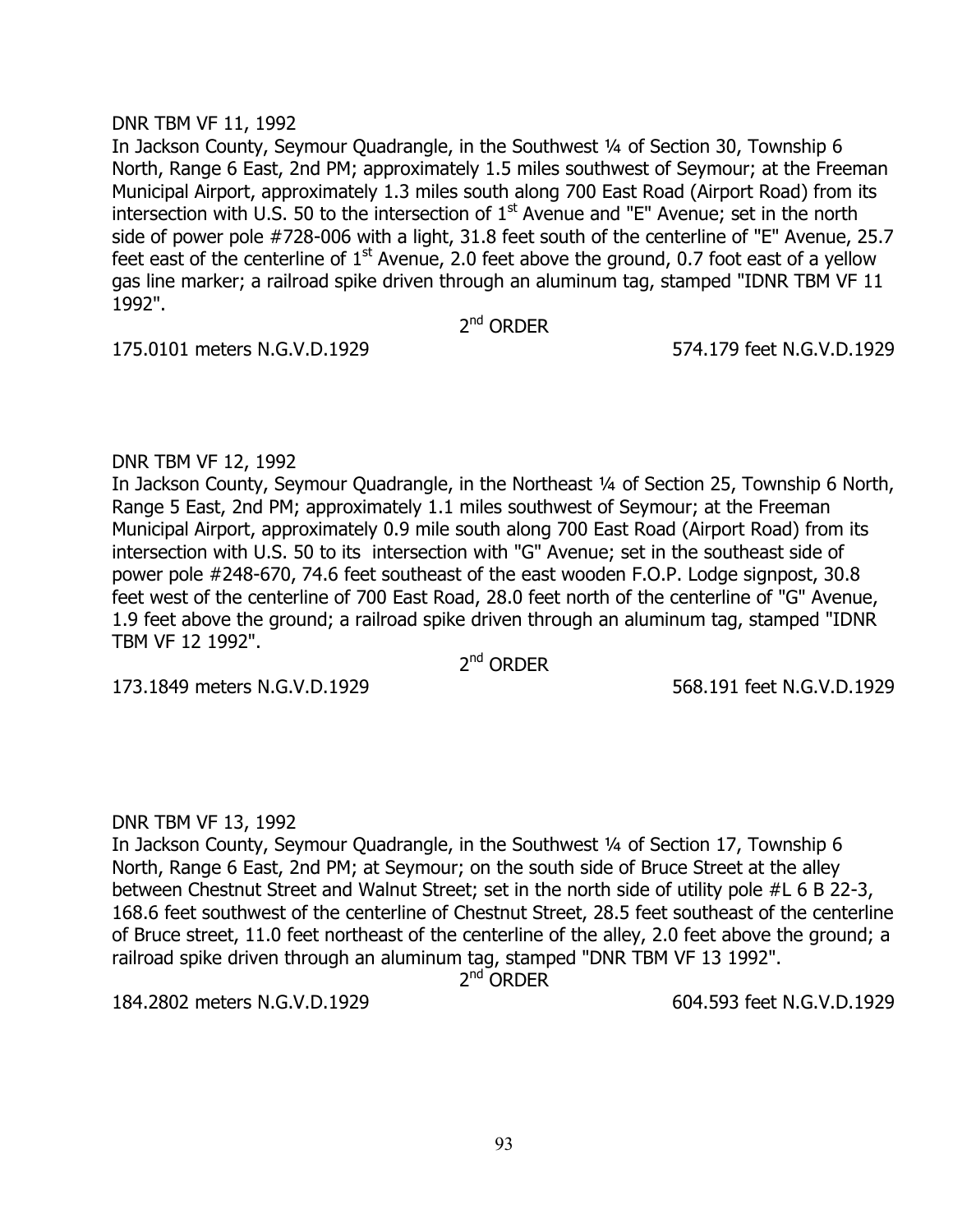DNR TBM VF 11, 1992

In Jackson County, Seymour Quadrangle, in the Southwest ¼ of Section 30, Township 6 North, Range 6 East, 2nd PM; approximately 1.5 miles southwest of Seymour; at the Freeman Municipal Airport, approximately 1.3 miles south along 700 East Road (Airport Road) from its intersection with U.S. 50 to the intersection of 1st Avenue and "E" Avenue; set in the north side of power pole #728-006 with a light, 31.8 feet south of the centerline of "E" Avenue, 25.7 feet east of the centerline of 1st Avenue, 2.0 feet above the ground, 0.7 foot east of a yellow gas line marker; a railroad spike driven through an aluminum tag, stamped "IDNR TBM VF 11 1992".

2nd ORDER

175.0101 meters N.G.V.D.1929 574.179 feet N.G.V.D.1929

DNR TBM VF 12, 1992

In Jackson County, Seymour Quadrangle, in the Northeast ¼ of Section 25, Township 6 North, Range 5 East, 2nd PM; approximately 1.1 miles southwest of Seymour; at the Freeman Municipal Airport, approximately 0.9 mile south along 700 East Road (Airport Road) from its intersection with U.S. 50 to its intersection with "G" Avenue; set in the southeast side of power pole #248-670, 74.6 feet southeast of the east wooden F.O.P. Lodge signpost, 30.8 feet west of the centerline of 700 East Road, 28.0 feet north of the centerline of "G" Avenue, 1.9 feet above the ground; a railroad spike driven through an aluminum tag, stamped "IDNR TBM VF 12 1992".

2nd ORDER

173.1849 meters N.G.V.D.1929 568.191 feet N.G.V.D.1929

DNR TBM VF 13, 1992

In Jackson County, Seymour Quadrangle, in the Southwest ¼ of Section 17, Township 6 North, Range 6 East, 2nd PM; at Seymour; on the south side of Bruce Street at the alley between Chestnut Street and Walnut Street; set in the north side of utility pole #L 6 B 22-3, 168.6 feet southwest of the centerline of Chestnut Street, 28.5 feet southeast of the centerline of Bruce street, 11.0 feet northeast of the centerline of the alley, 2.0 feet above the ground; a railroad spike driven through an aluminum tag, stamped "DNR TBM VF 13 1992".

2nd ORDER

184.2802 meters N.G.V.D.1929 604.593 feet N.G.V.D.1929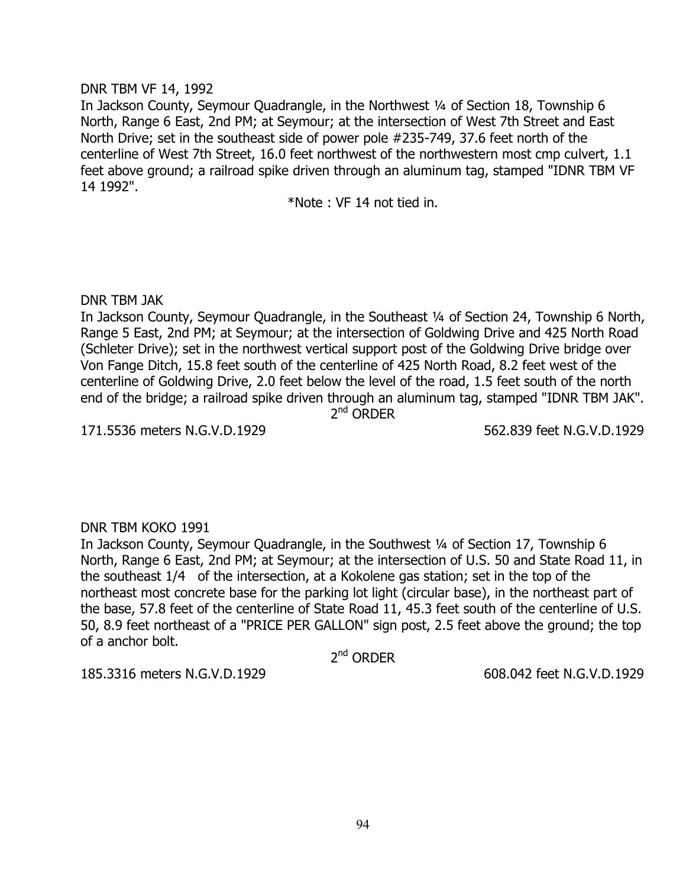DNR TBM VF 14, 1992

In Jackson County, Seymour Quadrangle, in the Northwest ¼ of Section 18, Township 6 North, Range 6 East, 2nd PM; at Seymour; at the intersection of West 7th Street and East North Drive; set in the southeast side of power pole #235-749, 37.6 feet north of the centerline of West 7th Street, 16.0 feet northwest of the northwestern most cmp culvert, 1.1 feet above ground; a railroad spike driven through an aluminum tag, stamped "IDNR TBM VF 14 1992".

*Note : VF 14 not tied in.

DNR TBM JAK

In Jackson County, Seymour Quadrangle, in the Southeast ¼ of Section 24, Township 6 North, Range 5 East, 2nd PM; at Seymour; at the intersection of Goldwing Drive and 425 North Road (Schleter Drive); set in the northwest vertical support post of the Goldwing Drive bridge over Von Fange Ditch, 15.8 feet south of the centerline of 425 North Road, 8.2 feet west of the centerline of Goldwing Drive, 2.0 feet below the level of the road, 1.5 feet south of the north end of the bridge; a railroad spike driven through an aluminum tag, stamped "IDNR TBM JAK".

2nd ORDER

171.5536 meters N.G.V.D.1929 562.839 feet N.G.V.D.1929

DNR TBM KOKO 1991

In Jackson County, Seymour Quadrangle, in the Southwest ¼ of Section 17, Township 6 North, Range 6 East, 2nd PM; at Seymour; at the intersection of U.S. 50 and State Road 11, in the southeast 1/4 of the intersection, at a Kokolene gas station; set in the top of the northeast most concrete base for the parking lot light (circular base), in the northeast part of the base, 57.8 feet of the centerline of State Road 11, 45.3 feet south of the centerline of U.S. 50, 8.9 feet northeast of a "PRICE PER GALLON" sign post, 2.5 feet above the ground; the top of a anchor bolt.

2nd ORDER

185.3316 meters N.G.V.D.1929 608.042 feet N.G.V.D.1929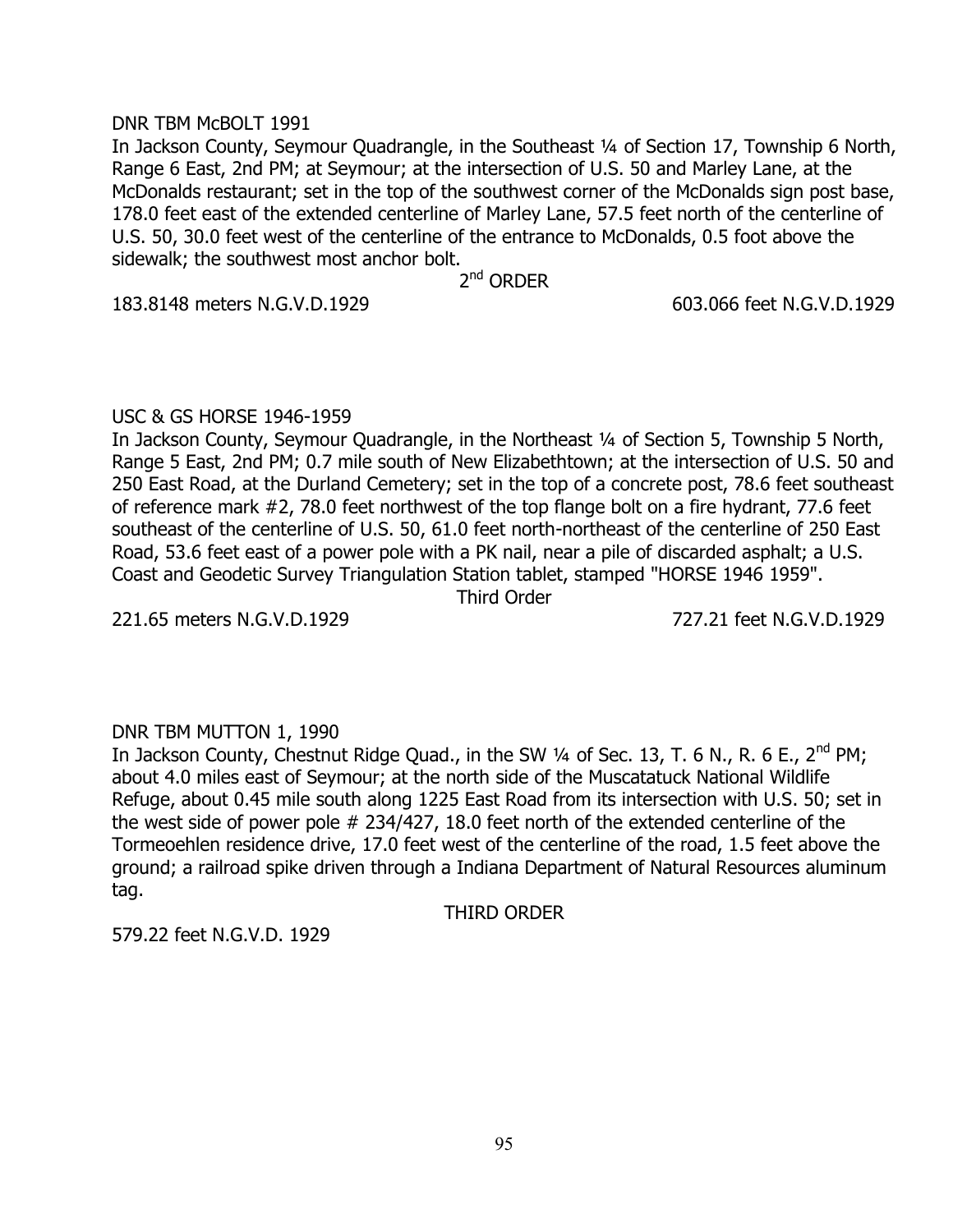DNR TBM McBOLT 1991

In Jackson County, Seymour Quadrangle, in the Southeast ¼ of Section 17, Township 6 North, Range 6 East, 2nd PM; at Seymour; at the intersection of U.S. 50 and Marley Lane, at the McDonalds restaurant; set in the top of the southwest corner of the McDonalds sign post base, 178.0 feet east of the extended centerline of Marley Lane, 57.5 feet north of the centerline of U.S. 50, 30.0 feet west of the centerline of the entrance to McDonalds, 0.5 foot above the sidewalk; the southwest most anchor bolt.

2nd ORDER

183.8148 meters N.G.V.D.1929 603.066 feet N.G.V.D.1929

USC & GS HORSE 1946-1959

In Jackson County, Seymour Quadrangle, in the Northeast ¼ of Section 5, Township 5 North, Range 5 East, 2nd PM; 0.7 mile south of New Elizabethtown; at the intersection of U.S. 50 and 250 East Road, at the Durland Cemetery; set in the top of a concrete post, 78.6 feet southeast of reference mark #2, 78.0 feet northwest of the top flange bolt on a fire hydrant, 77.6 feet southeast of the centerline of U.S. 50, 61.0 feet north-northeast of the centerline of 250 East Road, 53.6 feet east of a power pole with a PK nail, near a pile of discarded asphalt; a U.S. Coast and Geodetic Survey Triangulation Station tablet, stamped "HORSE 1946 1959".

Third Order

221.65 meters N.G.V.D.1929 727.21 feet N.G.V.D.1929

DNR TBM MUTTON 1, 1990

In Jackson County, Chestnut Ridge Quad., in the SW ¼ of Sec. 13, T. 6 N., R. 6 E., 2nd PM; about 4.0 miles east of Seymour; at the north side of the Muscatatuck National Wildlife Refuge, about 0.45 mile south along 1225 East Road from its intersection with U.S. 50; set in the west side of power pole # 234/427, 18.0 feet north of the extended centerline of the Tormeoehlen residence drive, 17.0 feet west of the centerline of the road, 1.5 feet above the ground; a railroad spike driven through a Indiana Department of Natural Resources aluminum tag.

THIRD ORDER

579.22 feet N.G.V.D. 1929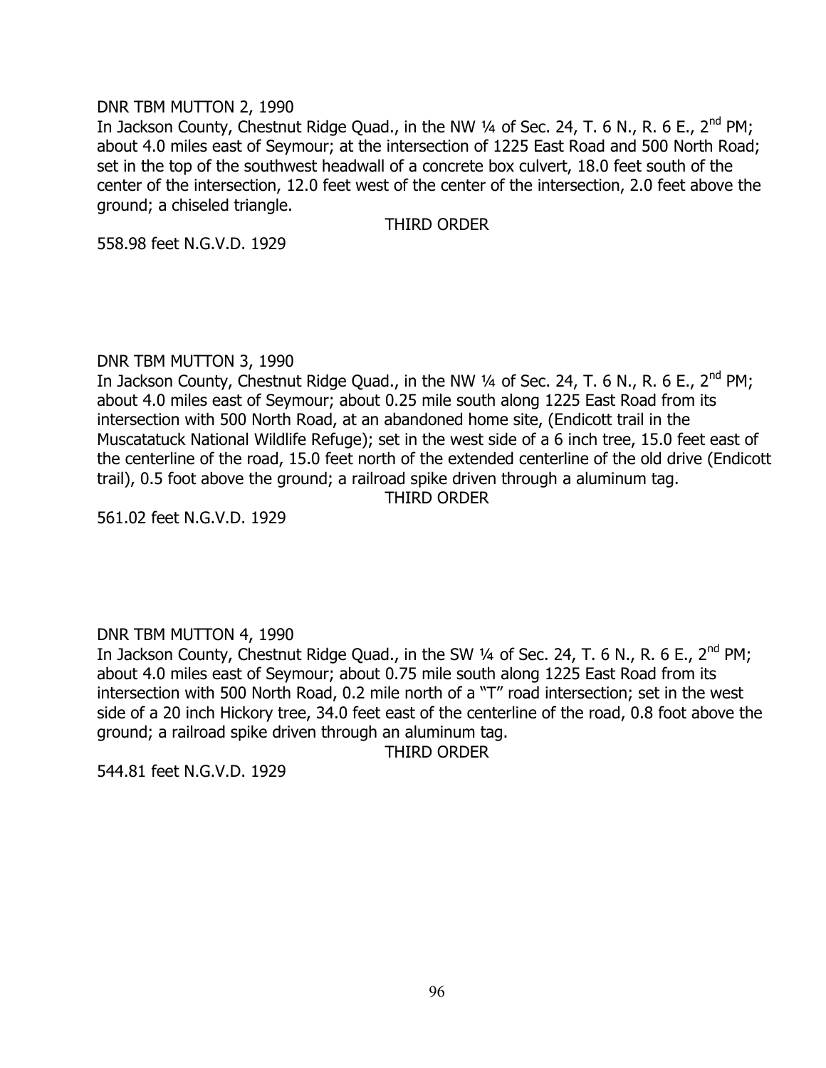DNR TBM MUTTON 2, 1990

In Jackson County, Chestnut Ridge Quad., in the NW ¼ of Sec. 24, T. 6 N., R. 6 E., 2nd PM; about 4.0 miles east of Seymour; at the intersection of 1225 East Road and 500 North Road; set in the top of the southwest headwall of a concrete box culvert, 18.0 feet south of the center of the intersection, 12.0 feet west of the center of the intersection, 2.0 feet above the ground; a chiseled triangle.

THIRD ORDER

558.98 feet N.G.V.D. 1929

DNR TBM MUTTON 3, 1990

In Jackson County, Chestnut Ridge Quad., in the NW ¼ of Sec. 24, T. 6 N., R. 6 E., 2nd PM; about 4.0 miles east of Seymour; about 0.25 mile south along 1225 East Road from its intersection with 500 North Road, at an abandoned home site, (Endicott trail in the Muscatatuck National Wildlife Refuge); set in the west side of a 6 inch tree, 15.0 feet east of the centerline of the road, 15.0 feet north of the extended centerline of the old drive (Endicott trail), 0.5 foot above the ground; a railroad spike driven through a aluminum tag.

THIRD ORDER

561.02 feet N.G.V.D. 1929

DNR TBM MUTTON 4, 1990

In Jackson County, Chestnut Ridge Quad., in the SW ¼ of Sec. 24, T. 6 N., R. 6 E., 2nd PM; about 4.0 miles east of Seymour; about 0.75 mile south along 1225 East Road from its intersection with 500 North Road, 0.2 mile north of a "T" road intersection; set in the west side of a 20 inch Hickory tree, 34.0 feet east of the centerline of the road, 0.8 foot above the ground; a railroad spike driven through an aluminum tag.

THIRD ORDER

544.81 feet N.G.V.D. 1929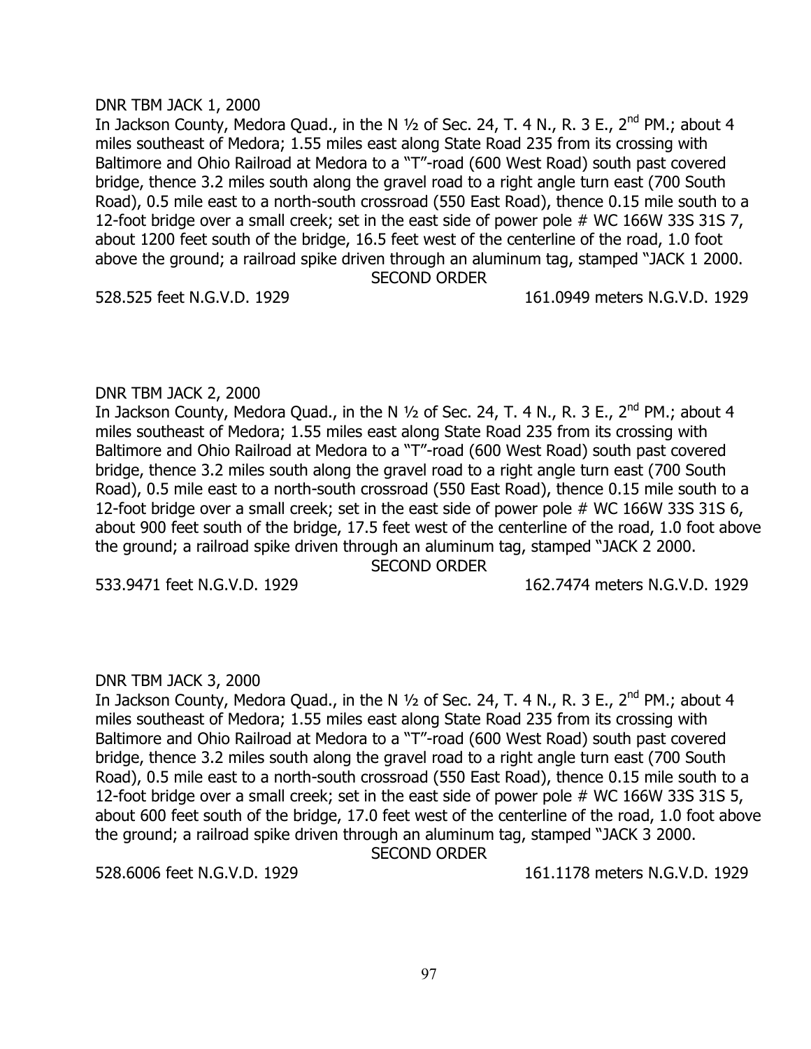DNR TBM JACK 1, 2000

In Jackson County, Medora Quad., in the N ½ of Sec. 24, T. 4 N., R. 3 E., 2nd PM.; about 4 miles southeast of Medora; 1.55 miles east along State Road 235 from its crossing with Baltimore and Ohio Railroad at Medora to a "T"-road (600 West Road) south past covered bridge, thence 3.2 miles south along the gravel road to a right angle turn east (700 South Road), 0.5 mile east to a north-south crossroad (550 East Road), thence 0.15 mile south to a 12-foot bridge over a small creek; set in the east side of power pole # WC 166W 33S 31S 7, about 1200 feet south of the bridge, 16.5 feet west of the centerline of the road, 1.0 foot above the ground; a railroad spike driven through an aluminum tag, stamped "JACK 1 2000.

SECOND ORDER

528.525 feet N.G.V.D. 1929 | 161.0949 meters N.G.V.D. 1929

DNR TBM JACK 2, 2000

In Jackson County, Medora Quad., in the N ½ of Sec. 24, T. 4 N., R. 3 E., 2nd PM.; about 4 miles southeast of Medora; 1.55 miles east along State Road 235 from its crossing with Baltimore and Ohio Railroad at Medora to a "T"-road (600 West Road) south past covered bridge, thence 3.2 miles south along the gravel road to a right angle turn east (700 South Road), 0.5 mile east to a north-south crossroad (550 East Road), thence 0.15 mile south to a 12-foot bridge over a small creek; set in the east side of power pole # WC 166W 33S 31S 6, about 900 feet south of the bridge, 17.5 feet west of the centerline of the road, 1.0 foot above the ground; a railroad spike driven through an aluminum tag, stamped "JACK 2 2000.

SECOND ORDER

533.9471 feet N.G.V.D. 1929 | 162.7474 meters N.G.V.D. 1929

DNR TBM JACK 3, 2000

In Jackson County, Medora Quad., in the N ½ of Sec. 24, T. 4 N., R. 3 E., 2nd PM.; about 4 miles southeast of Medora; 1.55 miles east along State Road 235 from its crossing with Baltimore and Ohio Railroad at Medora to a "T"-road (600 West Road) south past covered bridge, thence 3.2 miles south along the gravel road to a right angle turn east (700 South Road), 0.5 mile east to a north-south crossroad (550 East Road), thence 0.15 mile south to a 12-foot bridge over a small creek; set in the east side of power pole # WC 166W 33S 31S 5, about 600 feet south of the bridge, 17.0 feet west of the centerline of the road, 1.0 foot above the ground; a railroad spike driven through an aluminum tag, stamped "JACK 3 2000.

SECOND ORDER

528.6006 feet N.G.V.D. 1929 | 161.1178 meters N.G.V.D. 1929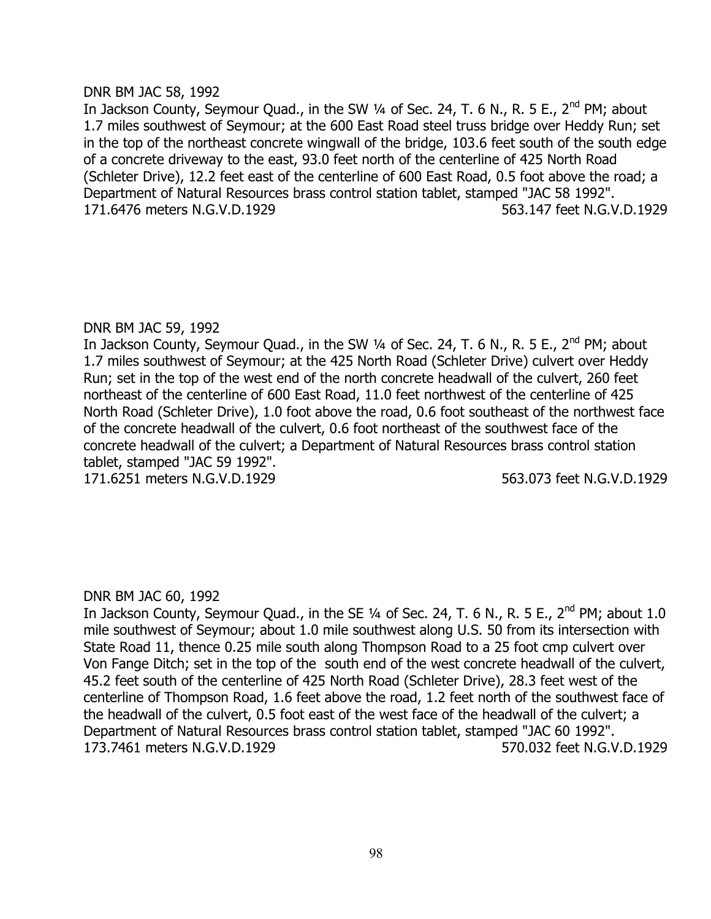DNR BM JAC 58, 1992

In Jackson County, Seymour Quad., in the SW ¼ of Sec. 24, T. 6 N., R. 5 E., 2nd PM; about 1.7 miles southwest of Seymour; at the 600 East Road steel truss bridge over Heddy Run; set in the top of the northeast concrete wingwall of the bridge, 103.6 feet south of the south edge of a concrete driveway to the east, 93.0 feet north of the centerline of 425 North Road (Schleter Drive), 12.2 feet east of the centerline of 600 East Road, 0.5 foot above the road; a Department of Natural Resources brass control station tablet, stamped "JAC 58 1992".

171.6476 meters N.G.V.D.1929 563.147 feet N.G.V.D.1929

DNR BM JAC 59, 1992

In Jackson County, Seymour Quad., in the SW ¼ of Sec. 24, T. 6 N., R. 5 E., 2nd PM; about 1.7 miles southwest of Seymour; at the 425 North Road (Schleter Drive) culvert over Heddy Run; set in the top of the west end of the north concrete headwall of the culvert, 260 feet northeast of the centerline of 600 East Road, 11.0 feet northwest of the centerline of 425 North Road (Schleter Drive), 1.0 foot above the road, 0.6 foot southeast of the northwest face of the concrete headwall of the culvert, 0.6 foot northeast of the southwest face of the concrete headwall of the culvert; a Department of Natural Resources brass control station tablet, stamped "JAC 59 1992".

171.6251 meters N.G.V.D.1929 563.073 feet N.G.V.D.1929

DNR BM JAC 60, 1992

In Jackson County, Seymour Quad., in the SE ¼ of Sec. 24, T. 6 N., R. 5 E., 2nd PM; about 1.0 mile southwest of Seymour; about 1.0 mile southwest along U.S. 50 from its intersection with State Road 11, thence 0.25 mile south along Thompson Road to a 25 foot cmp culvert over Von Fange Ditch; set in the top of the south end of the west concrete headwall of the culvert, 45.2 feet south of the centerline of 425 North Road (Schleter Drive), 28.3 feet west of the centerline of Thompson Road, 1.6 feet above the road, 1.2 feet north of the southwest face of the headwall of the culvert, 0.5 foot east of the west face of the headwall of the culvert; a Department of Natural Resources brass control station tablet, stamped "JAC 60 1992".

173.7461 meters N.G.V.D.1929 570.032 feet N.G.V.D.1929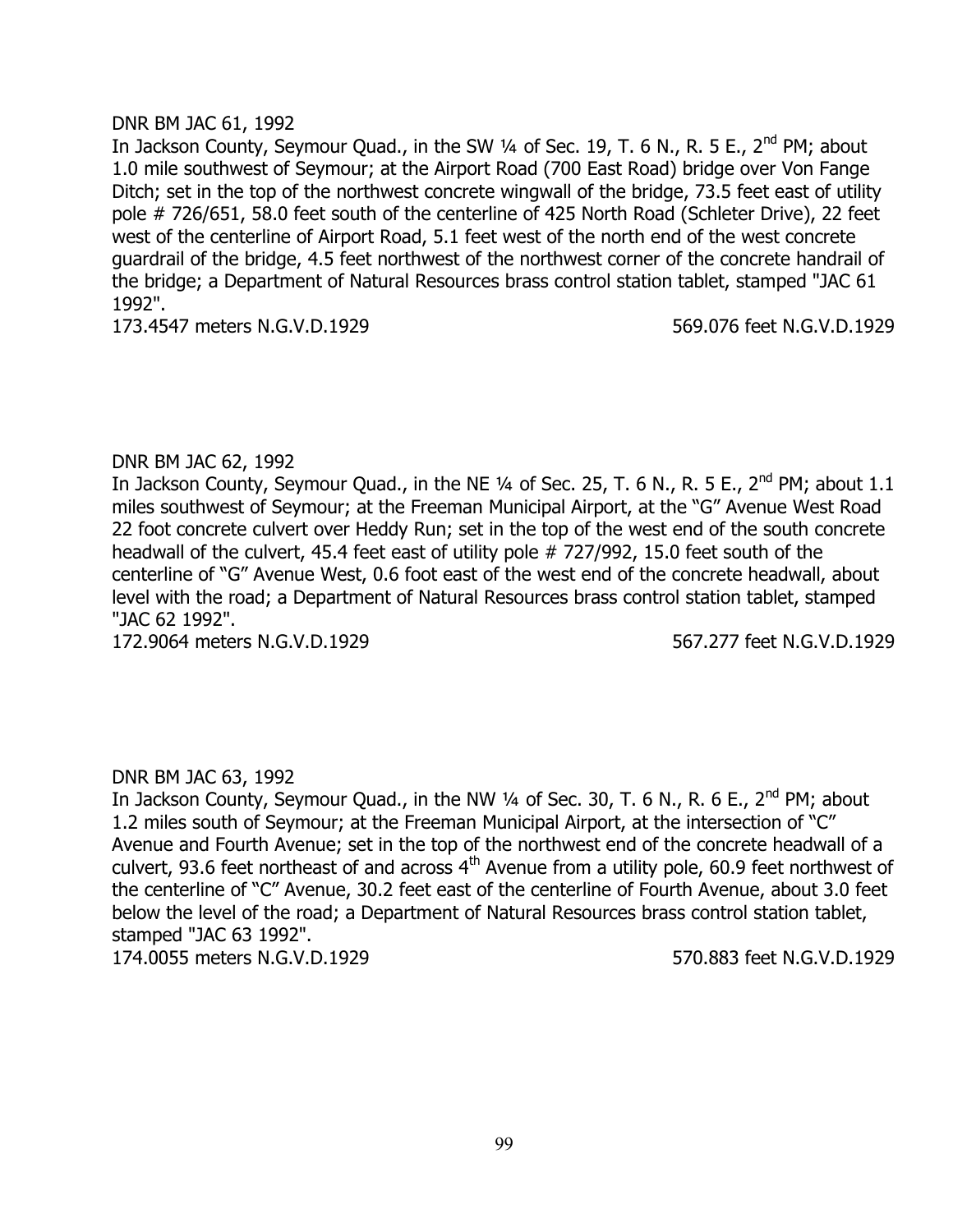DNR BM JAC 61, 1992

In Jackson County, Seymour Quad., in the SW ¼ of Sec. 19, T. 6 N., R. 5 E., 2nd PM; about 1.0 mile southwest of Seymour; at the Airport Road (700 East Road) bridge over Von Fange Ditch; set in the top of the northwest concrete wingwall of the bridge, 73.5 feet east of utility pole # 726/651, 58.0 feet south of the centerline of 425 North Road (Schleter Drive), 22 feet west of the centerline of Airport Road, 5.1 feet west of the north end of the west concrete guardrail of the bridge, 4.5 feet northwest of the northwest corner of the concrete handrail of the bridge; a Department of Natural Resources brass control station tablet, stamped "JAC 61 1992".

173.4547 meters N.G.V.D.1929 569.076 feet N.G.V.D.1929

DNR BM JAC 62, 1992

In Jackson County, Seymour Quad., in the NE ¼ of Sec. 25, T. 6 N., R. 5 E., 2nd PM; about 1.1 miles southwest of Seymour; at the Freeman Municipal Airport, at the "G" Avenue West Road 22 foot concrete culvert over Heddy Run; set in the top of the west end of the south concrete headwall of the culvert, 45.4 feet east of utility pole # 727/992, 15.0 feet south of the centerline of "G" Avenue West, 0.6 foot east of the west end of the concrete headwall, about level with the road; a Department of Natural Resources brass control station tablet, stamped "JAC 62 1992".

172.9064 meters N.G.V.D.1929 567.277 feet N.G.V.D.1929

DNR BM JAC 63, 1992

In Jackson County, Seymour Quad., in the NW ¼ of Sec. 30, T. 6 N., R. 6 E., 2nd PM; about 1.2 miles south of Seymour; at the Freeman Municipal Airport, at the intersection of "C" Avenue and Fourth Avenue; set in the top of the northwest end of the concrete headwall of a culvert, 93.6 feet northeast of and across 4th Avenue from a utility pole, 60.9 feet northwest of the centerline of "C" Avenue, 30.2 feet east of the centerline of Fourth Avenue, about 3.0 feet below the level of the road; a Department of Natural Resources brass control station tablet, stamped "JAC 63 1992".

174.0055 meters N.G.V.D.1929 570.883 feet N.G.V.D.1929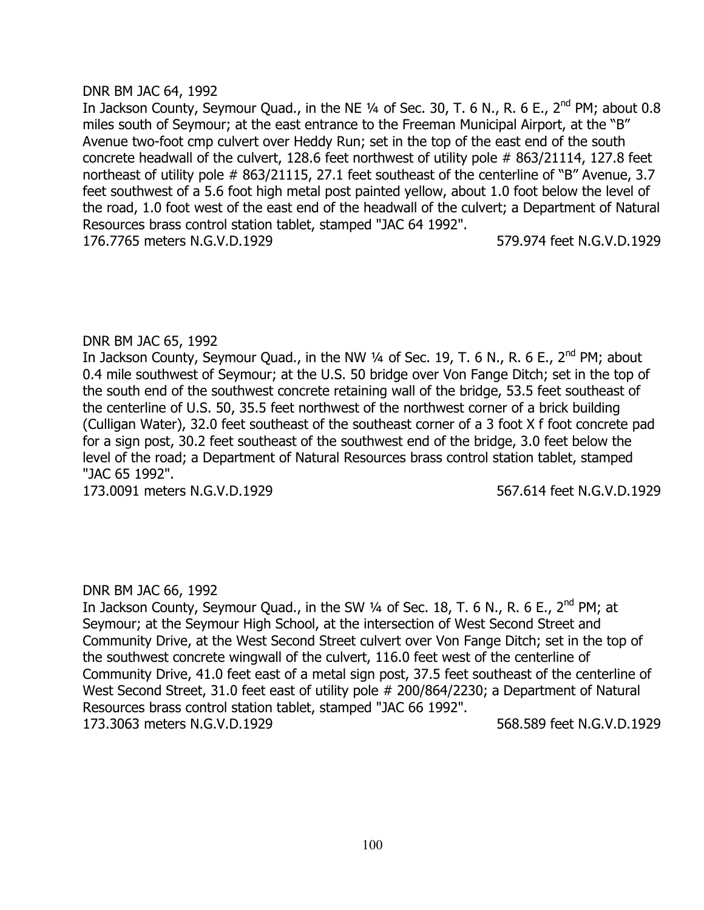DNR BM JAC 64, 1992

In Jackson County, Seymour Quad., in the NE ¼ of Sec. 30, T. 6 N., R. 6 E., 2nd PM; about 0.8 miles south of Seymour; at the east entrance to the Freeman Municipal Airport, at the "B" Avenue two-foot cmp culvert over Heddy Run; set in the top of the east end of the south concrete headwall of the culvert, 128.6 feet northwest of utility pole # 863/21114, 127.8 feet northeast of utility pole # 863/21115, 27.1 feet southeast of the centerline of "B" Avenue, 3.7 feet southwest of a 5.6 foot high metal post painted yellow, about 1.0 foot below the level of the road, 1.0 foot west of the east end of the headwall of the culvert; a Department of Natural Resources brass control station tablet, stamped "JAC 64 1992".

176.7765 meters N.G.V.D.1929 579.974 feet N.G.V.D.1929

DNR BM JAC 65, 1992

In Jackson County, Seymour Quad., in the NW ¼ of Sec. 19, T. 6 N., R. 6 E., 2nd PM; about 0.4 mile southwest of Seymour; at the U.S. 50 bridge over Von Fange Ditch; set in the top of the south end of the southwest concrete retaining wall of the bridge, 53.5 feet southeast of the centerline of U.S. 50, 35.5 feet northwest of the northwest corner of a brick building (Culligan Water), 32.0 feet southeast of the southeast corner of a 3 foot X f foot concrete pad for a sign post, 30.2 feet southeast of the southwest end of the bridge, 3.0 feet below the level of the road; a Department of Natural Resources brass control station tablet, stamped "JAC 65 1992".

173.0091 meters N.G.V.D.1929 567.614 feet N.G.V.D.1929

DNR BM JAC 66, 1992

In Jackson County, Seymour Quad., in the SW ¼ of Sec. 18, T. 6 N., R. 6 E., 2nd PM; at Seymour; at the Seymour High School, at the intersection of West Second Street and Community Drive, at the West Second Street culvert over Von Fange Ditch; set in the top of the southwest concrete wingwall of the culvert, 116.0 feet west of the centerline of Community Drive, 41.0 feet east of a metal sign post, 37.5 feet southeast of the centerline of West Second Street, 31.0 feet east of utility pole # 200/864/2230; a Department of Natural Resources brass control station tablet, stamped "JAC 66 1992".

173.3063 meters N.G.V.D.1929 568.589 feet N.G.V.D.1929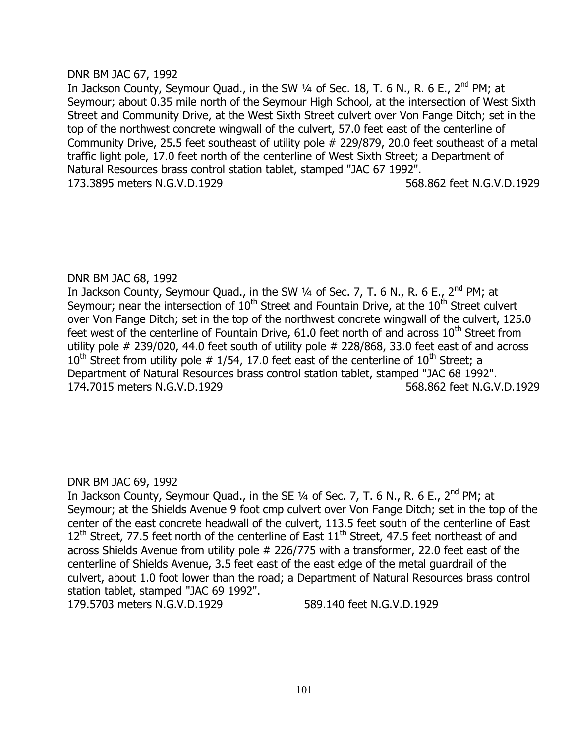DNR BM JAC 67, 1992

In Jackson County, Seymour Quad., in the SW ¼ of Sec. 18, T. 6 N., R. 6 E., 2nd PM; at Seymour; about 0.35 mile north of the Seymour High School, at the intersection of West Sixth Street and Community Drive, at the West Sixth Street culvert over Von Fange Ditch; set in the top of the northwest concrete wingwall of the culvert, 57.0 feet east of the centerline of Community Drive, 25.5 feet southeast of utility pole # 229/879, 20.0 feet southeast of a metal traffic light pole, 17.0 feet north of the centerline of West Sixth Street; a Department of Natural Resources brass control station tablet, stamped "JAC 67 1992".

173.3895 meters N.G.V.D.1929 568.862 feet N.G.V.D.1929

DNR BM JAC 68, 1992

In Jackson County, Seymour Quad., in the SW ¼ of Sec. 7, T. 6 N., R. 6 E., 2nd PM; at Seymour; near the intersection of 10th Street and Fountain Drive, at the 10th Street culvert over Von Fange Ditch; set in the top of the northwest concrete wingwall of the culvert, 125.0 feet west of the centerline of Fountain Drive, 61.0 feet north of and across 10th Street from utility pole # 239/020, 44.0 feet south of utility pole # 228/868, 33.0 feet east of and across 10th Street from utility pole # 1/54, 17.0 feet east of the centerline of 10th Street; a Department of Natural Resources brass control station tablet, stamped "JAC 68 1992".

174.7015 meters N.G.V.D.1929 568.862 feet N.G.V.D.1929

DNR BM JAC 69, 1992

In Jackson County, Seymour Quad., in the SE ¼ of Sec. 7, T. 6 N., R. 6 E., 2nd PM; at Seymour; at the Shields Avenue 9 foot cmp culvert over Von Fange Ditch; set in the top of the center of the east concrete headwall of the culvert, 113.5 feet south of the centerline of East 12th Street, 77.5 feet north of the centerline of East 11th Street, 47.5 feet northeast of and across Shields Avenue from utility pole # 226/775 with a transformer, 22.0 feet east of the centerline of Shields Avenue, 3.5 feet east of the east edge of the metal guardrail of the culvert, about 1.0 foot lower than the road; a Department of Natural Resources brass control station tablet, stamped "JAC 69 1992".

179.5703 meters N.G.V.D.1929 589.140 feet N.G.V.D.1929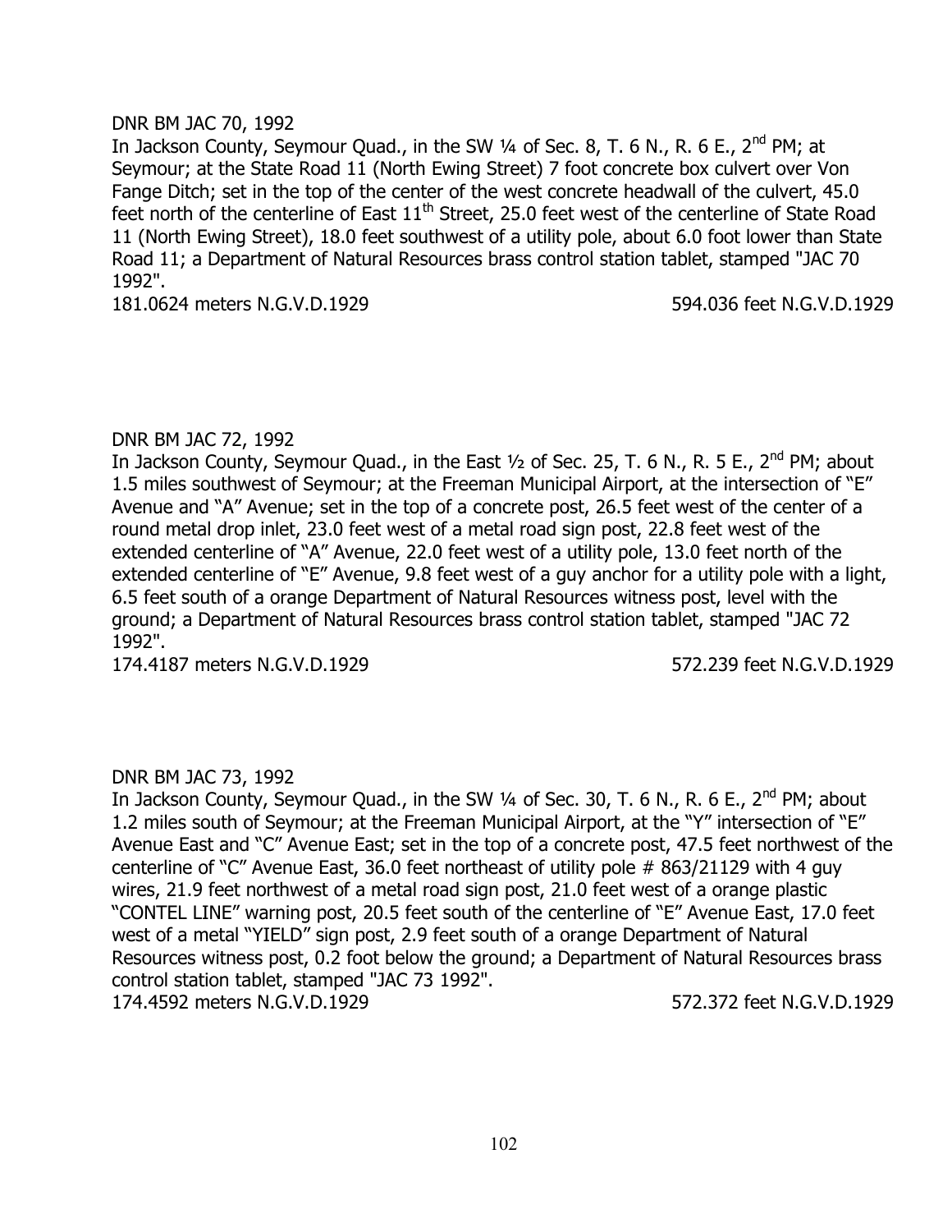DNR BM JAC 70, 1992

In Jackson County, Seymour Quad., in the SW ¼ of Sec. 8, T. 6 N., R. 6 E., 2nd PM; at Seymour; at the State Road 11 (North Ewing Street) 7 foot concrete box culvert over Von Fange Ditch; set in the top of the center of the west concrete headwall of the culvert, 45.0 feet north of the centerline of East 11th Street, 25.0 feet west of the centerline of State Road 11 (North Ewing Street), 18.0 feet southwest of a utility pole, about 6.0 foot lower than State Road 11; a Department of Natural Resources brass control station tablet, stamped "JAC 70 1992".

181.0624 meters N.G.V.D.1929 594.036 feet N.G.V.D.1929

DNR BM JAC 72, 1992

In Jackson County, Seymour Quad., in the East ½ of Sec. 25, T. 6 N., R. 5 E., 2nd PM; about 1.5 miles southwest of Seymour; at the Freeman Municipal Airport, at the intersection of "E" Avenue and "A" Avenue; set in the top of a concrete post, 26.5 feet west of the center of a round metal drop inlet, 23.0 feet west of a metal road sign post, 22.8 feet west of the extended centerline of "A" Avenue, 22.0 feet west of a utility pole, 13.0 feet north of the extended centerline of "E" Avenue, 9.8 feet west of a guy anchor for a utility pole with a light, 6.5 feet south of a orange Department of Natural Resources witness post, level with the ground; a Department of Natural Resources brass control station tablet, stamped "JAC 72 1992".

174.4187 meters N.G.V.D.1929 572.239 feet N.G.V.D.1929

DNR BM JAC 73, 1992

In Jackson County, Seymour Quad., in the SW ¼ of Sec. 30, T. 6 N., R. 6 E., 2nd PM; about 1.2 miles south of Seymour; at the Freeman Municipal Airport, at the "Y" intersection of "E" Avenue East and "C" Avenue East; set in the top of a concrete post, 47.5 feet northwest of the centerline of "C" Avenue East, 36.0 feet northeast of utility pole # 863/21129 with 4 guy wires, 21.9 feet northwest of a metal road sign post, 21.0 feet west of a orange plastic "CONTEL LINE" warning post, 20.5 feet south of the centerline of "E" Avenue East, 17.0 feet west of a metal "YIELD" sign post, 2.9 feet south of a orange Department of Natural Resources witness post, 0.2 foot below the ground; a Department of Natural Resources brass control station tablet, stamped "JAC 73 1992".

174.4592 meters N.G.V.D.1929 572.372 feet N.G.V.D.1929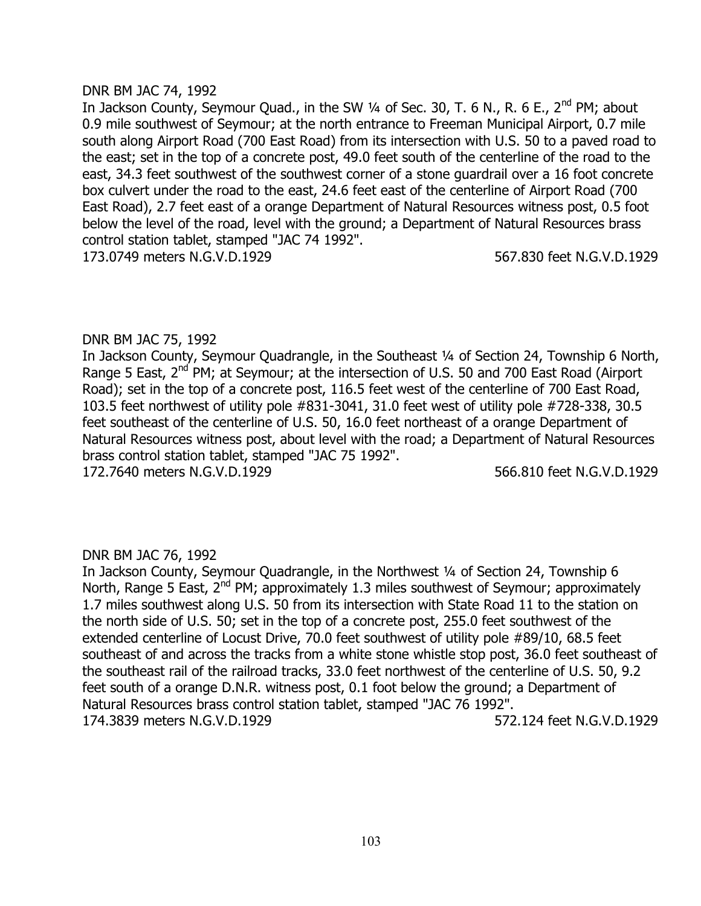DNR BM JAC 74, 1992

In Jackson County, Seymour Quad., in the SW ¼ of Sec. 30, T. 6 N., R. 6 E., 2nd PM; about 0.9 mile southwest of Seymour; at the north entrance to Freeman Municipal Airport, 0.7 mile south along Airport Road (700 East Road) from its intersection with U.S. 50 to a paved road to the east; set in the top of a concrete post, 49.0 feet south of the centerline of the road to the east, 34.3 feet southwest of the southwest corner of a stone guardrail over a 16 foot concrete box culvert under the road to the east, 24.6 feet east of the centerline of Airport Road (700 East Road), 2.7 feet east of a orange Department of Natural Resources witness post, 0.5 foot below the level of the road, level with the ground; a Department of Natural Resources brass control station tablet, stamped "JAC 74 1992".

173.0749 meters N.G.V.D.1929 567.830 feet N.G.V.D.1929

DNR BM JAC 75, 1992

In Jackson County, Seymour Quadrangle, in the Southeast ¼ of Section 24, Township 6 North, Range 5 East, 2nd PM; at Seymour; at the intersection of U.S. 50 and 700 East Road (Airport Road); set in the top of a concrete post, 116.5 feet west of the centerline of 700 East Road, 103.5 feet northwest of utility pole #831-3041, 31.0 feet west of utility pole #728-338, 30.5 feet southeast of the centerline of U.S. 50, 16.0 feet northeast of a orange Department of Natural Resources witness post, about level with the road; a Department of Natural Resources brass control station tablet, stamped "JAC 75 1992".

172.7640 meters N.G.V.D.1929 566.810 feet N.G.V.D.1929

DNR BM JAC 76, 1992

In Jackson County, Seymour Quadrangle, in the Northwest ¼ of Section 24, Township 6 North, Range 5 East, 2nd PM; approximately 1.3 miles southwest of Seymour; approximately 1.7 miles southwest along U.S. 50 from its intersection with State Road 11 to the station on the north side of U.S. 50; set in the top of a concrete post, 255.0 feet southwest of the extended centerline of Locust Drive, 70.0 feet southwest of utility pole #89/10, 68.5 feet southeast of and across the tracks from a white stone whistle stop post, 36.0 feet southeast of the southeast rail of the railroad tracks, 33.0 feet northwest of the centerline of U.S. 50, 9.2 feet south of a orange D.N.R. witness post, 0.1 foot below the ground; a Department of Natural Resources brass control station tablet, stamped "JAC 76 1992".

174.3839 meters N.G.V.D.1929 572.124 feet N.G.V.D.1929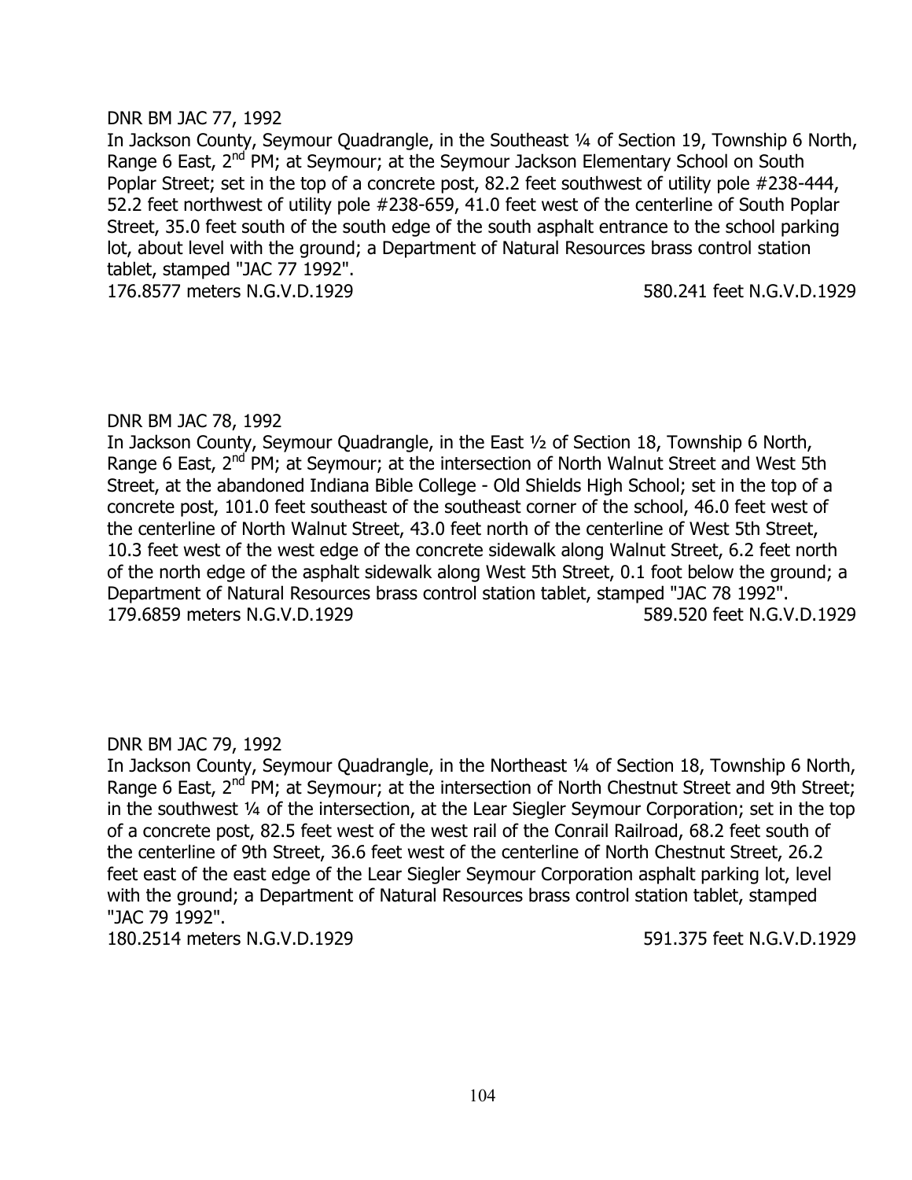DNR BM JAC 77, 1992

In Jackson County, Seymour Quadrangle, in the Southeast ¼ of Section 19, Township 6 North, Range 6 East, 2nd PM; at Seymour; at the Seymour Jackson Elementary School on South Poplar Street; set in the top of a concrete post, 82.2 feet southwest of utility pole #238-444, 52.2 feet northwest of utility pole #238-659, 41.0 feet west of the centerline of South Poplar Street, 35.0 feet south of the south edge of the south asphalt entrance to the school parking lot, about level with the ground; a Department of Natural Resources brass control station tablet, stamped "JAC 77 1992".

176.8577 meters N.G.V.D.1929 580.241 feet N.G.V.D.1929

DNR BM JAC 78, 1992

In Jackson County, Seymour Quadrangle, in the East ½ of Section 18, Township 6 North, Range 6 East, 2nd PM; at Seymour; at the intersection of North Walnut Street and West 5th Street, at the abandoned Indiana Bible College - Old Shields High School; set in the top of a concrete post, 101.0 feet southeast of the southeast corner of the school, 46.0 feet west of the centerline of North Walnut Street, 43.0 feet north of the centerline of West 5th Street, 10.3 feet west of the west edge of the concrete sidewalk along Walnut Street, 6.2 feet north of the north edge of the asphalt sidewalk along West 5th Street, 0.1 foot below the ground; a Department of Natural Resources brass control station tablet, stamped "JAC 78 1992".

179.6859 meters N.G.V.D.1929 589.520 feet N.G.V.D.1929

DNR BM JAC 79, 1992

In Jackson County, Seymour Quadrangle, in the Northeast ¼ of Section 18, Township 6 North, Range 6 East, 2nd PM; at Seymour; at the intersection of North Chestnut Street and 9th Street; in the southwest ¼ of the intersection, at the Lear Siegler Seymour Corporation; set in the top of a concrete post, 82.5 feet west of the west rail of the Conrail Railroad, 68.2 feet south of the centerline of 9th Street, 36.6 feet west of the centerline of North Chestnut Street, 26.2 feet east of the east edge of the Lear Siegler Seymour Corporation asphalt parking lot, level with the ground; a Department of Natural Resources brass control station tablet, stamped "JAC 79 1992".

180.2514 meters N.G.V.D.1929 591.375 feet N.G.V.D.1929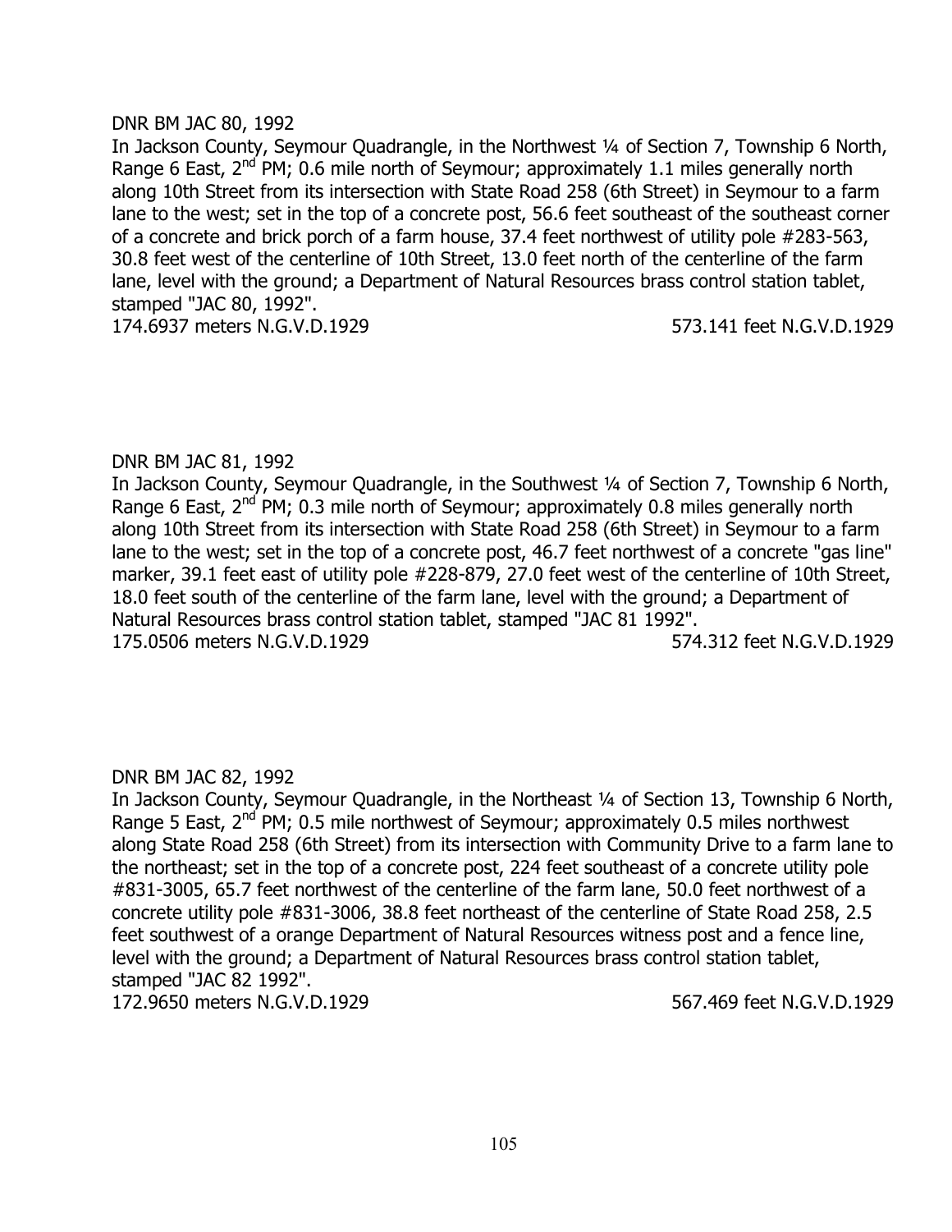DNR BM JAC 80, 1992

In Jackson County, Seymour Quadrangle, in the Northwest ¼ of Section 7, Township 6 North, Range 6 East, 2nd PM; 0.6 mile north of Seymour; approximately 1.1 miles generally north along 10th Street from its intersection with State Road 258 (6th Street) in Seymour to a farm lane to the west; set in the top of a concrete post, 56.6 feet southeast of the southeast corner of a concrete and brick porch of a farm house, 37.4 feet northwest of utility pole #283-563, 30.8 feet west of the centerline of 10th Street, 13.0 feet north of the centerline of the farm lane, level with the ground; a Department of Natural Resources brass control station tablet, stamped "JAC 80, 1992".

174.6937 meters N.G.V.D.1929 573.141 feet N.G.V.D.1929

DNR BM JAC 81, 1992

In Jackson County, Seymour Quadrangle, in the Southwest ¼ of Section 7, Township 6 North, Range 6 East, 2nd PM; 0.3 mile north of Seymour; approximately 0.8 miles generally north along 10th Street from its intersection with State Road 258 (6th Street) in Seymour to a farm lane to the west; set in the top of a concrete post, 46.7 feet northwest of a concrete "gas line" marker, 39.1 feet east of utility pole #228-879, 27.0 feet west of the centerline of 10th Street, 18.0 feet south of the centerline of the farm lane, level with the ground; a Department of Natural Resources brass control station tablet, stamped "JAC 81 1992".

175.0506 meters N.G.V.D.1929 574.312 feet N.G.V.D.1929

DNR BM JAC 82, 1992

In Jackson County, Seymour Quadrangle, in the Northeast ¼ of Section 13, Township 6 North, Range 5 East, 2nd PM; 0.5 mile northwest of Seymour; approximately 0.5 miles northwest along State Road 258 (6th Street) from its intersection with Community Drive to a farm lane to the northeast; set in the top of a concrete post, 224 feet southeast of a concrete utility pole #831-3005, 65.7 feet northwest of the centerline of the farm lane, 50.0 feet northwest of a concrete utility pole #831-3006, 38.8 feet northeast of the centerline of State Road 258, 2.5 feet southwest of a orange Department of Natural Resources witness post and a fence line, level with the ground; a Department of Natural Resources brass control station tablet, stamped "JAC 82 1992".

172.9650 meters N.G.V.D.1929 567.469 feet N.G.V.D.1929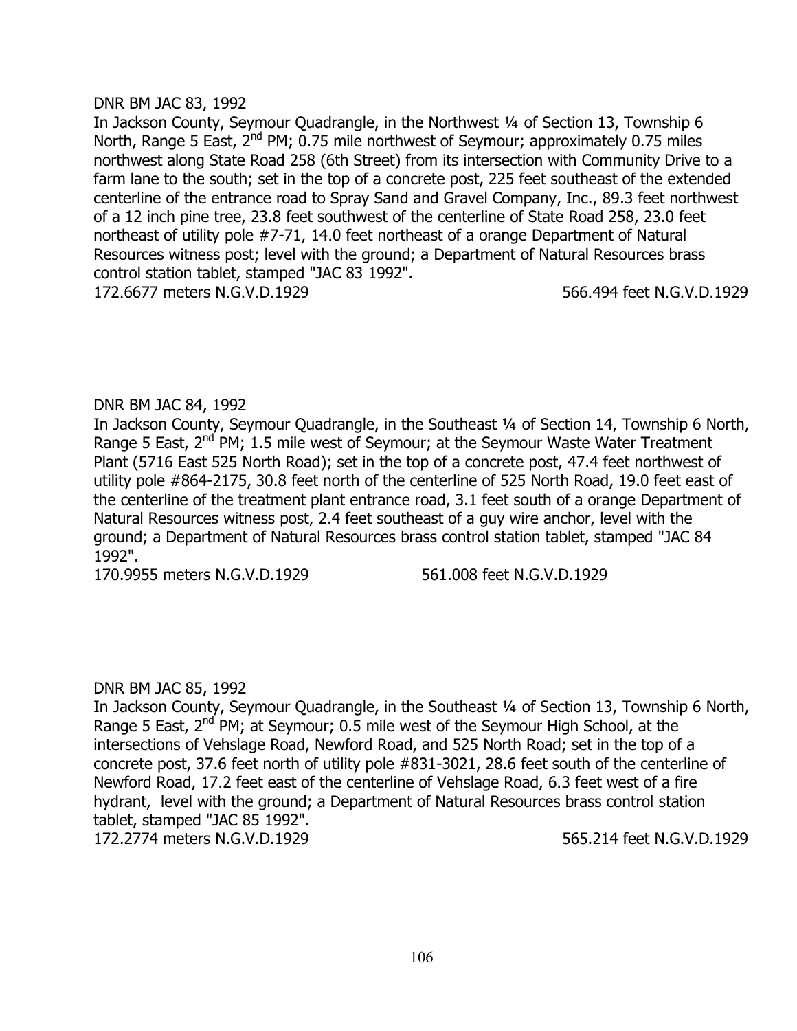DNR BM JAC 83, 1992

In Jackson County, Seymour Quadrangle, in the Northwest ¼ of Section 13, Township 6 North, Range 5 East, 2nd PM; 0.75 mile northwest of Seymour; approximately 0.75 miles northwest along State Road 258 (6th Street) from its intersection with Community Drive to a farm lane to the south; set in the top of a concrete post, 225 feet southeast of the extended centerline of the entrance road to Spray Sand and Gravel Company, Inc., 89.3 feet northwest of a 12 inch pine tree, 23.8 feet southwest of the centerline of State Road 258, 23.0 feet northeast of utility pole #7-71, 14.0 feet northeast of a orange Department of Natural Resources witness post; level with the ground; a Department of Natural Resources brass control station tablet, stamped "JAC 83 1992".

172.6677 meters N.G.V.D.1929 566.494 feet N.G.V.D.1929

DNR BM JAC 84, 1992

In Jackson County, Seymour Quadrangle, in the Southeast ¼ of Section 14, Township 6 North, Range 5 East, 2nd PM; 1.5 mile west of Seymour; at the Seymour Waste Water Treatment Plant (5716 East 525 North Road); set in the top of a concrete post, 47.4 feet northwest of utility pole #864-2175, 30.8 feet north of the centerline of 525 North Road, 19.0 feet east of the centerline of the treatment plant entrance road, 3.1 feet south of a orange Department of Natural Resources witness post, 2.4 feet southeast of a guy wire anchor, level with the ground; a Department of Natural Resources brass control station tablet, stamped "JAC 84 1992".

170.9955 meters N.G.V.D.1929 561.008 feet N.G.V.D.1929

DNR BM JAC 85, 1992

In Jackson County, Seymour Quadrangle, in the Southeast ¼ of Section 13, Township 6 North, Range 5 East, 2nd PM; at Seymour; 0.5 mile west of the Seymour High School, at the intersections of Vehslage Road, Newford Road, and 525 North Road; set in the top of a concrete post, 37.6 feet north of utility pole #831-3021, 28.6 feet south of the centerline of Newford Road, 17.2 feet east of the centerline of Vehslage Road, 6.3 feet west of a fire hydrant, level with the ground; a Department of Natural Resources brass control station tablet, stamped "JAC 85 1992".

172.2774 meters N.G.V.D.1929 565.214 feet N.G.V.D.1929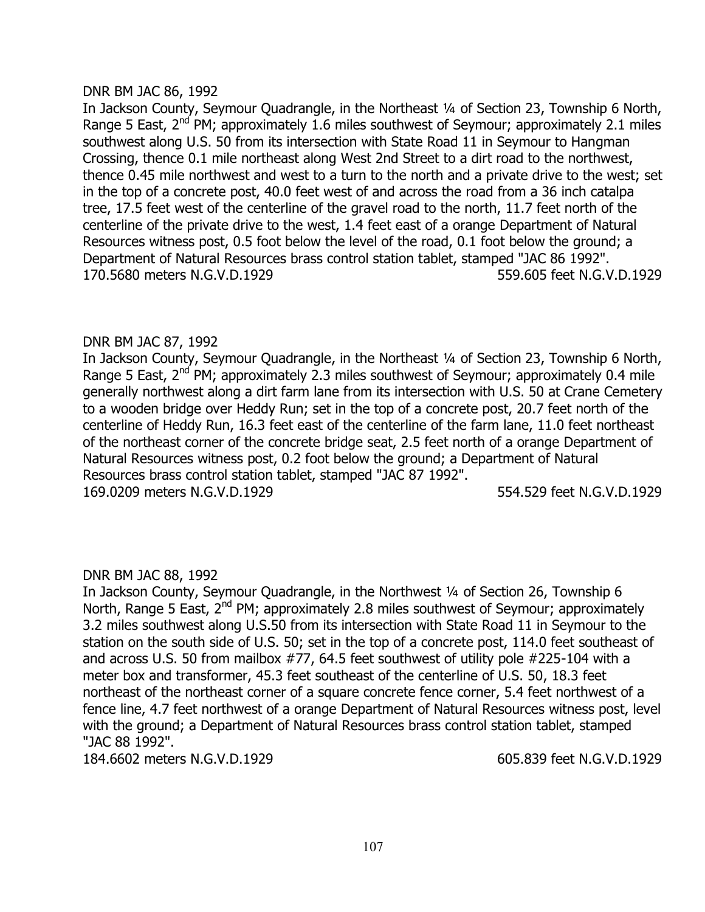DNR BM JAC 86, 1992

In Jackson County, Seymour Quadrangle, in the Northeast ¼ of Section 23, Township 6 North, Range 5 East, 2nd PM; approximately 1.6 miles southwest of Seymour; approximately 2.1 miles southwest along U.S. 50 from its intersection with State Road 11 in Seymour to Hangman Crossing, thence 0.1 mile northeast along West 2nd Street to a dirt road to the northwest, thence 0.45 mile northwest and west to a turn to the north and a private drive to the west; set in the top of a concrete post, 40.0 feet west of and across the road from a 36 inch catalpa tree, 17.5 feet west of the centerline of the gravel road to the north, 11.7 feet north of the centerline of the private drive to the west, 1.4 feet east of a orange Department of Natural Resources witness post, 0.5 foot below the level of the road, 0.1 foot below the ground; a Department of Natural Resources brass control station tablet, stamped "JAC 86 1992".

170.5680 meters N.G.V.D.1929 559.605 feet N.G.V.D.1929

DNR BM JAC 87, 1992

In Jackson County, Seymour Quadrangle, in the Northeast ¼ of Section 23, Township 6 North, Range 5 East, 2nd PM; approximately 2.3 miles southwest of Seymour; approximately 0.4 mile generally northwest along a dirt farm lane from its intersection with U.S. 50 at Crane Cemetery to a wooden bridge over Heddy Run; set in the top of a concrete post, 20.7 feet north of the centerline of Heddy Run, 16.3 feet east of the centerline of the farm lane, 11.0 feet northeast of the northeast corner of the concrete bridge seat, 2.5 feet north of a orange Department of Natural Resources witness post, 0.2 foot below the ground; a Department of Natural Resources brass control station tablet, stamped "JAC 87 1992".

169.0209 meters N.G.V.D.1929 554.529 feet N.G.V.D.1929

DNR BM JAC 88, 1992

In Jackson County, Seymour Quadrangle, in the Northwest ¼ of Section 26, Township 6 North, Range 5 East, 2nd PM; approximately 2.8 miles southwest of Seymour; approximately 3.2 miles southwest along U.S.50 from its intersection with State Road 11 in Seymour to the station on the south side of U.S. 50; set in the top of a concrete post, 114.0 feet southeast of and across U.S. 50 from mailbox #77, 64.5 feet southwest of utility pole #225-104 with a meter box and transformer, 45.3 feet southeast of the centerline of U.S. 50, 18.3 feet northeast of the northeast corner of a square concrete fence corner, 5.4 feet northwest of a fence line, 4.7 feet northwest of a orange Department of Natural Resources witness post, level with the ground; a Department of Natural Resources brass control station tablet, stamped "JAC 88 1992".

184.6602 meters N.G.V.D.1929 605.839 feet N.G.V.D.1929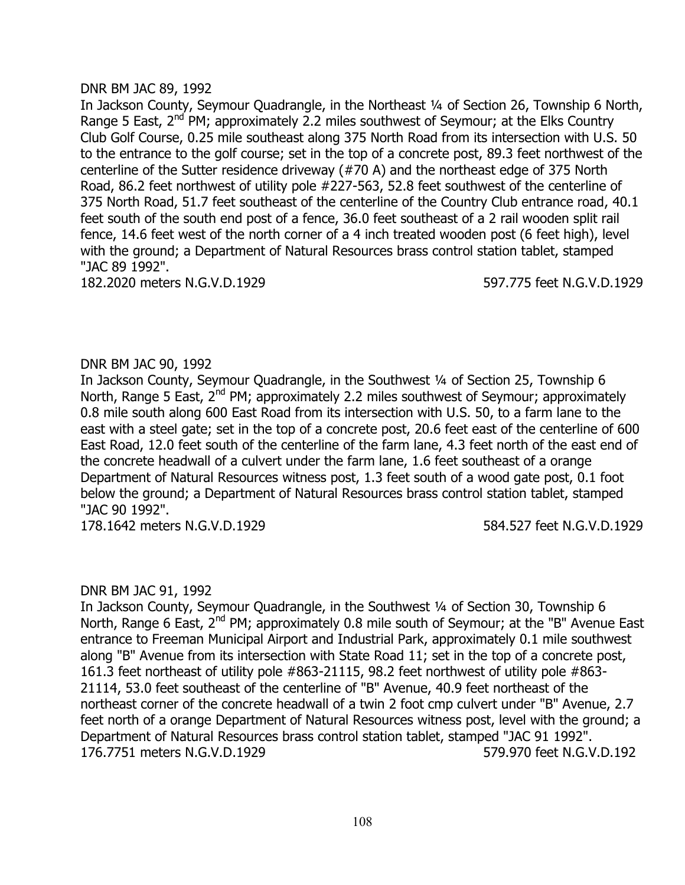DNR BM JAC 89, 1992

In Jackson County, Seymour Quadrangle, in the Northeast ¼ of Section 26, Township 6 North, Range 5 East, 2nd PM; approximately 2.2 miles southwest of Seymour; at the Elks Country Club Golf Course, 0.25 mile southeast along 375 North Road from its intersection with U.S. 50 to the entrance to the golf course; set in the top of a concrete post, 89.3 feet northwest of the centerline of the Sutter residence driveway (#70 A) and the northeast edge of 375 North Road, 86.2 feet northwest of utility pole #227-563, 52.8 feet southwest of the centerline of 375 North Road, 51.7 feet southeast of the centerline of the Country Club entrance road, 40.1 feet south of the south end post of a fence, 36.0 feet southeast of a 2 rail wooden split rail fence, 14.6 feet west of the north corner of a 4 inch treated wooden post (6 feet high), level with the ground; a Department of Natural Resources brass control station tablet, stamped "JAC 89 1992".

182.2020 meters N.G.V.D.1929 597.775 feet N.G.V.D.1929

DNR BM JAC 90, 1992

In Jackson County, Seymour Quadrangle, in the Southwest ¼ of Section 25, Township 6 North, Range 5 East, 2nd PM; approximately 2.2 miles southwest of Seymour; approximately 0.8 mile south along 600 East Road from its intersection with U.S. 50, to a farm lane to the east with a steel gate; set in the top of a concrete post, 20.6 feet east of the centerline of 600 East Road, 12.0 feet south of the centerline of the farm lane, 4.3 feet north of the east end of the concrete headwall of a culvert under the farm lane, 1.6 feet southeast of a orange Department of Natural Resources witness post, 1.3 feet south of a wood gate post, 0.1 foot below the ground; a Department of Natural Resources brass control station tablet, stamped "JAC 90 1992".

178.1642 meters N.G.V.D.1929 584.527 feet N.G.V.D.1929

DNR BM JAC 91, 1992

In Jackson County, Seymour Quadrangle, in the Southwest ¼ of Section 30, Township 6 North, Range 6 East, 2nd PM; approximately 0.8 mile south of Seymour; at the "B" Avenue East entrance to Freeman Municipal Airport and Industrial Park, approximately 0.1 mile southwest along "B" Avenue from its intersection with State Road 11; set in the top of a concrete post, 161.3 feet northeast of utility pole #863-21115, 98.2 feet northwest of utility pole #863-21114, 53.0 feet southeast of the centerline of "B" Avenue, 40.9 feet northeast of the northeast corner of the concrete headwall of a twin 2 foot cmp culvert under "B" Avenue, 2.7 feet north of a orange Department of Natural Resources witness post, level with the ground; a Department of Natural Resources brass control station tablet, stamped "JAC 91 1992".

176.7751 meters N.G.V.D.1929 579.970 feet N.G.V.D.192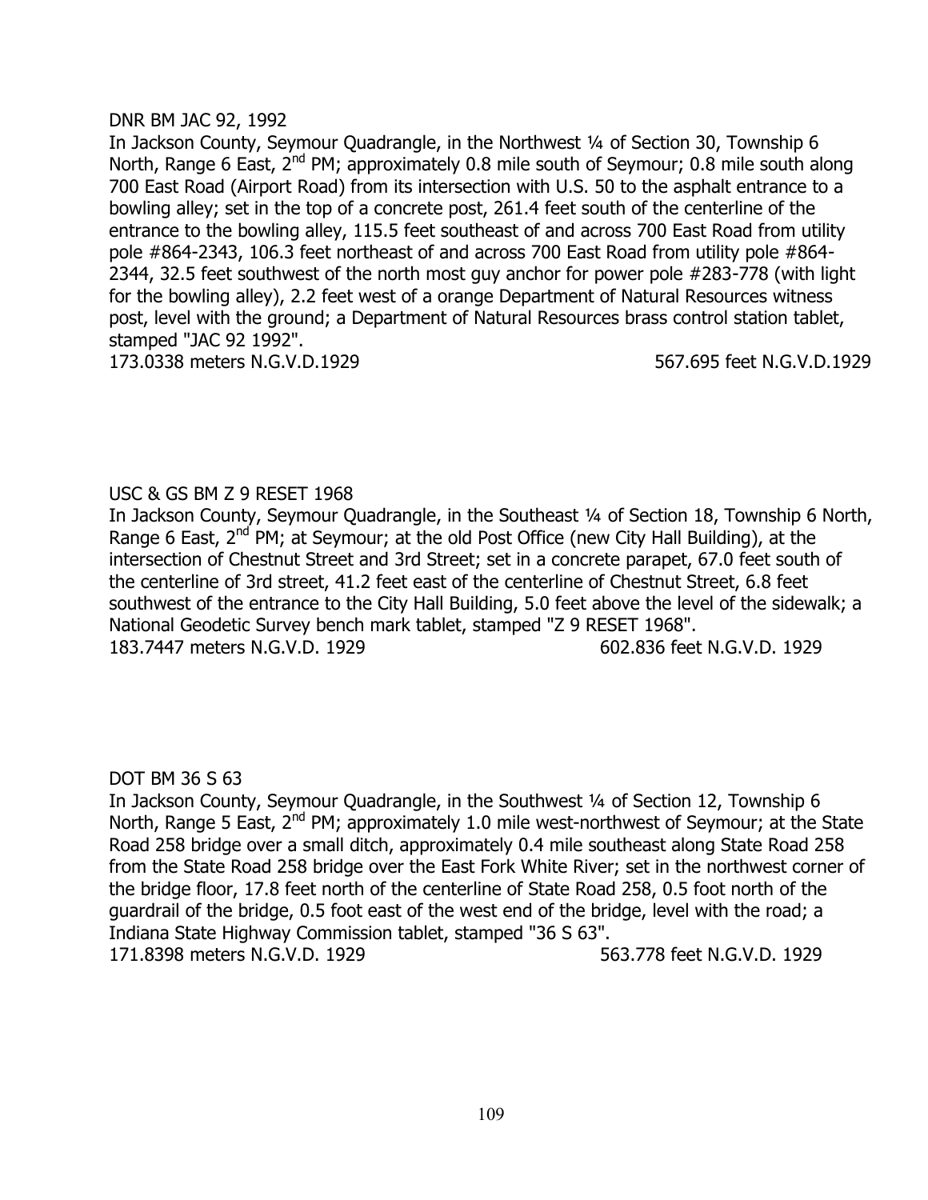DNR BM JAC 92, 1992

In Jackson County, Seymour Quadrangle, in the Northwest ¼ of Section 30, Township 6 North, Range 6 East, 2nd PM; approximately 0.8 mile south of Seymour; 0.8 mile south along 700 East Road (Airport Road) from its intersection with U.S. 50 to the asphalt entrance to a bowling alley; set in the top of a concrete post, 261.4 feet south of the centerline of the entrance to the bowling alley, 115.5 feet southeast of and across 700 East Road from utility pole #864-2343, 106.3 feet northeast of and across 700 East Road from utility pole #864-2344, 32.5 feet southwest of the north most guy anchor for power pole #283-778 (with light for the bowling alley), 2.2 feet west of a orange Department of Natural Resources witness post, level with the ground; a Department of Natural Resources brass control station tablet, stamped "JAC 92 1992".

173.0338 meters N.G.V.D.1929 567.695 feet N.G.V.D.1929

USC & GS BM Z 9 RESET 1968

In Jackson County, Seymour Quadrangle, in the Southeast ¼ of Section 18, Township 6 North, Range 6 East, 2nd PM; at Seymour; at the old Post Office (new City Hall Building), at the intersection of Chestnut Street and 3rd Street; set in a concrete parapet, 67.0 feet south of the centerline of 3rd street, 41.2 feet east of the centerline of Chestnut Street, 6.8 feet southwest of the entrance to the City Hall Building, 5.0 feet above the level of the sidewalk; a National Geodetic Survey bench mark tablet, stamped "Z 9 RESET 1968".

183.7447 meters N.G.V.D. 1929 602.836 feet N.G.V.D. 1929

DOT BM 36 S 63

In Jackson County, Seymour Quadrangle, in the Southwest ¼ of Section 12, Township 6 North, Range 5 East, 2nd PM; approximately 1.0 mile west-northwest of Seymour; at the State Road 258 bridge over a small ditch, approximately 0.4 mile southeast along State Road 258 from the State Road 258 bridge over the East Fork White River; set in the northwest corner of the bridge floor, 17.8 feet north of the centerline of State Road 258, 0.5 foot north of the guardrail of the bridge, 0.5 foot east of the west end of the bridge, level with the road; a Indiana State Highway Commission tablet, stamped "36 S 63".

171.8398 meters N.G.V.D. 1929 563.778 feet N.G.V.D. 1929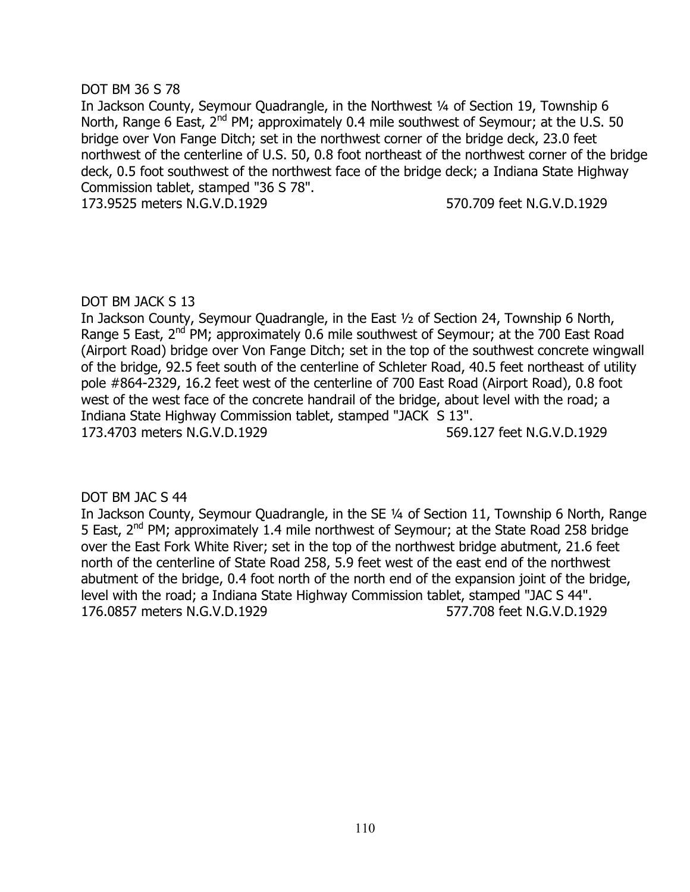DOT BM 36 S 78

In Jackson County, Seymour Quadrangle, in the Northwest ¼ of Section 19, Township 6 North, Range 6 East, 2nd PM; approximately 0.4 mile southwest of Seymour; at the U.S. 50 bridge over Von Fange Ditch; set in the northwest corner of the bridge deck, 23.0 feet northwest of the centerline of U.S. 50, 0.8 foot northeast of the northwest corner of the bridge deck, 0.5 foot southwest of the northwest face of the bridge deck; a Indiana State Highway Commission tablet, stamped "36 S 78".

173.9525 meters N.G.V.D.1929 570.709 feet N.G.V.D.1929

DOT BM JACK S 13

In Jackson County, Seymour Quadrangle, in the East ½ of Section 24, Township 6 North, Range 5 East, 2nd PM; approximately 0.6 mile southwest of Seymour; at the 700 East Road (Airport Road) bridge over Von Fange Ditch; set in the top of the southwest concrete wingwall of the bridge, 92.5 feet south of the centerline of Schleter Road, 40.5 feet northeast of utility pole #864-2329, 16.2 feet west of the centerline of 700 East Road (Airport Road), 0.8 foot west of the west face of the concrete handrail of the bridge, about level with the road; a Indiana State Highway Commission tablet, stamped "JACK S 13".

173.4703 meters N.G.V.D.1929 569.127 feet N.G.V.D.1929

DOT BM JAC S 44

In Jackson County, Seymour Quadrangle, in the SE ¼ of Section 11, Township 6 North, Range 5 East, 2nd PM; approximately 1.4 mile northwest of Seymour; at the State Road 258 bridge over the East Fork White River; set in the top of the northwest bridge abutment, 21.6 feet north of the centerline of State Road 258, 5.9 feet west of the east end of the northwest abutment of the bridge, 0.4 foot north of the north end of the expansion joint of the bridge, level with the road; a Indiana State Highway Commission tablet, stamped "JAC S 44".

176.0857 meters N.G.V.D.1929 577.708 feet N.G.V.D.1929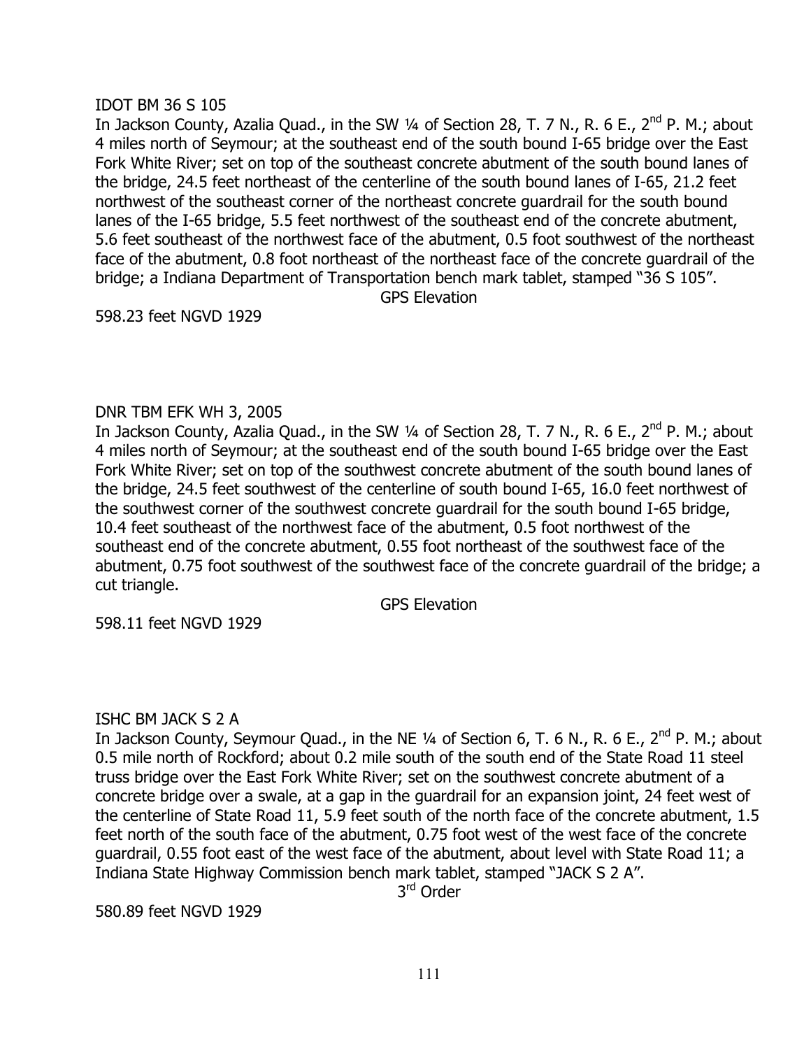IDOT BM 36 S 105

In Jackson County, Azalia Quad., in the SW ¼ of Section 28, T. 7 N., R. 6 E., 2nd P. M.; about 4 miles north of Seymour; at the southeast end of the south bound I-65 bridge over the East Fork White River; set on top of the southeast concrete abutment of the south bound lanes of the bridge, 24.5 feet northeast of the centerline of the south bound lanes of I-65, 21.2 feet northwest of the southeast corner of the northeast concrete guardrail for the south bound lanes of the I-65 bridge, 5.5 feet northwest of the southeast end of the concrete abutment, 5.6 feet southeast of the northwest face of the abutment, 0.5 foot southwest of the northeast face of the abutment, 0.8 foot northeast of the northeast face of the concrete guardrail of the bridge; a Indiana Department of Transportation bench mark tablet, stamped "36 S 105".

GPS Elevation

598.23 feet NGVD 1929

DNR TBM EFK WH 3, 2005

In Jackson County, Azalia Quad., in the SW ¼ of Section 28, T. 7 N., R. 6 E., 2nd P. M.; about 4 miles north of Seymour; at the southeast end of the south bound I-65 bridge over the East Fork White River; set on top of the southwest concrete abutment of the south bound lanes of the bridge, 24.5 feet southwest of the centerline of south bound I-65, 16.0 feet northwest of the southwest corner of the southwest concrete guardrail for the south bound I-65 bridge, 10.4 feet southeast of the northwest face of the abutment, 0.5 foot northwest of the southeast end of the concrete abutment, 0.55 foot northeast of the southwest face of the abutment, 0.75 foot southwest of the southwest face of the concrete guardrail of the bridge; a cut triangle.

GPS Elevation

598.11 feet NGVD 1929

ISHC BM JACK S 2 A

In Jackson County, Seymour Quad., in the NE ¼ of Section 6, T. 6 N., R. 6 E., 2nd P. M.; about 0.5 mile north of Rockford; about 0.2 mile south of the south end of the State Road 11 steel truss bridge over the East Fork White River; set on the southwest concrete abutment of a concrete bridge over a swale, at a gap in the guardrail for an expansion joint, 24 feet west of the centerline of State Road 11, 5.9 feet south of the north face of the concrete abutment, 1.5 feet north of the south face of the abutment, 0.75 foot west of the west face of the concrete guardrail, 0.55 foot east of the west face of the abutment, about level with State Road 11; a Indiana State Highway Commission bench mark tablet, stamped "JACK S 2 A".

3rd Order

580.89 feet NGVD 1929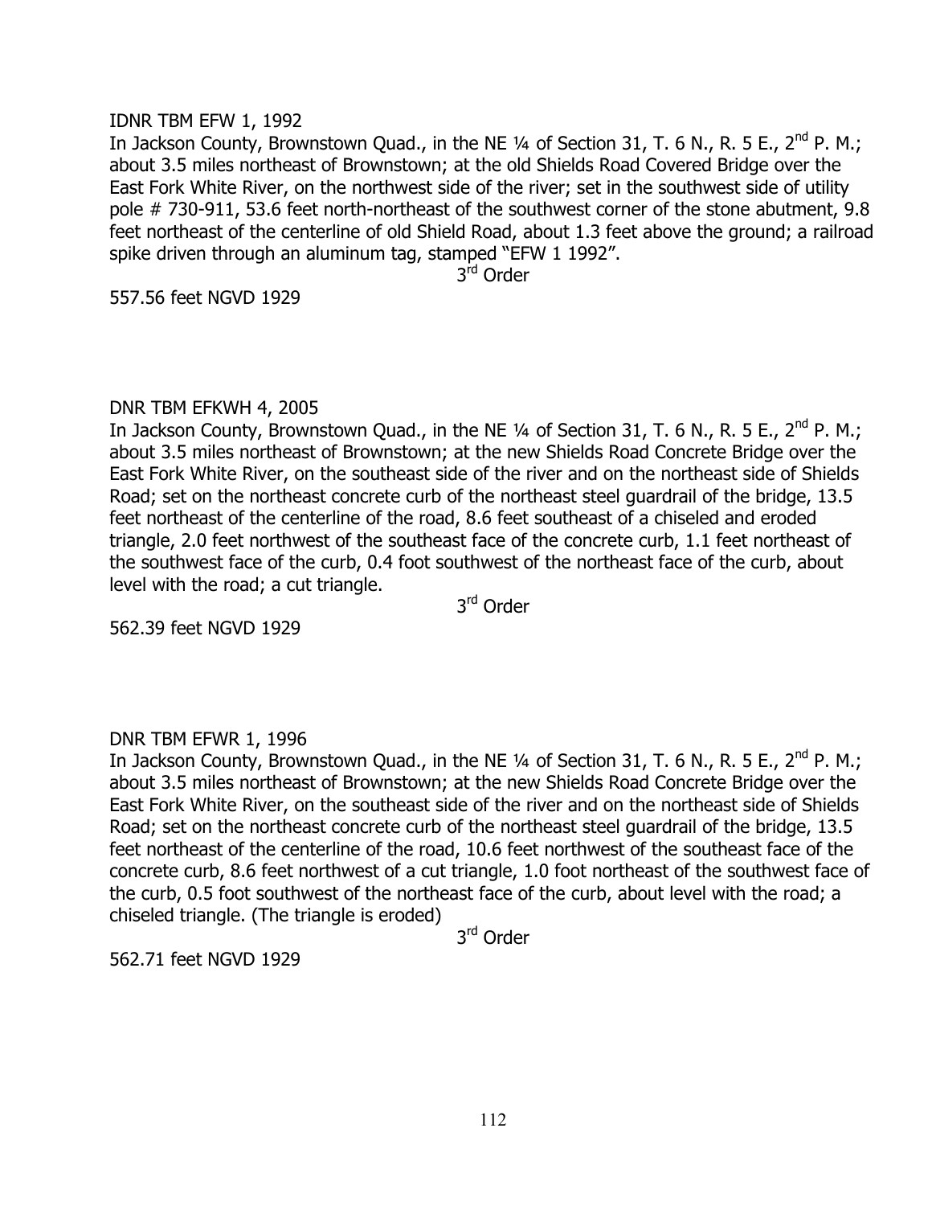IDNR TBM EFW 1, 1992

In Jackson County, Brownstown Quad., in the NE ¼ of Section 31, T. 6 N., R. 5 E., 2nd P. M.; about 3.5 miles northeast of Brownstown; at the old Shields Road Covered Bridge over the East Fork White River, on the northwest side of the river; set in the southwest side of utility pole # 730-911, 53.6 feet north-northeast of the southwest corner of the stone abutment, 9.8 feet northeast of the centerline of old Shield Road, about 1.3 feet above the ground; a railroad spike driven through an aluminum tag, stamped "EFW 1 1992".

3rd Order

557.56 feet NGVD 1929

DNR TBM EFKWH 4, 2005

In Jackson County, Brownstown Quad., in the NE ¼ of Section 31, T. 6 N., R. 5 E., 2nd P. M.; about 3.5 miles northeast of Brownstown; at the new Shields Road Concrete Bridge over the East Fork White River, on the southeast side of the river and on the northeast side of Shields Road; set on the northeast concrete curb of the northeast steel guardrail of the bridge, 13.5 feet northeast of the centerline of the road, 8.6 feet southeast of a chiseled and eroded triangle, 2.0 feet northwest of the southeast face of the concrete curb, 1.1 feet northeast of the southwest face of the curb, 0.4 foot southwest of the northeast face of the curb, about level with the road; a cut triangle.

3rd Order

562.39 feet NGVD 1929

DNR TBM EFWR 1, 1996

In Jackson County, Brownstown Quad., in the NE ¼ of Section 31, T. 6 N., R. 5 E., 2nd P. M.; about 3.5 miles northeast of Brownstown; at the new Shields Road Concrete Bridge over the East Fork White River, on the southeast side of the river and on the northeast side of Shields Road; set on the northeast concrete curb of the northeast steel guardrail of the bridge, 13.5 feet northeast of the centerline of the road, 10.6 feet northwest of the southeast face of the concrete curb, 8.6 feet northwest of a cut triangle, 1.0 foot northeast of the southwest face of the curb, 0.5 foot southwest of the northeast face of the curb, about level with the road; a chiseled triangle. (The triangle is eroded)

3rd Order

562.71 feet NGVD 1929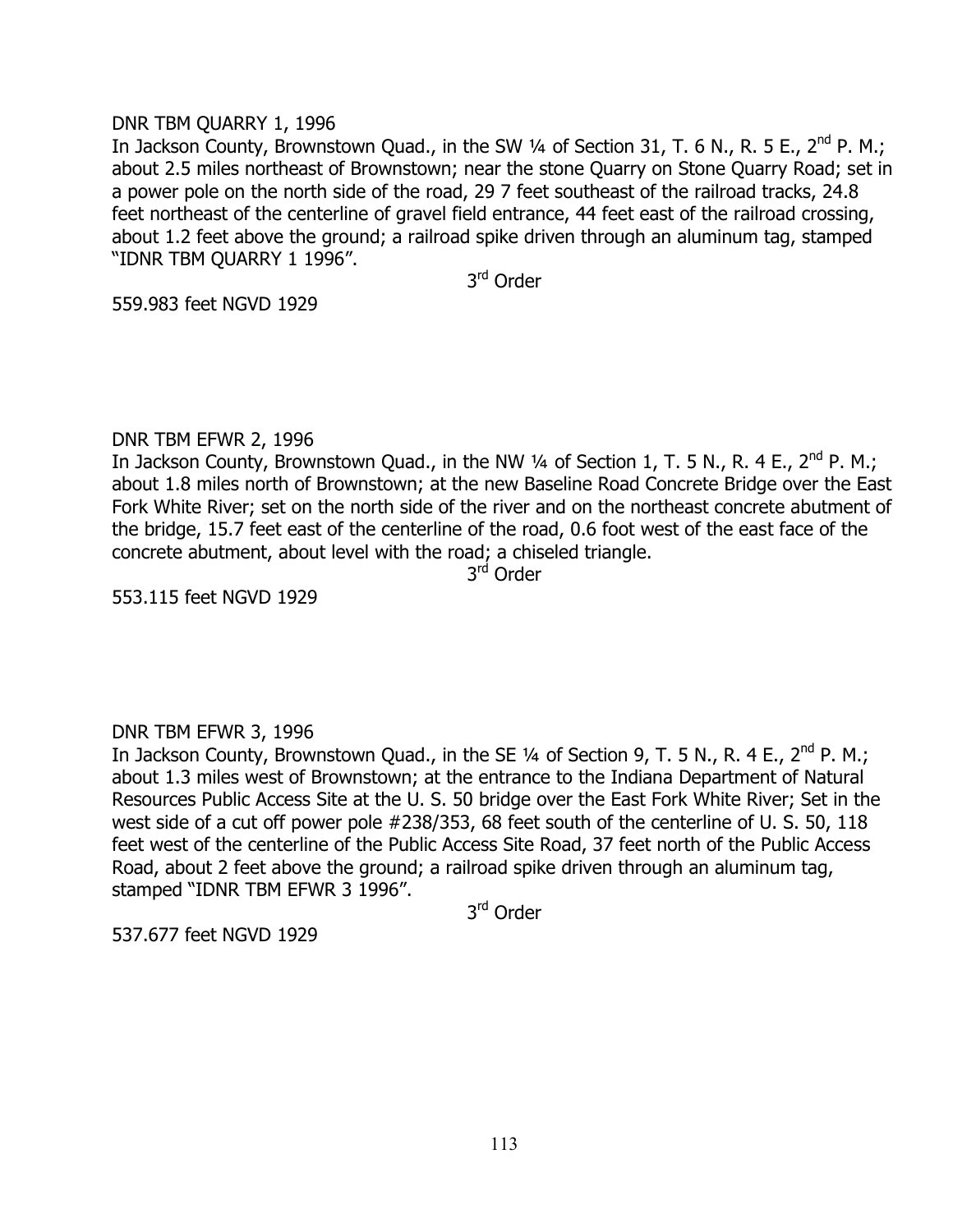DNR TBM QUARRY 1, 1996

In Jackson County, Brownstown Quad., in the SW ¼ of Section 31, T. 6 N., R. 5 E., 2nd P. M.; about 2.5 miles northeast of Brownstown; near the stone Quarry on Stone Quarry Road; set in a power pole on the north side of the road, 29 7 feet southeast of the railroad tracks, 24.8 feet northeast of the centerline of gravel field entrance, 44 feet east of the railroad crossing, about 1.2 feet above the ground; a railroad spike driven through an aluminum tag, stamped "IDNR TBM QUARRY 1 1996".

3rd Order

559.983 feet NGVD 1929

DNR TBM EFWR 2, 1996

In Jackson County, Brownstown Quad., in the NW ¼ of Section 1, T. 5 N., R. 4 E., 2nd P. M.; about 1.8 miles north of Brownstown; at the new Baseline Road Concrete Bridge over the East Fork White River; set on the north side of the river and on the northeast concrete abutment of the bridge, 15.7 feet east of the centerline of the road, 0.6 foot west of the east face of the concrete abutment, about level with the road; a chiseled triangle.

3rd Order

553.115 feet NGVD 1929

DNR TBM EFWR 3, 1996

In Jackson County, Brownstown Quad., in the SE ¼ of Section 9, T. 5 N., R. 4 E., 2nd P. M.; about 1.3 miles west of Brownstown; at the entrance to the Indiana Department of Natural Resources Public Access Site at the U. S. 50 bridge over the East Fork White River; Set in the west side of a cut off power pole #238/353, 68 feet south of the centerline of U. S. 50, 118 feet west of the centerline of the Public Access Site Road, 37 feet north of the Public Access Road, about 2 feet above the ground; a railroad spike driven through an aluminum tag, stamped "IDNR TBM EFWR 3 1996".

3rd Order

537.677 feet NGVD 1929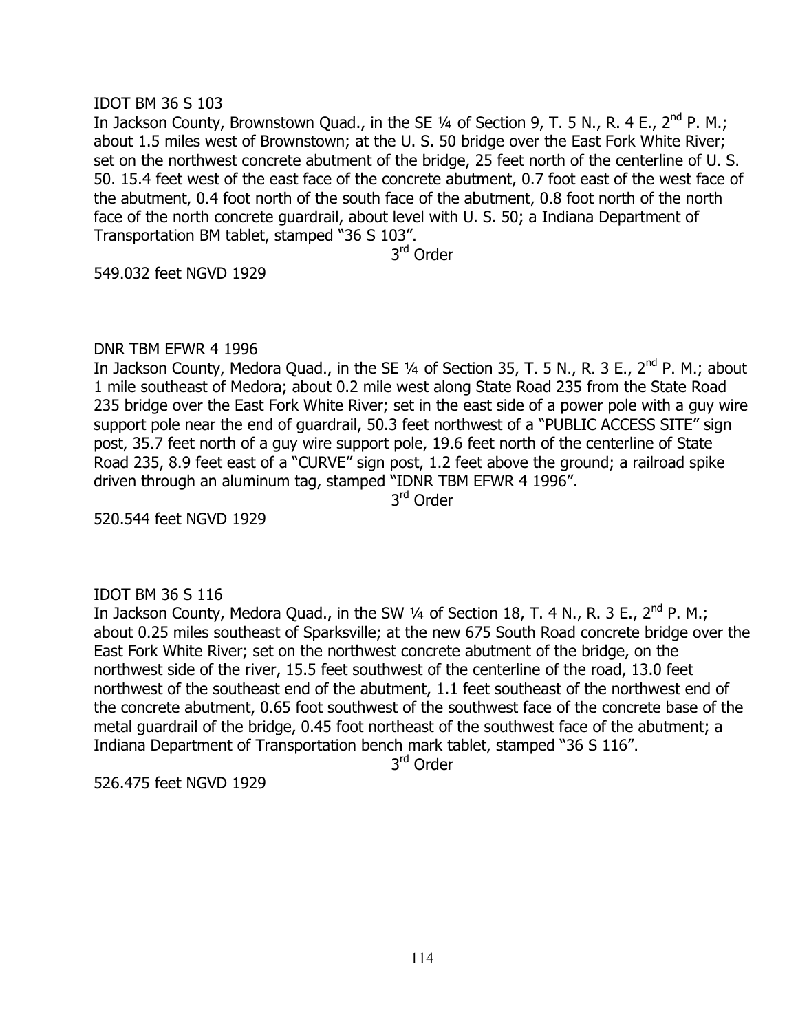IDOT BM 36 S 103

In Jackson County, Brownstown Quad., in the SE ¼ of Section 9, T. 5 N., R. 4 E., 2nd P. M.; about 1.5 miles west of Brownstown; at the U. S. 50 bridge over the East Fork White River; set on the northwest concrete abutment of the bridge, 25 feet north of the centerline of U. S. 50. 15.4 feet west of the east face of the concrete abutment, 0.7 foot east of the west face of the abutment, 0.4 foot north of the south face of the abutment, 0.8 foot north of the north face of the north concrete guardrail, about level with U. S. 50; a Indiana Department of Transportation BM tablet, stamped "36 S 103".

3rd Order

549.032 feet NGVD 1929

DNR TBM EFWR 4 1996

In Jackson County, Medora Quad., in the SE ¼ of Section 35, T. 5 N., R. 3 E., 2nd P. M.; about 1 mile southeast of Medora; about 0.2 mile west along State Road 235 from the State Road 235 bridge over the East Fork White River; set in the east side of a power pole with a guy wire support pole near the end of guardrail, 50.3 feet northwest of a "PUBLIC ACCESS SITE" sign post, 35.7 feet north of a guy wire support pole, 19.6 feet north of the centerline of State Road 235, 8.9 feet east of a "CURVE" sign post, 1.2 feet above the ground; a railroad spike driven through an aluminum tag, stamped "IDNR TBM EFWR 4 1996".

3rd Order

520.544 feet NGVD 1929

IDOT BM 36 S 116

In Jackson County, Medora Quad., in the SW ¼ of Section 18, T. 4 N., R. 3 E., 2nd P. M.; about 0.25 miles southeast of Sparksville; at the new 675 South Road concrete bridge over the East Fork White River; set on the northwest concrete abutment of the bridge, on the northwest side of the river, 15.5 feet southwest of the centerline of the road, 13.0 feet northwest of the southeast end of the abutment, 1.1 feet southeast of the northwest end of the concrete abutment, 0.65 foot southwest of the southwest face of the concrete base of the metal guardrail of the bridge, 0.45 foot northeast of the southwest face of the abutment; a Indiana Department of Transportation bench mark tablet, stamped "36 S 116".

3rd Order

526.475 feet NGVD 1929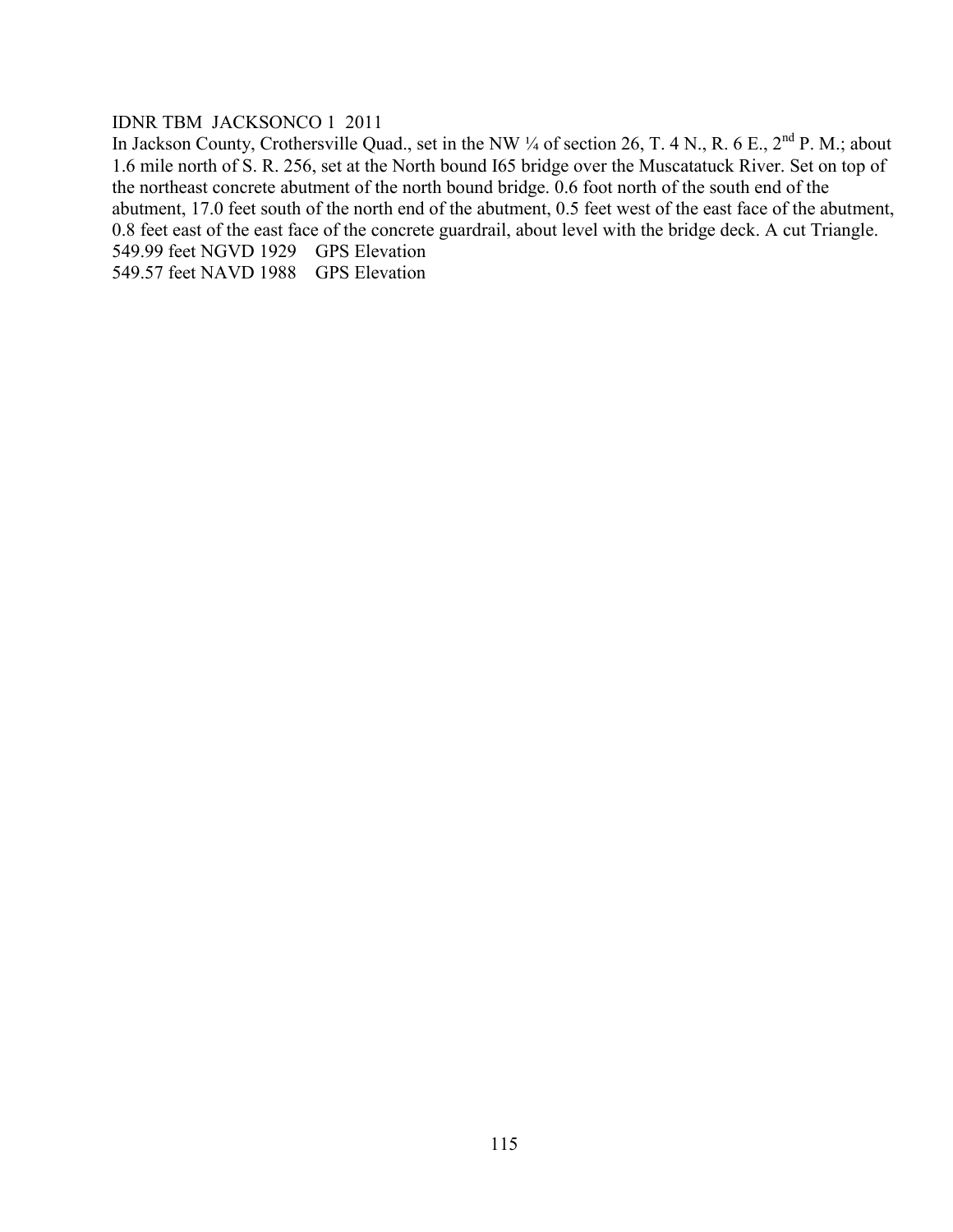IDNR TBM JACKSONCO 1 2011

In Jackson County, Crothersville Quad., set in the NW ¼ of section 26, T. 4 N., R. 6 E., 2nd P. M.; about 1.6 mile north of S. R. 256, set at the North bound I65 bridge over the Muscatatuck River. Set on top of the northeast concrete abutment of the north bound bridge. 0.6 foot north of the south end of the abutment, 17.0 feet south of the north end of the abutment, 0.5 feet west of the east face of the abutment, 0.8 feet east of the east face of the concrete guardrail, about level with the bridge deck. A cut Triangle.

549.99 feet NGVD 1929 GPS Elevation

549.57 feet NAVD 1988 GPS Elevation